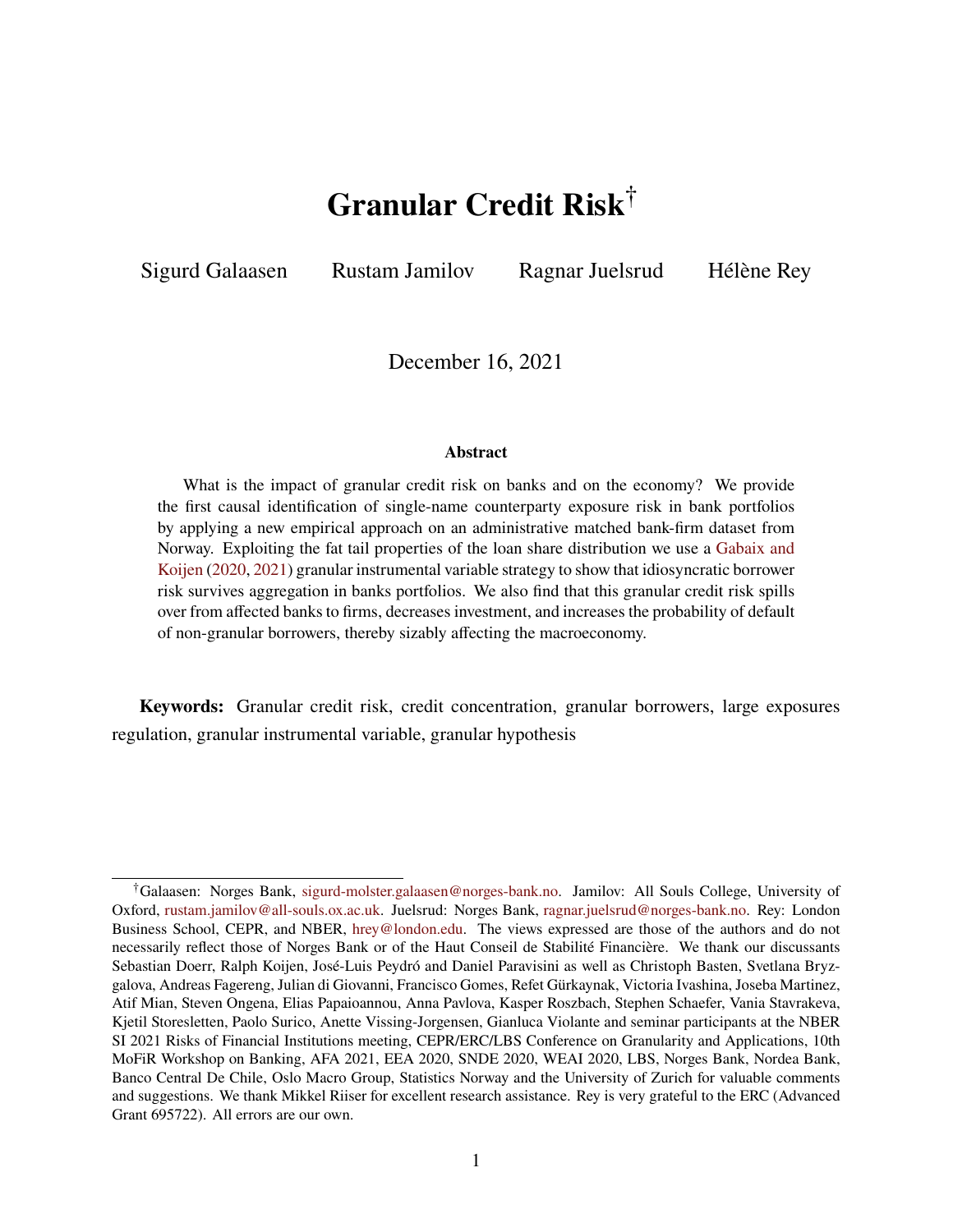# Granular Credit Risk[†]

Sigurd Galaasen Rustam Jamilov Ragnar Juelsrud Hélène Rey

December 16, 2021

**Abstract**

What is the impact of granular credit risk on banks and on the economy? We provide the first causal identification of single-name counterparty exposure risk in bank portfolios by applying a new empirical approach on an administrative matched bank-firm dataset from Norway. Exploiting the fat tail properties of the loan share distribution we use a Gabaix and Koijen (2020, 2021) granular instrumental variable strategy to show that idiosyncratic borrower risk survives aggregation in banks portfolios. We also find that this granular credit risk spills over from affected banks to firms, decreases investment, and increases the probability of default of non-granular borrowers, thereby sizably affecting the macroeconomy.

**Keywords:** Granular credit risk, credit concentration, granular borrowers, large exposures regulation, granular instrumental variable, granular hypothesis

[†]Galaasen: Norges Bank, sigurd-molster.galaasen@norges-bank.no. Jamilov: All Souls College, University of Oxford, rustam.jamilov@all-souls.ox.ac.uk. Juelsrud: Norges Bank, ragnar.juelsrud@norges-bank.no. Rey: London Business School, CEPR, and NBER, hrey@london.edu. The views expressed are those of the authors and do not necessarily reflect those of Norges Bank or of the Haut Conseil de Stabilité Financière. We thank our discussants Sebastian Doerr, Ralph Koijen, José-Luis Peydró and Daniel Paravisini as well as Christoph Basten, Svetlana Bryzgalova, Andreas Fagereng, Julian di Giovanni, Francisco Gomes, Refet Gürkaynak, Victoria Ivashina, Joseba Martinez, Atif Mian, Steven Ongena, Elias Papaioannou, Anna Pavlova, Kasper Roszbach, Stephen Schaefer, Vania Stavrakeva, Kjetil Storesletten, Paolo Surico, Anette Vissing-Jorgensen, Gianluca Violante and seminar participants at the NBER SI 2021 Risks of Financial Institutions meeting, CEPR/ERC/LBS Conference on Granularity and Applications, 10th MoFiR Workshop on Banking, AFA 2021, EEA 2020, SNDE 2020, WEAI 2020, LBS, Norges Bank, Nordea Bank, Banco Central De Chile, Oslo Macro Group, Statistics Norway and the University of Zurich for valuable comments and suggestions. We thank Mikkel Riiser for excellent research assistance. Rey is very grateful to the ERC (Advanced Grant 695722). All errors are our own.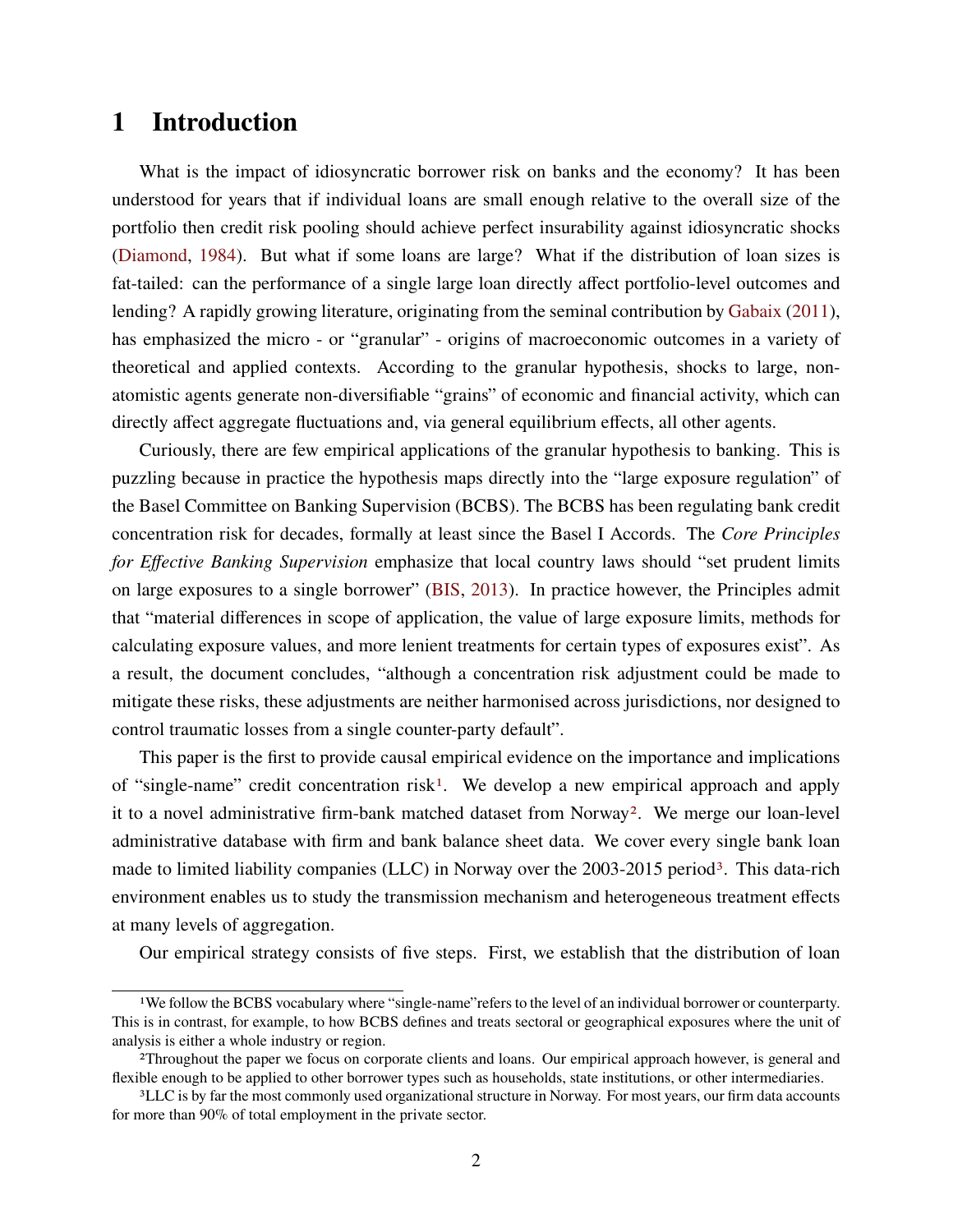# 1 Introduction

What is the impact of idiosyncratic borrower risk on banks and the economy? It has been understood for years that if individual loans are small enough relative to the overall size of the portfolio then credit risk pooling should achieve perfect insurability against idiosyncratic shocks (Diamond, 1984). But what if some loans are large? What if the distribution of loan sizes is fat-tailed: can the performance of a single large loan directly affect portfolio-level outcomes and lending? A rapidly growing literature, originating from the seminal contribution by Gabaix (2011), has emphasized the micro - or "granular" - origins of macroeconomic outcomes in a variety of theoretical and applied contexts. According to the granular hypothesis, shocks to large, non-atomistic agents generate non-diversifiable "grains" of economic and financial activity, which can directly affect aggregate fluctuations and, via general equilibrium effects, all other agents.

Curiously, there are few empirical applications of the granular hypothesis to banking. This is puzzling because in practice the hypothesis maps directly into the "large exposure regulation" of the Basel Committee on Banking Supervision (BCBS). The BCBS has been regulating bank credit concentration risk for decades, formally at least since the Basel I Accords. The *Core Principles for Effective Banking Supervision* emphasize that local country laws should "set prudent limits on large exposures to a single borrower" (BIS, 2013). In practice however, the Principles admit that "material differences in scope of application, the value of large exposure limits, methods for calculating exposure values, and more lenient treatments for certain types of exposures exist". As a result, the document concludes, "although a concentration risk adjustment could be made to mitigate these risks, these adjustments are neither harmonised across jurisdictions, nor designed to control traumatic losses from a single counter-party default".

This paper is the first to provide causal empirical evidence on the importance and implications of "single-name" credit concentration risk[1]. We develop a new empirical approach and apply it to a novel administrative firm-bank matched dataset from Norway[2]. We merge our loan-level administrative database with firm and bank balance sheet data. We cover every single bank loan made to limited liability companies (LLC) in Norway over the 2003-2015 period[3]. This data-rich environment enables us to study the transmission mechanism and heterogeneous treatment effects at many levels of aggregation.

Our empirical strategy consists of five steps. First, we establish that the distribution of loan

[1] We follow the BCBS vocabulary where "single-name" refers to the level of an individual borrower or counterparty. This is in contrast, for example, to how BCBS defines and treats sectoral or geographical exposures where the unit of analysis is either a whole industry or region.

[2] Throughout the paper we focus on corporate clients and loans. Our empirical approach however, is general and flexible enough to be applied to other borrower types such as households, state institutions, or other intermediaries.

[3] LLC is by far the most commonly used organizational structure in Norway. For most years, our firm data accounts for more than 90% of total employment in the private sector.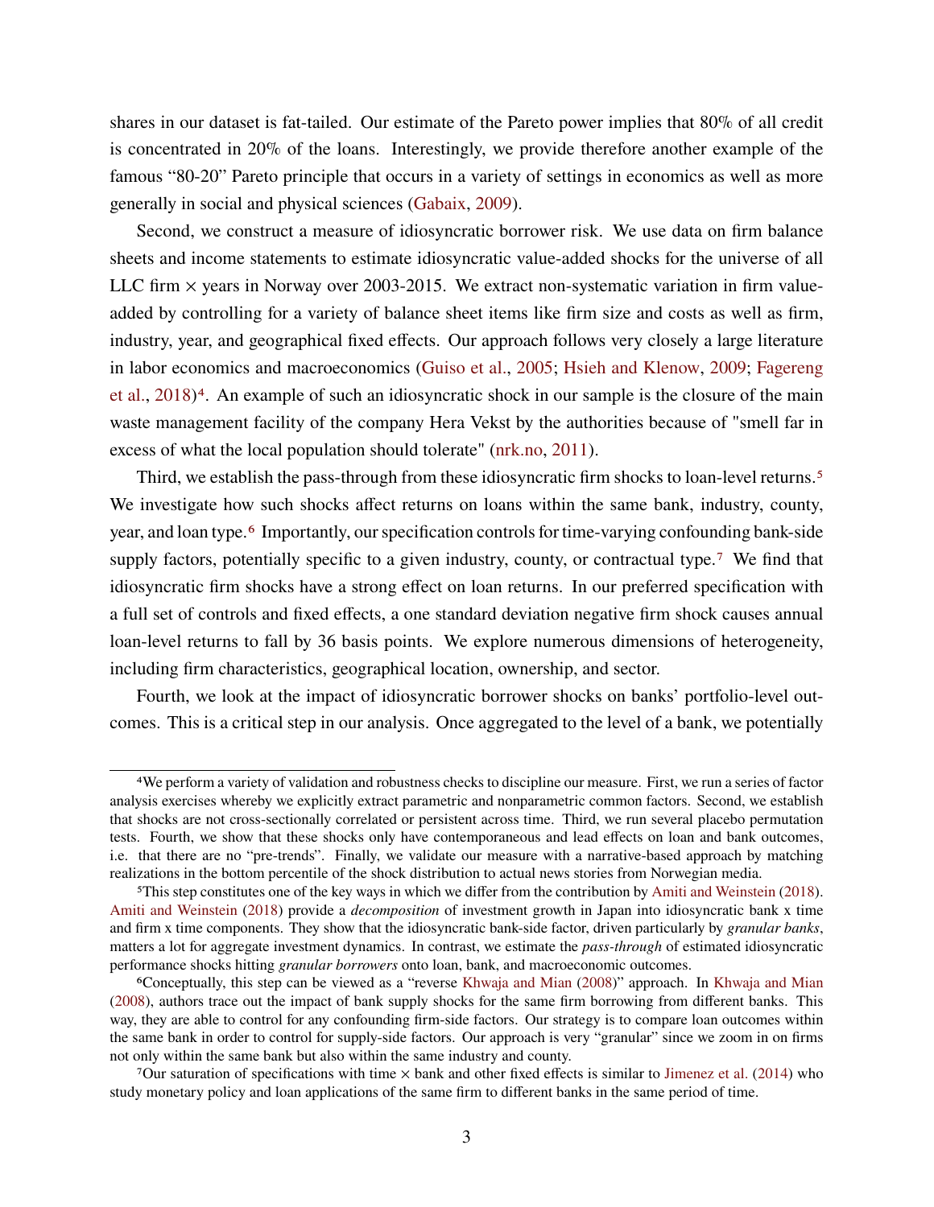shares in our dataset is fat-tailed. Our estimate of the Pareto power implies that 80% of all credit is concentrated in 20% of the loans. Interestingly, we provide therefore another example of the famous "80-20" Pareto principle that occurs in a variety of settings in economics as well as more generally in social and physical sciences (Gabaix, 2009).

Second, we construct a measure of idiosyncratic borrower risk. We use data on firm balance sheets and income statements to estimate idiosyncratic value-added shocks for the universe of all LLC firm $\times$ years in Norway over 2003-2015. We extract non-systematic variation in firm value-added by controlling for a variety of balance sheet items like firm size and costs as well as firm, industry, year, and geographical fixed effects. Our approach follows very closely a large literature in labor economics and macroeconomics (Guiso et al., 2005; Hsieh and Klenow, 2009; Fagereng et al., 2018)[4]. An example of such an idiosyncratic shock in our sample is the closure of the main waste management facility of the company Hera Vekst by the authorities because of "smell far in excess of what the local population should tolerate" (nrk.no, 2011).

Third, we establish the pass-through from these idiosyncratic firm shocks to loan-level returns.[5] We investigate how such shocks affect returns on loans within the same bank, industry, county, year, and loan type.[6] Importantly, our specification controls for time-varying confounding bank-side supply factors, potentially specific to a given industry, county, or contractual type.[7] We find that idiosyncratic firm shocks have a strong effect on loan returns. In our preferred specification with a full set of controls and fixed effects, a one standard deviation negative firm shock causes annual loan-level returns to fall by 36 basis points. We explore numerous dimensions of heterogeneity, including firm characteristics, geographical location, ownership, and sector.

Fourth, we look at the impact of idiosyncratic borrower shocks on banks' portfolio-level outcomes. This is a critical step in our analysis. Once aggregated to the level of a bank, we potentially

---

[4]We perform a variety of validation and robustness checks to discipline our measure. First, we run a series of factor analysis exercises whereby we explicitly extract parametric and nonparametric common factors. Second, we establish that shocks are not cross-sectionally correlated or persistent across time. Third, we run several placebo permutation tests. Fourth, we show that these shocks only have contemporaneous and lead effects on loan and bank outcomes, i.e. that there are no "pre-trends". Finally, we validate our measure with a narrative-based approach by matching realizations in the bottom percentile of the shock distribution to actual news stories from Norwegian media.

[5]This step constitutes one of the key ways in which we differ from the contribution by Amiti and Weinstein (2018). Amiti and Weinstein (2018) provide a *decomposition* of investment growth in Japan into idiosyncratic bank x time and firm x time components. They show that the idiosyncratic bank-side factor, driven particularly by *granular banks*, matters a lot for aggregate investment dynamics. In contrast, we estimate the *pass-through* of estimated idiosyncratic performance shocks hitting *granular borrowers* onto loan, bank, and macroeconomic outcomes.

[6]Conceptually, this step can be viewed as a "reverse Khwaja and Mian (2008)" approach. In Khwaja and Mian (2008), authors trace out the impact of bank supply shocks for the same firm borrowing from different banks. This way, they are able to control for any confounding firm-side factors. Our strategy is to compare loan outcomes within the same bank in order to control for supply-side factors. Our approach is very "granular" since we zoom in on firms not only within the same bank but also within the same industry and county.

[7]Our saturation of specifications with time $\times$ bank and other fixed effects is similar to Jimenez et al. (2014) who study monetary policy and loan applications of the same firm to different banks in the same period of time.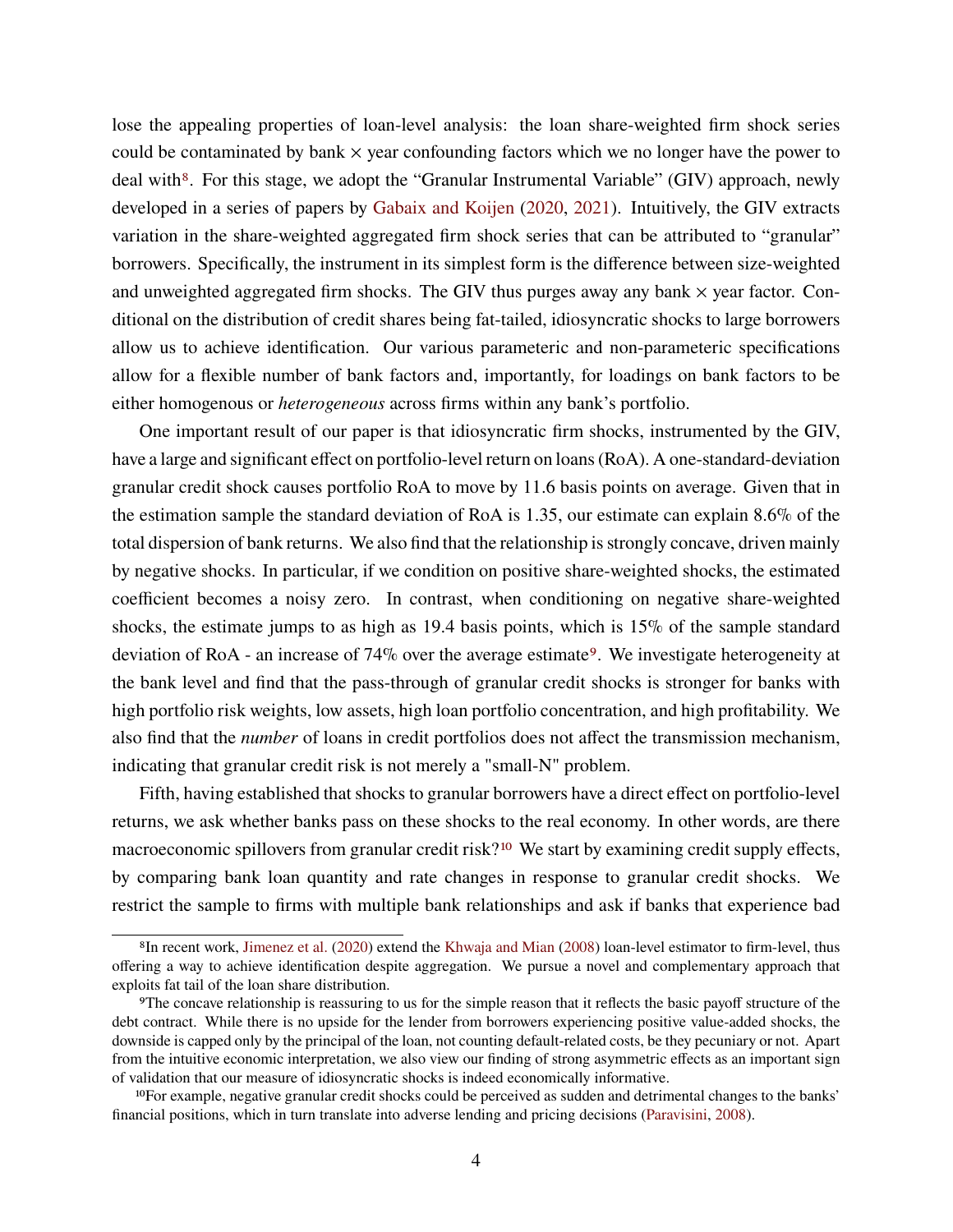lose the appealing properties of loan-level analysis: the loan share-weighted firm shock series could be contaminated by bank × year confounding factors which we no longer have the power to deal with[8]. For this stage, we adopt the "Granular Instrumental Variable" (GIV) approach, newly developed in a series of papers by Gabaix and Koijen (2020, 2021). Intuitively, the GIV extracts variation in the share-weighted aggregated firm shock series that can be attributed to "granular" borrowers. Specifically, the instrument in its simplest form is the difference between size-weighted and unweighted aggregated firm shocks. The GIV thus purges away any bank × year factor. Conditional on the distribution of credit shares being fat-tailed, idiosyncratic shocks to large borrowers allow us to achieve identification. Our various parametric and non-parametric specifications allow for a flexible number of bank factors and, importantly, for loadings on bank factors to be either homogenous or *heterogeneous* across firms within any bank's portfolio.

One important result of our paper is that idiosyncratic firm shocks, instrumented by the GIV, have a large and significant effect on portfolio-level return on loans (RoA). A one-standard-deviation granular credit shock causes portfolio RoA to move by 11.6 basis points on average. Given that in the estimation sample the standard deviation of RoA is 1.35, our estimate can explain 8.6% of the total dispersion of bank returns. We also find that the relationship is strongly concave, driven mainly by negative shocks. In particular, if we condition on positive share-weighted shocks, the estimated coefficient becomes a noisy zero. In contrast, when conditioning on negative share-weighted shocks, the estimate jumps to as high as 19.4 basis points, which is 15% of the sample standard deviation of RoA - an increase of 74% over the average estimate[9]. We investigate heterogeneity at the bank level and find that the pass-through of granular credit shocks is stronger for banks with high portfolio risk weights, low assets, high loan portfolio concentration, and high profitability. We also find that the *number* of loans in credit portfolios does not affect the transmission mechanism, indicating that granular credit risk is not merely a "small-N" problem.

Fifth, having established that shocks to granular borrowers have a direct effect on portfolio-level returns, we ask whether banks pass on these shocks to the real economy. In other words, are there macroeconomic spillovers from granular credit risk?[10] We start by examining credit supply effects, by comparing bank loan quantity and rate changes in response to granular credit shocks. We restrict the sample to firms with multiple bank relationships and ask if banks that experience bad

---

[8]In recent work, Jimenez et al. (2020) extend the Khwaja and Mian (2008) loan-level estimator to firm-level, thus offering a way to achieve identification despite aggregation. We pursue a novel and complementary approach that exploits fat tail of the loan share distribution.

[9]The concave relationship is reassuring to us for the simple reason that it reflects the basic payoff structure of the debt contract. While there is no upside for the lender from borrowers experiencing positive value-added shocks, the downside is capped only by the principal of the loan, not counting default-related costs, be they pecuniary or not. Apart from the intuitive economic interpretation, we also view our finding of strong asymmetric effects as an important sign of validation that our measure of idiosyncratic shocks is indeed economically informative.

[10]For example, negative granular credit shocks could be perceived as sudden and detrimental changes to the banks' financial positions, which in turn translate into adverse lending and pricing decisions (Paravisini, 2008).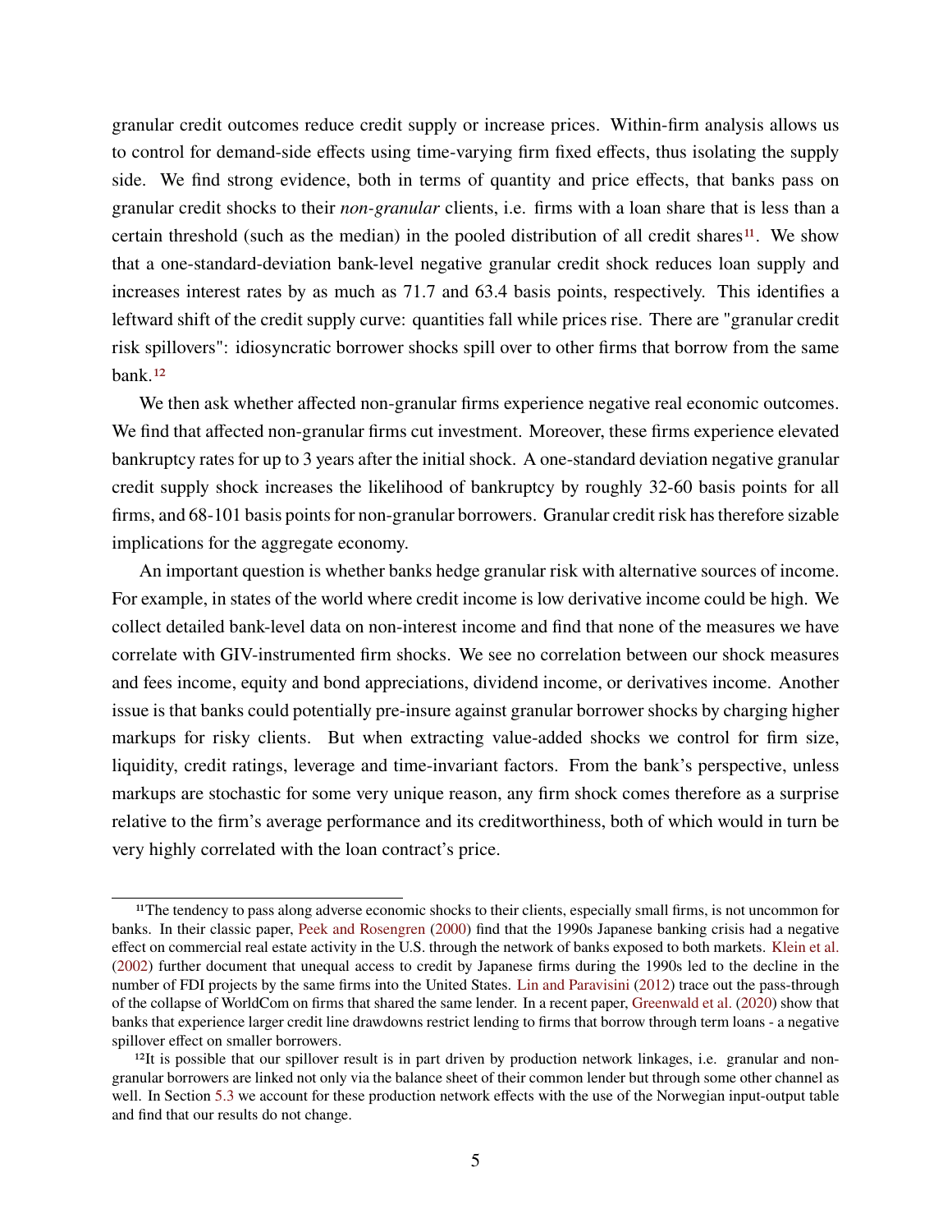granular credit outcomes reduce credit supply or increase prices. Within-firm analysis allows us to control for demand-side effects using time-varying firm fixed effects, thus isolating the supply side. We find strong evidence, both in terms of quantity and price effects, that banks pass on granular credit shocks to their *non-granular* clients, i.e. firms with a loan share that is less than a certain threshold (such as the median) in the pooled distribution of all credit shares[11]. We show that a one-standard-deviation bank-level negative granular credit shock reduces loan supply and increases interest rates by as much as 71.7 and 63.4 basis points, respectively. This identifies a leftward shift of the credit supply curve: quantities fall while prices rise. There are "granular credit risk spillovers": idiosyncratic borrower shocks spill over to other firms that borrow from the same bank.[12]

We then ask whether affected non-granular firms experience negative real economic outcomes. We find that affected non-granular firms cut investment. Moreover, these firms experience elevated bankruptcy rates for up to 3 years after the initial shock. A one-standard deviation negative granular credit supply shock increases the likelihood of bankruptcy by roughly 32-60 basis points for all firms, and 68-101 basis points for non-granular borrowers. Granular credit risk has therefore sizable implications for the aggregate economy.

An important question is whether banks hedge granular risk with alternative sources of income. For example, in states of the world where credit income is low derivative income could be high. We collect detailed bank-level data on non-interest income and find that none of the measures we have correlate with GIV-instrumented firm shocks. We see no correlation between our shock measures and fees income, equity and bond appreciations, dividend income, or derivatives income. Another issue is that banks could potentially pre-insure against granular borrower shocks by charging higher markups for risky clients. But when extracting value-added shocks we control for firm size, liquidity, credit ratings, leverage and time-invariant factors. From the bank's perspective, unless markups are stochastic for some very unique reason, any firm shock comes therefore as a surprise relative to the firm's average performance and its creditworthiness, both of which would in turn be very highly correlated with the loan contract's price.

---

[11] The tendency to pass along adverse economic shocks to their clients, especially small firms, is not uncommon for banks. In their classic paper, Peek and Rosengren (2000) find that the 1990s Japanese banking crisis had a negative effect on commercial real estate activity in the U.S. through the network of banks exposed to both markets. Klein et al. (2002) further document that unequal access to credit by Japanese firms during the 1990s led to the decline in the number of FDI projects by the same firms into the United States. Lin and Paravisini (2012) trace out the pass-through of the collapse of WorldCom on firms that shared the same lender. In a recent paper, Greenwald et al. (2020) show that banks that experience larger credit line drawdowns restrict lending to firms that borrow through term loans - a negative spillover effect on smaller borrowers.

[12] It is possible that our spillover result is in part driven by production network linkages, i.e. granular and non-granular borrowers are linked not only via the balance sheet of their common lender but through some other channel as well. In Section 5.3 we account for these production network effects with the use of the Norwegian input-output table and find that our results do not change.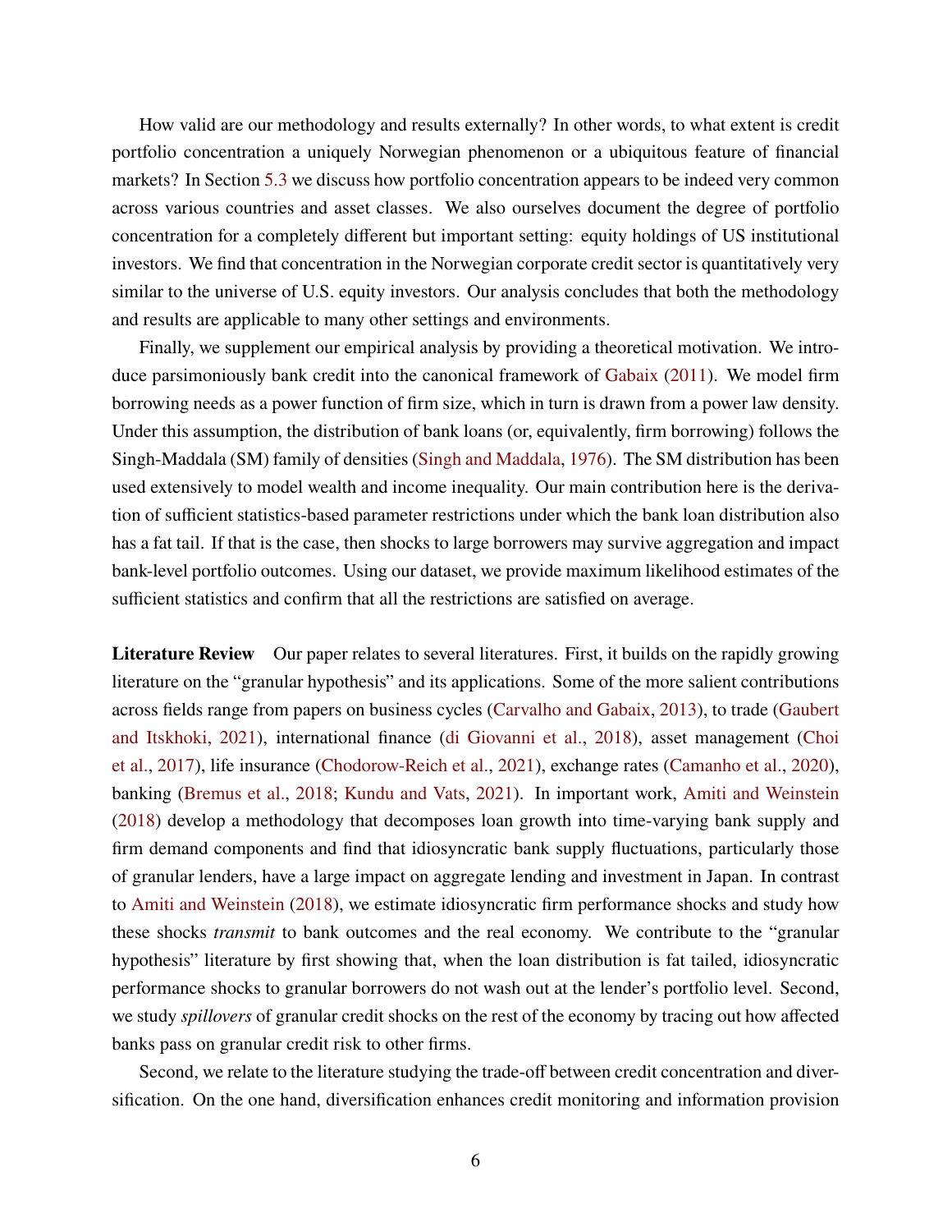How valid are our methodology and results externally? In other words, to what extent is credit portfolio concentration a uniquely Norwegian phenomenon or a ubiquitous feature of financial markets? In Section 5.3 we discuss how portfolio concentration appears to be indeed very common across various countries and asset classes. We also ourselves document the degree of portfolio concentration for a completely different but important setting: equity holdings of US institutional investors. We find that concentration in the Norwegian corporate credit sector is quantitatively very similar to the universe of U.S. equity investors. Our analysis concludes that both the methodology and results are applicable to many other settings and environments.

Finally, we supplement our empirical analysis by providing a theoretical motivation. We introduce parsimoniously bank credit into the canonical framework of Gabaix (2011). We model firm borrowing needs as a power function of firm size, which in turn is drawn from a power law density. Under this assumption, the distribution of bank loans (or, equivalently, firm borrowing) follows the Singh-Maddala (SM) family of densities (Singh and Maddala, 1976). The SM distribution has been used extensively to model wealth and income inequality. Our main contribution here is the derivation of sufficient statistics-based parameter restrictions under which the bank loan distribution also has a fat tail. If that is the case, then shocks to large borrowers may survive aggregation and impact bank-level portfolio outcomes. Using our dataset, we provide maximum likelihood estimates of the sufficient statistics and confirm that all the restrictions are satisfied on average.

**Literature Review** Our paper relates to several literatures. First, it builds on the rapidly growing literature on the "granular hypothesis" and its applications. Some of the more salient contributions across fields range from papers on business cycles (Carvalho and Gabaix, 2013), to trade (Gaubert and Itskhoki, 2021), international finance (di Giovanni et al., 2018), asset management (Choi et al., 2017), life insurance (Chodorow-Reich et al., 2021), exchange rates (Camanho et al., 2020), banking (Bremus et al., 2018; Kundu and Vats, 2021). In important work, Amiti and Weinstein (2018) develop a methodology that decomposes loan growth into time-varying bank supply and firm demand components and find that idiosyncratic bank supply fluctuations, particularly those of granular lenders, have a large impact on aggregate lending and investment in Japan. In contrast to Amiti and Weinstein (2018), we estimate idiosyncratic firm performance shocks and study how these shocks *transmit* to bank outcomes and the real economy. We contribute to the "granular hypothesis" literature by first showing that, when the loan distribution is fat tailed, idiosyncratic performance shocks to granular borrowers do not wash out at the lender's portfolio level. Second, we study *spillovers* of granular credit shocks on the rest of the economy by tracing out how affected banks pass on granular credit risk to other firms.

Second, we relate to the literature studying the trade-off between credit concentration and diversification. On the one hand, diversification enhances credit monitoring and information provision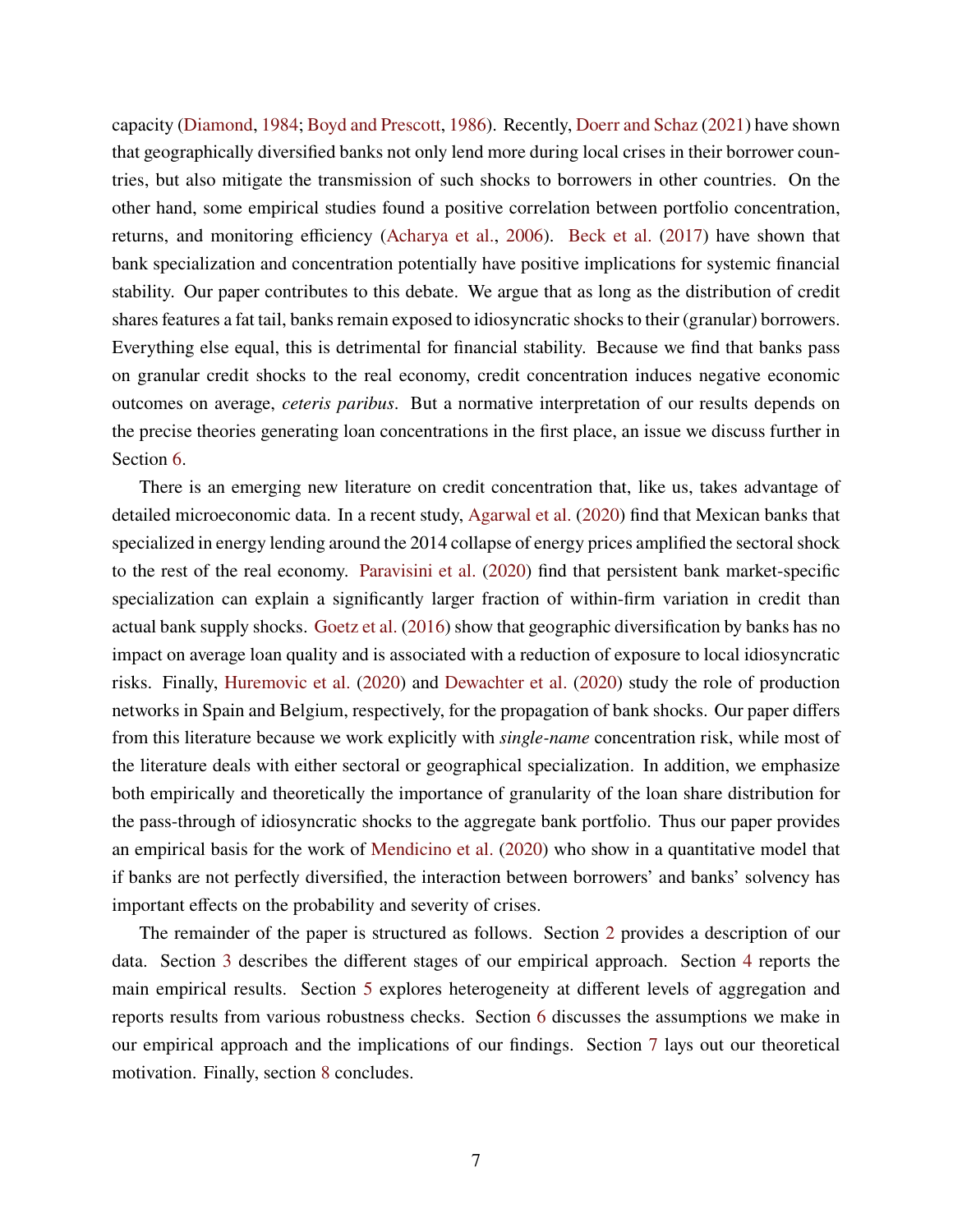capacity (Diamond, 1984; Boyd and Prescott, 1986). Recently, Doerr and Schaz (2021) have shown that geographically diversified banks not only lend more during local crises in their borrower countries, but also mitigate the transmission of such shocks to borrowers in other countries. On the other hand, some empirical studies found a positive correlation between portfolio concentration, returns, and monitoring efficiency (Acharya et al., 2006). Beck et al. (2017) have shown that bank specialization and concentration potentially have positive implications for systemic financial stability. Our paper contributes to this debate. We argue that as long as the distribution of credit shares features a fat tail, banks remain exposed to idiosyncratic shocks to their (granular) borrowers. Everything else equal, this is detrimental for financial stability. Because we find that banks pass on granular credit shocks to the real economy, credit concentration induces negative economic outcomes on average, *ceteris paribus*. But a normative interpretation of our results depends on the precise theories generating loan concentrations in the first place, an issue we discuss further in Section 6.

There is an emerging new literature on credit concentration that, like us, takes advantage of detailed microeconomic data. In a recent study, Agarwal et al. (2020) find that Mexican banks that specialized in energy lending around the 2014 collapse of energy prices amplified the sectoral shock to the rest of the real economy. Paravisini et al. (2020) find that persistent bank market-specific specialization can explain a significantly larger fraction of within-firm variation in credit than actual bank supply shocks. Goetz et al. (2016) show that geographic diversification by banks has no impact on average loan quality and is associated with a reduction of exposure to local idiosyncratic risks. Finally, Huremovic et al. (2020) and Dewachter et al. (2020) study the role of production networks in Spain and Belgium, respectively, for the propagation of bank shocks. Our paper differs from this literature because we work explicitly with *single-name* concentration risk, while most of the literature deals with either sectoral or geographical specialization. In addition, we emphasize both empirically and theoretically the importance of granularity of the loan share distribution for the pass-through of idiosyncratic shocks to the aggregate bank portfolio. Thus our paper provides an empirical basis for the work of Mendicino et al. (2020) who show in a quantitative model that if banks are not perfectly diversified, the interaction between borrowers' and banks' solvency has important effects on the probability and severity of crises.

The remainder of the paper is structured as follows. Section 2 provides a description of our data. Section 3 describes the different stages of our empirical approach. Section 4 reports the main empirical results. Section 5 explores heterogeneity at different levels of aggregation and reports results from various robustness checks. Section 6 discusses the assumptions we make in our empirical approach and the implications of our findings. Section 7 lays out our theoretical motivation. Finally, section 8 concludes.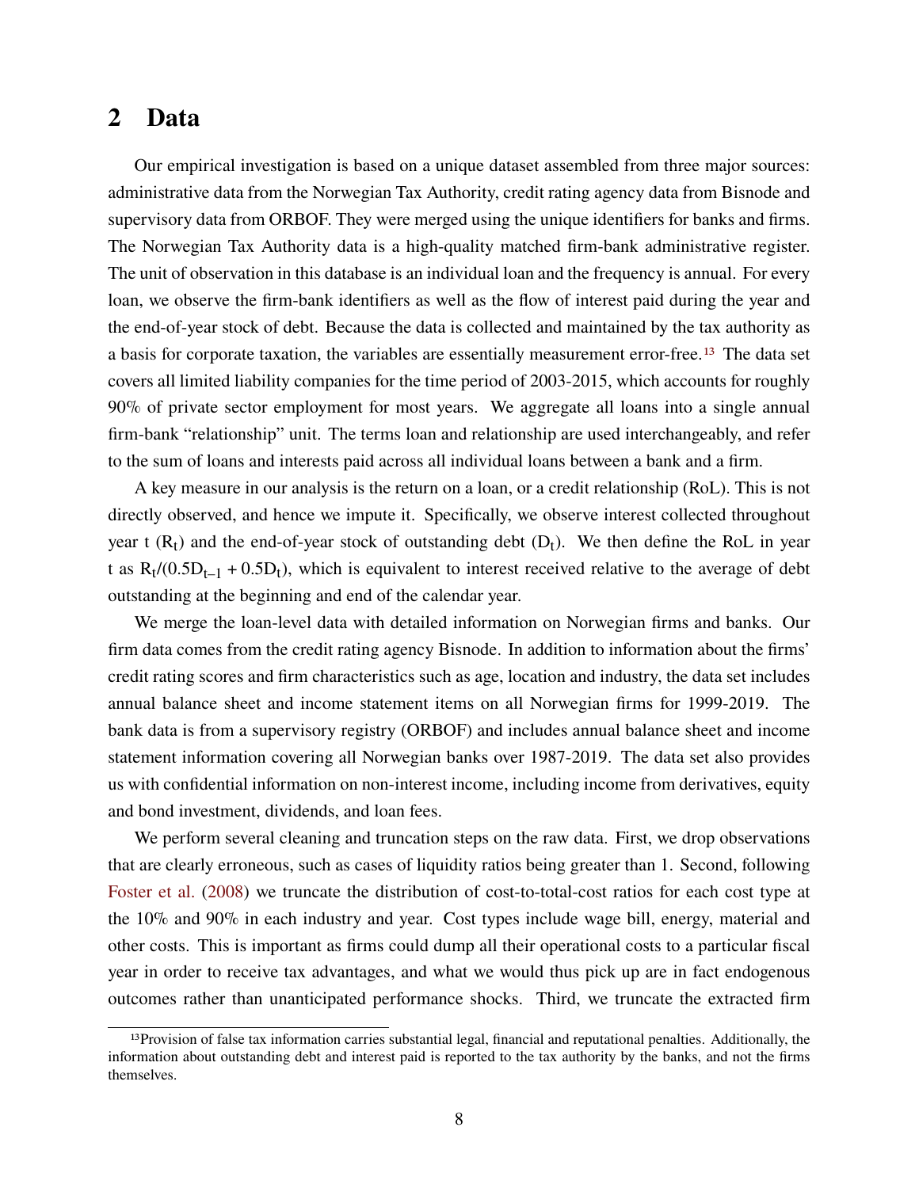## 2 Data

Our empirical investigation is based on a unique dataset assembled from three major sources: administrative data from the Norwegian Tax Authority, credit rating agency data from Bisnode and supervisory data from ORBOF. They were merged using the unique identifiers for banks and firms. The Norwegian Tax Authority data is a high-quality matched firm-bank administrative register. The unit of observation in this database is an individual loan and the frequency is annual. For every loan, we observe the firm-bank identifiers as well as the flow of interest paid during the year and the end-of-year stock of debt. Because the data is collected and maintained by the tax authority as a basis for corporate taxation, the variables are essentially measurement error-free.[13] The data set covers all limited liability companies for the time period of 2003-2015, which accounts for roughly 90% of private sector employment for most years. We aggregate all loans into a single annual firm-bank "relationship" unit. The terms loan and relationship are used interchangeably, and refer to the sum of loans and interests paid across all individual loans between a bank and a firm.

A key measure in our analysis is the return on a loan, or a credit relationship (RoL). This is not directly observed, and hence we impute it. Specifically, we observe interest collected throughout year t ($R_t$) and the end-of-year stock of outstanding debt ($D_t$). We then define the RoL in year t as $R_t/(0.5D_{t-1} + 0.5D_t)$, which is equivalent to interest received relative to the average of debt outstanding at the beginning and end of the calendar year.

We merge the loan-level data with detailed information on Norwegian firms and banks. Our firm data comes from the credit rating agency Bisnode. In addition to information about the firms' credit rating scores and firm characteristics such as age, location and industry, the data set includes annual balance sheet and income statement items on all Norwegian firms for 1999-2019. The bank data is from a supervisory registry (ORBOF) and includes annual balance sheet and income statement information covering all Norwegian banks over 1987-2019. The data set also provides us with confidential information on non-interest income, including income from derivatives, equity and bond investment, dividends, and loan fees.

We perform several cleaning and truncation steps on the raw data. First, we drop observations that are clearly erroneous, such as cases of liquidity ratios being greater than 1. Second, following Foster et al. (2008) we truncate the distribution of cost-to-total-cost ratios for each cost type at the 10% and 90% in each industry and year. Cost types include wage bill, energy, material and other costs. This is important as firms could dump all their operational costs to a particular fiscal year in order to receive tax advantages, and what we would thus pick up are in fact endogenous outcomes rather than unanticipated performance shocks. Third, we truncate the extracted firm

[13] Provision of false tax information carries substantial legal, financial and reputational penalties. Additionally, the information about outstanding debt and interest paid is reported to the tax authority by the banks, and not the firms themselves.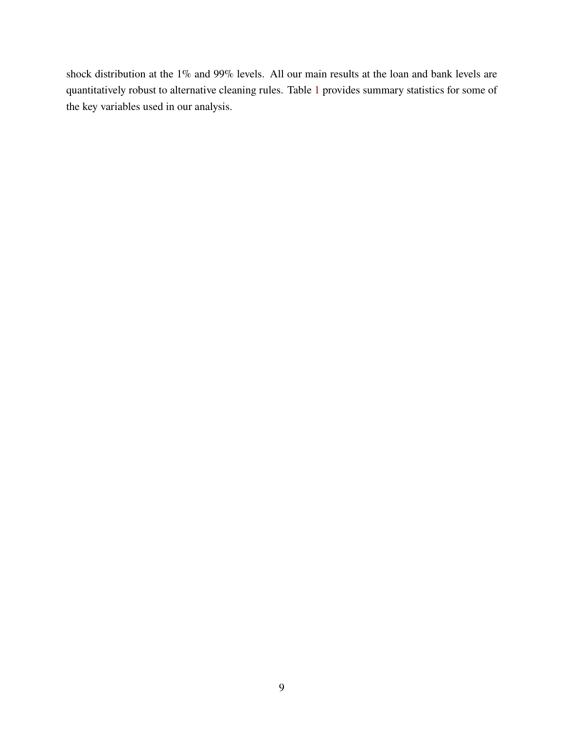shock distribution at the 1% and 99% levels. All our main results at the loan and bank levels are quantitatively robust to alternative cleaning rules. Table 1 provides summary statistics for some of the key variables used in our analysis.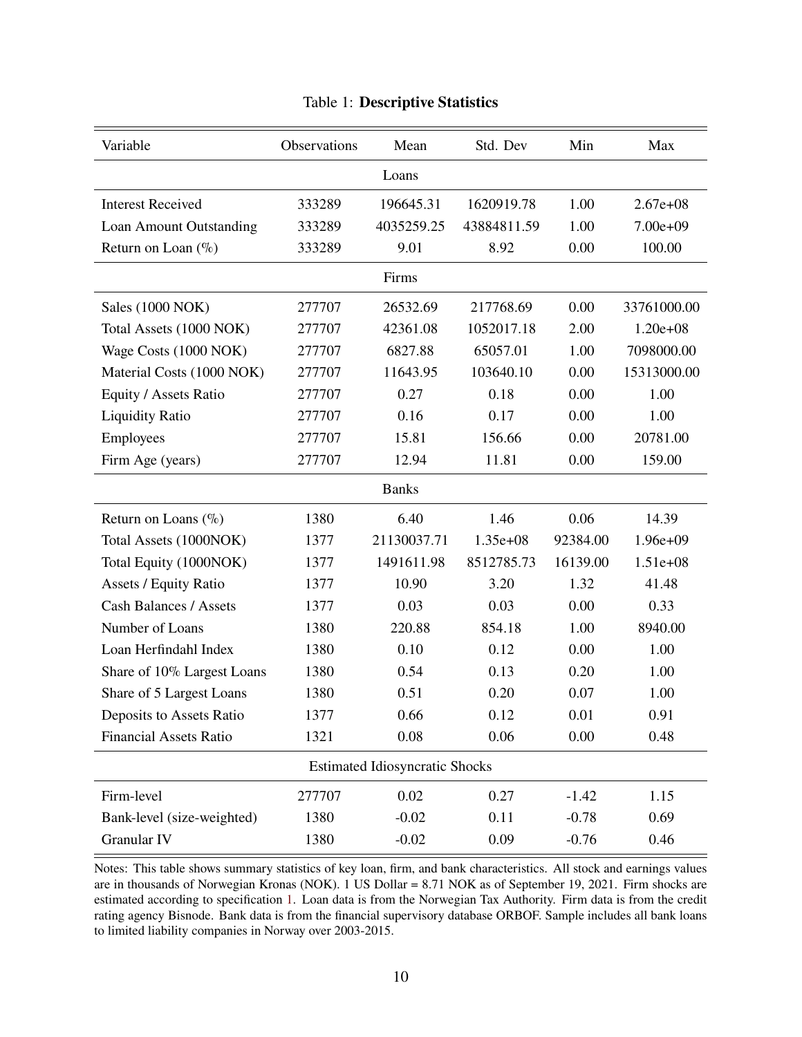Table 1: **Descriptive Statistics**

| Variable | Observations | Mean | Std. Dev | Min | Max |
|---|---|---|---|---|---|
| | | Loans | | | |
| Interest Received | 333289 | 196645.31 | 1620919.78 | 1.00 | 2.67e+08 |
| Loan Amount Outstanding | 333289 | 4035259.25 | 43884811.59 | 1.00 | 7.00e+09 |
| Return on Loan (%) | 333289 | 9.01 | 8.92 | 0.00 | 100.00 |
| | | Firms | | | |
| Sales (1000 NOK) | 277707 | 26532.69 | 217768.69 | 0.00 | 33761000.00 |
| Total Assets (1000 NOK) | 277707 | 42361.08 | 1052017.18 | 2.00 | 1.20e+08 |
| Wage Costs (1000 NOK) | 277707 | 6827.88 | 65057.01 | 1.00 | 7098000.00 |
| Material Costs (1000 NOK) | 277707 | 11643.95 | 103640.10 | 0.00 | 15313000.00 |
| Equity / Assets Ratio | 277707 | 0.27 | 0.18 | 0.00 | 1.00 |
| Liquidity Ratio | 277707 | 0.16 | 0.17 | 0.00 | 1.00 |
| Employees | 277707 | 15.81 | 156.66 | 0.00 | 20781.00 |
| Firm Age (years) | 277707 | 12.94 | 11.81 | 0.00 | 159.00 |
| | | Banks | | | |
| Return on Loans (%) | 1380 | 6.40 | 1.46 | 0.06 | 14.39 |
| Total Assets (1000NOK) | 1377 | 21130037.71 | 1.35e+08 | 92384.00 | 1.96e+09 |
| Total Equity (1000NOK) | 1377 | 1491611.98 | 8512785.73 | 16139.00 | 1.51e+08 |
| Assets / Equity Ratio | 1377 | 10.90 | 3.20 | 1.32 | 41.48 |
| Cash Balances / Assets | 1377 | 0.03 | 0.03 | 0.00 | 0.33 |
| Number of Loans | 1380 | 220.88 | 854.18 | 1.00 | 8940.00 |
| Loan Herfindahl Index | 1380 | 0.10 | 0.12 | 0.00 | 1.00 |
| Share of 10% Largest Loans | 1380 | 0.54 | 0.13 | 0.20 | 1.00 |
| Share of 5 Largest Loans | 1380 | 0.51 | 0.20 | 0.07 | 1.00 |
| Deposits to Assets Ratio | 1377 | 0.66 | 0.12 | 0.01 | 0.91 |
| Financial Assets Ratio | 1321 | 0.08 | 0.06 | 0.00 | 0.48 |
| | | Estimated Idiosyncratic Shocks | | | |
| Firm-level | 277707 | 0.02 | 0.27 | -1.42 | 1.15 |
| Bank-level (size-weighted) | 1380 | -0.02 | 0.11 | -0.78 | 0.69 |
| Granular IV | 1380 | -0.02 | 0.09 | -0.76 | 0.46 |

Notes: This table shows summary statistics of key loan, firm, and bank characteristics. All stock and earnings values are in thousands of Norwegian Kronas (NOK). 1 US Dollar = 8.71 NOK as of September 19, 2021. Firm shocks are estimated according to specification 1. Loan data is from the Norwegian Tax Authority. Firm data is from the credit rating agency Bisnode. Bank data is from the financial supervisory database ORBOF. Sample includes all bank loans to limited liability companies in Norway over 2003-2015.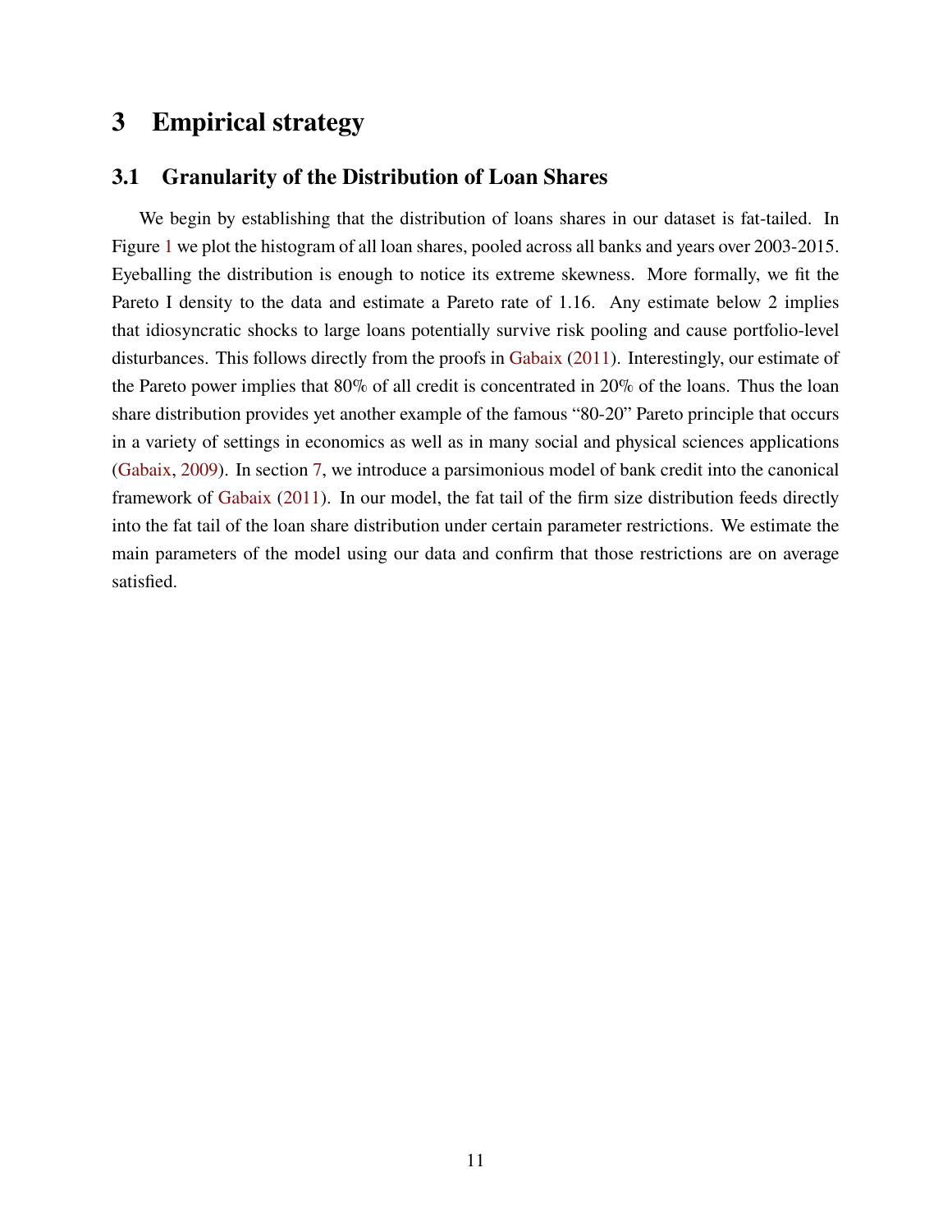# 3 Empirical strategy

## 3.1 Granularity of the Distribution of Loan Shares

We begin by establishing that the distribution of loans shares in our dataset is fat-tailed. In Figure 1 we plot the histogram of all loan shares, pooled across all banks and years over 2003-2015. Eyeballing the distribution is enough to notice its extreme skewness. More formally, we fit the Pareto I density to the data and estimate a Pareto rate of 1.16. Any estimate below 2 implies that idiosyncratic shocks to large loans potentially survive risk pooling and cause portfolio-level disturbances. This follows directly from the proofs in Gabaix (2011). Interestingly, our estimate of the Pareto power implies that 80% of all credit is concentrated in 20% of the loans. Thus the loan share distribution provides yet another example of the famous "80-20" Pareto principle that occurs in a variety of settings in economics as well as in many social and physical sciences applications (Gabaix, 2009). In section 7, we introduce a parsimonious model of bank credit into the canonical framework of Gabaix (2011). In our model, the fat tail of the firm size distribution feeds directly into the fat tail of the loan share distribution under certain parameter restrictions. We estimate the main parameters of the model using our data and confirm that those restrictions are on average satisfied.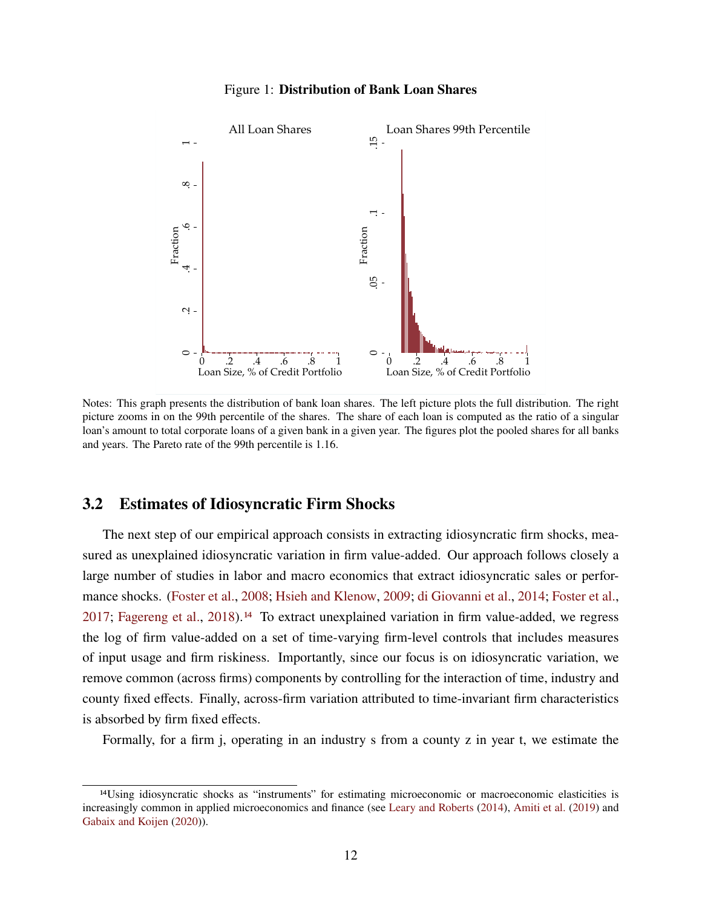Figure 1: **Distribution of Bank Loan Shares**

Notes: This graph presents the distribution of bank loan shares. The left picture plots the full distribution. The right picture zooms in on the 99th percentile of the shares. The share of each loan is computed as the ratio of a singular loan's amount to total corporate loans of a given bank in a given year. The figures plot the pooled shares for all banks and years. The Pareto rate of the 99th percentile is 1.16.

## 3.2 Estimates of Idiosyncratic Firm Shocks

The next step of our empirical approach consists in extracting idiosyncratic firm shocks, measured as unexplained idiosyncratic variation in firm value-added. Our approach follows closely a large number of studies in labor and macro economics that extract idiosyncratic sales or performance shocks. (Foster et al., 2008; Hsieh and Klenow, 2009; di Giovanni et al., 2014; Foster et al., 2017; Fagereng et al., 2018).[14] To extract unexplained variation in firm value-added, we regress the log of firm value-added on a set of time-varying firm-level controls that includes measures of input usage and firm riskiness. Importantly, since our focus is on idiosyncratic variation, we remove common (across firms) components by controlling for the interaction of time, industry and county fixed effects. Finally, across-firm variation attributed to time-invariant firm characteristics is absorbed by firm fixed effects.

Formally, for a firm j, operating in an industry s from a county z in year t, we estimate the

[14]Using idiosyncratic shocks as "instruments" for estimating microeconomic or macroeconomic elasticities is increasingly common in applied microeconomics and finance (see Leary and Roberts (2014), Amiti et al. (2019) and Gabaix and Koijen (2020)).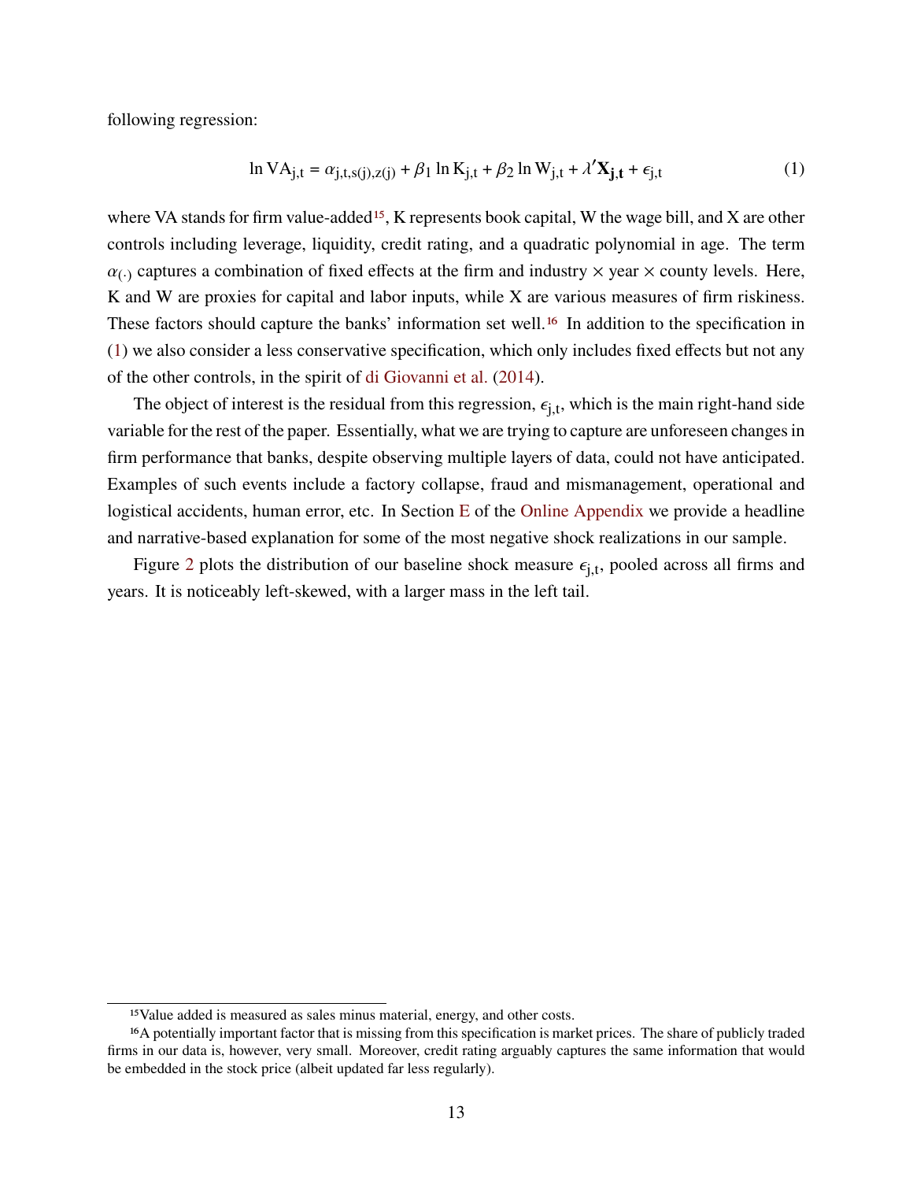following regression:

$$\ln \mathrm{VA}_{\mathrm{j,t}} = \alpha_{\mathrm{j,t,s(j),z(j)}} + \beta_1 \ln \mathrm{K}_{\mathrm{j,t}} + \beta_2 \ln \mathrm{W}_{\mathrm{j,t}} + \lambda' \mathbf{X}_{\mathbf{j,t}} + \epsilon_{\mathrm{j,t}} \tag{1}$$

where VA stands for firm value-added[15], K represents book capital, W the wage bill, and X are other controls including leverage, liquidity, credit rating, and a quadratic polynomial in age. The term $\alpha_{(\cdot)}$ captures a combination of fixed effects at the firm and industry × year × county levels. Here, K and W are proxies for capital and labor inputs, while X are various measures of firm riskiness. These factors should capture the banks' information set well.[16] In addition to the specification in (1) we also consider a less conservative specification, which only includes fixed effects but not any of the other controls, in the spirit of di Giovanni et al. (2014).

The object of interest is the residual from this regression, $\epsilon_{\mathrm{j,t}}$, which is the main right-hand side variable for the rest of the paper. Essentially, what we are trying to capture are unforeseen changes in firm performance that banks, despite observing multiple layers of data, could not have anticipated. Examples of such events include a factory collapse, fraud and mismanagement, operational and logistical accidents, human error, etc. In Section E of the Online Appendix we provide a headline and narrative-based explanation for some of the most negative shock realizations in our sample.

Figure 2 plots the distribution of our baseline shock measure $\epsilon_{\mathrm{j,t}}$, pooled across all firms and years. It is noticeably left-skewed, with a larger mass in the left tail.

[15] Value added is measured as sales minus material, energy, and other costs.

[16] A potentially important factor that is missing from this specification is market prices. The share of publicly traded firms in our data is, however, very small. Moreover, credit rating arguably captures the same information that would be embedded in the stock price (albeit updated far less regularly).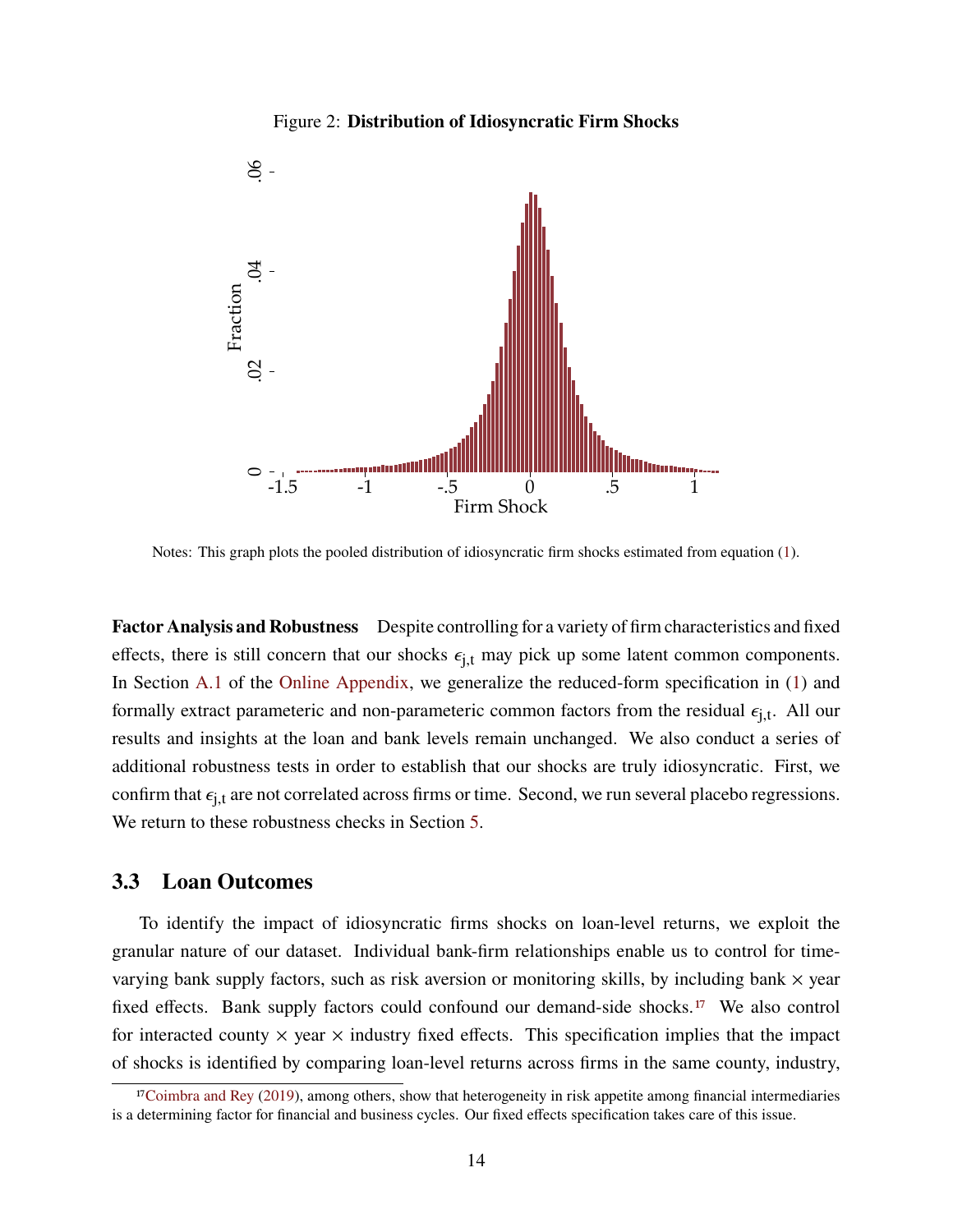Figure 2: **Distribution of Idiosyncratic Firm Shocks**

Notes: This graph plots the pooled distribution of idiosyncratic firm shocks estimated from equation (1).

**Factor Analysis and Robustness** Despite controlling for a variety of firm characteristics and fixed effects, there is still concern that our shocks $\epsilon_{j,t}$ may pick up some latent common components. In Section A.1 of the Online Appendix, we generalize the reduced-form specification in (1) and formally extract parameteric and non-parameteric common factors from the residual $\epsilon_{j,t}$. All our results and insights at the loan and bank levels remain unchanged. We also conduct a series of additional robustness tests in order to establish that our shocks are truly idiosyncratic. First, we confirm that $\epsilon_{j,t}$ are not correlated across firms or time. Second, we run several placebo regressions. We return to these robustness checks in Section 5.

### 3.3 Loan Outcomes

To identify the impact of idiosyncratic firms shocks on loan-level returns, we exploit the granular nature of our dataset. Individual bank-firm relationships enable us to control for time-varying bank supply factors, such as risk aversion or monitoring skills, by including bank × year fixed effects. Bank supply factors could confound our demand-side shocks.[17] We also control for interacted county × year × industry fixed effects. This specification implies that the impact of shocks is identified by comparing loan-level returns across firms in the same county, industry,

[17] Coimbra and Rey (2019), among others, show that heterogeneity in risk appetite among financial intermediaries is a determining factor for financial and business cycles. Our fixed effects specification takes care of this issue.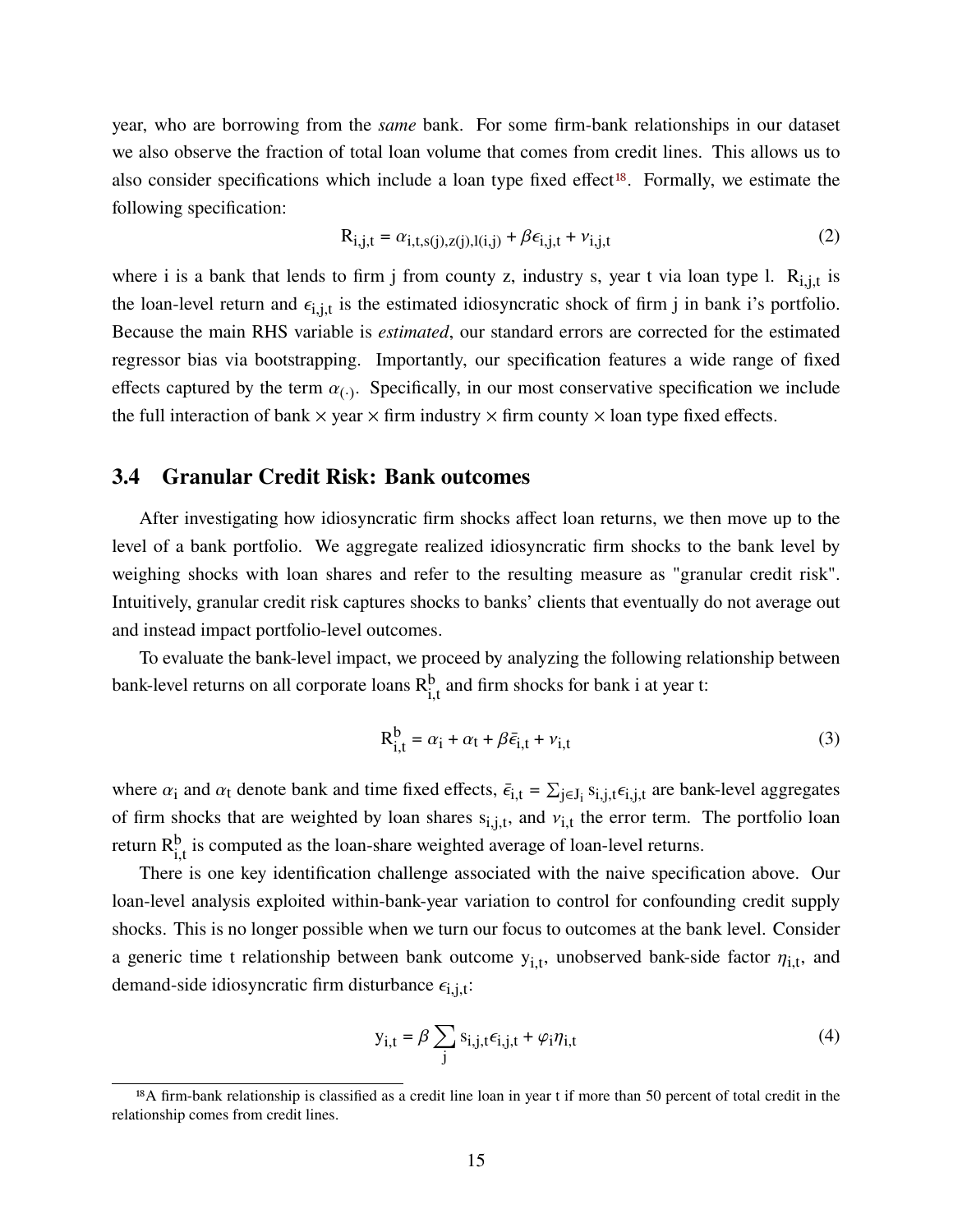year, who are borrowing from the *same* bank. For some firm-bank relationships in our dataset we also observe the fraction of total loan volume that comes from credit lines. This allows us to also consider specifications which include a loan type fixed effect[18]. Formally, we estimate the following specification:

$$R_{i,j,t} = \alpha_{i,t,s(j),z(j),l(i,j)} + \beta\epsilon_{i,j,t} + \nu_{i,j,t} \tag{2}$$

where i is a bank that lends to firm j from county z, industry s, year t via loan type l. $R_{i,j,t}$ is the loan-level return and $\epsilon_{i,j,t}$ is the estimated idiosyncratic shock of firm j in bank i's portfolio. Because the main RHS variable is *estimated*, our standard errors are corrected for the estimated regressor bias via bootstrapping. Importantly, our specification features a wide range of fixed effects captured by the term $\alpha_{(\cdot)}$. Specifically, in our most conservative specification we include the full interaction of bank × year × firm industry × firm county × loan type fixed effects.

### 3.4 Granular Credit Risk: Bank outcomes

After investigating how idiosyncratic firm shocks affect loan returns, we then move up to the level of a bank portfolio. We aggregate realized idiosyncratic firm shocks to the bank level by weighing shocks with loan shares and refer to the resulting measure as "granular credit risk". Intuitively, granular credit risk captures shocks to banks' clients that eventually do not average out and instead impact portfolio-level outcomes.

To evaluate the bank-level impact, we proceed by analyzing the following relationship between bank-level returns on all corporate loans $R^b_{i,t}$ and firm shocks for bank i at year t:

$$R^b_{i,t} = \alpha_i + \alpha_t + \beta\bar{\epsilon}_{i,t} + \nu_{i,t} \tag{3}$$

where $\alpha_i$ and $\alpha_t$ denote bank and time fixed effects, $\bar{\epsilon}_{i,t} = \sum_{j \in J_i} s_{i,j,t}\epsilon_{i,j,t}$ are bank-level aggregates of firm shocks that are weighted by loan shares $s_{i,j,t}$, and $\nu_{i,t}$ the error term. The portfolio loan return $R^b_{i,t}$ is computed as the loan-share weighted average of loan-level returns.

There is one key identification challenge associated with the naive specification above. Our loan-level analysis exploited within-bank-year variation to control for confounding credit supply shocks. This is no longer possible when we turn our focus to outcomes at the bank level. Consider a generic time t relationship between bank outcome $y_{i,t}$, unobserved bank-side factor $\eta_{i,t}$, and demand-side idiosyncratic firm disturbance $\epsilon_{i,j,t}$:

$$y_{i,t} = \beta \sum_j s_{i,j,t}\epsilon_{i,j,t} + \varphi_i\eta_{i,t} \tag{4}$$

[18] A firm-bank relationship is classified as a credit line loan in year t if more than 50 percent of total credit in the relationship comes from credit lines.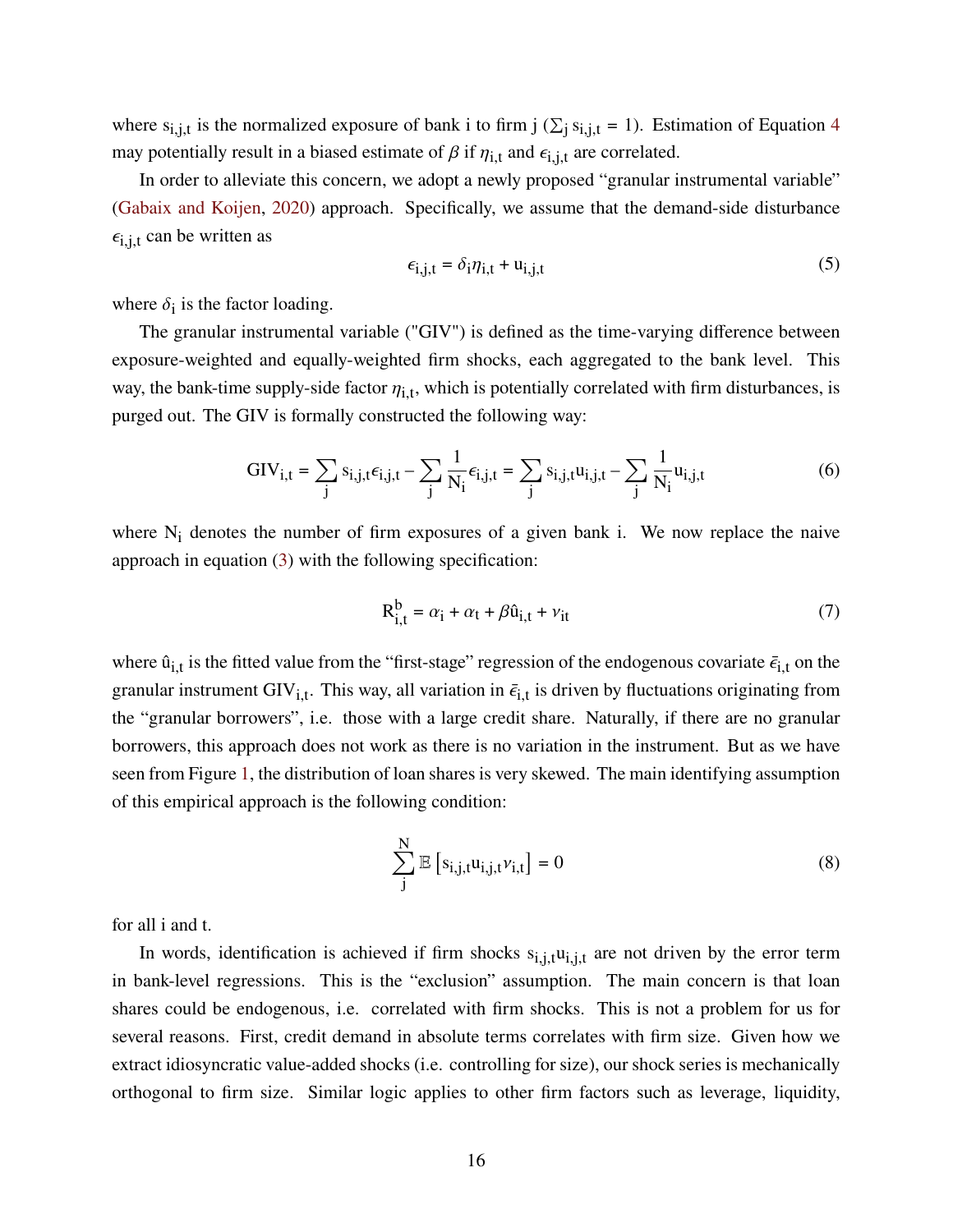where $s_{i,j,t}$ is the normalized exposure of bank i to firm j ($\sum_j s_{i,j,t} = 1$). Estimation of Equation 4 may potentially result in a biased estimate of $\beta$ if $\eta_{i,t}$ and $\epsilon_{i,j,t}$ are correlated.

In order to alleviate this concern, we adopt a newly proposed "granular instrumental variable" (Gabaix and Koijen, 2020) approach. Specifically, we assume that the demand-side disturbance $\epsilon_{i,j,t}$ can be written as

$$\epsilon_{i,j,t} = \delta_i \eta_{i,t} + u_{i,j,t} \tag{5}$$

where $\delta_i$ is the factor loading.

The granular instrumental variable ("GIV") is defined as the time-varying difference between exposure-weighted and equally-weighted firm shocks, each aggregated to the bank level. This way, the bank-time supply-side factor $\eta_{i,t}$, which is potentially correlated with firm disturbances, is purged out. The GIV is formally constructed the following way:

$$\text{GIV}_{i,t} = \sum_j s_{i,j,t}\epsilon_{i,j,t} - \sum_j \frac{1}{N_i}\epsilon_{i,j,t} = \sum_j s_{i,j,t}u_{i,j,t} - \sum_j \frac{1}{N_i}u_{i,j,t} \tag{6}$$

where $N_i$ denotes the number of firm exposures of a given bank i. We now replace the naive approach in equation (3) with the following specification:

$$R^b_{i,t} = \alpha_i + \alpha_t + \beta \hat{u}_{i,t} + \nu_{it} \tag{7}$$

where $\hat{u}_{i,t}$ is the fitted value from the "first-stage" regression of the endogenous covariate $\bar{\epsilon}_{i,t}$ on the granular instrument $\text{GIV}_{i,t}$. This way, all variation in $\bar{\epsilon}_{i,t}$ is driven by fluctuations originating from the "granular borrowers", i.e. those with a large credit share. Naturally, if there are no granular borrowers, this approach does not work as there is no variation in the instrument. But as we have seen from Figure 1, the distribution of loan shares is very skewed. The main identifying assumption of this empirical approach is the following condition:

$$\sum_j^N \mathbb{E}\left[s_{i,j,t}u_{i,j,t}\nu_{i,t}\right] = 0 \tag{8}$$

for all i and t.

In words, identification is achieved if firm shocks $s_{i,j,t}u_{i,j,t}$ are not driven by the error term in bank-level regressions. This is the "exclusion" assumption. The main concern is that loan shares could be endogenous, i.e. correlated with firm shocks. This is not a problem for us for several reasons. First, credit demand in absolute terms correlates with firm size. Given how we extract idiosyncratic value-added shocks (i.e. controlling for size), our shock series is mechanically orthogonal to firm size. Similar logic applies to other firm factors such as leverage, liquidity,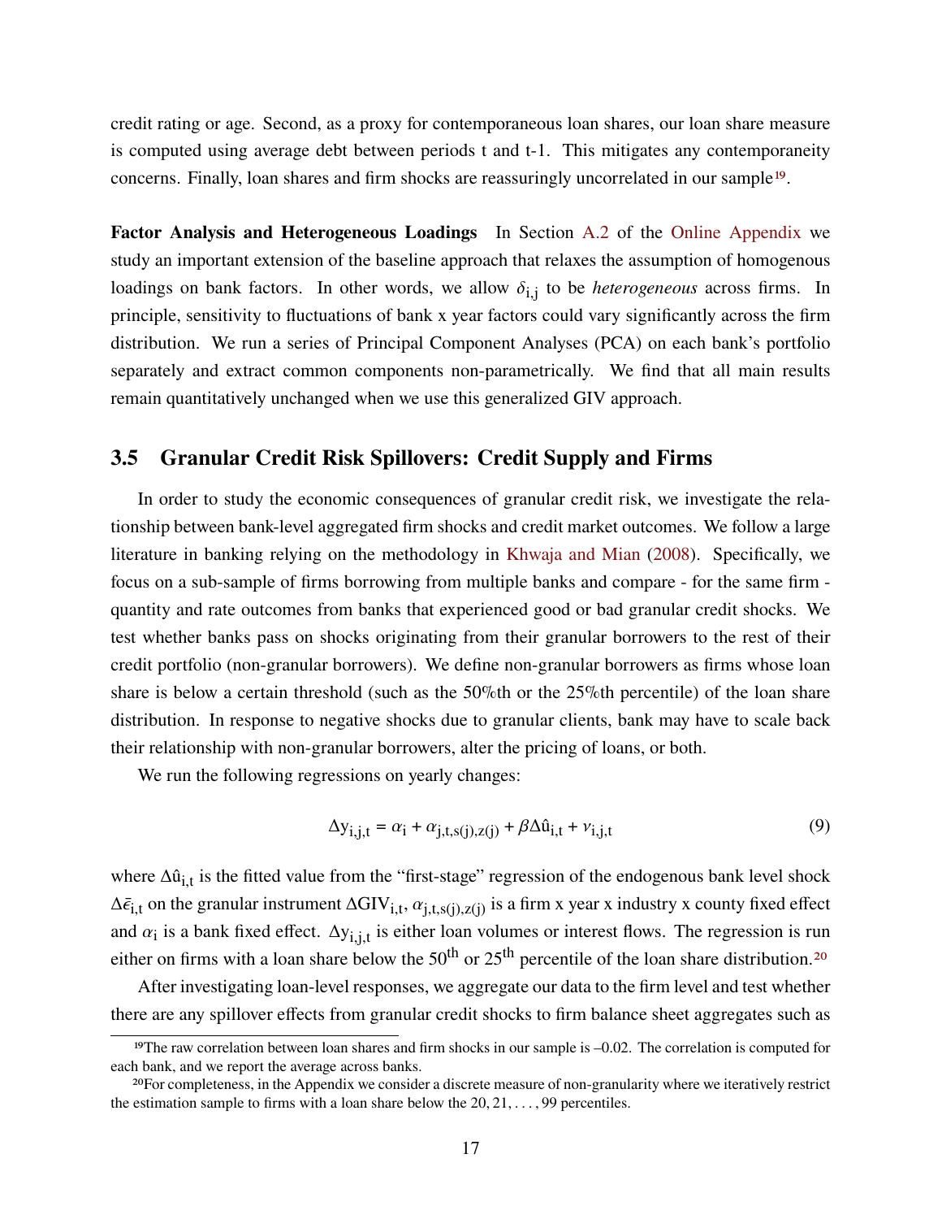credit rating or age. Second, as a proxy for contemporaneous loan shares, our loan share measure is computed using average debt between periods t and t-1. This mitigates any contemporaneity concerns. Finally, loan shares and firm shocks are reassuringly uncorrelated in our sample[19].

**Factor Analysis and Heterogeneous Loadings** In Section A.2 of the Online Appendix we study an important extension of the baseline approach that relaxes the assumption of homogenous loadings on bank factors. In other words, we allow $\delta_{i,j}$ to be *heterogeneous* across firms. In principle, sensitivity to fluctuations of bank x year factors could vary significantly across the firm distribution. We run a series of Principal Component Analyses (PCA) on each bank's portfolio separately and extract common components non-parametrically. We find that all main results remain quantitatively unchanged when we use this generalized GIV approach.

## 3.5 Granular Credit Risk Spillovers: Credit Supply and Firms

In order to study the economic consequences of granular credit risk, we investigate the relationship between bank-level aggregated firm shocks and credit market outcomes. We follow a large literature in banking relying on the methodology in Khwaja and Mian (2008). Specifically, we focus on a sub-sample of firms borrowing from multiple banks and compare - for the same firm - quantity and rate outcomes from banks that experienced good or bad granular credit shocks. We test whether banks pass on shocks originating from their granular borrowers to the rest of their credit portfolio (non-granular borrowers). We define non-granular borrowers as firms whose loan share is below a certain threshold (such as the 50%th or the 25%th percentile) of the loan share distribution. In response to negative shocks due to granular clients, bank may have to scale back their relationship with non-granular borrowers, alter the pricing of loans, or both.

We run the following regressions on yearly changes:

$$\Delta y_{i,j,t} = \alpha_i + \alpha_{j,t,s(j),z(j)} + \beta \Delta \hat{u}_{i,t} + \nu_{i,j,t} \tag{9}$$

where $\Delta \hat{u}_{i,t}$ is the fitted value from the "first-stage" regression of the endogenous bank level shock $\Delta \bar{\epsilon}_{i,t}$ on the granular instrument $\Delta GIV_{i,t}$, $\alpha_{j,t,s(j),z(j)}$ is a firm x year x industry x county fixed effect and $\alpha_i$ is a bank fixed effect. $\Delta y_{i,j,t}$ is either loan volumes or interest flows. The regression is run either on firms with a loan share below the $50^{th}$ or $25^{th}$ percentile of the loan share distribution.[20]

After investigating loan-level responses, we aggregate our data to the firm level and test whether there are any spillover effects from granular credit shocks to firm balance sheet aggregates such as

---

[19] The raw correlation between loan shares and firm shocks in our sample is –0.02. The correlation is computed for each bank, and we report the average across banks.

[20] For completeness, in the Appendix we consider a discrete measure of non-granularity where we iteratively restrict the estimation sample to firms with a loan share below the $20, 21, \ldots, 99$ percentiles.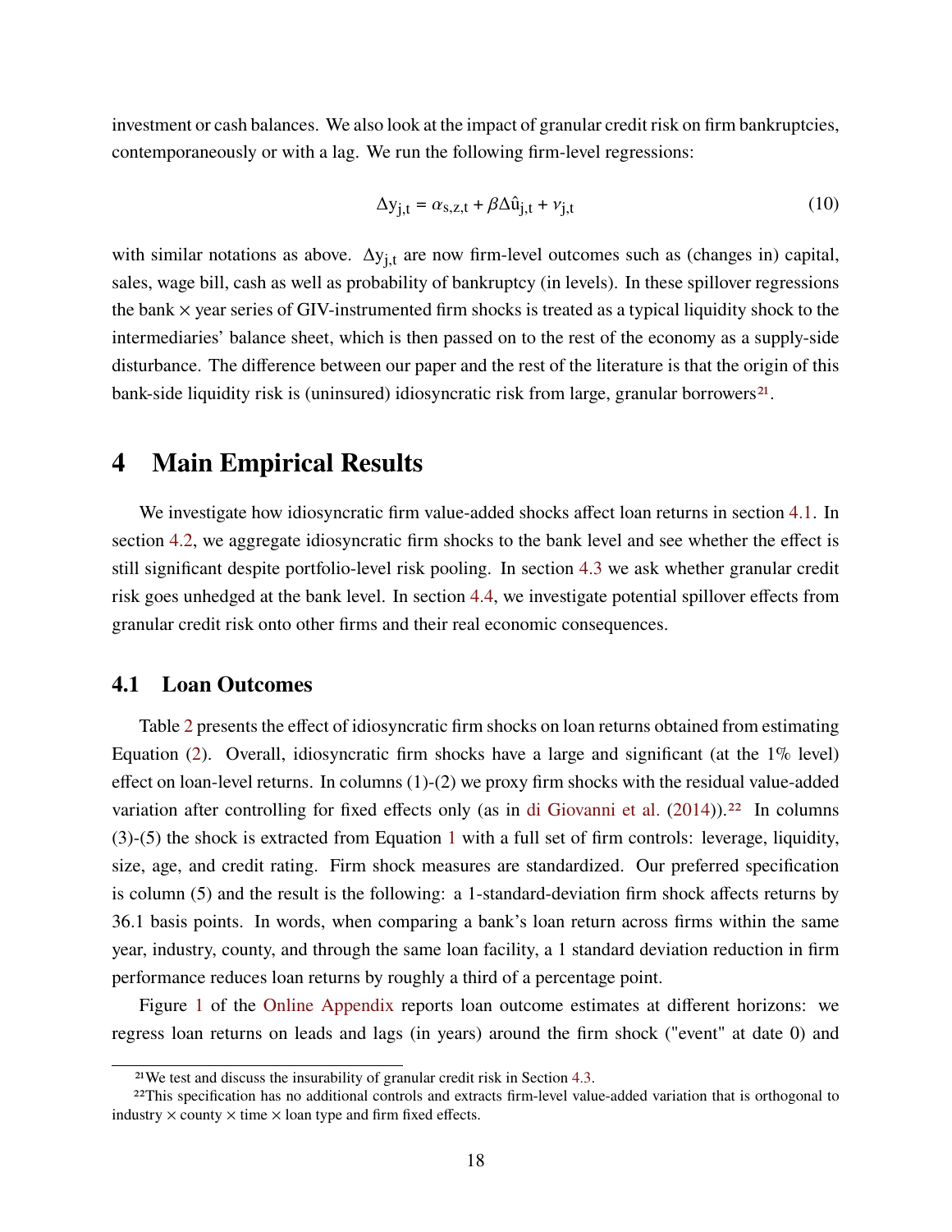investment or cash balances. We also look at the impact of granular credit risk on firm bankruptcies, contemporaneously or with a lag. We run the following firm-level regressions:

$$\Delta y_{j,t} = \alpha_{s,z,t} + \beta \Delta \hat{u}_{j,t} + \nu_{j,t} \tag{10}$$

with similar notations as above. $\Delta y_{j,t}$ are now firm-level outcomes such as (changes in) capital, sales, wage bill, cash as well as probability of bankruptcy (in levels). In these spillover regressions the bank × year series of GIV-instrumented firm shocks is treated as a typical liquidity shock to the intermediaries' balance sheet, which is then passed on to the rest of the economy as a supply-side disturbance. The difference between our paper and the rest of the literature is that the origin of this bank-side liquidity risk is (uninsured) idiosyncratic risk from large, granular borrowers[21].

# 4 Main Empirical Results

We investigate how idiosyncratic firm value-added shocks affect loan returns in section 4.1. In section 4.2, we aggregate idiosyncratic firm shocks to the bank level and see whether the effect is still significant despite portfolio-level risk pooling. In section 4.3 we ask whether granular credit risk goes unhedged at the bank level. In section 4.4, we investigate potential spillover effects from granular credit risk onto other firms and their real economic consequences.

## 4.1 Loan Outcomes

Table 2 presents the effect of idiosyncratic firm shocks on loan returns obtained from estimating Equation (2). Overall, idiosyncratic firm shocks have a large and significant (at the 1% level) effect on loan-level returns. In columns (1)-(2) we proxy firm shocks with the residual value-added variation after controlling for fixed effects only (as in di Giovanni et al. (2014)).[22] In columns (3)-(5) the shock is extracted from Equation 1 with a full set of firm controls: leverage, liquidity, size, age, and credit rating. Firm shock measures are standardized. Our preferred specification is column (5) and the result is the following: a 1-standard-deviation firm shock affects returns by 36.1 basis points. In words, when comparing a bank's loan return across firms within the same year, industry, county, and through the same loan facility, a 1 standard deviation reduction in firm performance reduces loan returns by roughly a third of a percentage point.

Figure 1 of the Online Appendix reports loan outcome estimates at different horizons: we regress loan returns on leads and lags (in years) around the firm shock ("event" at date 0) and

[21] We test and discuss the insurability of granular credit risk in Section 4.3.

[22] This specification has no additional controls and extracts firm-level value-added variation that is orthogonal to industry × county × time × loan type and firm fixed effects.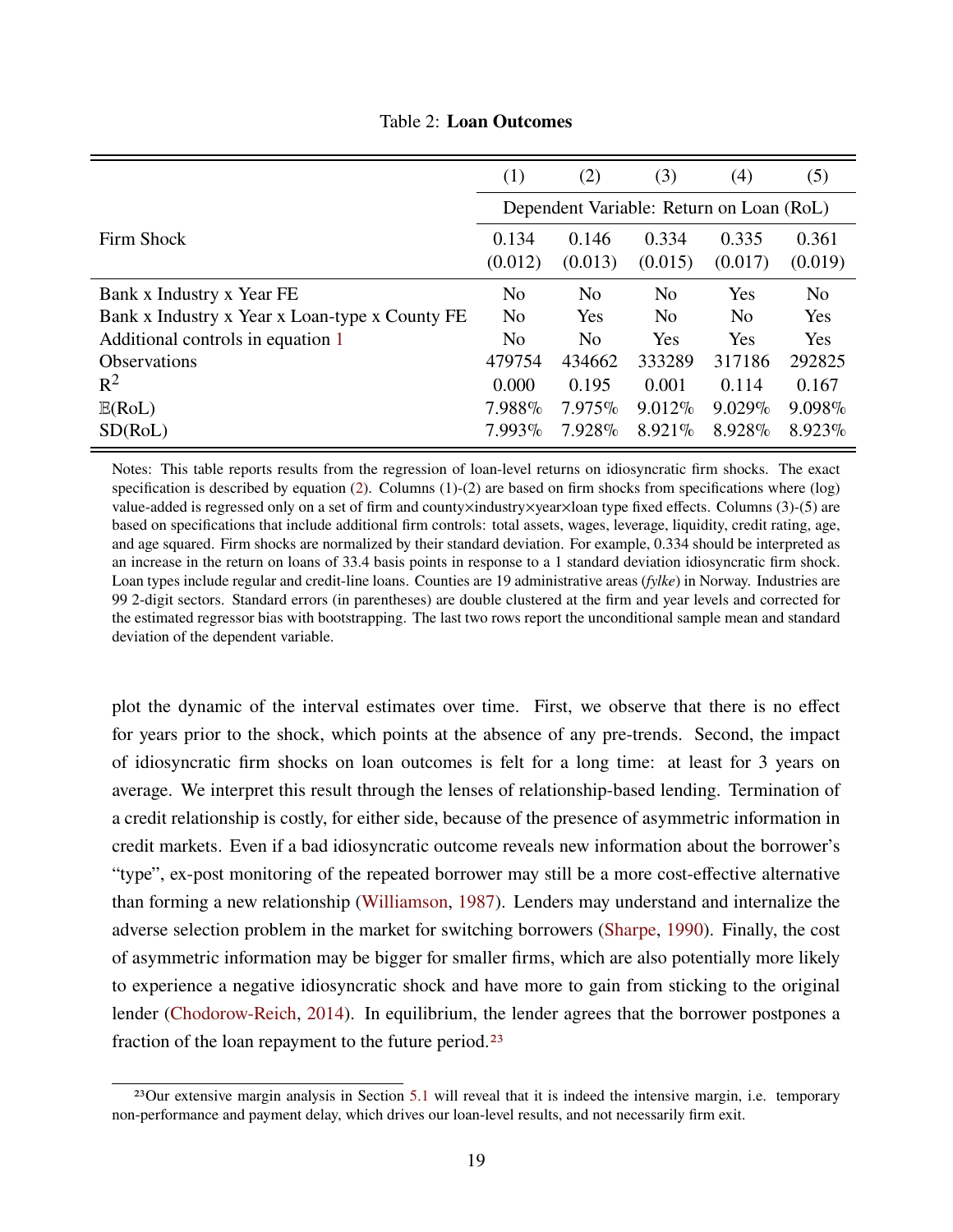Table 2: **Loan Outcomes**

| | (1) | (2) | (3) | (4) | (5) |
|---|---|---|---|---|---|
| | Dependent Variable: Return on Loan (RoL) | | | | |
| Firm Shock | 0.134 | 0.146 | 0.334 | 0.335 | 0.361 |
| | (0.012) | (0.013) | (0.015) | (0.017) | (0.019) |
| Bank x Industry x Year FE | No | No | No | Yes | No |
| Bank x Industry x Year x Loan-type x County FE | No | Yes | No | No | Yes |
| Additional controls in equation 1 | No | No | Yes | Yes | Yes |
| Observations | 479754 | 434662 | 333289 | 317186 | 292825 |
| $R^2$ | 0.000 | 0.195 | 0.001 | 0.114 | 0.167 |
| $\mathbb{E}$(RoL) | 7.988% | 7.975% | 9.012% | 9.029% | 9.098% |
| SD(RoL) | 7.993% | 7.928% | 8.921% | 8.928% | 8.923% |

Notes: This table reports results from the regression of loan-level returns on idiosyncratic firm shocks. The exact specification is described by equation (2). Columns (1)-(2) are based on firm shocks from specifications where (log) value-added is regressed only on a set of firm and county×industry×year×loan type fixed effects. Columns (3)-(5) are based on specifications that include additional firm controls: total assets, wages, leverage, liquidity, credit rating, age, and age squared. Firm shocks are normalized by their standard deviation. For example, 0.334 should be interpreted as an increase in the return on loans of 33.4 basis points in response to a 1 standard deviation idiosyncratic firm shock. Loan types include regular and credit-line loans. Counties are 19 administrative areas (*fylke*) in Norway. Industries are 99 2-digit sectors. Standard errors (in parentheses) are double clustered at the firm and year levels and corrected for the estimated regressor bias with bootstrapping. The last two rows report the unconditional sample mean and standard deviation of the dependent variable.

plot the dynamic of the interval estimates over time. First, we observe that there is no effect for years prior to the shock, which points at the absence of any pre-trends. Second, the impact of idiosyncratic firm shocks on loan outcomes is felt for a long time: at least for 3 years on average. We interpret this result through the lenses of relationship-based lending. Termination of a credit relationship is costly, for either side, because of the presence of asymmetric information in credit markets. Even if a bad idiosyncratic outcome reveals new information about the borrower's "type", ex-post monitoring of the repeated borrower may still be a more cost-effective alternative than forming a new relationship (Williamson, 1987). Lenders may understand and internalize the adverse selection problem in the market for switching borrowers (Sharpe, 1990). Finally, the cost of asymmetric information may be bigger for smaller firms, which are also potentially more likely to experience a negative idiosyncratic shock and have more to gain from sticking to the original lender (Chodorow-Reich, 2014). In equilibrium, the lender agrees that the borrower postpones a fraction of the loan repayment to the future period.[23]

[23] Our extensive margin analysis in Section 5.1 will reveal that it is indeed the intensive margin, i.e. temporary non-performance and payment delay, which drives our loan-level results, and not necessarily firm exit.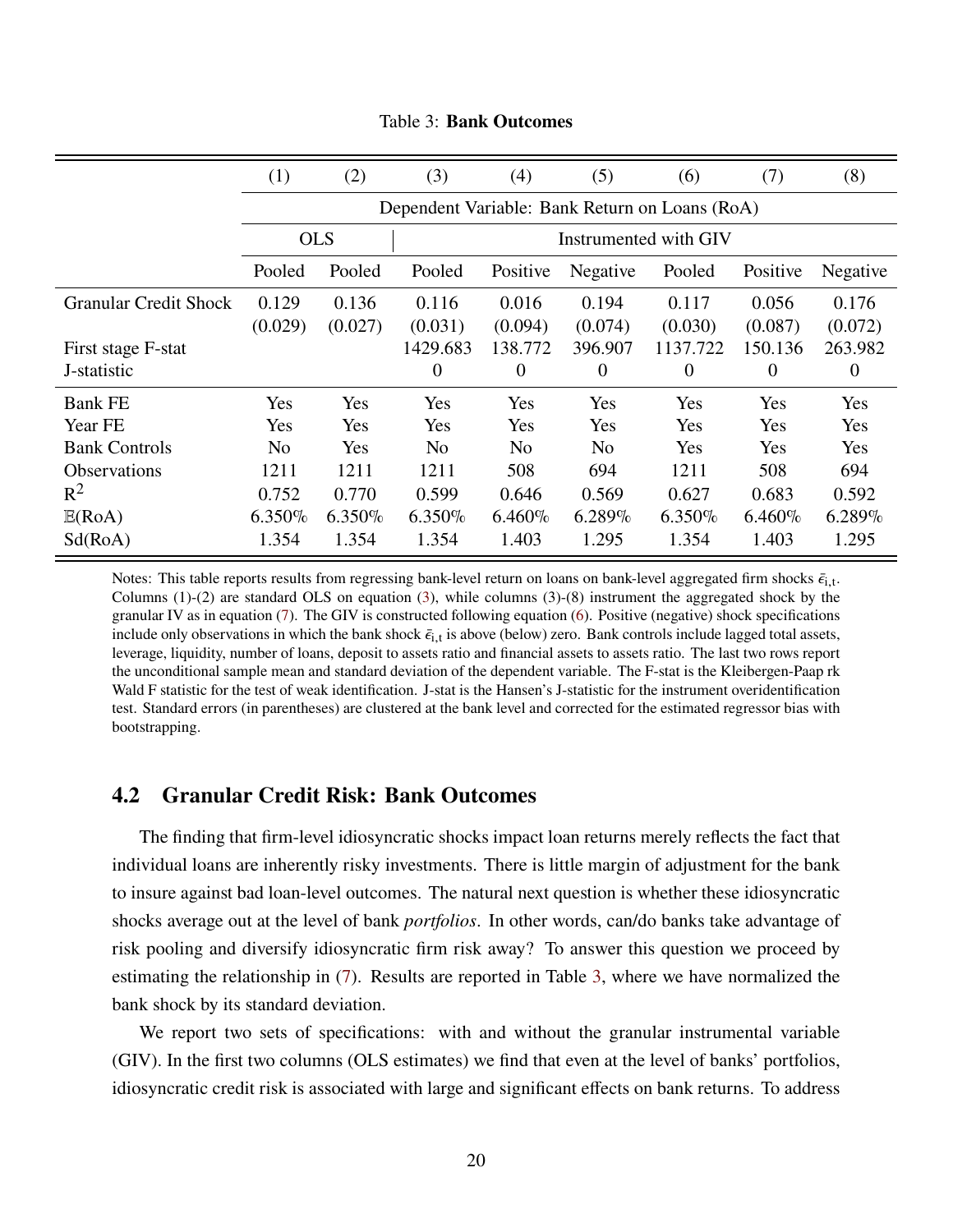Table 3: **Bank Outcomes**

| | (1) | (2) | (3) | (4) | (5) | (6) | (7) | (8) |
|---|---|---|---|---|---|---|---|---|
| | Dependent Variable: Bank Return on Loans (RoA) | | | | | | | |
| | OLS | | Instrumented with GIV | | | | | |
| | Pooled | Pooled | Pooled | Positive | Negative | Pooled | Positive | Negative |
| Granular Credit Shock | 0.129 | 0.136 | 0.116 | 0.016 | 0.194 | 0.117 | 0.056 | 0.176 |
| | (0.029) | (0.027) | (0.031) | (0.094) | (0.074) | (0.030) | (0.087) | (0.072) |
| First stage F-stat | | | 1429.683 | 138.772 | 396.907 | 1137.722 | 150.136 | 263.982 |
| J-statistic | | | 0 | 0 | 0 | 0 | 0 | 0 |
| Bank FE | Yes | Yes | Yes | Yes | Yes | Yes | Yes | Yes |
| Year FE | Yes | Yes | Yes | Yes | Yes | Yes | Yes | Yes |
| Bank Controls | No | Yes | No | No | No | Yes | Yes | Yes |
| Observations | 1211 | 1211 | 1211 | 508 | 694 | 1211 | 508 | 694 |
| $R^2$ | 0.752 | 0.770 | 0.599 | 0.646 | 0.569 | 0.627 | 0.683 | 0.592 |
| $\mathbb{E}$(RoA) | 6.350% | 6.350% | 6.350% | 6.460% | 6.289% | 6.350% | 6.460% | 6.289% |
| Sd(RoA) | 1.354 | 1.354 | 1.354 | 1.403 | 1.295 | 1.354 | 1.403 | 1.295 |

Notes: This table reports results from regressing bank-level return on loans on bank-level aggregated firm shocks $\bar{\epsilon}_{i,t}$. Columns (1)-(2) are standard OLS on equation (3), while columns (3)-(8) instrument the aggregated shock by the granular IV as in equation (7). The GIV is constructed following equation (6). Positive (negative) shock specifications include only observations in which the bank shock $\bar{\epsilon}_{i,t}$ is above (below) zero. Bank controls include lagged total assets, leverage, liquidity, number of loans, deposit to assets ratio and financial assets to assets ratio. The last two rows report the unconditional sample mean and standard deviation of the dependent variable. The F-stat is the Kleibergen-Paap rk Wald F statistic for the test of weak identification. J-stat is the Hansen's J-statistic for the instrument overidentification test. Standard errors (in parentheses) are clustered at the bank level and corrected for the estimated regressor bias with bootstrapping.

## 4.2 Granular Credit Risk: Bank Outcomes

The finding that firm-level idiosyncratic shocks impact loan returns merely reflects the fact that individual loans are inherently risky investments. There is little margin of adjustment for the bank to insure against bad loan-level outcomes. The natural next question is whether these idiosyncratic shocks average out at the level of bank *portfolios*. In other words, can/do banks take advantage of risk pooling and diversify idiosyncratic firm risk away? To answer this question we proceed by estimating the relationship in (7). Results are reported in Table 3, where we have normalized the bank shock by its standard deviation.

We report two sets of specifications: with and without the granular instrumental variable (GIV). In the first two columns (OLS estimates) we find that even at the level of banks' portfolios, idiosyncratic credit risk is associated with large and significant effects on bank returns. To address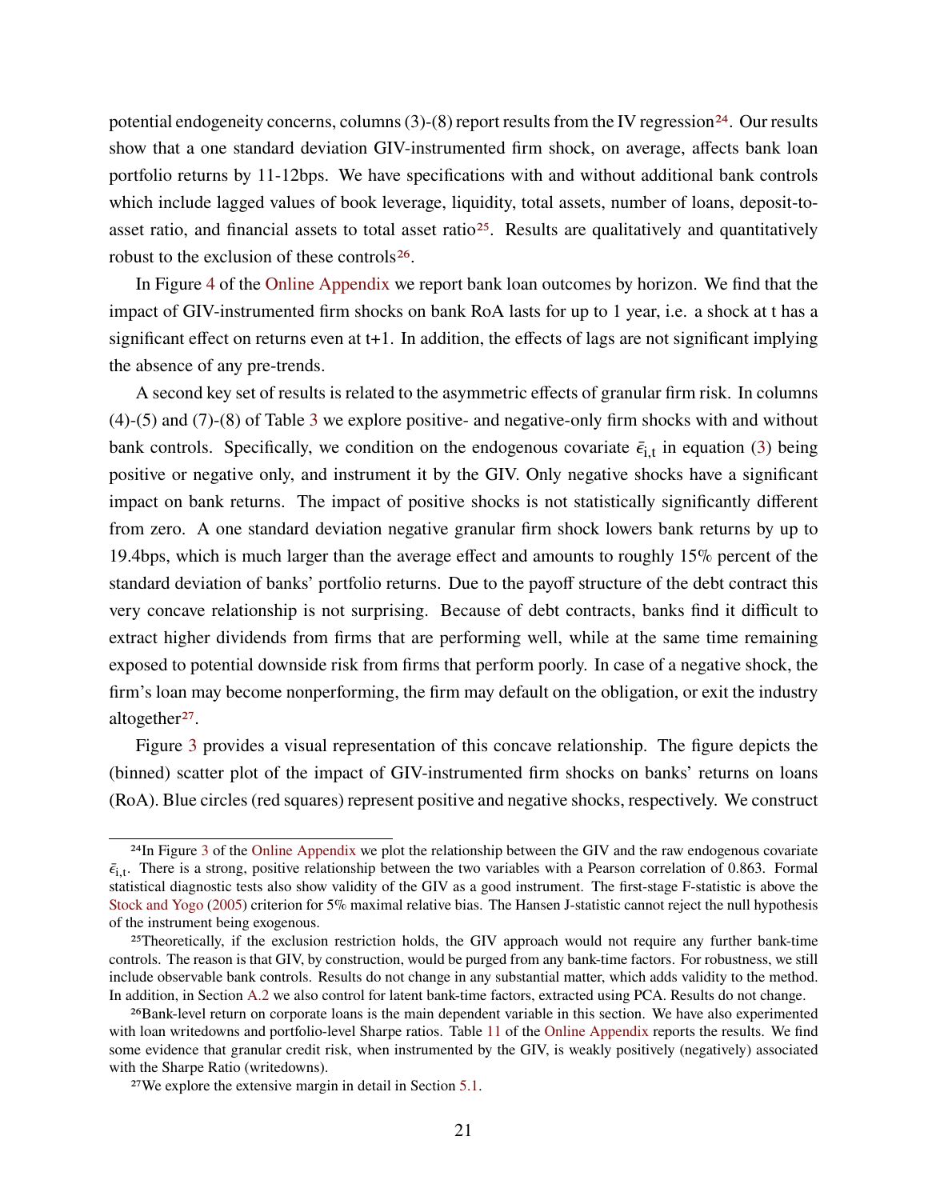potential endogeneity concerns, columns (3)-(8) report results from the IV regression[24]. Our results show that a one standard deviation GIV-instrumented firm shock, on average, affects bank loan portfolio returns by 11-12bps. We have specifications with and without additional bank controls which include lagged values of book leverage, liquidity, total assets, number of loans, deposit-to-asset ratio, and financial assets to total asset ratio[25]. Results are qualitatively and quantitatively robust to the exclusion of these controls[26].

In Figure 4 of the Online Appendix we report bank loan outcomes by horizon. We find that the impact of GIV-instrumented firm shocks on bank RoA lasts for up to 1 year, i.e. a shock at t has a significant effect on returns even at t+1. In addition, the effects of lags are not significant implying the absence of any pre-trends.

A second key set of results is related to the asymmetric effects of granular firm risk. In columns (4)-(5) and (7)-(8) of Table 3 we explore positive- and negative-only firm shocks with and without bank controls. Specifically, we condition on the endogenous covariate $\bar{\epsilon}_{i,t}$ in equation (3) being positive or negative only, and instrument it by the GIV. Only negative shocks have a significant impact on bank returns. The impact of positive shocks is not statistically significantly different from zero. A one standard deviation negative granular firm shock lowers bank returns by up to 19.4bps, which is much larger than the average effect and amounts to roughly 15% percent of the standard deviation of banks' portfolio returns. Due to the payoff structure of the debt contract this very concave relationship is not surprising. Because of debt contracts, banks find it difficult to extract higher dividends from firms that are performing well, while at the same time remaining exposed to potential downside risk from firms that perform poorly. In case of a negative shock, the firm's loan may become nonperforming, the firm may default on the obligation, or exit the industry altogether[27].

Figure 3 provides a visual representation of this concave relationship. The figure depicts the (binned) scatter plot of the impact of GIV-instrumented firm shocks on banks' returns on loans (RoA). Blue circles (red squares) represent positive and negative shocks, respectively. We construct

[24] In Figure 3 of the Online Appendix we plot the relationship between the GIV and the raw endogenous covariate $\bar{\epsilon}_{i,t}$. There is a strong, positive relationship between the two variables with a Pearson correlation of 0.863. Formal statistical diagnostic tests also show validity of the GIV as a good instrument. The first-stage F-statistic is above the Stock and Yogo (2005) criterion for 5% maximal relative bias. The Hansen J-statistic cannot reject the null hypothesis of the instrument being exogenous.

[25] Theoretically, if the exclusion restriction holds, the GIV approach would not require any further bank-time controls. The reason is that GIV, by construction, would be purged from any bank-time factors. For robustness, we still include observable bank controls. Results do not change in any substantial matter, which adds validity to the method. In addition, in Section A.2 we also control for latent bank-time factors, extracted using PCA. Results do not change.

[26] Bank-level return on corporate loans is the main dependent variable in this section. We have also experimented with loan writedowns and portfolio-level Sharpe ratios. Table 11 of the Online Appendix reports the results. We find some evidence that granular credit risk, when instrumented by the GIV, is weakly positively (negatively) associated with the Sharpe Ratio (writedowns).

[27] We explore the extensive margin in detail in Section 5.1.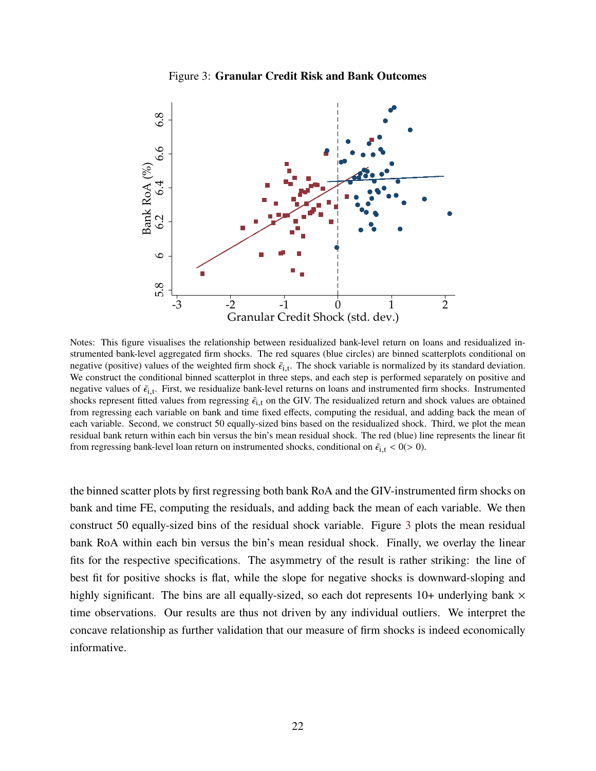Figure 3: **Granular Credit Risk and Bank Outcomes**

Notes: This figure visualises the relationship between residualized bank-level return on loans and residualized instrumented bank-level aggregated firm shocks. The red squares (blue circles) are binned scatterplots conditional on negative (positive) values of the weighted firm shock $\bar{\epsilon}_{i,t}$. The shock variable is normalized by its standard deviation. We construct the conditional binned scatterplot in three steps, and each step is performed separately on positive and negative values of $\bar{\epsilon}_{i,t}$. First, we residualize bank-level returns on loans and instrumented firm shocks. Instrumented shocks represent fitted values from regressing $\bar{\epsilon}_{i,t}$ on the GIV. The residualized return and shock values are obtained from regressing each variable on bank and time fixed effects, computing the residual, and adding back the mean of each variable. Second, we construct 50 equally-sized bins based on the residualized shock. Third, we plot the mean residual bank return within each bin versus the bin's mean residual shock. The red (blue) line represents the linear fit from regressing bank-level loan return on instrumented shocks, conditional on $\bar{\epsilon}_{i,t} < 0 (> 0)$.

the binned scatter plots by first regressing both bank RoA and the GIV-instrumented firm shocks on bank and time FE, computing the residuals, and adding back the mean of each variable. We then construct 50 equally-sized bins of the residual shock variable. Figure 3 plots the mean residual bank RoA within each bin versus the bin's mean residual shock. Finally, we overlay the linear fits for the respective specifications. The asymmetry of the result is rather striking: the line of best fit for positive shocks is flat, while the slope for negative shocks is downward-sloping and highly significant. The bins are all equally-sized, so each dot represents 10+ underlying bank $\times$ time observations. Our results are thus not driven by any individual outliers. We interpret the concave relationship as further validation that our measure of firm shocks is indeed economically informative.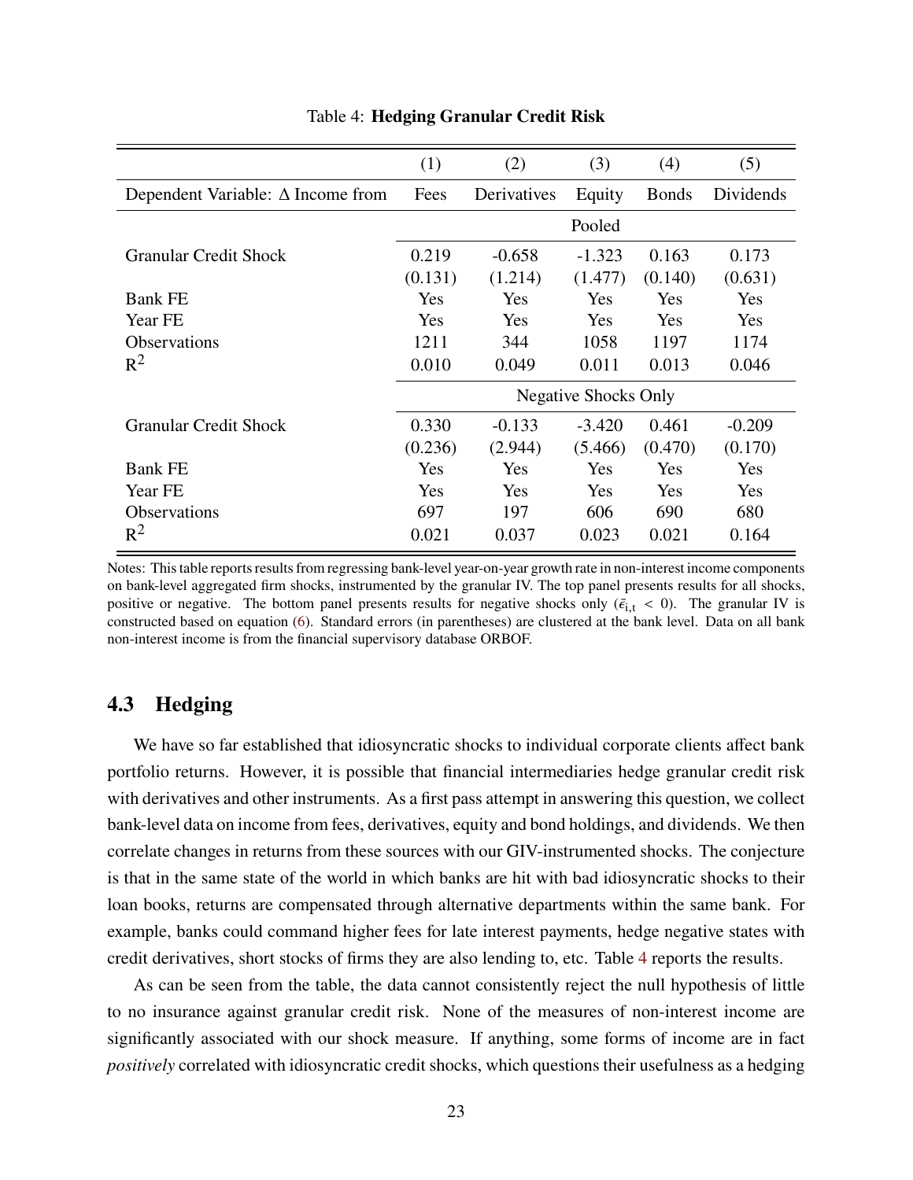Table 4: **Hedging Granular Credit Risk**

| | (1) | (2) | (3) | (4) | (5) |
|---|---|---|---|---|---|
| Dependent Variable: Δ Income from | Fees | Derivatives | Equity | Bonds | Dividends |
| | | | Pooled | | |
| Granular Credit Shock | 0.219 | -0.658 | -1.323 | 0.163 | 0.173 |
| | (0.131) | (1.214) | (1.477) | (0.140) | (0.631) |
| Bank FE | Yes | Yes | Yes | Yes | Yes |
| Year FE | Yes | Yes | Yes | Yes | Yes |
| Observations | 1211 | 344 | 1058 | 1197 | 1174 |
| $R^2$ | 0.010 | 0.049 | 0.011 | 0.013 | 0.046 |
| | | | Negative Shocks Only | | |
| Granular Credit Shock | 0.330 | -0.133 | -3.420 | 0.461 | -0.209 |
| | (0.236) | (2.944) | (5.466) | (0.470) | (0.170) |
| Bank FE | Yes | Yes | Yes | Yes | Yes |
| Year FE | Yes | Yes | Yes | Yes | Yes |
| Observations | 697 | 197 | 606 | 690 | 680 |
| $R^2$ | 0.021 | 0.037 | 0.023 | 0.021 | 0.164 |

Notes: This table reports results from regressing bank-level year-on-year growth rate in non-interest income components on bank-level aggregated firm shocks, instrumented by the granular IV. The top panel presents results for all shocks, positive or negative. The bottom panel presents results for negative shocks only ($\bar{\epsilon}_{i,t} < 0$). The granular IV is constructed based on equation (6). Standard errors (in parentheses) are clustered at the bank level. Data on all bank non-interest income is from the financial supervisory database ORBOF.

## 4.3 Hedging

We have so far established that idiosyncratic shocks to individual corporate clients affect bank portfolio returns. However, it is possible that financial intermediaries hedge granular credit risk with derivatives and other instruments. As a first pass attempt in answering this question, we collect bank-level data on income from fees, derivatives, equity and bond holdings, and dividends. We then correlate changes in returns from these sources with our GIV-instrumented shocks. The conjecture is that in the same state of the world in which banks are hit with bad idiosyncratic shocks to their loan books, returns are compensated through alternative departments within the same bank. For example, banks could command higher fees for late interest payments, hedge negative states with credit derivatives, short stocks of firms they are also lending to, etc. Table 4 reports the results.

As can be seen from the table, the data cannot consistently reject the null hypothesis of little to no insurance against granular credit risk. None of the measures of non-interest income are significantly associated with our shock measure. If anything, some forms of income are in fact *positively* correlated with idiosyncratic credit shocks, which questions their usefulness as a hedging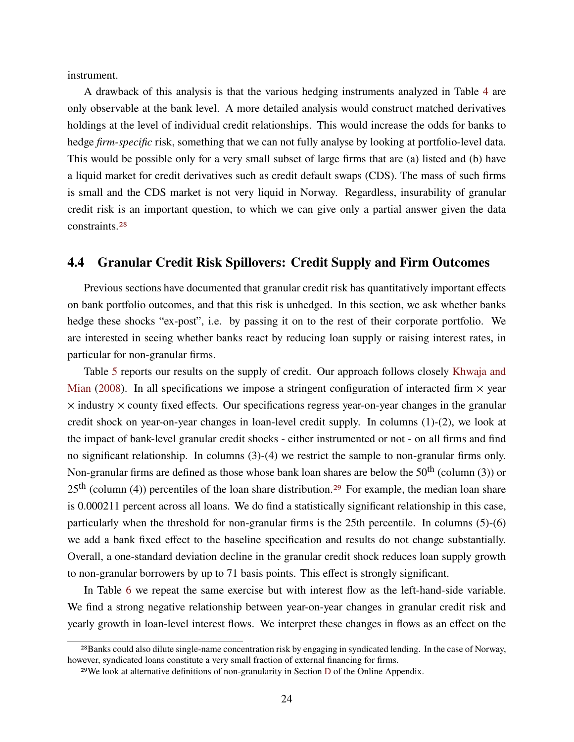instrument.

A drawback of this analysis is that the various hedging instruments analyzed in Table 4 are only observable at the bank level. A more detailed analysis would construct matched derivatives holdings at the level of individual credit relationships. This would increase the odds for banks to hedge *firm-specific* risk, something that we can not fully analyse by looking at portfolio-level data. This would be possible only for a very small subset of large firms that are (a) listed and (b) have a liquid market for credit derivatives such as credit default swaps (CDS). The mass of such firms is small and the CDS market is not very liquid in Norway. Regardless, insurability of granular credit risk is an important question, to which we can give only a partial answer given the data constraints.[28]

## 4.4 Granular Credit Risk Spillovers: Credit Supply and Firm Outcomes

Previous sections have documented that granular credit risk has quantitatively important effects on bank portfolio outcomes, and that this risk is unhedged. In this section, we ask whether banks hedge these shocks "ex-post", i.e. by passing it on to the rest of their corporate portfolio. We are interested in seeing whether banks react by reducing loan supply or raising interest rates, in particular for non-granular firms.

Table 5 reports our results on the supply of credit. Our approach follows closely Khwaja and Mian (2008). In all specifications we impose a stringent configuration of interacted firm $\times$ year $\times$ industry $\times$ county fixed effects. Our specifications regress year-on-year changes in the granular credit shock on year-on-year changes in loan-level credit supply. In columns (1)-(2), we look at the impact of bank-level granular credit shocks - either instrumented or not - on all firms and find no significant relationship. In columns (3)-(4) we restrict the sample to non-granular firms only. Non-granular firms are defined as those whose bank loan shares are below the $50^{\text{th}}$ (column (3)) or $25^{\text{th}}$ (column (4)) percentiles of the loan share distribution.[29] For example, the median loan share is 0.000211 percent across all loans. We do find a statistically significant relationship in this case, particularly when the threshold for non-granular firms is the 25th percentile. In columns (5)-(6) we add a bank fixed effect to the baseline specification and results do not change substantially. Overall, a one-standard deviation decline in the granular credit shock reduces loan supply growth to non-granular borrowers by up to 71 basis points. This effect is strongly significant.

In Table 6 we repeat the same exercise but with interest flow as the left-hand-side variable. We find a strong negative relationship between year-on-year changes in granular credit risk and yearly growth in loan-level interest flows. We interpret these changes in flows as an effect on the

---

[28] Banks could also dilute single-name concentration risk by engaging in syndicated lending. In the case of Norway, however, syndicated loans constitute a very small fraction of external financing for firms.

[29] We look at alternative definitions of non-granularity in Section D of the Online Appendix.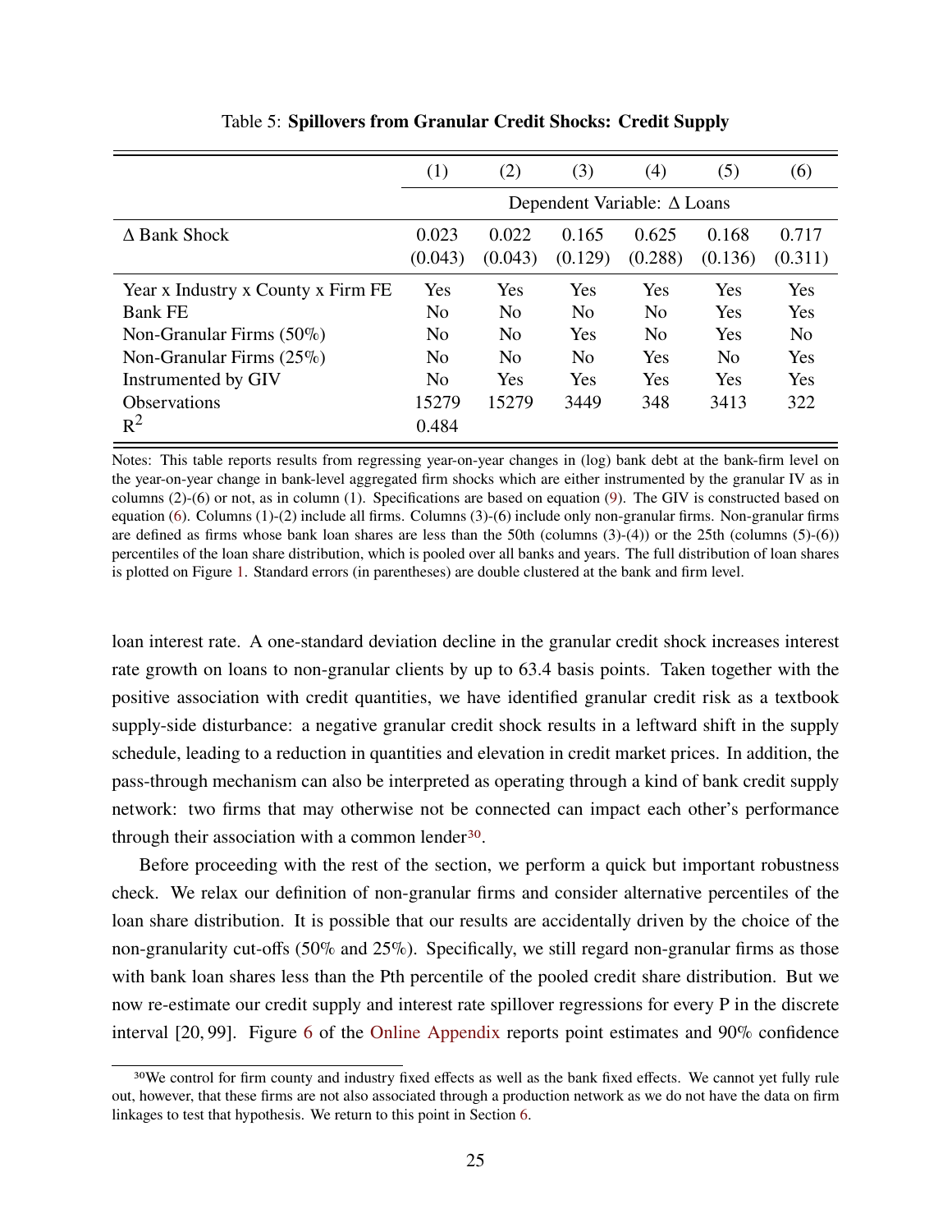Table 5: **Spillovers from Granular Credit Shocks: Credit Supply**

| | (1) | (2) | (3) | (4) | (5) | (6) |
|---|---|---|---|---|---|---|
| | Dependent Variable: $\Delta$ Loans | | | | | |
| $\Delta$ Bank Shock | 0.023 | 0.022 | 0.165 | 0.625 | 0.168 | 0.717 |
| | (0.043) | (0.043) | (0.129) | (0.288) | (0.136) | (0.311) |
| Year x Industry x County x Firm FE | Yes | Yes | Yes | Yes | Yes | Yes |
| Bank FE | No | No | No | No | Yes | Yes |
| Non-Granular Firms (50%) | No | No | Yes | No | Yes | No |
| Non-Granular Firms (25%) | No | No | No | Yes | No | Yes |
| Instrumented by GIV | No | Yes | Yes | Yes | Yes | Yes |
| Observations | 15279 | 15279 | 3449 | 348 | 3413 | 322 |
| $R^2$ | 0.484 | | | | | |

Notes: This table reports results from regressing year-on-year changes in (log) bank debt at the bank-firm level on the year-on-year change in bank-level aggregated firm shocks which are either instrumented by the granular IV as in columns (2)-(6) or not, as in column (1). Specifications are based on equation (9). The GIV is constructed based on equation (6). Columns (1)-(2) include all firms. Columns (3)-(6) include only non-granular firms. Non-granular firms are defined as firms whose bank loan shares are less than the 50th (columns (3)-(4)) or the 25th (columns (5)-(6)) percentiles of the loan share distribution, which is pooled over all banks and years. The full distribution of loan shares is plotted on Figure 1. Standard errors (in parentheses) are double clustered at the bank and firm level.

loan interest rate. A one-standard deviation decline in the granular credit shock increases interest rate growth on loans to non-granular clients by up to 63.4 basis points. Taken together with the positive association with credit quantities, we have identified granular credit risk as a textbook supply-side disturbance: a negative granular credit shock results in a leftward shift in the supply schedule, leading to a reduction in quantities and elevation in credit market prices. In addition, the pass-through mechanism can also be interpreted as operating through a kind of bank credit supply network: two firms that may otherwise not be connected can impact each other's performance through their association with a common lender[30].

Before proceeding with the rest of the section, we perform a quick but important robustness check. We relax our definition of non-granular firms and consider alternative percentiles of the loan share distribution. It is possible that our results are accidentally driven by the choice of the non-granularity cut-offs (50% and 25%). Specifically, we still regard non-granular firms as those with bank loan shares less than the Pth percentile of the pooled credit share distribution. But we now re-estimate our credit supply and interest rate spillover regressions for every P in the discrete interval $[20, 99]$. Figure 6 of the Online Appendix reports point estimates and 90% confidence

[30] We control for firm county and industry fixed effects as well as the bank fixed effects. We cannot yet fully rule out, however, that these firms are not also associated through a production network as we do not have the data on firm linkages to test that hypothesis. We return to this point in Section 6.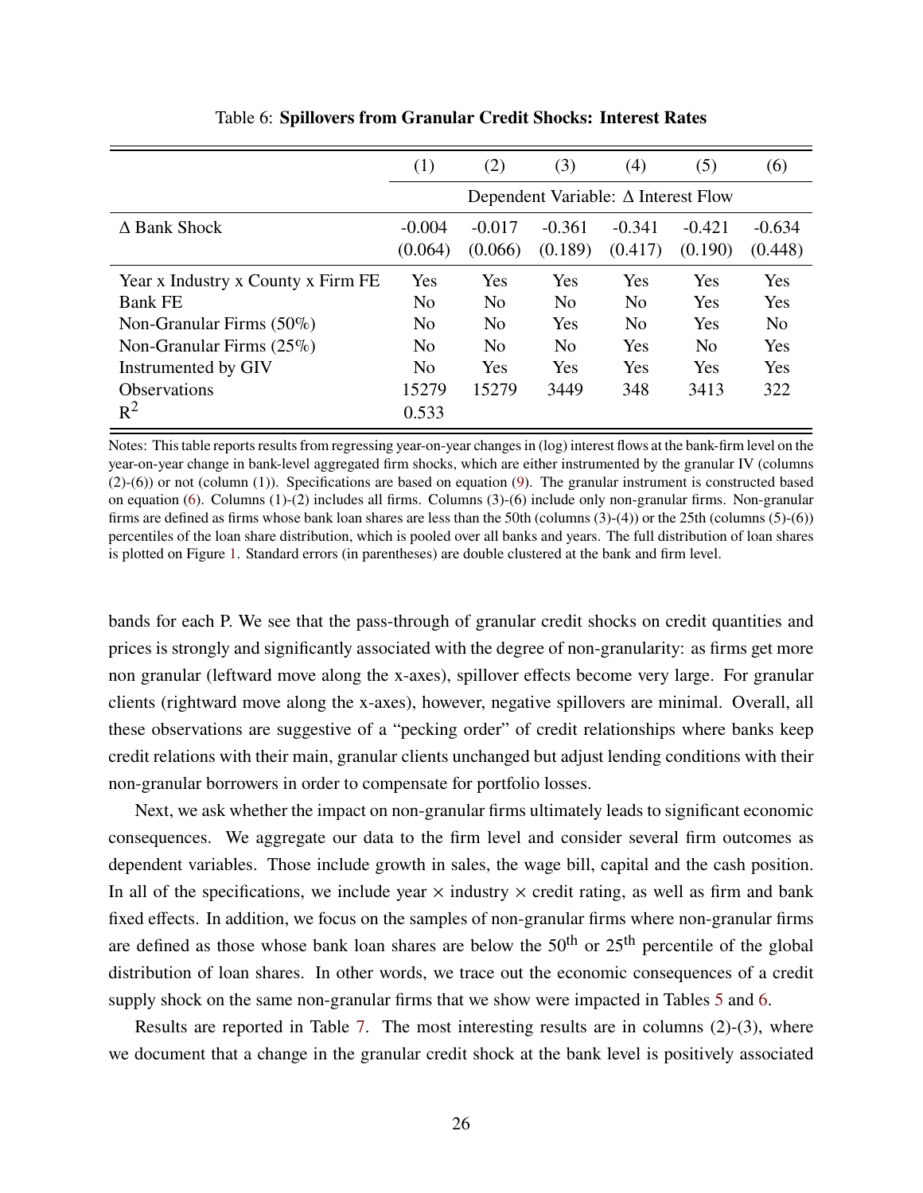Table 6: **Spillovers from Granular Credit Shocks: Interest Rates**

| | (1) | (2) | (3) | (4) | (5) | (6) |
|---|---|---|---|---|---|---|
| | Dependent Variable: Δ Interest Flow | | | | | |
| Δ Bank Shock | -0.004 | -0.017 | -0.361 | -0.341 | -0.421 | -0.634 |
| | (0.064) | (0.066) | (0.189) | (0.417) | (0.190) | (0.448) |
| Year x Industry x County x Firm FE | Yes | Yes | Yes | Yes | Yes | Yes |
| Bank FE | No | No | No | No | Yes | Yes |
| Non-Granular Firms (50%) | No | No | Yes | No | Yes | No |
| Non-Granular Firms (25%) | No | No | No | Yes | No | Yes |
| Instrumented by GIV | No | Yes | Yes | Yes | Yes | Yes |
| Observations | 15279 | 15279 | 3449 | 348 | 3413 | 322 |
| $R^2$ | 0.533 | | | | | |

Notes: This table reports results from regressing year-on-year changes in (log) interest flows at the bank-firm level on the year-on-year change in bank-level aggregated firm shocks, which are either instrumented by the granular IV (columns (2)-(6)) or not (column (1)). Specifications are based on equation (9). The granular instrument is constructed based on equation (6). Columns (1)-(2) includes all firms. Columns (3)-(6) include only non-granular firms. Non-granular firms are defined as firms whose bank loan shares are less than the 50th (columns (3)-(4)) or the 25th (columns (5)-(6)) percentiles of the loan share distribution, which is pooled over all banks and years. The full distribution of loan shares is plotted on Figure 1. Standard errors (in parentheses) are double clustered at the bank and firm level.

bands for each P. We see that the pass-through of granular credit shocks on credit quantities and prices is strongly and significantly associated with the degree of non-granularity: as firms get more non granular (leftward move along the x-axes), spillover effects become very large. For granular clients (rightward move along the x-axes), however, negative spillovers are minimal. Overall, all these observations are suggestive of a "pecking order" of credit relationships where banks keep credit relations with their main, granular clients unchanged but adjust lending conditions with their non-granular borrowers in order to compensate for portfolio losses.

Next, we ask whether the impact on non-granular firms ultimately leads to significant economic consequences. We aggregate our data to the firm level and consider several firm outcomes as dependent variables. Those include growth in sales, the wage bill, capital and the cash position. In all of the specifications, we include year × industry × credit rating, as well as firm and bank fixed effects. In addition, we focus on the samples of non-granular firms where non-granular firms are defined as those whose bank loan shares are below the 50$^{\text{th}}$ or 25$^{\text{th}}$ percentile of the global distribution of loan shares. In other words, we trace out the economic consequences of a credit supply shock on the same non-granular firms that we show were impacted in Tables 5 and 6.

Results are reported in Table 7. The most interesting results are in columns (2)-(3), where we document that a change in the granular credit shock at the bank level is positively associated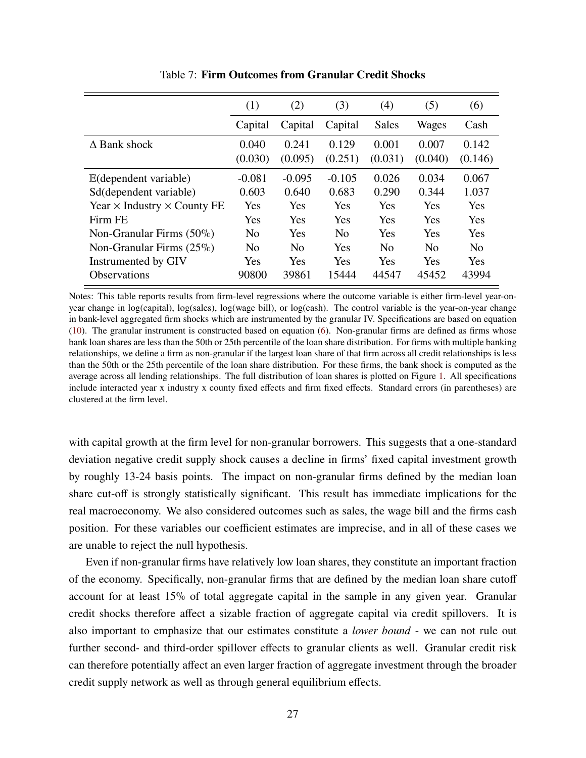Table 7: **Firm Outcomes from Granular Credit Shocks**

| | (1) | (2) | (3) | (4) | (5) | (6) |
|---|---|---|---|---|---|---|
| | Capital | Capital | Capital | Sales | Wages | Cash |
| $\Delta$ Bank shock | 0.040 | 0.241 | 0.129 | 0.001 | 0.007 | 0.142 |
| | (0.030) | (0.095) | (0.251) | (0.031) | (0.040) | (0.146) |
| $\mathbb{E}$(dependent variable) | -0.081 | -0.095 | -0.105 | 0.026 | 0.034 | 0.067 |
| Sd(dependent variable) | 0.603 | 0.640 | 0.683 | 0.290 | 0.344 | 1.037 |
| Year $\times$ Industry $\times$ County FE | Yes | Yes | Yes | Yes | Yes | Yes |
| Firm FE | Yes | Yes | Yes | Yes | Yes | Yes |
| Non-Granular Firms (50%) | No | Yes | No | Yes | Yes | Yes |
| Non-Granular Firms (25%) | No | No | Yes | No | No | No |
| Instrumented by GIV | Yes | Yes | Yes | Yes | Yes | Yes |
| Observations | 90800 | 39861 | 15444 | 44547 | 45452 | 43994 |

Notes: This table reports results from firm-level regressions where the outcome variable is either firm-level year-on-year change in log(capital), log(sales), log(wage bill), or log(cash). The control variable is the year-on-year change in bank-level aggregated firm shocks which are instrumented by the granular IV. Specifications are based on equation (10). The granular instrument is constructed based on equation (6). Non-granular firms are defined as firms whose bank loan shares are less than the 50th or 25th percentile of the loan share distribution. For firms with multiple banking relationships, we define a firm as non-granular if the largest loan share of that firm across all credit relationships is less than the 50th or the 25th percentile of the loan share distribution. For these firms, the bank shock is computed as the average across all lending relationships. The full distribution of loan shares is plotted on Figure 1. All specifications include interacted year x industry x county fixed effects and firm fixed effects. Standard errors (in parentheses) are clustered at the firm level.

with capital growth at the firm level for non-granular borrowers. This suggests that a one-standard deviation negative credit supply shock causes a decline in firms' fixed capital investment growth by roughly 13-24 basis points. The impact on non-granular firms defined by the median loan share cut-off is strongly statistically significant. This result has immediate implications for the real macroeconomy. We also considered outcomes such as sales, the wage bill and the firms cash position. For these variables our coefficient estimates are imprecise, and in all of these cases we are unable to reject the null hypothesis.

Even if non-granular firms have relatively low loan shares, they constitute an important fraction of the economy. Specifically, non-granular firms that are defined by the median loan share cutoff account for at least 15% of total aggregate capital in the sample in any given year. Granular credit shocks therefore affect a sizable fraction of aggregate capital via credit spillovers. It is also important to emphasize that our estimates constitute a *lower bound* - we can not rule out further second- and third-order spillover effects to granular clients as well. Granular credit risk can therefore potentially affect an even larger fraction of aggregate investment through the broader credit supply network as well as through general equilibrium effects.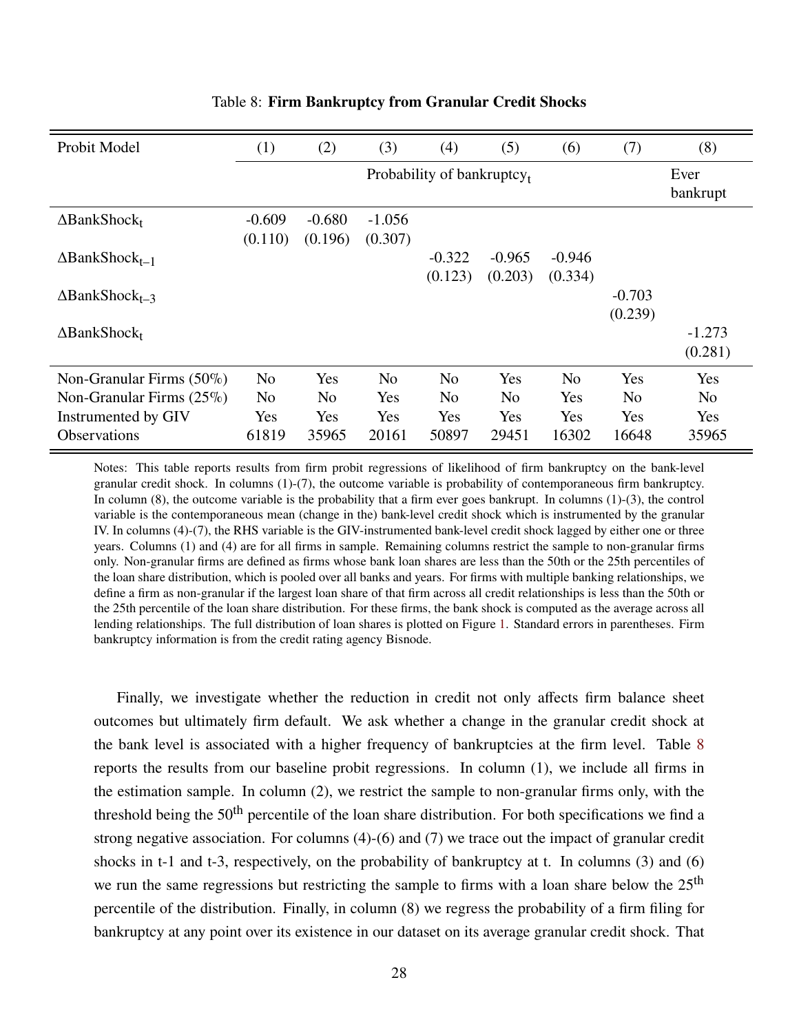Table 8: **Firm Bankruptcy from Granular Credit Shocks**

| Probit Model | (1) | (2) | (3) | (4) | (5) | (6) | (7) | (8) |
|---|---|---|---|---|---|---|---|---|
| | Probability of bankruptcy$_t$ | | | | | | | Ever bankrupt |
| $\Delta$BankShock$_t$ | -0.609 | -0.680 | -1.056 | | | | | |
| | (0.110) | (0.196) | (0.307) | | | | | |
| $\Delta$BankShock$_{t-1}$ | | | | -0.322 | -0.965 | -0.946 | | |
| | | | | (0.123) | (0.203) | (0.334) | | |
| $\Delta$BankShock$_{t-3}$ | | | | | | | -0.703 | |
| | | | | | | | (0.239) | |
| $\Delta$BankShock$_t$ | | | | | | | | -1.273 |
| | | | | | | | | (0.281) |
| Non-Granular Firms (50%) | No | Yes | No | No | Yes | No | Yes | Yes |
| Non-Granular Firms (25%) | No | No | Yes | No | No | Yes | No | No |
| Instrumented by GIV | Yes | Yes | Yes | Yes | Yes | Yes | Yes | Yes |
| Observations | 61819 | 35965 | 20161 | 50897 | 29451 | 16302 | 16648 | 35965 |

Notes: This table reports results from firm probit regressions of likelihood of firm bankruptcy on the bank-level granular credit shock. In columns (1)-(7), the outcome variable is probability of contemporaneous firm bankruptcy. In column (8), the outcome variable is the probability that a firm ever goes bankrupt. In columns (1)-(3), the control variable is the contemporaneous mean (change in the) bank-level credit shock which is instrumented by the granular IV. In columns (4)-(7), the RHS variable is the GIV-instrumented bank-level credit shock lagged by either one or three years. Columns (1) and (4) are for all firms in sample. Remaining columns restrict the sample to non-granular firms only. Non-granular firms are defined as firms whose bank loan shares are less than the 50th or the 25th percentiles of the loan share distribution, which is pooled over all banks and years. For firms with multiple banking relationships, we define a firm as non-granular if the largest loan share of that firm across all credit relationships is less than the 50th or the 25th percentile of the loan share distribution. For these firms, the bank shock is computed as the average across all lending relationships. The full distribution of loan shares is plotted on Figure 1. Standard errors in parentheses. Firm bankruptcy information is from the credit rating agency Bisnode.

Finally, we investigate whether the reduction in credit not only affects firm balance sheet outcomes but ultimately firm default. We ask whether a change in the granular credit shock at the bank level is associated with a higher frequency of bankruptcies at the firm level. Table 8 reports the results from our baseline probit regressions. In column (1), we include all firms in the estimation sample. In column (2), we restrict the sample to non-granular firms only, with the threshold being the 50$^{\text{th}}$ percentile of the loan share distribution. For both specifications we find a strong negative association. For columns (4)-(6) and (7) we trace out the impact of granular credit shocks in t-1 and t-3, respectively, on the probability of bankruptcy at t. In columns (3) and (6) we run the same regressions but restricting the sample to firms with a loan share below the 25$^{\text{th}}$ percentile of the distribution. Finally, in column (8) we regress the probability of a firm filing for bankruptcy at any point over its existence in our dataset on its average granular credit shock. That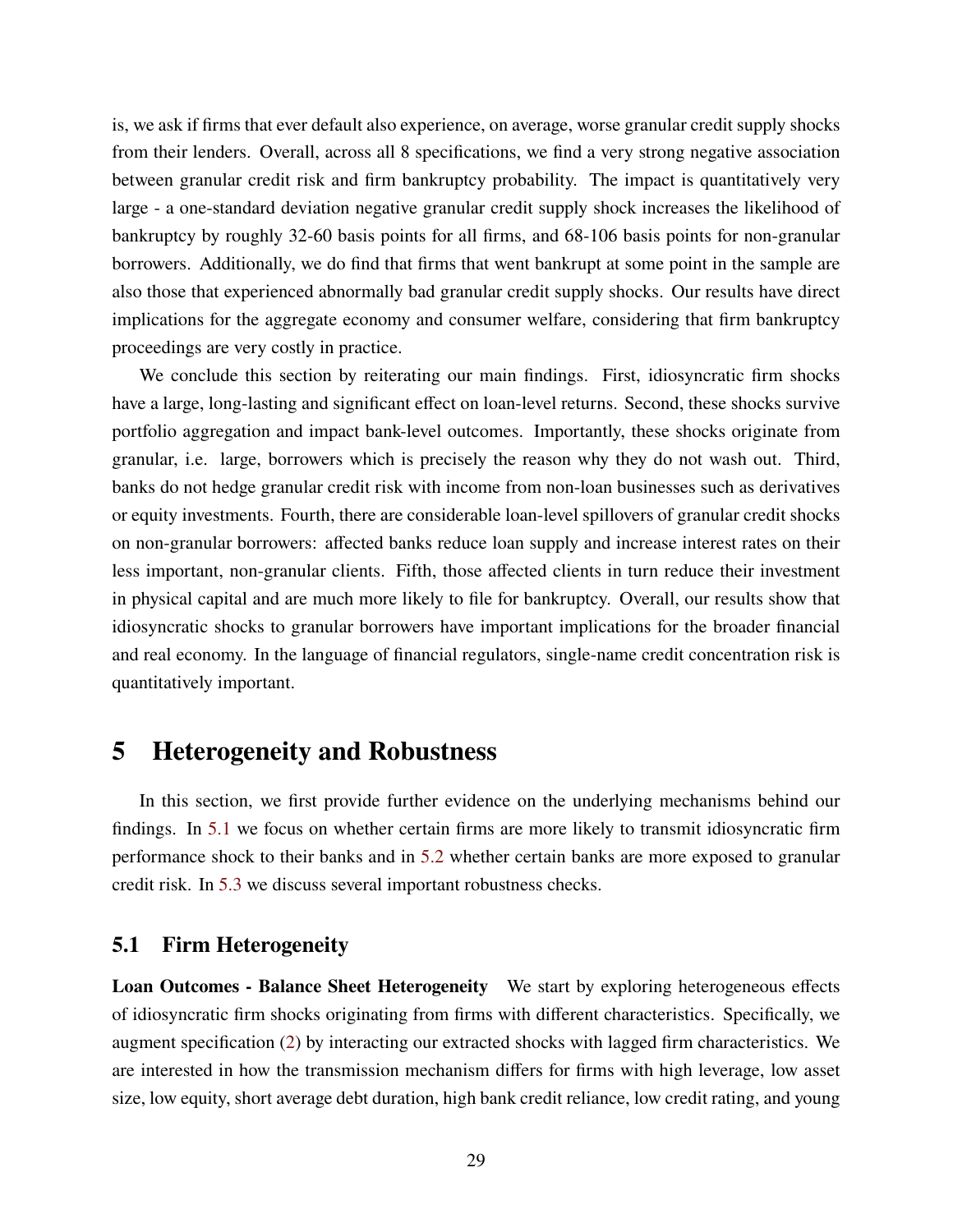is, we ask if firms that ever default also experience, on average, worse granular credit supply shocks from their lenders. Overall, across all 8 specifications, we find a very strong negative association between granular credit risk and firm bankruptcy probability. The impact is quantitatively very large - a one-standard deviation negative granular credit supply shock increases the likelihood of bankruptcy by roughly 32-60 basis points for all firms, and 68-106 basis points for non-granular borrowers. Additionally, we do find that firms that went bankrupt at some point in the sample are also those that experienced abnormally bad granular credit supply shocks. Our results have direct implications for the aggregate economy and consumer welfare, considering that firm bankruptcy proceedings are very costly in practice.

We conclude this section by reiterating our main findings. First, idiosyncratic firm shocks have a large, long-lasting and significant effect on loan-level returns. Second, these shocks survive portfolio aggregation and impact bank-level outcomes. Importantly, these shocks originate from granular, i.e. large, borrowers which is precisely the reason why they do not wash out. Third, banks do not hedge granular credit risk with income from non-loan businesses such as derivatives or equity investments. Fourth, there are considerable loan-level spillovers of granular credit shocks on non-granular borrowers: affected banks reduce loan supply and increase interest rates on their less important, non-granular clients. Fifth, those affected clients in turn reduce their investment in physical capital and are much more likely to file for bankruptcy. Overall, our results show that idiosyncratic shocks to granular borrowers have important implications for the broader financial and real economy. In the language of financial regulators, single-name credit concentration risk is quantitatively important.

# 5 Heterogeneity and Robustness

In this section, we first provide further evidence on the underlying mechanisms behind our findings. In 5.1 we focus on whether certain firms are more likely to transmit idiosyncratic firm performance shock to their banks and in 5.2 whether certain banks are more exposed to granular credit risk. In 5.3 we discuss several important robustness checks.

## 5.1 Firm Heterogeneity

**Loan Outcomes - Balance Sheet Heterogeneity** We start by exploring heterogeneous effects of idiosyncratic firm shocks originating from firms with different characteristics. Specifically, we augment specification (2) by interacting our extracted shocks with lagged firm characteristics. We are interested in how the transmission mechanism differs for firms with high leverage, low asset size, low equity, short average debt duration, high bank credit reliance, low credit rating, and young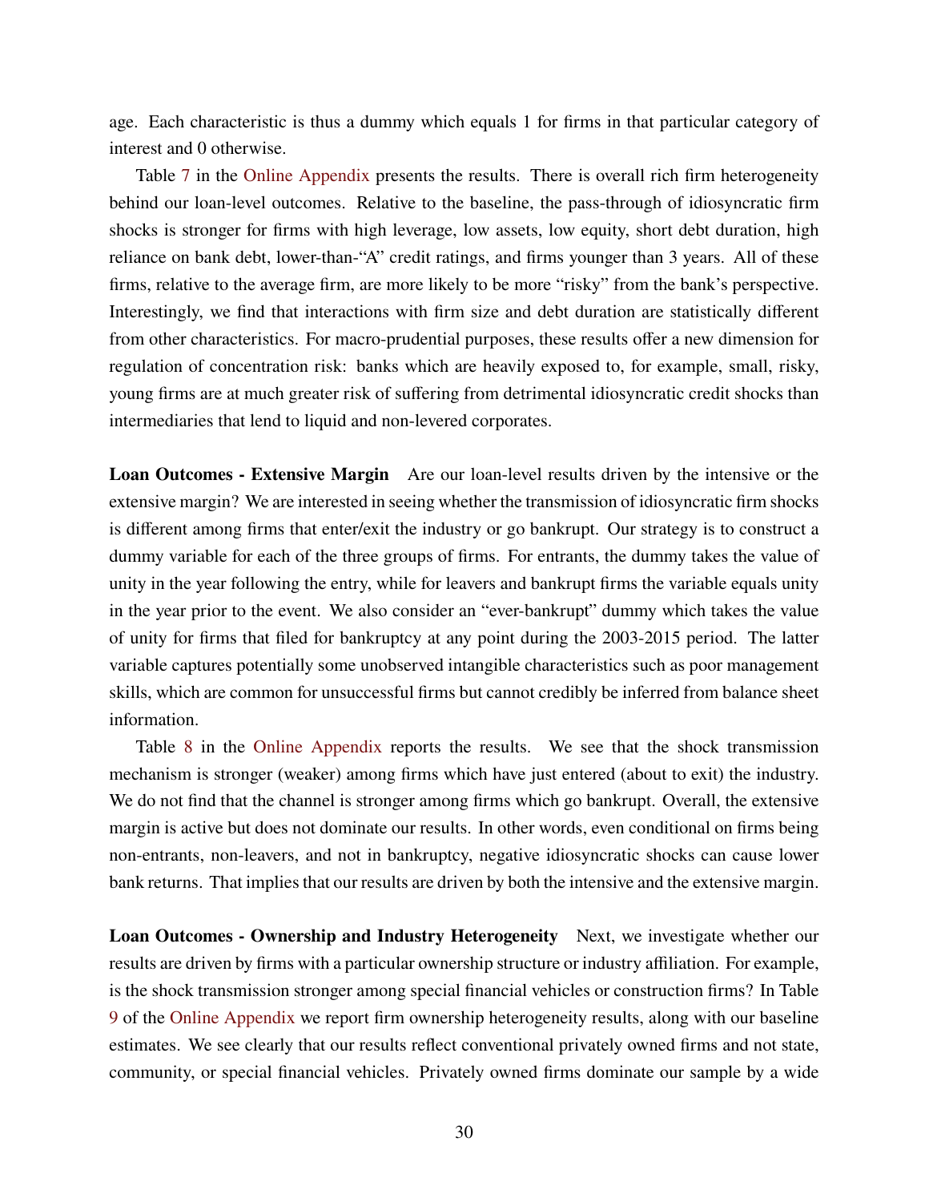age. Each characteristic is thus a dummy which equals 1 for firms in that particular category of interest and 0 otherwise.

Table 7 in the Online Appendix presents the results. There is overall rich firm heterogeneity behind our loan-level outcomes. Relative to the baseline, the pass-through of idiosyncratic firm shocks is stronger for firms with high leverage, low assets, low equity, short debt duration, high reliance on bank debt, lower-than-"A" credit ratings, and firms younger than 3 years. All of these firms, relative to the average firm, are more likely to be more "risky" from the bank's perspective. Interestingly, we find that interactions with firm size and debt duration are statistically different from other characteristics. For macro-prudential purposes, these results offer a new dimension for regulation of concentration risk: banks which are heavily exposed to, for example, small, risky, young firms are at much greater risk of suffering from detrimental idiosyncratic credit shocks than intermediaries that lend to liquid and non-levered corporates.

**Loan Outcomes - Extensive Margin** Are our loan-level results driven by the intensive or the extensive margin? We are interested in seeing whether the transmission of idiosyncratic firm shocks is different among firms that enter/exit the industry or go bankrupt. Our strategy is to construct a dummy variable for each of the three groups of firms. For entrants, the dummy takes the value of unity in the year following the entry, while for leavers and bankrupt firms the variable equals unity in the year prior to the event. We also consider an "ever-bankrupt" dummy which takes the value of unity for firms that filed for bankruptcy at any point during the 2003-2015 period. The latter variable captures potentially some unobserved intangible characteristics such as poor management skills, which are common for unsuccessful firms but cannot credibly be inferred from balance sheet information.

Table 8 in the Online Appendix reports the results. We see that the shock transmission mechanism is stronger (weaker) among firms which have just entered (about to exit) the industry. We do not find that the channel is stronger among firms which go bankrupt. Overall, the extensive margin is active but does not dominate our results. In other words, even conditional on firms being non-entrants, non-leavers, and not in bankruptcy, negative idiosyncratic shocks can cause lower bank returns. That implies that our results are driven by both the intensive and the extensive margin.

**Loan Outcomes - Ownership and Industry Heterogeneity** Next, we investigate whether our results are driven by firms with a particular ownership structure or industry affiliation. For example, is the shock transmission stronger among special financial vehicles or construction firms? In Table 9 of the Online Appendix we report firm ownership heterogeneity results, along with our baseline estimates. We see clearly that our results reflect conventional privately owned firms and not state, community, or special financial vehicles. Privately owned firms dominate our sample by a wide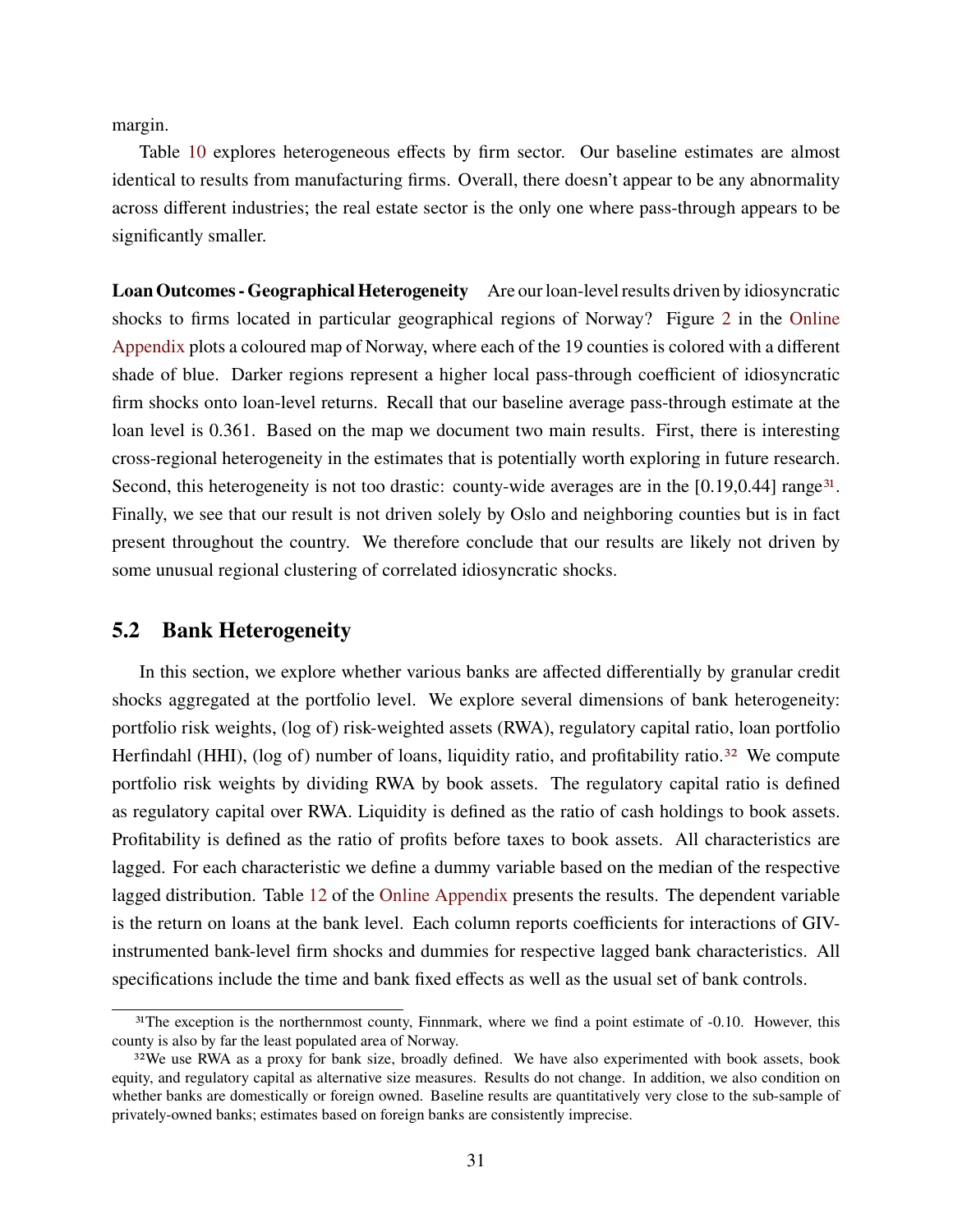margin.

Table 10 explores heterogeneous effects by firm sector. Our baseline estimates are almost identical to results from manufacturing firms. Overall, there doesn't appear to be any abnormality across different industries; the real estate sector is the only one where pass-through appears to be significantly smaller.

**Loan Outcomes - Geographical Heterogeneity** Are our loan-level results driven by idiosyncratic shocks to firms located in particular geographical regions of Norway? Figure 2 in the Online Appendix plots a coloured map of Norway, where each of the 19 counties is colored with a different shade of blue. Darker regions represent a higher local pass-through coefficient of idiosyncratic firm shocks onto loan-level returns. Recall that our baseline average pass-through estimate at the loan level is 0.361. Based on the map we document two main results. First, there is interesting cross-regional heterogeneity in the estimates that is potentially worth exploring in future research. Second, this heterogeneity is not too drastic: county-wide averages are in the [0.19,0.44] range[31]. Finally, we see that our result is not driven solely by Oslo and neighboring counties but is in fact present throughout the country. We therefore conclude that our results are likely not driven by some unusual regional clustering of correlated idiosyncratic shocks.

## 5.2 Bank Heterogeneity

In this section, we explore whether various banks are affected differentially by granular credit shocks aggregated at the portfolio level. We explore several dimensions of bank heterogeneity: portfolio risk weights, (log of) risk-weighted assets (RWA), regulatory capital ratio, loan portfolio Herfindahl (HHI), (log of) number of loans, liquidity ratio, and profitability ratio.[32] We compute portfolio risk weights by dividing RWA by book assets. The regulatory capital ratio is defined as regulatory capital over RWA. Liquidity is defined as the ratio of cash holdings to book assets. Profitability is defined as the ratio of profits before taxes to book assets. All characteristics are lagged. For each characteristic we define a dummy variable based on the median of the respective lagged distribution. Table 12 of the Online Appendix presents the results. The dependent variable is the return on loans at the bank level. Each column reports coefficients for interactions of GIV-instrumented bank-level firm shocks and dummies for respective lagged bank characteristics. All specifications include the time and bank fixed effects as well as the usual set of bank controls.

[31]The exception is the northernmost county, Finnmark, where we find a point estimate of -0.10. However, this county is also by far the least populated area of Norway.

[32]We use RWA as a proxy for bank size, broadly defined. We have also experimented with book assets, book equity, and regulatory capital as alternative size measures. Results do not change. In addition, we also condition on whether banks are domestically or foreign owned. Baseline results are quantitatively very close to the sub-sample of privately-owned banks; estimates based on foreign banks are consistently imprecise.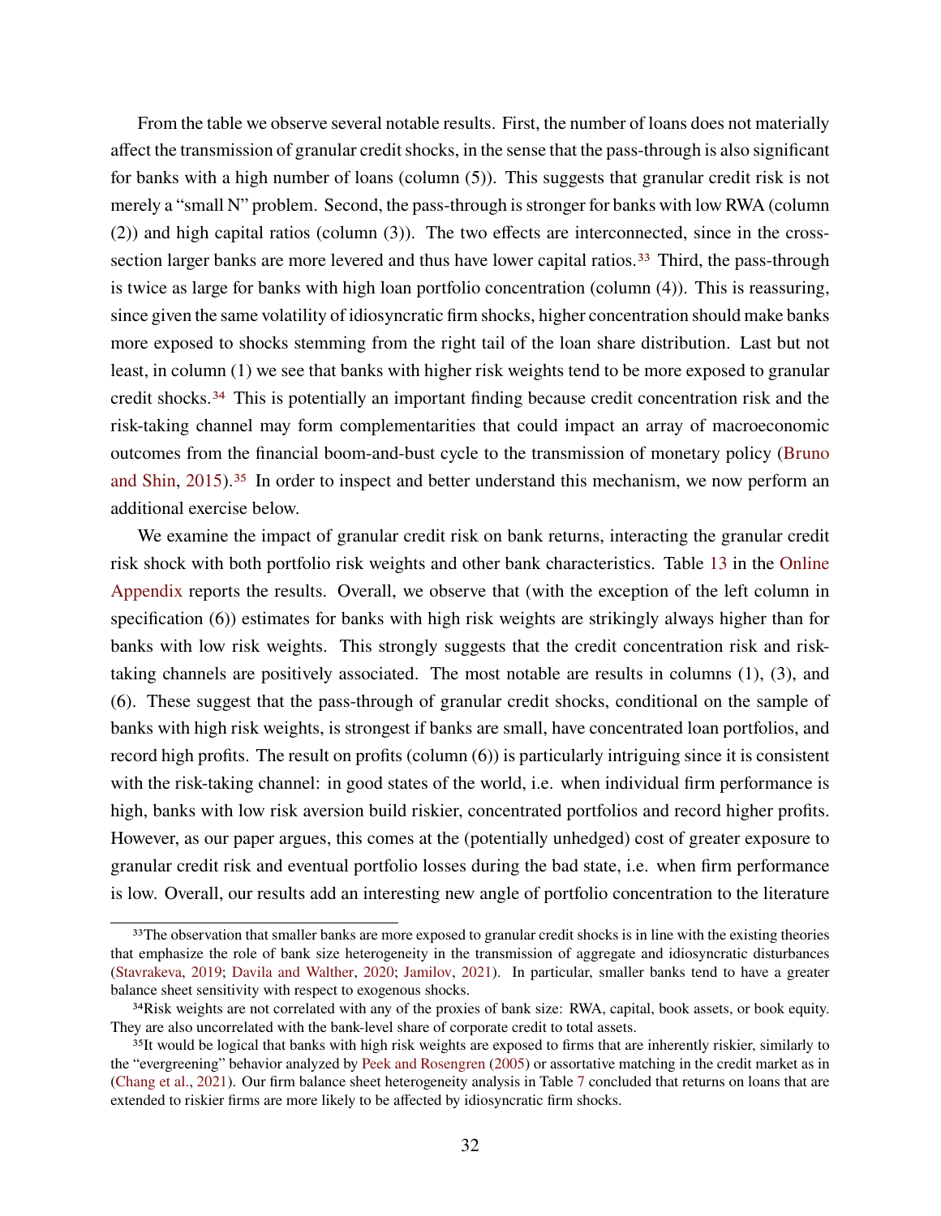From the table we observe several notable results. First, the number of loans does not materially affect the transmission of granular credit shocks, in the sense that the pass-through is also significant for banks with a high number of loans (column (5)). This suggests that granular credit risk is not merely a "small N" problem. Second, the pass-through is stronger for banks with low RWA (column (2)) and high capital ratios (column (3)). The two effects are interconnected, since in the cross-section larger banks are more levered and thus have lower capital ratios.[33] Third, the pass-through is twice as large for banks with high loan portfolio concentration (column (4)). This is reassuring, since given the same volatility of idiosyncratic firm shocks, higher concentration should make banks more exposed to shocks stemming from the right tail of the loan share distribution. Last but not least, in column (1) we see that banks with higher risk weights tend to be more exposed to granular credit shocks.[34] This is potentially an important finding because credit concentration risk and the risk-taking channel may form complementarities that could impact an array of macroeconomic outcomes from the financial boom-and-bust cycle to the transmission of monetary policy (Bruno and Shin, 2015).[35] In order to inspect and better understand this mechanism, we now perform an additional exercise below.

We examine the impact of granular credit risk on bank returns, interacting the granular credit risk shock with both portfolio risk weights and other bank characteristics. Table 13 in the Online Appendix reports the results. Overall, we observe that (with the exception of the left column in specification (6)) estimates for banks with high risk weights are strikingly always higher than for banks with low risk weights. This strongly suggests that the credit concentration risk and risk-taking channels are positively associated. The most notable are results in columns (1), (3), and (6). These suggest that the pass-through of granular credit shocks, conditional on the sample of banks with high risk weights, is strongest if banks are small, have concentrated loan portfolios, and record high profits. The result on profits (column (6)) is particularly intriguing since it is consistent with the risk-taking channel: in good states of the world, i.e. when individual firm performance is high, banks with low risk aversion build riskier, concentrated portfolios and record higher profits. However, as our paper argues, this comes at the (potentially unhedged) cost of greater exposure to granular credit risk and eventual portfolio losses during the bad state, i.e. when firm performance is low. Overall, our results add an interesting new angle of portfolio concentration to the literature

---

[33] The observation that smaller banks are more exposed to granular credit shocks is in line with the existing theories that emphasize the role of bank size heterogeneity in the transmission of aggregate and idiosyncratic disturbances (Stavrakeva, 2019; Davila and Walther, 2020; Jamilov, 2021). In particular, smaller banks tend to have a greater balance sheet sensitivity with respect to exogenous shocks.

[34] Risk weights are not correlated with any of the proxies of bank size: RWA, capital, book assets, or book equity. They are also uncorrelated with the bank-level share of corporate credit to total assets.

[35] It would be logical that banks with high risk weights are exposed to firms that are inherently riskier, similarly to the "evergreening" behavior analyzed by Peek and Rosengren (2005) or assortative matching in the credit market as in (Chang et al., 2021). Our firm balance sheet heterogeneity analysis in Table 7 concluded that returns on loans that are extended to riskier firms are more likely to be affected by idiosyncratic firm shocks.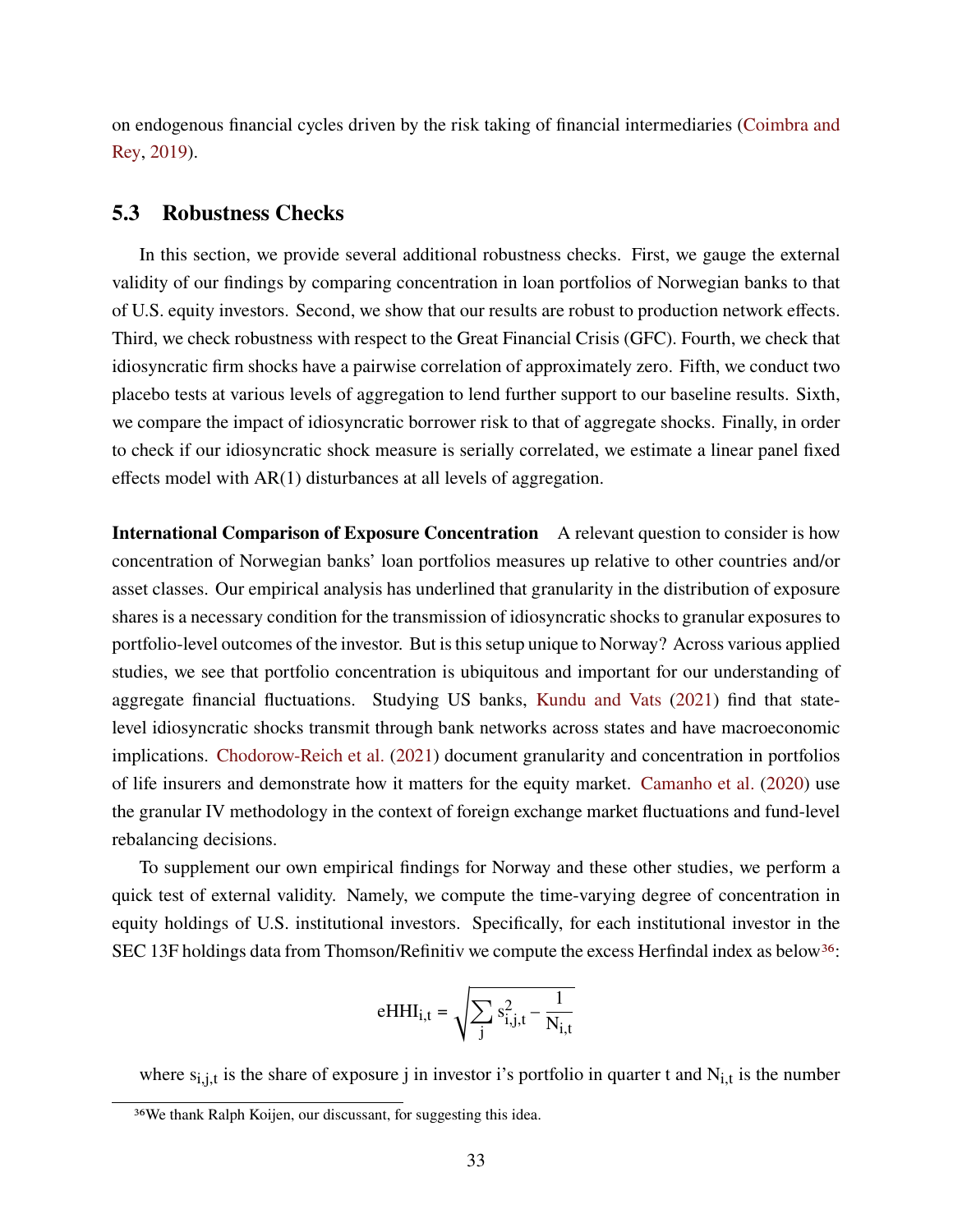on endogenous financial cycles driven by the risk taking of financial intermediaries (Coimbra and Rey, 2019).

### 5.3 Robustness Checks

In this section, we provide several additional robustness checks. First, we gauge the external validity of our findings by comparing concentration in loan portfolios of Norwegian banks to that of U.S. equity investors. Second, we show that our results are robust to production network effects. Third, we check robustness with respect to the Great Financial Crisis (GFC). Fourth, we check that idiosyncratic firm shocks have a pairwise correlation of approximately zero. Fifth, we conduct two placebo tests at various levels of aggregation to lend further support to our baseline results. Sixth, we compare the impact of idiosyncratic borrower risk to that of aggregate shocks. Finally, in order to check if our idiosyncratic shock measure is serially correlated, we estimate a linear panel fixed effects model with AR(1) disturbances at all levels of aggregation.

**International Comparison of Exposure Concentration** A relevant question to consider is how concentration of Norwegian banks' loan portfolios measures up relative to other countries and/or asset classes. Our empirical analysis has underlined that granularity in the distribution of exposure shares is a necessary condition for the transmission of idiosyncratic shocks to granular exposures to portfolio-level outcomes of the investor. But is this setup unique to Norway? Across various applied studies, we see that portfolio concentration is ubiquitous and important for our understanding of aggregate financial fluctuations. Studying US banks, Kundu and Vats (2021) find that state-level idiosyncratic shocks transmit through bank networks across states and have macroeconomic implications. Chodorow-Reich et al. (2021) document granularity and concentration in portfolios of life insurers and demonstrate how it matters for the equity market. Camanho et al. (2020) use the granular IV methodology in the context of foreign exchange market fluctuations and fund-level rebalancing decisions.

To supplement our own empirical findings for Norway and these other studies, we perform a quick test of external validity. Namely, we compute the time-varying degree of concentration in equity holdings of U.S. institutional investors. Specifically, for each institutional investor in the SEC 13F holdings data from Thomson/Refinitiv we compute the excess Herfindal index as below[36]:

$$\mathrm{eHHI}_{i,t} = \sqrt{\sum_j s_{i,j,t}^2 - \frac{1}{N_{i,t}}}$$

where $s_{i,j,t}$ is the share of exposure j in investor i's portfolio in quarter t and $N_{i,t}$ is the number

[36]We thank Ralph Koijen, our discussant, for suggesting this idea.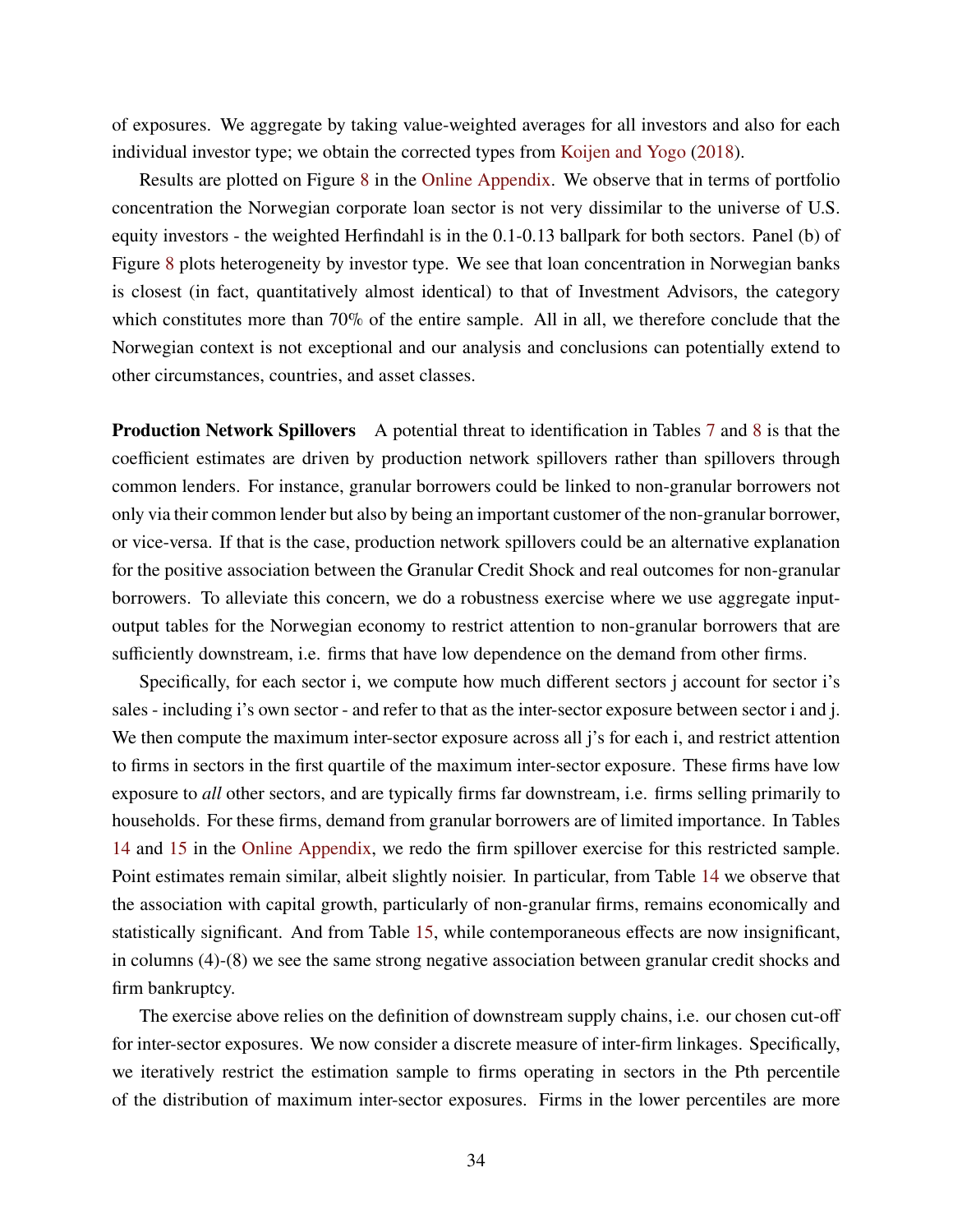of exposures. We aggregate by taking value-weighted averages for all investors and also for each individual investor type; we obtain the corrected types from Koijen and Yogo (2018).

Results are plotted on Figure 8 in the Online Appendix. We observe that in terms of portfolio concentration the Norwegian corporate loan sector is not very dissimilar to the universe of U.S. equity investors - the weighted Herfindahl is in the 0.1-0.13 ballpark for both sectors. Panel (b) of Figure 8 plots heterogeneity by investor type. We see that loan concentration in Norwegian banks is closest (in fact, quantitatively almost identical) to that of Investment Advisors, the category which constitutes more than 70% of the entire sample. All in all, we therefore conclude that the Norwegian context is not exceptional and our analysis and conclusions can potentially extend to other circumstances, countries, and asset classes.

**Production Network Spillovers** A potential threat to identification in Tables 7 and 8 is that the coefficient estimates are driven by production network spillovers rather than spillovers through common lenders. For instance, granular borrowers could be linked to non-granular borrowers not only via their common lender but also by being an important customer of the non-granular borrower, or vice-versa. If that is the case, production network spillovers could be an alternative explanation for the positive association between the Granular Credit Shock and real outcomes for non-granular borrowers. To alleviate this concern, we do a robustness exercise where we use aggregate input-output tables for the Norwegian economy to restrict attention to non-granular borrowers that are sufficiently downstream, i.e. firms that have low dependence on the demand from other firms.

Specifically, for each sector i, we compute how much different sectors j account for sector i's sales - including i's own sector - and refer to that as the inter-sector exposure between sector i and j. We then compute the maximum inter-sector exposure across all j's for each i, and restrict attention to firms in sectors in the first quartile of the maximum inter-sector exposure. These firms have low exposure to *all* other sectors, and are typically firms far downstream, i.e. firms selling primarily to households. For these firms, demand from granular borrowers are of limited importance. In Tables 14 and 15 in the Online Appendix, we redo the firm spillover exercise for this restricted sample. Point estimates remain similar, albeit slightly noisier. In particular, from Table 14 we observe that the association with capital growth, particularly of non-granular firms, remains economically and statistically significant. And from Table 15, while contemporaneous effects are now insignificant, in columns (4)-(8) we see the same strong negative association between granular credit shocks and firm bankruptcy.

The exercise above relies on the definition of downstream supply chains, i.e. our chosen cut-off for inter-sector exposures. We now consider a discrete measure of inter-firm linkages. Specifically, we iteratively restrict the estimation sample to firms operating in sectors in the Pth percentile of the distribution of maximum inter-sector exposures. Firms in the lower percentiles are more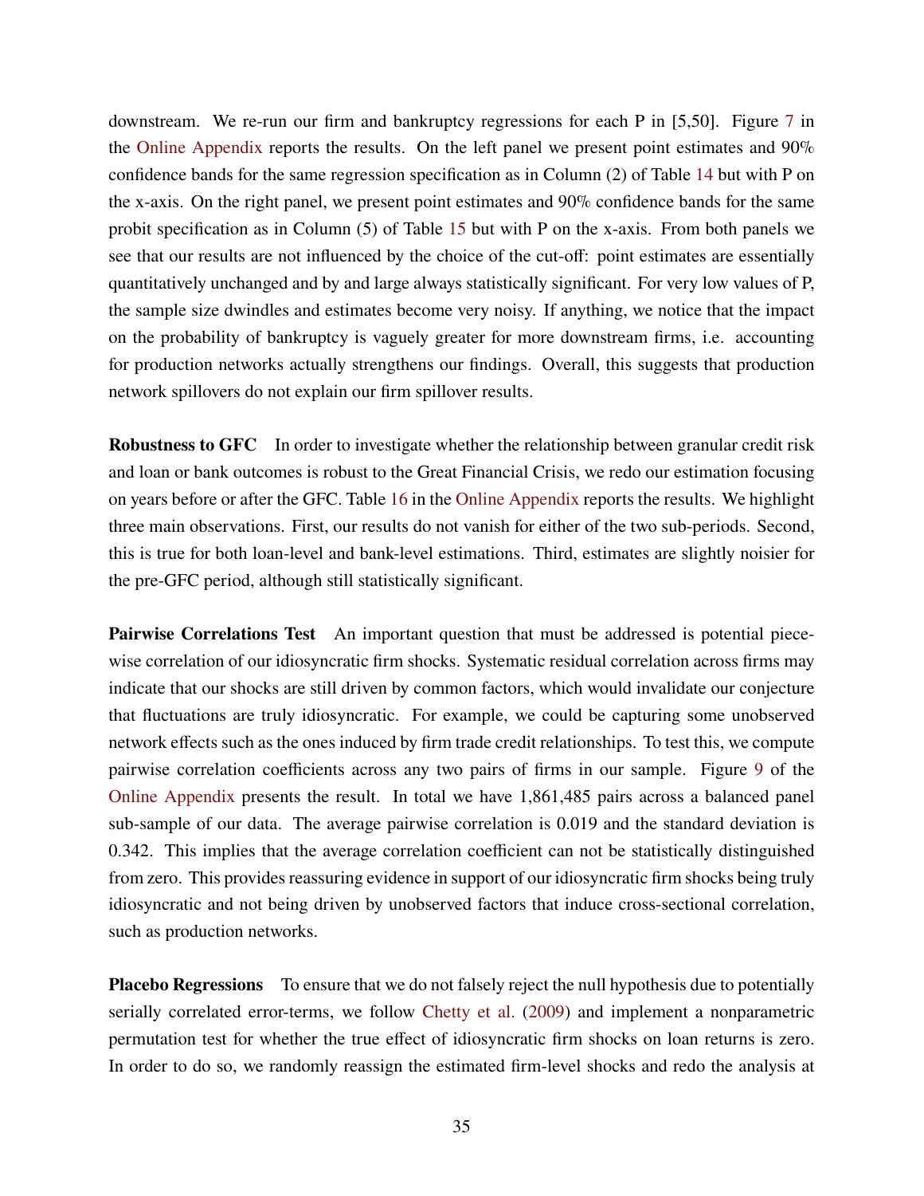downstream. We re-run our firm and bankruptcy regressions for each P in [5,50]. Figure 7 in the Online Appendix reports the results. On the left panel we present point estimates and 90% confidence bands for the same regression specification as in Column (2) of Table 14 but with P on the x-axis. On the right panel, we present point estimates and 90% confidence bands for the same probit specification as in Column (5) of Table 15 but with P on the x-axis. From both panels we see that our results are not influenced by the choice of the cut-off: point estimates are essentially quantitatively unchanged and by and large always statistically significant. For very low values of P, the sample size dwindles and estimates become very noisy. If anything, we notice that the impact on the probability of bankruptcy is vaguely greater for more downstream firms, i.e. accounting for production networks actually strengthens our findings. Overall, this suggests that production network spillovers do not explain our firm spillover results.

**Robustness to GFC** In order to investigate whether the relationship between granular credit risk and loan or bank outcomes is robust to the Great Financial Crisis, we redo our estimation focusing on years before or after the GFC. Table 16 in the Online Appendix reports the results. We highlight three main observations. First, our results do not vanish for either of the two sub-periods. Second, this is true for both loan-level and bank-level estimations. Third, estimates are slightly noisier for the pre-GFC period, although still statistically significant.

**Pairwise Correlations Test** An important question that must be addressed is potential piece-wise correlation of our idiosyncratic firm shocks. Systematic residual correlation across firms may indicate that our shocks are still driven by common factors, which would invalidate our conjecture that fluctuations are truly idiosyncratic. For example, we could be capturing some unobserved network effects such as the ones induced by firm trade credit relationships. To test this, we compute pairwise correlation coefficients across any two pairs of firms in our sample. Figure 9 of the Online Appendix presents the result. In total we have 1,861,485 pairs across a balanced panel sub-sample of our data. The average pairwise correlation is 0.019 and the standard deviation is 0.342. This implies that the average correlation coefficient can not be statistically distinguished from zero. This provides reassuring evidence in support of our idiosyncratic firm shocks being truly idiosyncratic and not being driven by unobserved factors that induce cross-sectional correlation, such as production networks.

**Placebo Regressions** To ensure that we do not falsely reject the null hypothesis due to potentially serially correlated error-terms, we follow Chetty et al. (2009) and implement a nonparametric permutation test for whether the true effect of idiosyncratic firm shocks on loan returns is zero. In order to do so, we randomly reassign the estimated firm-level shocks and redo the analysis at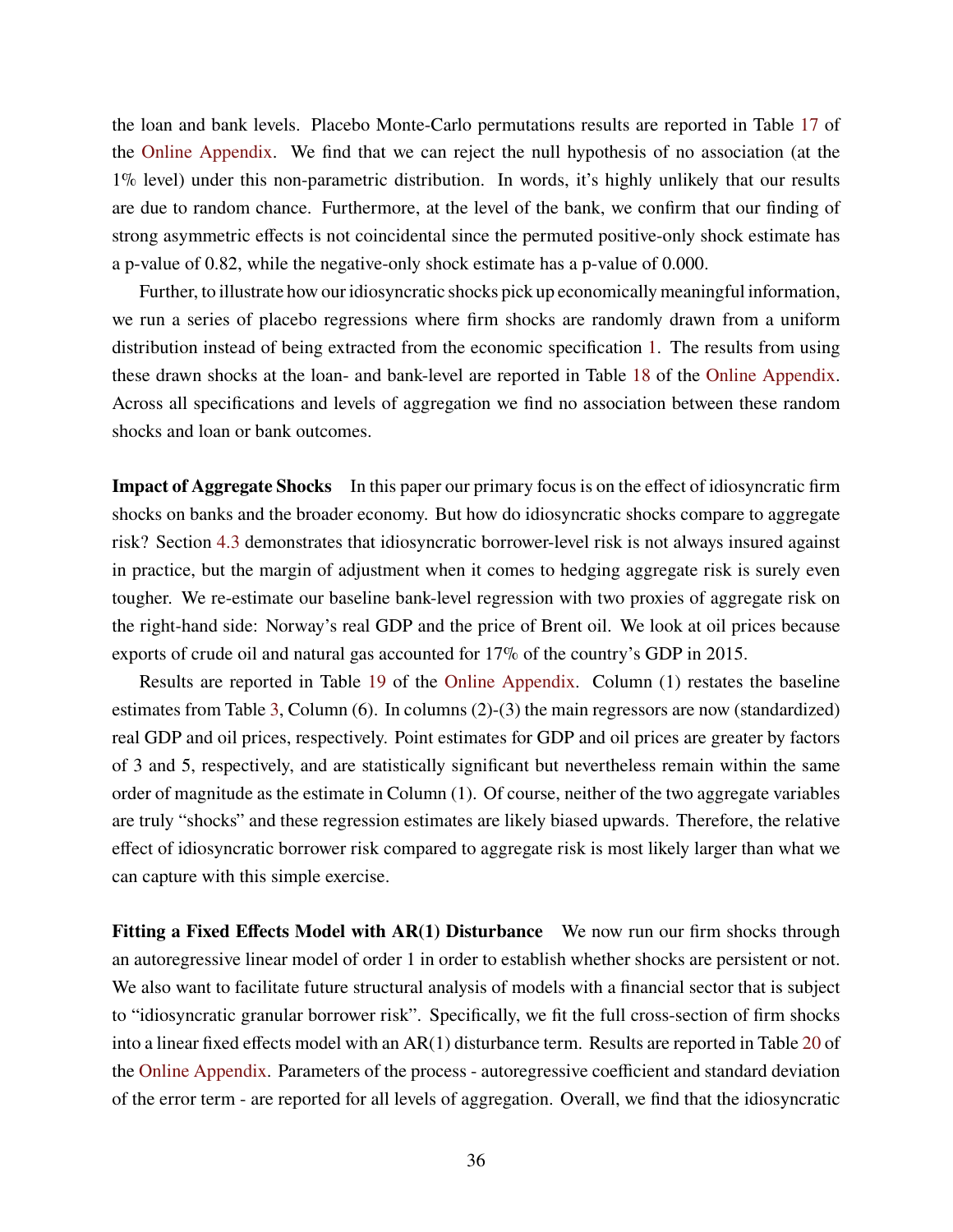the loan and bank levels. Placebo Monte-Carlo permutations results are reported in Table 17 of the Online Appendix. We find that we can reject the null hypothesis of no association (at the 1% level) under this non-parametric distribution. In words, it's highly unlikely that our results are due to random chance. Furthermore, at the level of the bank, we confirm that our finding of strong asymmetric effects is not coincidental since the permuted positive-only shock estimate has a p-value of 0.82, while the negative-only shock estimate has a p-value of 0.000.

Further, to illustrate how our idiosyncratic shocks pick up economically meaningful information, we run a series of placebo regressions where firm shocks are randomly drawn from a uniform distribution instead of being extracted from the economic specification 1. The results from using these drawn shocks at the loan- and bank-level are reported in Table 18 of the Online Appendix. Across all specifications and levels of aggregation we find no association between these random shocks and loan or bank outcomes.

**Impact of Aggregate Shocks** In this paper our primary focus is on the effect of idiosyncratic firm shocks on banks and the broader economy. But how do idiosyncratic shocks compare to aggregate risk? Section 4.3 demonstrates that idiosyncratic borrower-level risk is not always insured against in practice, but the margin of adjustment when it comes to hedging aggregate risk is surely even tougher. We re-estimate our baseline bank-level regression with two proxies of aggregate risk on the right-hand side: Norway's real GDP and the price of Brent oil. We look at oil prices because exports of crude oil and natural gas accounted for 17% of the country's GDP in 2015.

Results are reported in Table 19 of the Online Appendix. Column (1) restates the baseline estimates from Table 3, Column (6). In columns (2)-(3) the main regressors are now (standardized) real GDP and oil prices, respectively. Point estimates for GDP and oil prices are greater by factors of 3 and 5, respectively, and are statistically significant but nevertheless remain within the same order of magnitude as the estimate in Column (1). Of course, neither of the two aggregate variables are truly "shocks" and these regression estimates are likely biased upwards. Therefore, the relative effect of idiosyncratic borrower risk compared to aggregate risk is most likely larger than what we can capture with this simple exercise.

**Fitting a Fixed Effects Model with AR(1) Disturbance** We now run our firm shocks through an autoregressive linear model of order 1 in order to establish whether shocks are persistent or not. We also want to facilitate future structural analysis of models with a financial sector that is subject to "idiosyncratic granular borrower risk". Specifically, we fit the full cross-section of firm shocks into a linear fixed effects model with an AR(1) disturbance term. Results are reported in Table 20 of the Online Appendix. Parameters of the process - autoregressive coefficient and standard deviation of the error term - are reported for all levels of aggregation. Overall, we find that the idiosyncratic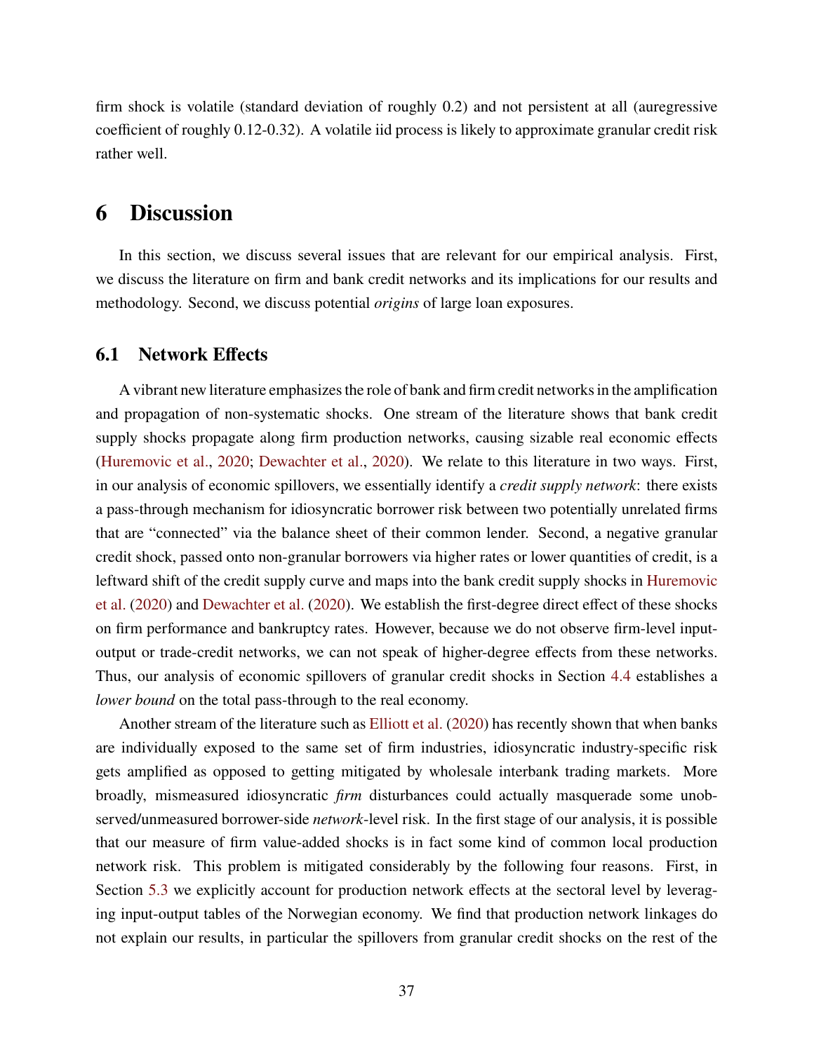firm shock is volatile (standard deviation of roughly 0.2) and not persistent at all (auregressive coefficient of roughly 0.12-0.32). A volatile iid process is likely to approximate granular credit risk rather well.

# 6 Discussion

In this section, we discuss several issues that are relevant for our empirical analysis. First, we discuss the literature on firm and bank credit networks and its implications for our results and methodology. Second, we discuss potential *origins* of large loan exposures.

## 6.1 Network Effects

A vibrant new literature emphasizes the role of bank and firm credit networks in the amplification and propagation of non-systematic shocks. One stream of the literature shows that bank credit supply shocks propagate along firm production networks, causing sizable real economic effects (Huremovic et al., 2020; Dewachter et al., 2020). We relate to this literature in two ways. First, in our analysis of economic spillovers, we essentially identify a *credit supply network*: there exists a pass-through mechanism for idiosyncratic borrower risk between two potentially unrelated firms that are "connected" via the balance sheet of their common lender. Second, a negative granular credit shock, passed onto non-granular borrowers via higher rates or lower quantities of credit, is a leftward shift of the credit supply curve and maps into the bank credit supply shocks in Huremovic et al. (2020) and Dewachter et al. (2020). We establish the first-degree direct effect of these shocks on firm performance and bankruptcy rates. However, because we do not observe firm-level input-output or trade-credit networks, we can not speak of higher-degree effects from these networks. Thus, our analysis of economic spillovers of granular credit shocks in Section 4.4 establishes a *lower bound* on the total pass-through to the real economy.

Another stream of the literature such as Elliott et al. (2020) has recently shown that when banks are individually exposed to the same set of firm industries, idiosyncratic industry-specific risk gets amplified as opposed to getting mitigated by wholesale interbank trading markets. More broadly, mismeasured idiosyncratic *firm* disturbances could actually masquerade some unobserved/unmeasured borrower-side *network*-level risk. In the first stage of our analysis, it is possible that our measure of firm value-added shocks is in fact some kind of common local production network risk. This problem is mitigated considerably by the following four reasons. First, in Section 5.3 we explicitly account for production network effects at the sectoral level by leveraging input-output tables of the Norwegian economy. We find that production network linkages do not explain our results, in particular the spillovers from granular credit shocks on the rest of the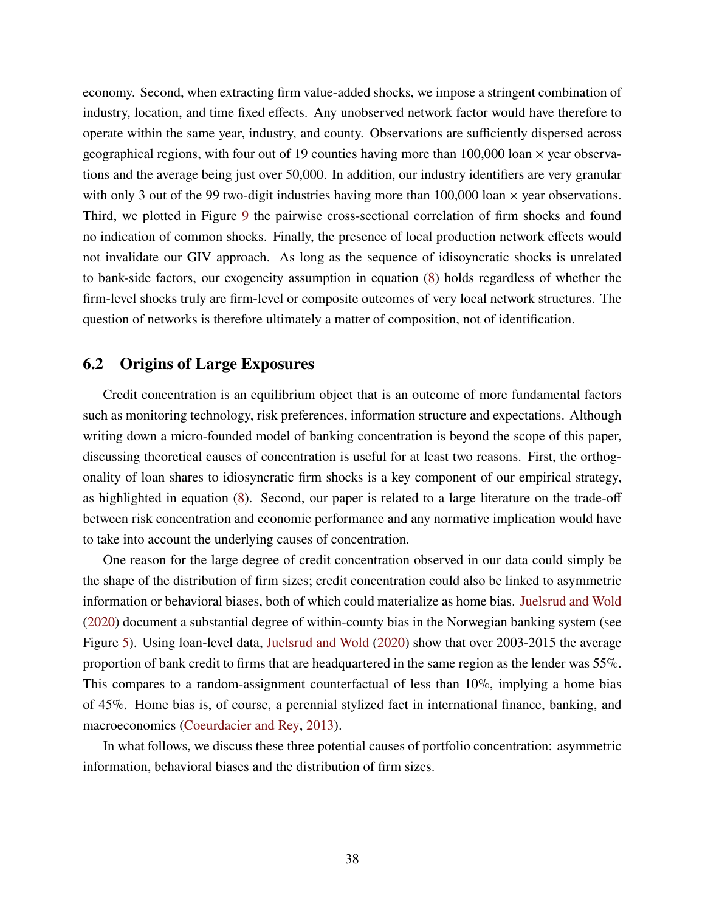economy. Second, when extracting firm value-added shocks, we impose a stringent combination of industry, location, and time fixed effects. Any unobserved network factor would have therefore to operate within the same year, industry, and county. Observations are sufficiently dispersed across geographical regions, with four out of 19 counties having more than 100,000 loan $\times$ year observations and the average being just over 50,000. In addition, our industry identifiers are very granular with only 3 out of the 99 two-digit industries having more than 100,000 loan $\times$ year observations. Third, we plotted in Figure 9 the pairwise cross-sectional correlation of firm shocks and found no indication of common shocks. Finally, the presence of local production network effects would not invalidate our GIV approach. As long as the sequence of idisoyncratic shocks is unrelated to bank-side factors, our exogeneity assumption in equation (8) holds regardless of whether the firm-level shocks truly are firm-level or composite outcomes of very local network structures. The question of networks is therefore ultimately a matter of composition, not of identification.

## 6.2 Origins of Large Exposures

Credit concentration is an equilibrium object that is an outcome of more fundamental factors such as monitoring technology, risk preferences, information structure and expectations. Although writing down a micro-founded model of banking concentration is beyond the scope of this paper, discussing theoretical causes of concentration is useful for at least two reasons. First, the orthogonality of loan shares to idiosyncratic firm shocks is a key component of our empirical strategy, as highlighted in equation (8). Second, our paper is related to a large literature on the trade-off between risk concentration and economic performance and any normative implication would have to take into account the underlying causes of concentration.

One reason for the large degree of credit concentration observed in our data could simply be the shape of the distribution of firm sizes; credit concentration could also be linked to asymmetric information or behavioral biases, both of which could materialize as home bias. Juelsrud and Wold (2020) document a substantial degree of within-county bias in the Norwegian banking system (see Figure 5). Using loan-level data, Juelsrud and Wold (2020) show that over 2003-2015 the average proportion of bank credit to firms that are headquartered in the same region as the lender was 55%. This compares to a random-assignment counterfactual of less than 10%, implying a home bias of 45%. Home bias is, of course, a perennial stylized fact in international finance, banking, and macroeconomics (Coeurdacier and Rey, 2013).

In what follows, we discuss these three potential causes of portfolio concentration: asymmetric information, behavioral biases and the distribution of firm sizes.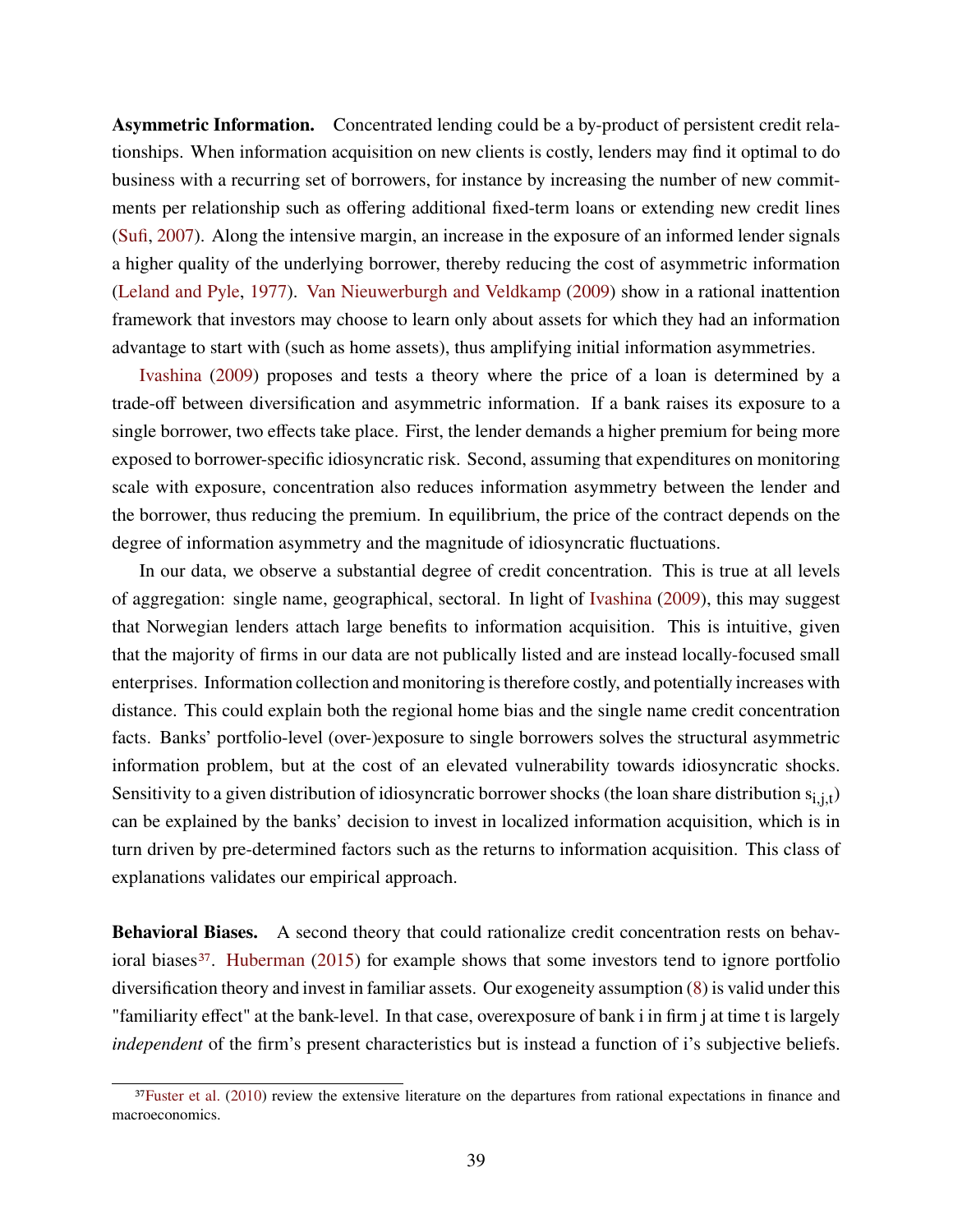**Asymmetric Information.** Concentrated lending could be a by-product of persistent credit relationships. When information acquisition on new clients is costly, lenders may find it optimal to do business with a recurring set of borrowers, for instance by increasing the number of new commitments per relationship such as offering additional fixed-term loans or extending new credit lines (Sufi, 2007). Along the intensive margin, an increase in the exposure of an informed lender signals a higher quality of the underlying borrower, thereby reducing the cost of asymmetric information (Leland and Pyle, 1977). Van Nieuwerburgh and Veldkamp (2009) show in a rational inattention framework that investors may choose to learn only about assets for which they had an information advantage to start with (such as home assets), thus amplifying initial information asymmetries.

Ivashina (2009) proposes and tests a theory where the price of a loan is determined by a trade-off between diversification and asymmetric information. If a bank raises its exposure to a single borrower, two effects take place. First, the lender demands a higher premium for being more exposed to borrower-specific idiosyncratic risk. Second, assuming that expenditures on monitoring scale with exposure, concentration also reduces information asymmetry between the lender and the borrower, thus reducing the premium. In equilibrium, the price of the contract depends on the degree of information asymmetry and the magnitude of idiosyncratic fluctuations.

In our data, we observe a substantial degree of credit concentration. This is true at all levels of aggregation: single name, geographical, sectoral. In light of Ivashina (2009), this may suggest that Norwegian lenders attach large benefits to information acquisition. This is intuitive, given that the majority of firms in our data are not publically listed and are instead locally-focused small enterprises. Information collection and monitoring is therefore costly, and potentially increases with distance. This could explain both the regional home bias and the single name credit concentration facts. Banks' portfolio-level (over-)exposure to single borrowers solves the structural asymmetric information problem, but at the cost of an elevated vulnerability towards idiosyncratic shocks. Sensitivity to a given distribution of idiosyncratic borrower shocks (the loan share distribution $s_{i,j,t}$) can be explained by the banks' decision to invest in localized information acquisition, which is in turn driven by pre-determined factors such as the returns to information acquisition. This class of explanations validates our empirical approach.

**Behavioral Biases.** A second theory that could rationalize credit concentration rests on behavioral biases[37]. Huberman (2015) for example shows that some investors tend to ignore portfolio diversification theory and invest in familiar assets. Our exogeneity assumption (8) is valid under this "familiarity effect" at the bank-level. In that case, overexposure of bank i in firm j at time t is largely *independent* of the firm's present characteristics but is instead a function of i's subjective beliefs.

[37] Fuster et al. (2010) review the extensive literature on the departures from rational expectations in finance and macroeconomics.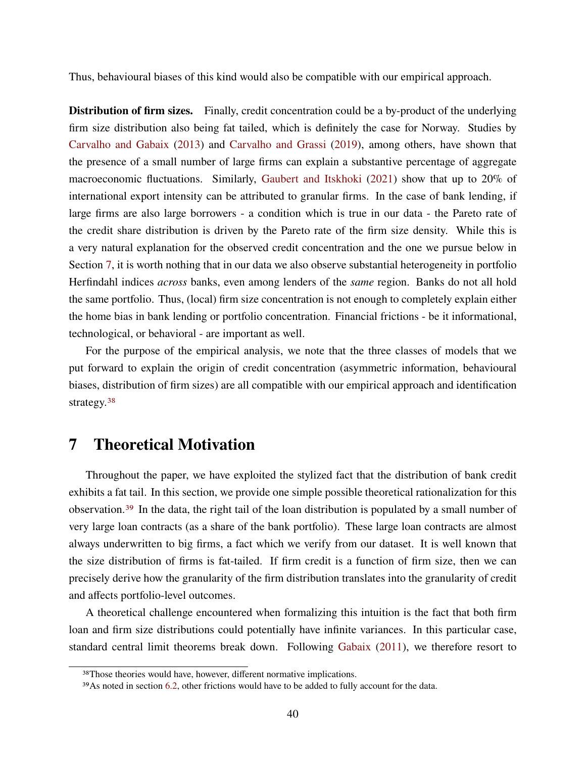Thus, behavioural biases of this kind would also be compatible with our empirical approach.

**Distribution of firm sizes.** Finally, credit concentration could be a by-product of the underlying firm size distribution also being fat tailed, which is definitely the case for Norway. Studies by Carvalho and Gabaix (2013) and Carvalho and Grassi (2019), among others, have shown that the presence of a small number of large firms can explain a substantive percentage of aggregate macroeconomic fluctuations. Similarly, Gaubert and Itskhoki (2021) show that up to 20% of international export intensity can be attributed to granular firms. In the case of bank lending, if large firms are also large borrowers - a condition which is true in our data - the Pareto rate of the credit share distribution is driven by the Pareto rate of the firm size density. While this is a very natural explanation for the observed credit concentration and the one we pursue below in Section 7, it is worth nothing that in our data we also observe substantial heterogeneity in portfolio Herfindahl indices *across* banks, even among lenders of the *same* region. Banks do not all hold the same portfolio. Thus, (local) firm size concentration is not enough to completely explain either the home bias in bank lending or portfolio concentration. Financial frictions - be it informational, technological, or behavioral - are important as well.

For the purpose of the empirical analysis, we note that the three classes of models that we put forward to explain the origin of credit concentration (asymmetric information, behavioural biases, distribution of firm sizes) are all compatible with our empirical approach and identification strategy.[38]

# 7 Theoretical Motivation

Throughout the paper, we have exploited the stylized fact that the distribution of bank credit exhibits a fat tail. In this section, we provide one simple possible theoretical rationalization for this observation.[39] In the data, the right tail of the loan distribution is populated by a small number of very large loan contracts (as a share of the bank portfolio). These large loan contracts are almost always underwritten to big firms, a fact which we verify from our dataset. It is well known that the size distribution of firms is fat-tailed. If firm credit is a function of firm size, then we can precisely derive how the granularity of the firm distribution translates into the granularity of credit and affects portfolio-level outcomes.

A theoretical challenge encountered when formalizing this intuition is the fact that both firm loan and firm size distributions could potentially have infinite variances. In this particular case, standard central limit theorems break down. Following Gabaix (2011), we therefore resort to

[38]Those theories would have, however, different normative implications.

[39]As noted in section 6.2, other frictions would have to be added to fully account for the data.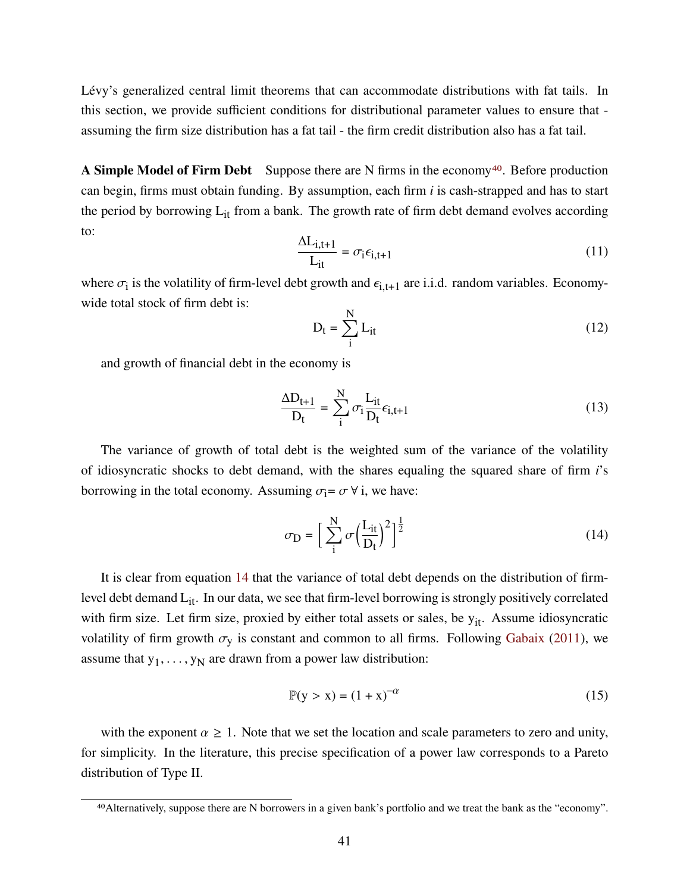Lévy's generalized central limit theorems that can accommodate distributions with fat tails. In this section, we provide sufficient conditions for distributional parameter values to ensure that - assuming the firm size distribution has a fat tail - the firm credit distribution also has a fat tail.

**A Simple Model of Firm Debt** Suppose there are N firms in the economy[40]. Before production can begin, firms must obtain funding. By assumption, each firm *i* is cash-strapped and has to start the period by borrowing $L_{it}$ from a bank. The growth rate of firm debt demand evolves according to:

$$\frac{\Delta L_{i,t+1}}{L_{it}} = \sigma_i \epsilon_{i,t+1} \tag{11}$$

where $\sigma_i$ is the volatility of firm-level debt growth and $\epsilon_{i,t+1}$ are i.i.d. random variables. Economy-wide total stock of firm debt is:

$$D_t = \sum_{i}^{N} L_{it} \tag{12}$$

and growth of financial debt in the economy is

$$\frac{\Delta D_{t+1}}{D_t} = \sum_{i}^{N} \sigma_i \frac{L_{it}}{D_t} \epsilon_{i,t+1} \tag{13}$$

The variance of growth of total debt is the weighted sum of the variance of the volatility of idiosyncratic shocks to debt demand, with the shares equaling the squared share of firm *i*'s borrowing in the total economy. Assuming $\sigma_i = \sigma \; \forall$ i, we have:

$$\sigma_D = \Big[ \sum_{i}^{N} \sigma \Big( \frac{L_{it}}{D_t} \Big)^2 \Big]^{\frac{1}{2}} \tag{14}$$

It is clear from equation 14 that the variance of total debt depends on the distribution of firm-level debt demand $L_{it}$. In our data, we see that firm-level borrowing is strongly positively correlated with firm size. Let firm size, proxied by either total assets or sales, be $y_{it}$. Assume idiosyncratic volatility of firm growth $\sigma_y$ is constant and common to all firms. Following Gabaix (2011), we assume that $y_1, \ldots, y_N$ are drawn from a power law distribution:

$$\mathbb{P}(y > x) = (1 + x)^{-\alpha} \tag{15}$$

with the exponent $\alpha \geq 1$. Note that we set the location and scale parameters to zero and unity, for simplicity. In the literature, this precise specification of a power law corresponds to a Pareto distribution of Type II.

[40] Alternatively, suppose there are N borrowers in a given bank's portfolio and we treat the bank as the "economy".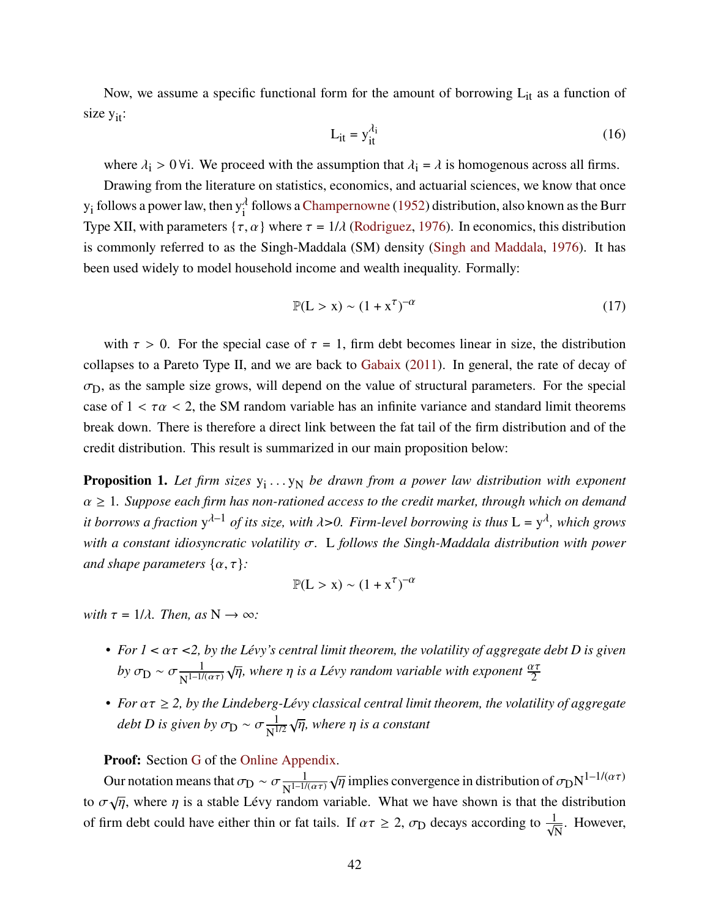Now, we assume a specific functional form for the amount of borrowing $L_{it}$ as a function of size $y_{it}$:

$$L_{it} = y_{it}^{\lambda_i} \tag{16}$$

where $\lambda_i > 0\,\forall i$. We proceed with the assumption that $\lambda_i = \lambda$ is homogenous across all firms.

Drawing from the literature on statistics, economics, and actuarial sciences, we know that once $y_i$ follows a power law, then $y_i^{\lambda}$ follows a Champernowne (1952) distribution, also known as the Burr Type XII, with parameters $\{\tau, \alpha\}$ where $\tau = 1/\lambda$ (Rodriguez, 1976). In economics, this distribution is commonly referred to as the Singh-Maddala (SM) density (Singh and Maddala, 1976). It has been used widely to model household income and wealth inequality. Formally:

$$\mathbb{P}(L > x) \sim (1 + x^{\tau})^{-\alpha} \tag{17}$$

with $\tau > 0$. For the special case of $\tau = 1$, firm debt becomes linear in size, the distribution collapses to a Pareto Type II, and we are back to Gabaix (2011). In general, the rate of decay of $\sigma_D$, as the sample size grows, will depend on the value of structural parameters. For the special case of $1 < \tau\alpha < 2$, the SM random variable has an infinite variance and standard limit theorems break down. There is therefore a direct link between the fat tail of the firm distribution and of the credit distribution. This result is summarized in our main proposition below:

**Proposition 1.** *Let firm sizes $y_i \ldots y_N$ be drawn from a power law distribution with exponent $\alpha \geq 1$. Suppose each firm has non-rationed access to the credit market, through which on demand it borrows a fraction $y^{\lambda-1}$ of its size, with $\lambda$>0. Firm-level borrowing is thus $L = y^{\lambda}$, which grows with a constant idiosyncratic volatility $\sigma$. L follows the Singh-Maddala distribution with power and shape parameters $\{\alpha, \tau\}$:*

$$\mathbb{P}(L > x) \sim (1 + x^{\tau})^{-\alpha}$$

*with $\tau = 1/\lambda$. Then, as $N \to \infty$:*

- *For 1 < $\alpha\tau$ <2, by the Lévy's central limit theorem, the volatility of aggregate debt D is given by $\sigma_D \sim \sigma \frac{1}{N^{1-1/(\alpha\tau)}}\sqrt{\eta}$, where $\eta$ is a Lévy random variable with exponent $\frac{\alpha\tau}{2}$*
- *For $\alpha\tau \geq 2$, by the Lindeberg-Lévy classical central limit theorem, the volatility of aggregate debt D is given by $\sigma_D \sim \sigma \frac{1}{N^{1/2}}\sqrt{\eta}$, where $\eta$ is a constant*

**Proof:** Section G of the Online Appendix.

Our notation means that $\sigma_D \sim \sigma \frac{1}{N^{1-1/(\alpha\tau)}}\sqrt{\eta}$ implies convergence in distribution of $\sigma_D N^{1-1/(\alpha\tau)}$ to $\sigma\sqrt{\eta}$, where $\eta$ is a stable Lévy random variable. What we have shown is that the distribution of firm debt could have either thin or fat tails. If $\alpha\tau \geq 2$, $\sigma_D$ decays according to $\frac{1}{\sqrt{N}}$. However,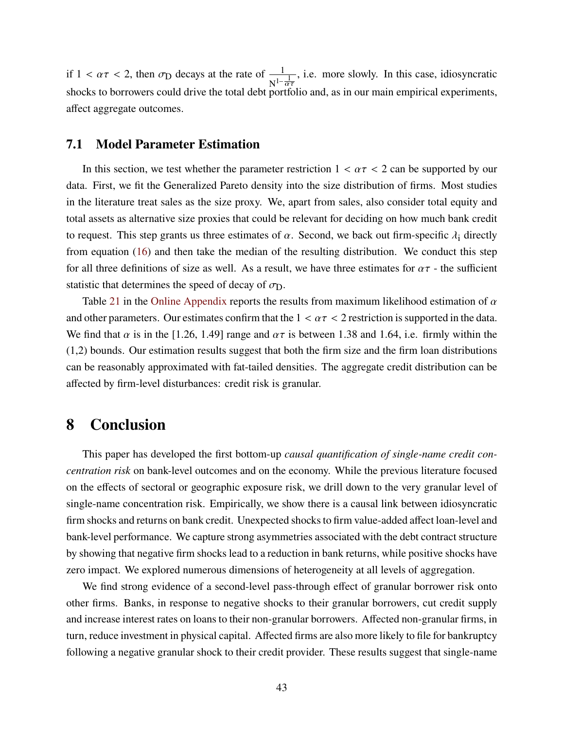if $1 < \alpha\tau < 2$, then $\sigma_D$ decays at the rate of $\frac{1}{N^{1-\frac{1}{\alpha\tau}}}$, i.e. more slowly. In this case, idiosyncratic shocks to borrowers could drive the total debt portfolio and, as in our main empirical experiments, affect aggregate outcomes.

## 7.1 Model Parameter Estimation

In this section, we test whether the parameter restriction $1 < \alpha\tau < 2$ can be supported by our data. First, we fit the Generalized Pareto density into the size distribution of firms. Most studies in the literature treat sales as the size proxy. We, apart from sales, also consider total equity and total assets as alternative size proxies that could be relevant for deciding on how much bank credit to request. This step grants us three estimates of $\alpha$. Second, we back out firm-specific $\lambda_i$ directly from equation (16) and then take the median of the resulting distribution. We conduct this step for all three definitions of size as well. As a result, we have three estimates for $\alpha\tau$ - the sufficient statistic that determines the speed of decay of $\sigma_D$.

Table 21 in the Online Appendix reports the results from maximum likelihood estimation of $\alpha$ and other parameters. Our estimates confirm that the $1 < \alpha\tau < 2$ restriction is supported in the data. We find that $\alpha$ is in the [1.26, 1.49] range and $\alpha\tau$ is between 1.38 and 1.64, i.e. firmly within the (1,2) bounds. Our estimation results suggest that both the firm size and the firm loan distributions can be reasonably approximated with fat-tailed densities. The aggregate credit distribution can be affected by firm-level disturbances: credit risk is granular.

# 8 Conclusion

This paper has developed the first bottom-up *causal quantification of single-name credit concentration risk* on bank-level outcomes and on the economy. While the previous literature focused on the effects of sectoral or geographic exposure risk, we drill down to the very granular level of single-name concentration risk. Empirically, we show there is a causal link between idiosyncratic firm shocks and returns on bank credit. Unexpected shocks to firm value-added affect loan-level and bank-level performance. We capture strong asymmetries associated with the debt contract structure by showing that negative firm shocks lead to a reduction in bank returns, while positive shocks have zero impact. We explored numerous dimensions of heterogeneity at all levels of aggregation.

We find strong evidence of a second-level pass-through effect of granular borrower risk onto other firms. Banks, in response to negative shocks to their granular borrowers, cut credit supply and increase interest rates on loans to their non-granular borrowers. Affected non-granular firms, in turn, reduce investment in physical capital. Affected firms are also more likely to file for bankruptcy following a negative granular shock to their credit provider. These results suggest that single-name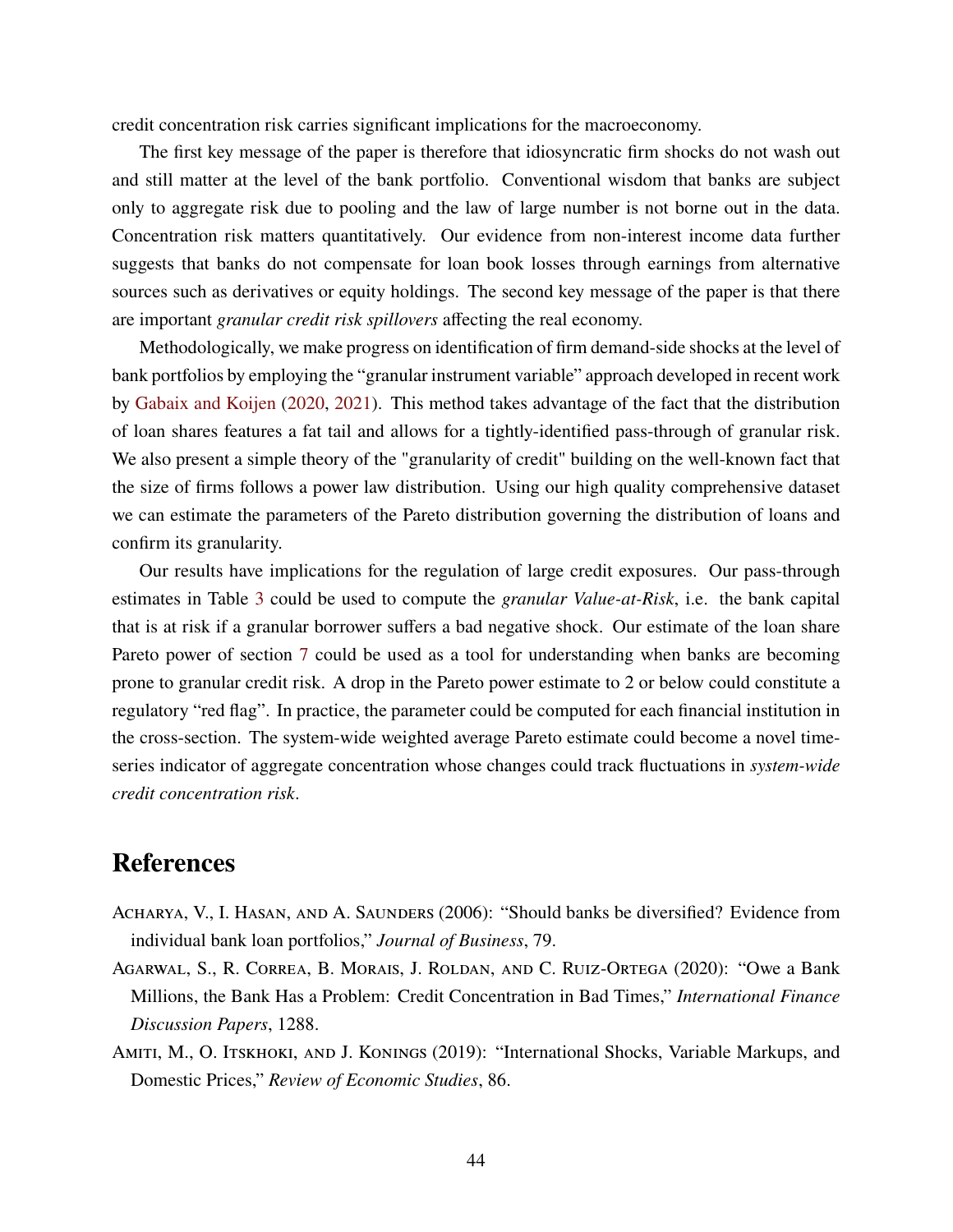credit concentration risk carries significant implications for the macroeconomy.

The first key message of the paper is therefore that idiosyncratic firm shocks do not wash out and still matter at the level of the bank portfolio. Conventional wisdom that banks are subject only to aggregate risk due to pooling and the law of large number is not borne out in the data. Concentration risk matters quantitatively. Our evidence from non-interest income data further suggests that banks do not compensate for loan book losses through earnings from alternative sources such as derivatives or equity holdings. The second key message of the paper is that there are important *granular credit risk spillovers* affecting the real economy.

Methodologically, we make progress on identification of firm demand-side shocks at the level of bank portfolios by employing the "granular instrument variable" approach developed in recent work by Gabaix and Koijen (2020, 2021). This method takes advantage of the fact that the distribution of loan shares features a fat tail and allows for a tightly-identified pass-through of granular risk. We also present a simple theory of the "granularity of credit" building on the well-known fact that the size of firms follows a power law distribution. Using our high quality comprehensive dataset we can estimate the parameters of the Pareto distribution governing the distribution of loans and confirm its granularity.

Our results have implications for the regulation of large credit exposures. Our pass-through estimates in Table 3 could be used to compute the *granular Value-at-Risk*, i.e. the bank capital that is at risk if a granular borrower suffers a bad negative shock. Our estimate of the loan share Pareto power of section 7 could be used as a tool for understanding when banks are becoming prone to granular credit risk. A drop in the Pareto power estimate to 2 or below could constitute a regulatory "red flag". In practice, the parameter could be computed for each financial institution in the cross-section. The system-wide weighted average Pareto estimate could become a novel time-series indicator of aggregate concentration whose changes could track fluctuations in *system-wide credit concentration risk*.

## References

Acharya, V., I. Hasan, and A. Saunders (2006): "Should banks be diversified? Evidence from individual bank loan portfolios," *Journal of Business*, 79.

Agarwal, S., R. Correa, B. Morais, J. Roldan, and C. Ruiz-Ortega (2020): "Owe a Bank Millions, the Bank Has a Problem: Credit Concentration in Bad Times," *International Finance Discussion Papers*, 1288.

Amiti, M., O. Itskhoki, and J. Konings (2019): "International Shocks, Variable Markups, and Domestic Prices," *Review of Economic Studies*, 86.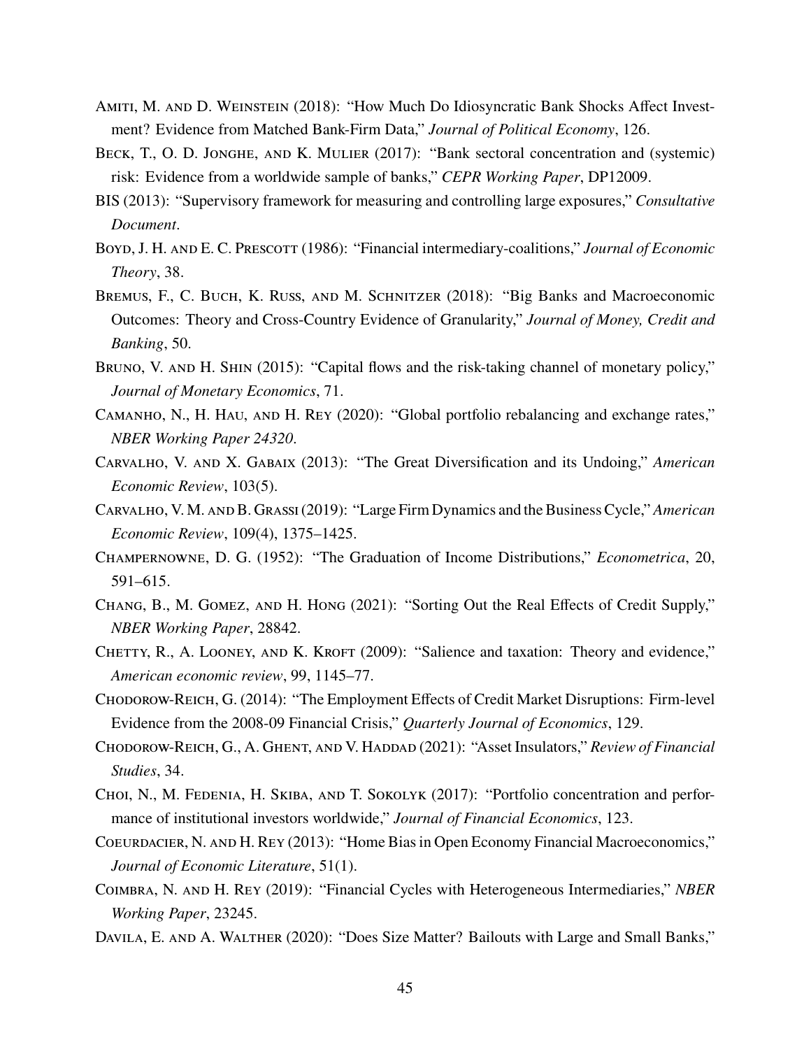Amiti, M. and D. Weinstein (2018): "How Much Do Idiosyncratic Bank Shocks Affect Investment? Evidence from Matched Bank-Firm Data," *Journal of Political Economy*, 126.

Beck, T., O. D. Jonghe, and K. Mulier (2017): "Bank sectoral concentration and (systemic) risk: Evidence from a worldwide sample of banks," *CEPR Working Paper*, DP12009.

BIS (2013): "Supervisory framework for measuring and controlling large exposures," *Consultative Document*.

Boyd, J. H. and E. C. Prescott (1986): "Financial intermediary-coalitions," *Journal of Economic Theory*, 38.

Bremus, F., C. Buch, K. Russ, and M. Schnitzer (2018): "Big Banks and Macroeconomic Outcomes: Theory and Cross-Country Evidence of Granularity," *Journal of Money, Credit and Banking*, 50.

Bruno, V. and H. Shin (2015): "Capital flows and the risk-taking channel of monetary policy," *Journal of Monetary Economics*, 71.

Camanho, N., H. Hau, and H. Rey (2020): "Global portfolio rebalancing and exchange rates," *NBER Working Paper 24320*.

Carvalho, V. and X. Gabaix (2013): "The Great Diversification and its Undoing," *American Economic Review*, 103(5).

Carvalho, V. M. and B. Grassi (2019): "Large Firm Dynamics and the Business Cycle," *American Economic Review*, 109(4), 1375–1425.

Champernowne, D. G. (1952): "The Graduation of Income Distributions," *Econometrica*, 20, 591–615.

Chang, B., M. Gomez, and H. Hong (2021): "Sorting Out the Real Effects of Credit Supply," *NBER Working Paper*, 28842.

Chetty, R., A. Looney, and K. Kroft (2009): "Salience and taxation: Theory and evidence," *American economic review*, 99, 1145–77.

Chodorow-Reich, G. (2014): "The Employment Effects of Credit Market Disruptions: Firm-level Evidence from the 2008-09 Financial Crisis," *Quarterly Journal of Economics*, 129.

Chodorow-Reich, G., A. Ghent, and V. Haddad (2021): "Asset Insulators," *Review of Financial Studies*, 34.

Choi, N., M. Fedenia, H. Skiba, and T. Sokolyk (2017): "Portfolio concentration and performance of institutional investors worldwide," *Journal of Financial Economics*, 123.

Coeurdacier, N. and H. Rey (2013): "Home Bias in Open Economy Financial Macroeconomics," *Journal of Economic Literature*, 51(1).

Coimbra, N. and H. Rey (2019): "Financial Cycles with Heterogeneous Intermediaries," *NBER Working Paper*, 23245.

Davila, E. and A. Walther (2020): "Does Size Matter? Bailouts with Large and Small Banks,"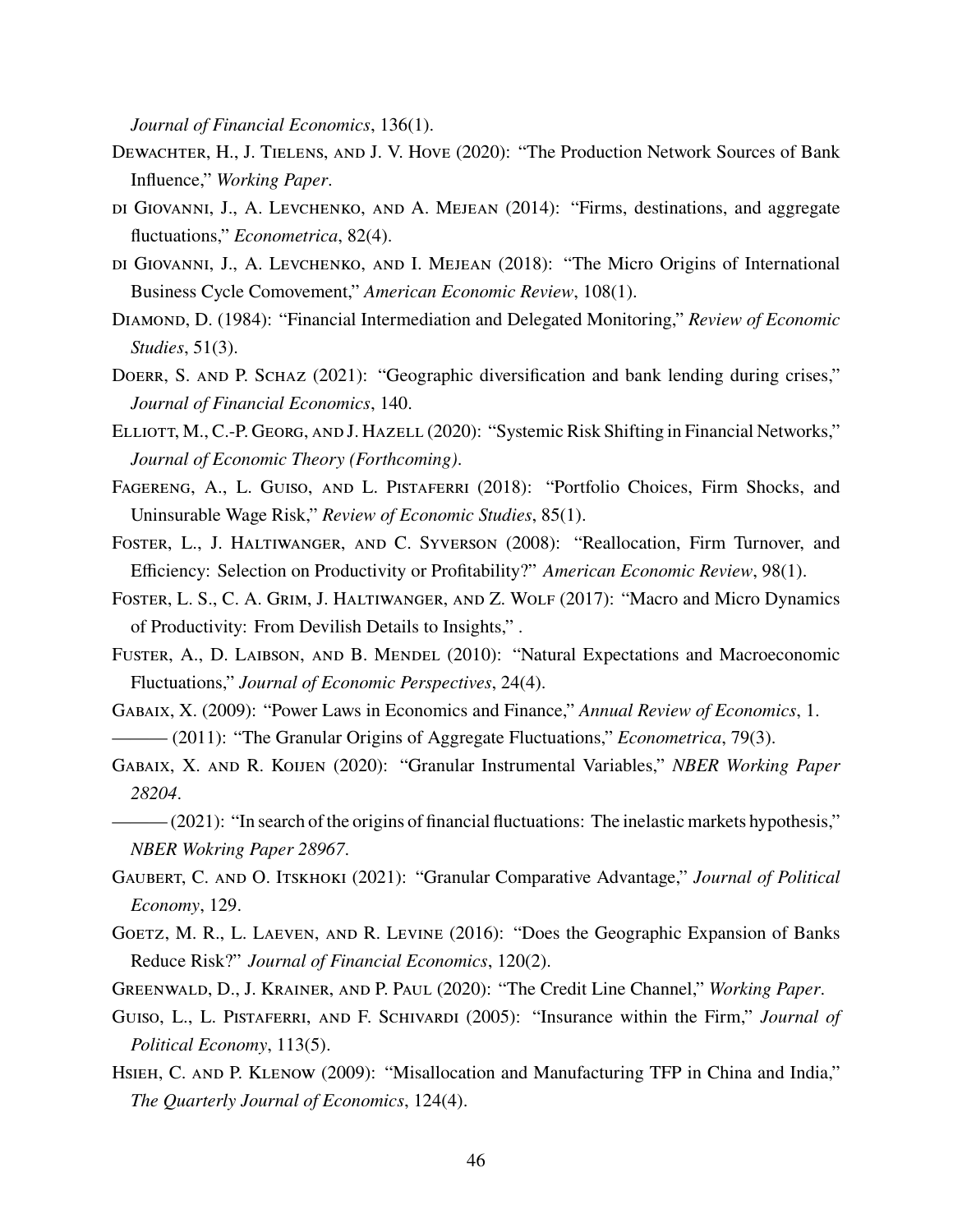*Journal of Financial Economics*, 136(1).

Dewachter, H., J. Tielens, and J. V. Hove (2020): "The Production Network Sources of Bank Influence," *Working Paper*.

di Giovanni, J., A. Levchenko, and A. Mejean (2014): "Firms, destinations, and aggregate fluctuations," *Econometrica*, 82(4).

di Giovanni, J., A. Levchenko, and I. Mejean (2018): "The Micro Origins of International Business Cycle Comovement," *American Economic Review*, 108(1).

Diamond, D. (1984): "Financial Intermediation and Delegated Monitoring," *Review of Economic Studies*, 51(3).

Doerr, S. and P. Schaz (2021): "Geographic diversification and bank lending during crises," *Journal of Financial Economics*, 140.

Elliott, M., C.-P. Georg, and J. Hazell (2020): "Systemic Risk Shifting in Financial Networks," *Journal of Economic Theory (Forthcoming)*.

Fagereng, A., L. Guiso, and L. Pistaferri (2018): "Portfolio Choices, Firm Shocks, and Uninsurable Wage Risk," *Review of Economic Studies*, 85(1).

Foster, L., J. Haltiwanger, and C. Syverson (2008): "Reallocation, Firm Turnover, and Efficiency: Selection on Productivity or Profitability?" *American Economic Review*, 98(1).

Foster, L. S., C. A. Grim, J. Haltiwanger, and Z. Wolf (2017): "Macro and Micro Dynamics of Productivity: From Devilish Details to Insights," .

Fuster, A., D. Laibson, and B. Mendel (2010): "Natural Expectations and Macroeconomic Fluctuations," *Journal of Economic Perspectives*, 24(4).

Gabaix, X. (2009): "Power Laws in Economics and Finance," *Annual Review of Economics*, 1.

——— (2011): "The Granular Origins of Aggregate Fluctuations," *Econometrica*, 79(3).

Gabaix, X. and R. Koijen (2020): "Granular Instrumental Variables," *NBER Working Paper 28204*.

——— (2021): "In search of the origins of financial fluctuations: The inelastic markets hypothesis," *NBER Wokring Paper 28967*.

Gaubert, C. and O. Itskhoki (2021): "Granular Comparative Advantage," *Journal of Political Economy*, 129.

Goetz, M. R., L. Laeven, and R. Levine (2016): "Does the Geographic Expansion of Banks Reduce Risk?" *Journal of Financial Economics*, 120(2).

Greenwald, D., J. Krainer, and P. Paul (2020): "The Credit Line Channel," *Working Paper*.

Guiso, L., L. Pistaferri, and F. Schivardi (2005): "Insurance within the Firm," *Journal of Political Economy*, 113(5).

Hsieh, C. and P. Klenow (2009): "Misallocation and Manufacturing TFP in China and India," *The Quarterly Journal of Economics*, 124(4).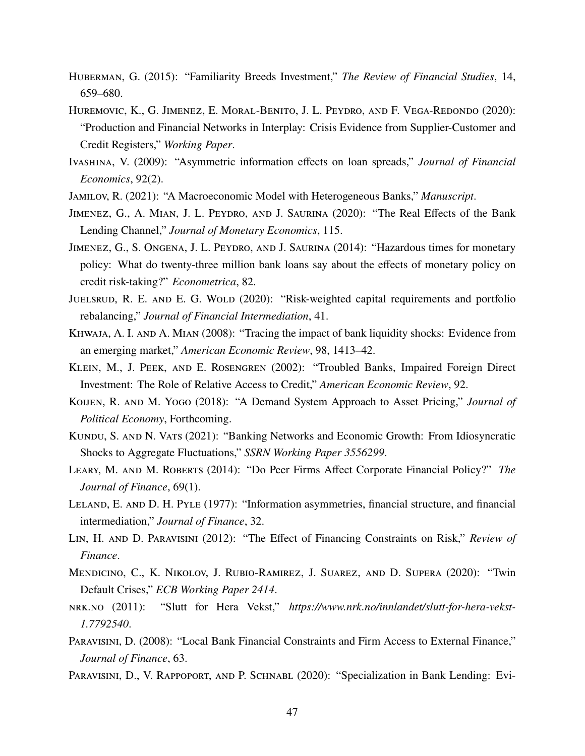Huberman, G. (2015): "Familiarity Breeds Investment," *The Review of Financial Studies*, 14, 659–680.

Huremovic, K., G. Jimenez, E. Moral-Benito, J. L. Peydro, and F. Vega-Redondo (2020): "Production and Financial Networks in Interplay: Crisis Evidence from Supplier-Customer and Credit Registers," *Working Paper*.

Ivashina, V. (2009): "Asymmetric information effects on loan spreads," *Journal of Financial Economics*, 92(2).

Jamilov, R. (2021): "A Macroeconomic Model with Heterogeneous Banks," *Manuscript*.

Jimenez, G., A. Mian, J. L. Peydro, and J. Saurina (2020): "The Real Effects of the Bank Lending Channel," *Journal of Monetary Economics*, 115.

Jimenez, G., S. Ongena, J. L. Peydro, and J. Saurina (2014): "Hazardous times for monetary policy: What do twenty-three million bank loans say about the effects of monetary policy on credit risk-taking?" *Econometrica*, 82.

Juelsrud, R. E. and E. G. Wold (2020): "Risk-weighted capital requirements and portfolio rebalancing," *Journal of Financial Intermediation*, 41.

Khwaja, A. I. and A. Mian (2008): "Tracing the impact of bank liquidity shocks: Evidence from an emerging market," *American Economic Review*, 98, 1413–42.

Klein, M., J. Peek, and E. Rosengren (2002): "Troubled Banks, Impaired Foreign Direct Investment: The Role of Relative Access to Credit," *American Economic Review*, 92.

Koijen, R. and M. Yogo (2018): "A Demand System Approach to Asset Pricing," *Journal of Political Economy*, Forthcoming.

Kundu, S. and N. Vats (2021): "Banking Networks and Economic Growth: From Idiosyncratic Shocks to Aggregate Fluctuations," *SSRN Working Paper 3556299*.

Leary, M. and M. Roberts (2014): "Do Peer Firms Affect Corporate Financial Policy?" *The Journal of Finance*, 69(1).

Leland, E. and D. H. Pyle (1977): "Information asymmetries, financial structure, and financial intermediation," *Journal of Finance*, 32.

Lin, H. and D. Paravisini (2012): "The Effect of Financing Constraints on Risk," *Review of Finance*.

Mendicino, C., K. Nikolov, J. Rubio-Ramirez, J. Suarez, and D. Supera (2020): "Twin Default Crises," *ECB Working Paper 2414*.

nrk.no (2011): "Slutt for Hera Vekst," *https://www.nrk.no/innlandet/slutt-for-hera-vekst-1.7792540*.

Paravisini, D. (2008): "Local Bank Financial Constraints and Firm Access to External Finance," *Journal of Finance*, 63.

Paravisini, D., V. Rappoport, and P. Schnabl (2020): "Specialization in Bank Lending: Evi-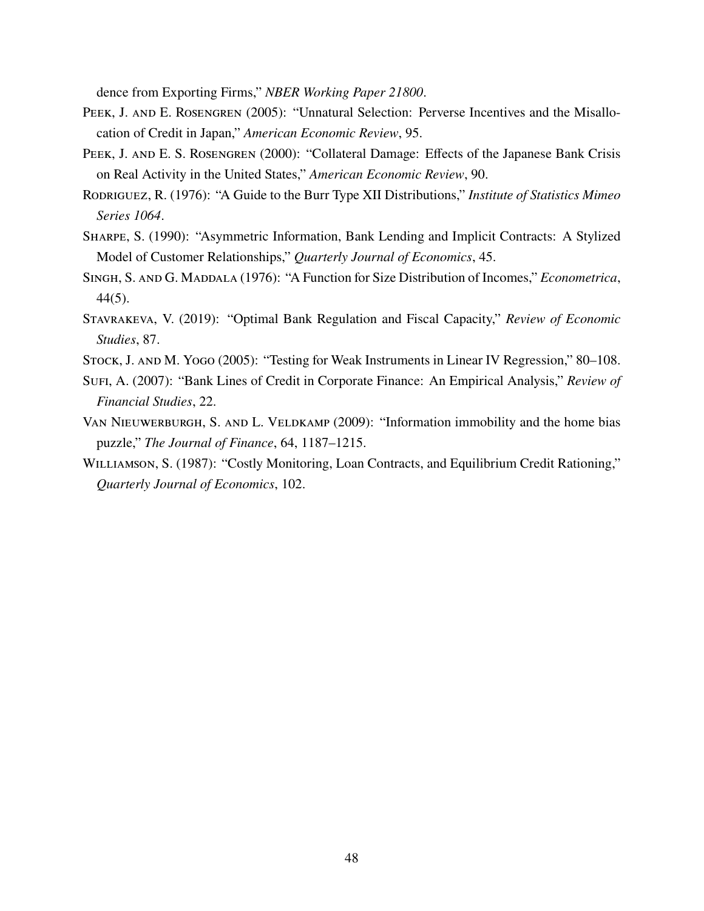dence from Exporting Firms," *NBER Working Paper 21800*.

Peek, J. and E. Rosengren (2005): "Unnatural Selection: Perverse Incentives and the Misallocation of Credit in Japan," *American Economic Review*, 95.

Peek, J. and E. S. Rosengren (2000): "Collateral Damage: Effects of the Japanese Bank Crisis on Real Activity in the United States," *American Economic Review*, 90.

Rodriguez, R. (1976): "A Guide to the Burr Type XII Distributions," *Institute of Statistics Mimeo Series 1064*.

Sharpe, S. (1990): "Asymmetric Information, Bank Lending and Implicit Contracts: A Stylized Model of Customer Relationships," *Quarterly Journal of Economics*, 45.

Singh, S. and G. Maddala (1976): "A Function for Size Distribution of Incomes," *Econometrica*, 44(5).

Stavrakeva, V. (2019): "Optimal Bank Regulation and Fiscal Capacity," *Review of Economic Studies*, 87.

Stock, J. and M. Yogo (2005): "Testing for Weak Instruments in Linear IV Regression," 80–108.

Sufi, A. (2007): "Bank Lines of Credit in Corporate Finance: An Empirical Analysis," *Review of Financial Studies*, 22.

Van Nieuwerburgh, S. and L. Veldkamp (2009): "Information immobility and the home bias puzzle," *The Journal of Finance*, 64, 1187–1215.

Williamson, S. (1987): "Costly Monitoring, Loan Contracts, and Equilibrium Credit Rationing," *Quarterly Journal of Economics*, 102.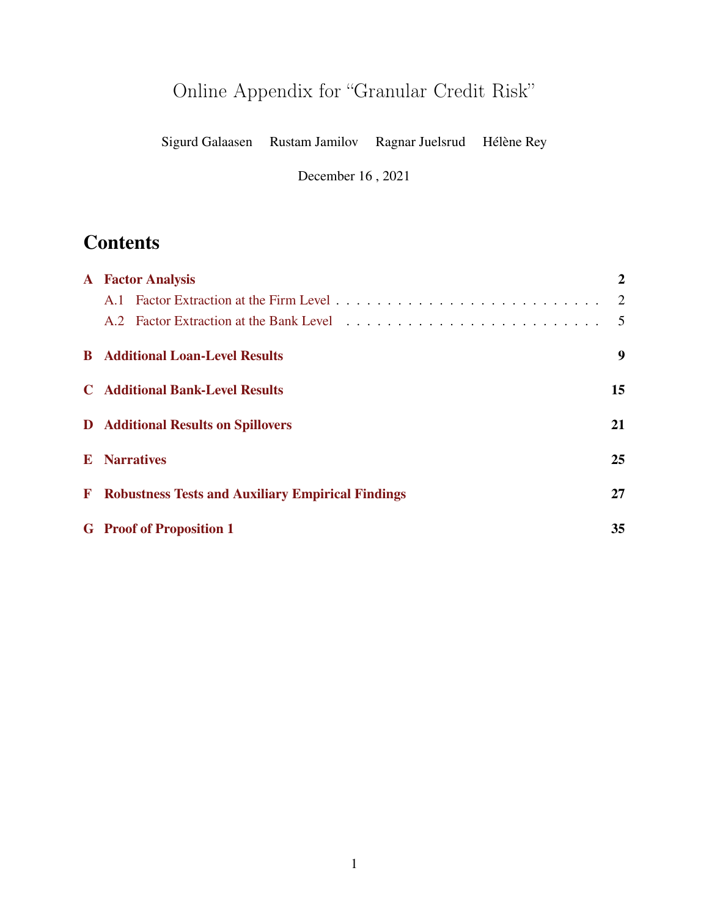# Online Appendix for "Granular Credit Risk"

Sigurd Galaasen Rustam Jamilov Ragnar Juelsrud Hélène Rey

December 16 , 2021

## Contents

**A Factor Analysis** — **2**

- A.1 Factor Extraction at the Firm Level — 2
- A.2 Factor Extraction at the Bank Level — 5

**B Additional Loan-Level Results** — **9**

**C Additional Bank-Level Results** — **15**

**D Additional Results on Spillovers** — **21**

**E Narratives** — **25**

**F Robustness Tests and Auxiliary Empirical Findings** — **27**

**G Proof of Proposition 1** — **35**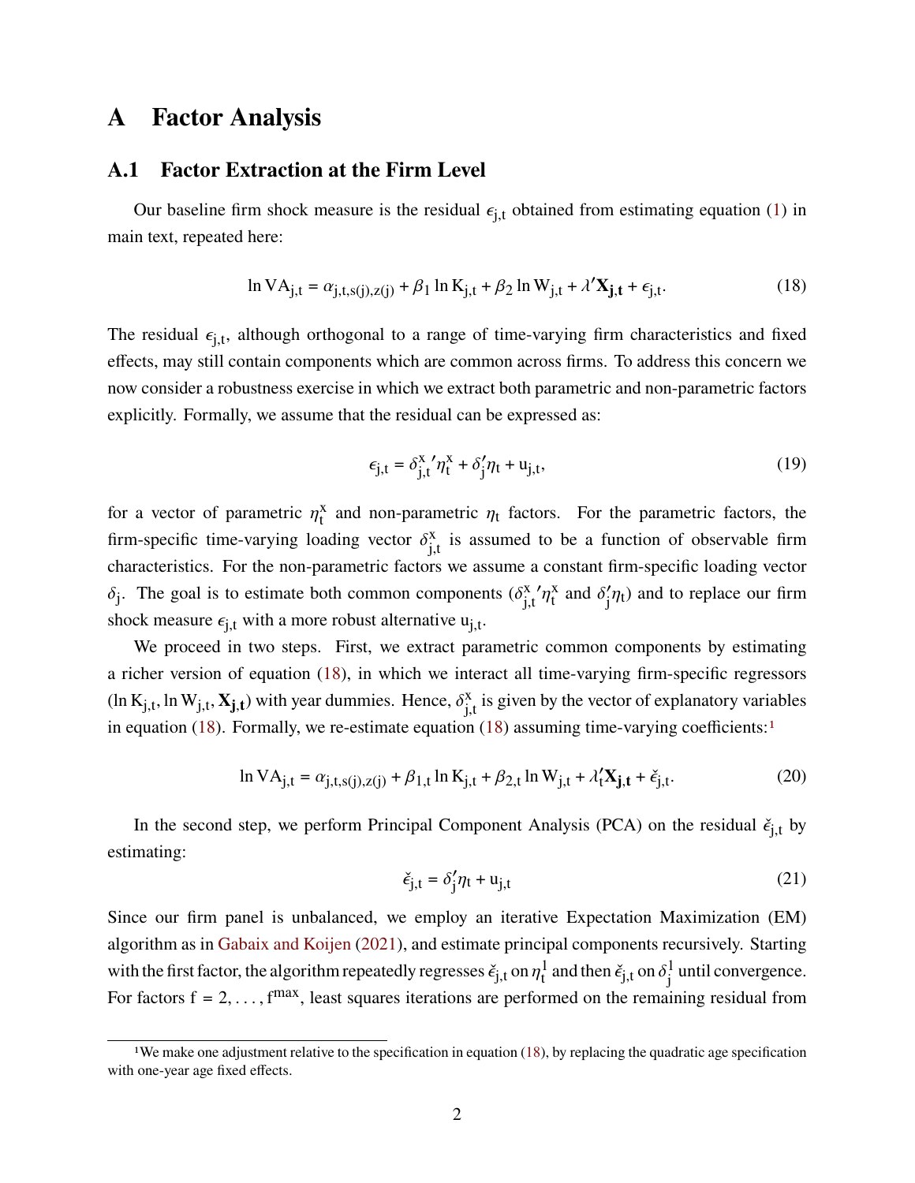# A Factor Analysis

## A.1 Factor Extraction at the Firm Level

Our baseline firm shock measure is the residual $\epsilon_{j,t}$ obtained from estimating equation (1) in main text, repeated here:

$$\ln \mathrm{VA}_{j,t} = \alpha_{j,t,s(j),z(j)} + \beta_1 \ln \mathrm{K}_{j,t} + \beta_2 \ln \mathrm{W}_{j,t} + \lambda' \mathbf{X}_{\mathbf{j},\mathbf{t}} + \epsilon_{j,t}. \tag{18}$$

The residual $\epsilon_{j,t}$, although orthogonal to a range of time-varying firm characteristics and fixed effects, may still contain components which are common across firms. To address this concern we now consider a robustness exercise in which we extract both parametric and non-parametric factors explicitly. Formally, we assume that the residual can be expressed as:

$$\epsilon_{j,t} = \delta^{x}_{j,t}{}' \eta^{x}_{t} + \delta'_{j} \eta_{t} + u_{j,t}, \tag{19}$$

for a vector of parametric $\eta^x_t$ and non-parametric $\eta_t$ factors. For the parametric factors, the firm-specific time-varying loading vector $\delta^x_{j,t}$ is assumed to be a function of observable firm characteristics. For the non-parametric factors we assume a constant firm-specific loading vector $\delta_j$. The goal is to estimate both common components ($\delta^{x}_{j,t}{}' \eta^{x}_{t}$ and $\delta'_j \eta_t$) and to replace our firm shock measure $\epsilon_{j,t}$ with a more robust alternative $u_{j,t}$.

We proceed in two steps. First, we extract parametric common components by estimating a richer version of equation (18), in which we interact all time-varying firm-specific regressors ($\ln \mathrm{K}_{j,t}, \ln \mathrm{W}_{j,t}, \mathbf{X}_{\mathbf{j},\mathbf{t}}$) with year dummies. Hence, $\delta^x_{j,t}$ is given by the vector of explanatory variables in equation (18). Formally, we re-estimate equation (18) assuming time-varying coefficients:[1]

$$\ln \mathrm{VA}_{j,t} = \alpha_{j,t,s(j),z(j)} + \beta_{1,t} \ln \mathrm{K}_{j,t} + \beta_{2,t} \ln \mathrm{W}_{j,t} + \lambda'_t \mathbf{X}_{\mathbf{j},\mathbf{t}} + \check{\epsilon}_{j,t}. \tag{20}$$

In the second step, we perform Principal Component Analysis (PCA) on the residual $\check{\epsilon}_{j,t}$ by estimating:

$$\check{\epsilon}_{j,t} = \delta'_j \eta_t + u_{j,t} \tag{21}$$

Since our firm panel is unbalanced, we employ an iterative Expectation Maximization (EM) algorithm as in Gabaix and Koijen (2021), and estimate principal components recursively. Starting with the first factor, the algorithm repeatedly regresses $\check{\epsilon}_{j,t}$ on $\eta^1_t$ and then $\check{\epsilon}_{j,t}$ on $\delta^1_j$ until convergence. For factors $f = 2, \ldots, f^{max}$, least squares iterations are performed on the remaining residual from

[1] We make one adjustment relative to the specification in equation (18), by replacing the quadratic age specification with one-year age fixed effects.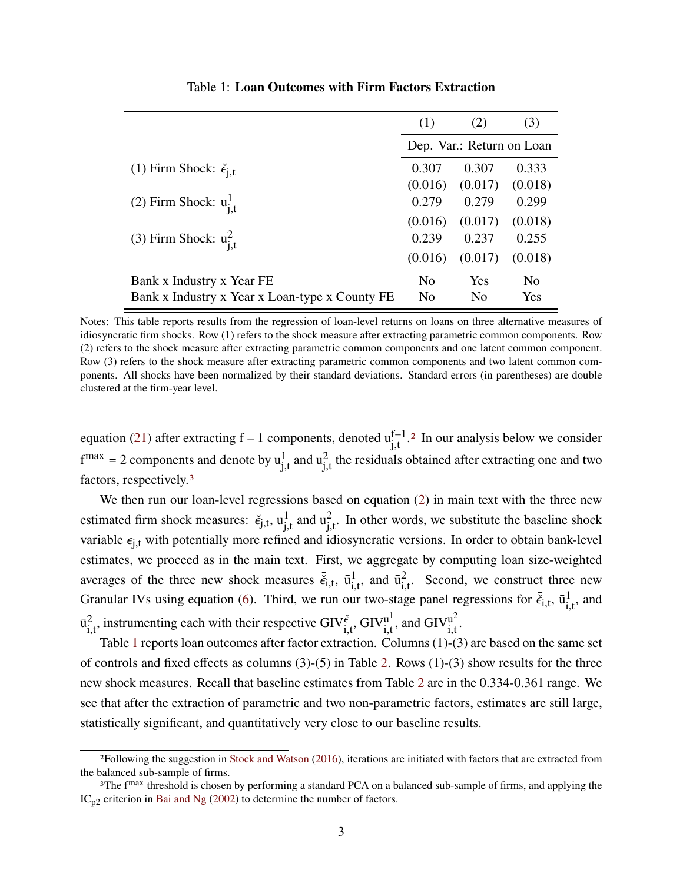Table 1: **Loan Outcomes with Firm Factors Extraction**

| | (1) | (2) | (3) |
|---|---|---|---|
| | Dep. Var.: Return on Loan | | |
| (1) Firm Shock: $\check{\epsilon}_{j,t}$ | 0.307 | 0.307 | 0.333 |
| | (0.016) | (0.017) | (0.018) |
| (2) Firm Shock: $u^1_{j,t}$ | 0.279 | 0.279 | 0.299 |
| | (0.016) | (0.017) | (0.018) |
| (3) Firm Shock: $u^2_{j,t}$ | 0.239 | 0.237 | 0.255 |
| | (0.016) | (0.017) | (0.018) |
| Bank x Industry x Year FE | No | Yes | No |
| Bank x Industry x Year x Loan-type x County FE | No | No | Yes |

Notes: This table reports results from the regression of loan-level returns on loans on three alternative measures of idiosyncratic firm shocks. Row (1) refers to the shock measure after extracting parametric common components. Row (2) refers to the shock measure after extracting parametric common components and one latent common component. Row (3) refers to the shock measure after extracting parametric common components and two latent common components. All shocks have been normalized by their standard deviations. Standard errors (in parentheses) are double clustered at the firm-year level.

equation (21) after extracting f – 1 components, denoted $u^{f-1}_{j,t}$.[2] In our analysis below we consider $f^{max} = 2$ components and denote by $u^1_{j,t}$ and $u^2_{j,t}$ the residuals obtained after extracting one and two factors, respectively.[3]

We then run our loan-level regressions based on equation (2) in main text with the three new estimated firm shock measures: $\check{\epsilon}_{j,t}$, $u^1_{j,t}$ and $u^2_{j,t}$. In other words, we substitute the baseline shock variable $\epsilon_{j,t}$ with potentially more refined and idiosyncratic versions. In order to obtain bank-level estimates, we proceed as in the main text. First, we aggregate by computing loan size-weighted averages of the three new shock measures $\bar{\check{\epsilon}}_{i,t}$, $\bar{u}^1_{i,t}$, and $\bar{u}^2_{i,t}$. Second, we construct three new Granular IVs using equation (6). Third, we run our two-stage panel regressions for $\bar{\check{\epsilon}}_{i,t}$, $\bar{u}^1_{i,t}$, and $\bar{u}^2_{i,t}$, instrumenting each with their respective $GIV^{\check{\epsilon}}_{i,t}$, $GIV^{u^1}_{i,t}$, and $GIV^{u^2}_{i,t}$.

Table 1 reports loan outcomes after factor extraction. Columns (1)-(3) are based on the same set of controls and fixed effects as columns (3)-(5) in Table 2. Rows (1)-(3) show results for the three new shock measures. Recall that baseline estimates from Table 2 are in the 0.334-0.361 range. We see that after the extraction of parametric and two non-parametric factors, estimates are still large, statistically significant, and quantitatively very close to our baseline results.

[2] Following the suggestion in Stock and Watson (2016), iterations are initiated with factors that are extracted from the balanced sub-sample of firms.

[3] The $f^{max}$ threshold is chosen by performing a standard PCA on a balanced sub-sample of firms, and applying the $IC_{p2}$ criterion in Bai and Ng (2002) to determine the number of factors.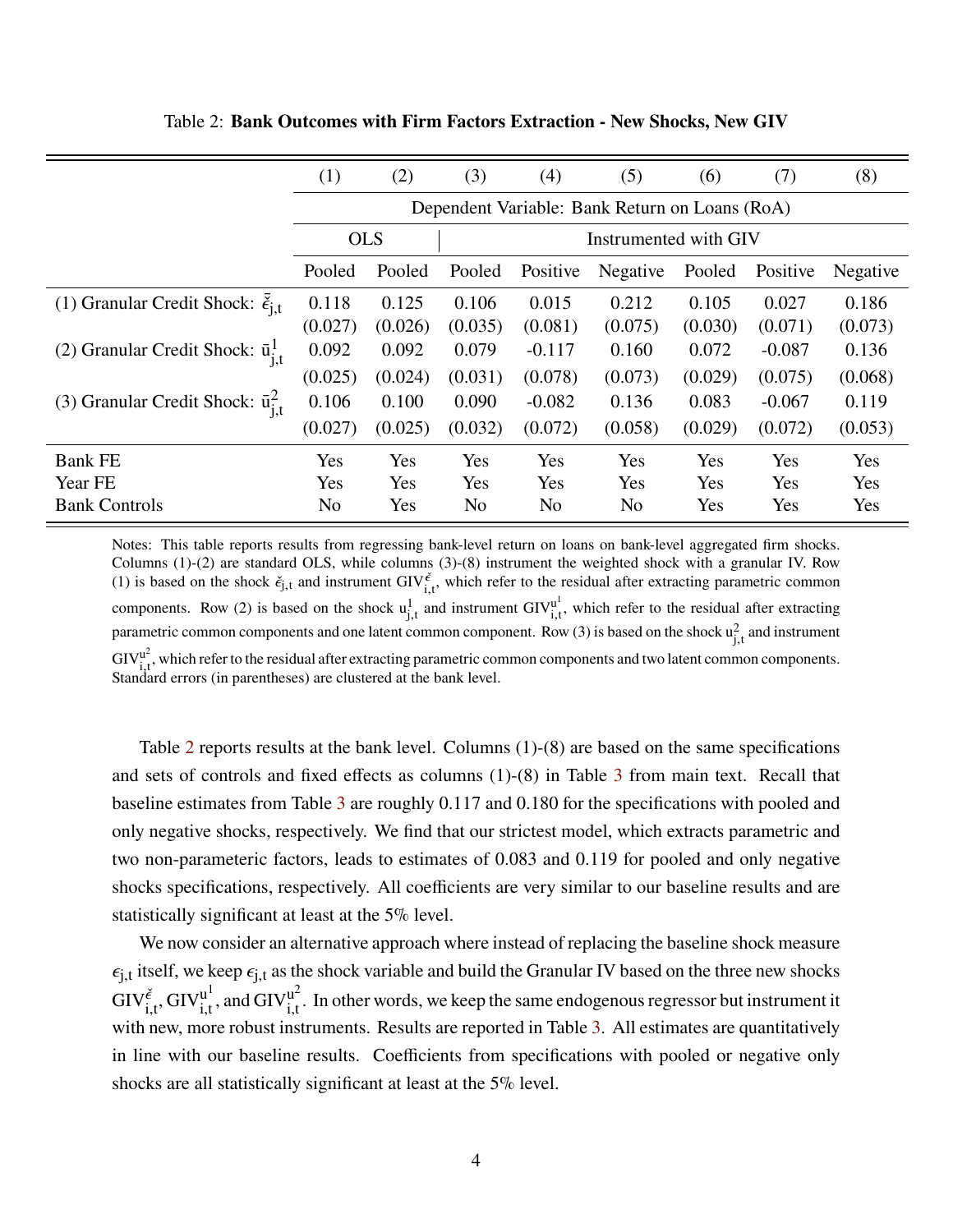Table 2: **Bank Outcomes with Firm Factors Extraction - New Shocks, New GIV**

| | (1) | (2) | (3) | (4) | (5) | (6) | (7) | (8) |
|---|---|---|---|---|---|---|---|---|
| | Dependent Variable: Bank Return on Loans (RoA) | | | | | | | |
| | OLS | | Instrumented with GIV | | | | | |
| | Pooled | Pooled | Pooled | Positive | Negative | Pooled | Positive | Negative |
| (1) Granular Credit Shock: $\bar{\check{\epsilon}}_{j,t}$ | 0.118 | 0.125 | 0.106 | 0.015 | 0.212 | 0.105 | 0.027 | 0.186 |
| | (0.027) | (0.026) | (0.035) | (0.081) | (0.075) | (0.030) | (0.071) | (0.073) |
| (2) Granular Credit Shock: $\bar{u}^1_{j,t}$ | 0.092 | 0.092 | 0.079 | -0.117 | 0.160 | 0.072 | -0.087 | 0.136 |
| | (0.025) | (0.024) | (0.031) | (0.078) | (0.073) | (0.029) | (0.075) | (0.068) |
| (3) Granular Credit Shock: $\bar{u}^2_{j,t}$ | 0.106 | 0.100 | 0.090 | -0.082 | 0.136 | 0.083 | -0.067 | 0.119 |
| | (0.027) | (0.025) | (0.032) | (0.072) | (0.058) | (0.029) | (0.072) | (0.053) |
| Bank FE | Yes | Yes | Yes | Yes | Yes | Yes | Yes | Yes |
| Year FE | Yes | Yes | Yes | Yes | Yes | Yes | Yes | Yes |
| Bank Controls | No | Yes | No | No | No | Yes | Yes | Yes |

Notes: This table reports results from regressing bank-level return on loans on bank-level aggregated firm shocks. Columns (1)-(2) are standard OLS, while columns (3)-(8) instrument the weighted shock with a granular IV. Row (1) is based on the shock $\check{\epsilon}_{j,t}$ and instrument $GIV^{\check{\epsilon}}_{i,t}$, which refer to the residual after extracting parametric common components. Row (2) is based on the shock $u^1_{j,t}$ and instrument $GIV^{u^1}_{i,t}$, which refer to the residual after extracting parametric common components and one latent common component. Row (3) is based on the shock $u^2_{j,t}$ and instrument $GIV^{u^2}_{i,t}$, which refer to the residual after extracting parametric common components and two latent common components. Standard errors (in parentheses) are clustered at the bank level.

Table 2 reports results at the bank level. Columns (1)-(8) are based on the same specifications and sets of controls and fixed effects as columns (1)-(8) in Table 3 from main text. Recall that baseline estimates from Table 3 are roughly 0.117 and 0.180 for the specifications with pooled and only negative shocks, respectively. We find that our strictest model, which extracts parametric and two non-parameteric factors, leads to estimates of 0.083 and 0.119 for pooled and only negative shocks specifications, respectively. All coefficients are very similar to our baseline results and are statistically significant at least at the 5% level.

We now consider an alternative approach where instead of replacing the baseline shock measure $\epsilon_{j,t}$ itself, we keep $\epsilon_{j,t}$ as the shock variable and build the Granular IV based on the three new shocks $GIV^{\check{\epsilon}}_{i,t}$, $GIV^{u^1}_{i,t}$, and $GIV^{u^2}_{i,t}$. In other words, we keep the same endogenous regressor but instrument it with new, more robust instruments. Results are reported in Table 3. All estimates are quantitatively in line with our baseline results. Coefficients from specifications with pooled or negative only shocks are all statistically significant at least at the 5% level.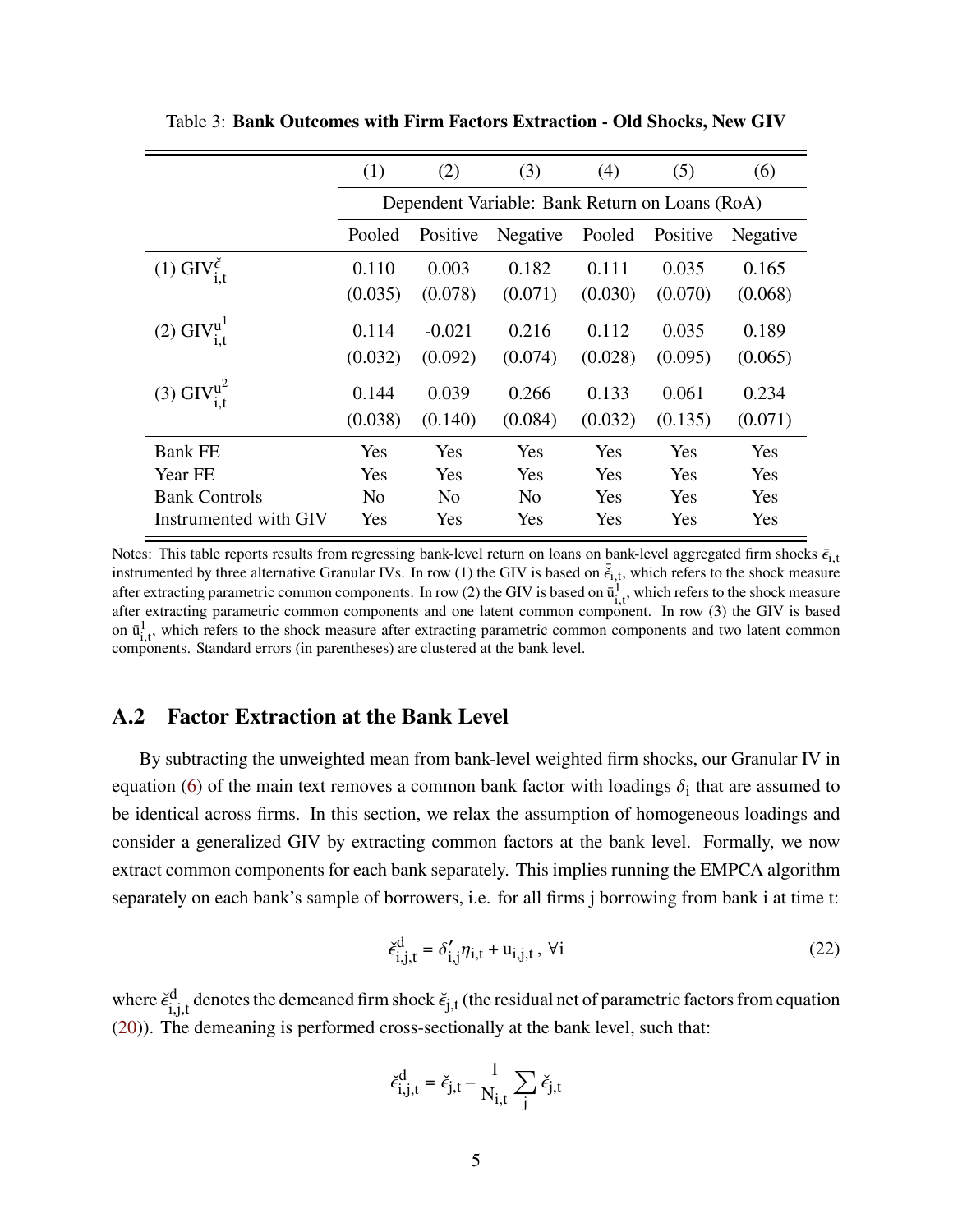Table 3: **Bank Outcomes with Firm Factors Extraction - Old Shocks, New GIV**

| | (1) | (2) | (3) | (4) | (5) | (6) |
|---|---|---|---|---|---|---|
| | Dependent Variable: Bank Return on Loans (RoA) | | | | | |
| | Pooled | Positive | Negative | Pooled | Positive | Negative |
| (1) $GIV^{\check{\epsilon}}_{i,t}$ | 0.110 | 0.003 | 0.182 | 0.111 | 0.035 | 0.165 |
| | (0.035) | (0.078) | (0.071) | (0.030) | (0.070) | (0.068) |
| (2) $GIV^{u^1}_{i,t}$ | 0.114 | -0.021 | 0.216 | 0.112 | 0.035 | 0.189 |
| | (0.032) | (0.092) | (0.074) | (0.028) | (0.095) | (0.065) |
| (3) $GIV^{u^2}_{i,t}$ | 0.144 | 0.039 | 0.266 | 0.133 | 0.061 | 0.234 |
| | (0.038) | (0.140) | (0.084) | (0.032) | (0.135) | (0.071) |
| Bank FE | Yes | Yes | Yes | Yes | Yes | Yes |
| Year FE | Yes | Yes | Yes | Yes | Yes | Yes |
| Bank Controls | No | No | No | Yes | Yes | Yes |
| Instrumented with GIV | Yes | Yes | Yes | Yes | Yes | Yes |

Notes: This table reports results from regressing bank-level return on loans on bank-level aggregated firm shocks $\bar{\epsilon}_{i,t}$ instrumented by three alternative Granular IVs. In row (1) the GIV is based on $\bar{\check{\epsilon}}_{i,t}$, which refers to the shock measure after extracting parametric common components. In row (2) the GIV is based on $\bar{u}^1_{i,t}$, which refers to the shock measure after extracting parametric common components and one latent common component. In row (3) the GIV is based on $\bar{u}^1_{i,t}$, which refers to the shock measure after extracting parametric common components and two latent common components. Standard errors (in parentheses) are clustered at the bank level.

## A.2 Factor Extraction at the Bank Level

By subtracting the unweighted mean from bank-level weighted firm shocks, our Granular IV in equation (6) of the main text removes a common bank factor with loadings $\delta_i$ that are assumed to be identical across firms. In this section, we relax the assumption of homogeneous loadings and consider a generalized GIV by extracting common factors at the bank level. Formally, we now extract common components for each bank separately. This implies running the EMPCA algorithm separately on each bank's sample of borrowers, i.e. for all firms j borrowing from bank i at time t:

$$\check{\epsilon}^d_{i,j,t} = \delta'_{i,j}\eta_{i,t} + u_{i,j,t}\,,\ \forall i \tag{22}$$

where $\check{\epsilon}^d_{i,j,t}$ denotes the demeaned firm shock $\check{\epsilon}_{j,t}$ (the residual net of parametric factors from equation (20)). The demeaning is performed cross-sectionally at the bank level, such that:

$$\check{\epsilon}^d_{i,j,t} = \check{\epsilon}_{j,t} - \frac{1}{N_{i,t}}\sum_j \check{\epsilon}_{j,t}$$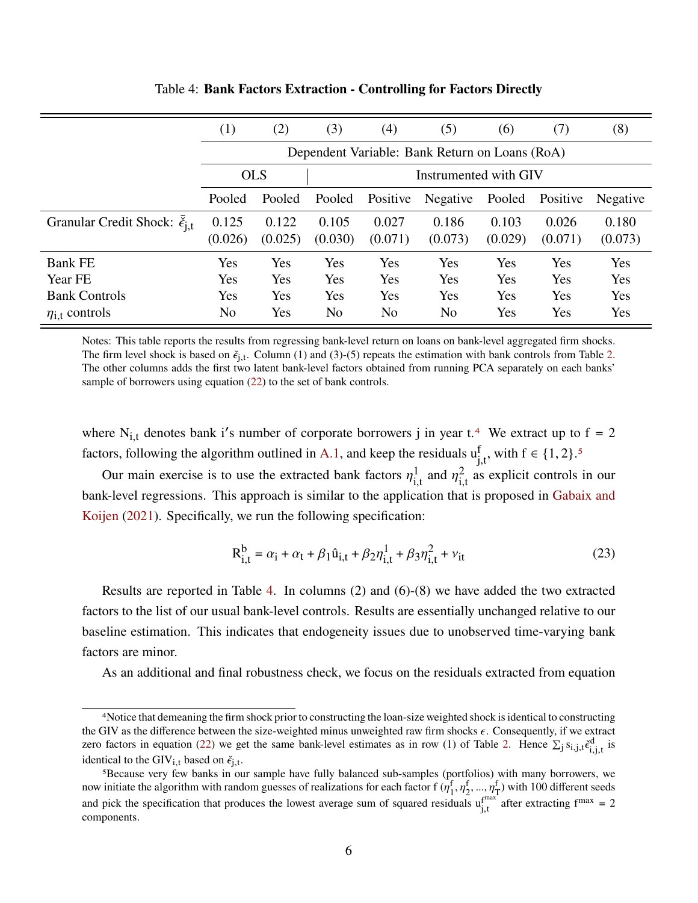Table 4: **Bank Factors Extraction - Controlling for Factors Directly**

| | (1) | (2) | (3) | (4) | (5) | (6) | (7) | (8) |
|---|---|---|---|---|---|---|---|---|
| | Dependent Variable: Bank Return on Loans (RoA) | | | | | | | |
| | OLS | | Instrumented with GIV | | | | | |
| | Pooled | Pooled | Pooled | Positive | Negative | Pooled | Positive | Negative |
| Granular Credit Shock: $\bar{\check{\varepsilon}}_{j,t}$ | 0.125 | 0.122 | 0.105 | 0.027 | 0.186 | 0.103 | 0.026 | 0.180 |
| | (0.026) | (0.025) | (0.030) | (0.071) | (0.073) | (0.029) | (0.071) | (0.073) |
| Bank FE | Yes | Yes | Yes | Yes | Yes | Yes | Yes | Yes |
| Year FE | Yes | Yes | Yes | Yes | Yes | Yes | Yes | Yes |
| Bank Controls | Yes | Yes | Yes | Yes | Yes | Yes | Yes | Yes |
| $\eta_{i,t}$ controls | No | Yes | No | No | No | Yes | Yes | Yes |

Notes: This table reports the results from regressing bank-level return on loans on bank-level aggregated firm shocks. The firm level shock is based on $\check{\varepsilon}_{j,t}$. Column (1) and (3)-(5) repeats the estimation with bank controls from Table 2. The other columns adds the first two latent bank-level factors obtained from running PCA separately on each banks' sample of borrowers using equation (22) to the set of bank controls.

where $N_{i,t}$ denotes bank i's number of corporate borrowers j in year t.[4] We extract up to $f = 2$ factors, following the algorithm outlined in A.1, and keep the residuals $u^f_{j,t}$, with $f \in \{1, 2\}$.[5]

Our main exercise is to use the extracted bank factors $\eta^1_{i,t}$ and $\eta^2_{i,t}$ as explicit controls in our bank-level regressions. This approach is similar to the application that is proposed in Gabaix and Koijen (2021). Specifically, we run the following specification:

$$R^b_{i,t} = \alpha_i + \alpha_t + \beta_1 \hat{u}_{i,t} + \beta_2 \eta^1_{i,t} + \beta_3 \eta^2_{i,t} + \nu_{it} \tag{23}$$

Results are reported in Table 4. In columns (2) and (6)-(8) we have added the two extracted factors to the list of our usual bank-level controls. Results are essentially unchanged relative to our baseline estimation. This indicates that endogeneity issues due to unobserved time-varying bank factors are minor.

As an additional and final robustness check, we focus on the residuals extracted from equation

[4] Notice that demeaning the firm shock prior to constructing the loan-size weighted shock is identical to constructing the GIV as the difference between the size-weighted minus unweighted raw firm shocks $\epsilon$. Consequently, if we extract zero factors in equation (22) we get the same bank-level estimates as in row (1) of Table 2. Hence $\sum_j s_{i,j,t}\check{\varepsilon}^d_{i,j,t}$ is identical to the $GIV_{i,t}$ based on $\check{\varepsilon}_{j,t}$.

[5] Because very few banks in our sample have fully balanced sub-samples (portfolios) with many borrowers, we now initiate the algorithm with random guesses of realizations for each factor f ($\eta^f_1, \eta^f_2, ..., \eta^f_T$) with 100 different seeds and pick the specification that produces the lowest average sum of squared residuals $u^{f^{max}}_{j,t}$ after extracting $f^{max} = 2$ components.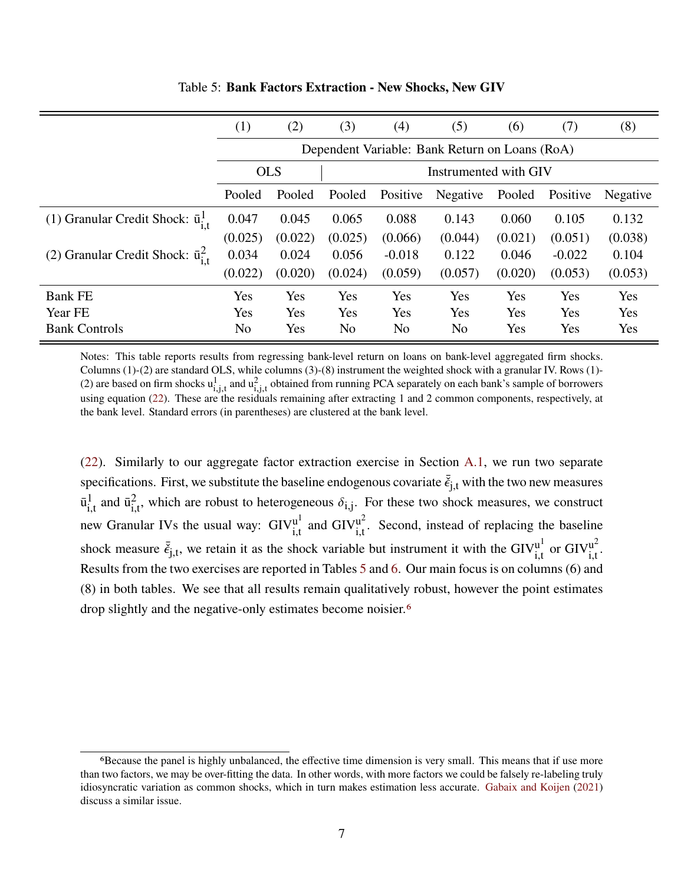Table 5: **Bank Factors Extraction - New Shocks, New GIV**

| | (1) | (2) | (3) | (4) | (5) | (6) | (7) | (8) |
|---|---|---|---|---|---|---|---|---|
| | Dependent Variable: Bank Return on Loans (RoA) | | | | | | | |
| | OLS | | Instrumented with GIV | | | | | |
| | Pooled | Pooled | Pooled | Positive | Negative | Pooled | Positive | Negative |
| (1) Granular Credit Shock: $\bar{u}^1_{i,t}$ | 0.047 | 0.045 | 0.065 | 0.088 | 0.143 | 0.060 | 0.105 | 0.132 |
| | (0.025) | (0.022) | (0.025) | (0.066) | (0.044) | (0.021) | (0.051) | (0.038) |
| (2) Granular Credit Shock: $\bar{u}^2_{i,t}$ | 0.034 | 0.024 | 0.056 | -0.018 | 0.122 | 0.046 | -0.022 | 0.104 |
| | (0.022) | (0.020) | (0.024) | (0.059) | (0.057) | (0.020) | (0.053) | (0.053) |
| Bank FE | Yes | Yes | Yes | Yes | Yes | Yes | Yes | Yes |
| Year FE | Yes | Yes | Yes | Yes | Yes | Yes | Yes | Yes |
| Bank Controls | No | Yes | No | No | No | Yes | Yes | Yes |

Notes: This table reports results from regressing bank-level return on loans on bank-level aggregated firm shocks. Columns (1)-(2) are standard OLS, while columns (3)-(8) instrument the weighted shock with a granular IV. Rows (1)-(2) are based on firm shocks $u^1_{i,j,t}$ and $u^2_{i,j,t}$ obtained from running PCA separately on each bank's sample of borrowers using equation (22). These are the residuals remaining after extracting 1 and 2 common components, respectively, at the bank level. Standard errors (in parentheses) are clustered at the bank level.

(22). Similarly to our aggregate factor extraction exercise in Section A.1, we run two separate specifications. First, we substitute the baseline endogenous covariate $\bar{\bar{\epsilon}}_{j,t}$ with the two new measures $\bar{u}^1_{i,t}$ and $\bar{u}^2_{i,t}$, which are robust to heterogeneous $\delta_{i,j}$. For these two shock measures, we construct new Granular IVs the usual way: $\text{GIV}^{u^1}_{i,t}$ and $\text{GIV}^{u^2}_{i,t}$. Second, instead of replacing the baseline shock measure $\bar{\bar{\epsilon}}_{j,t}$, we retain it as the shock variable but instrument it with the $\text{GIV}^{u^1}_{i,t}$ or $\text{GIV}^{u^2}_{i,t}$. Results from the two exercises are reported in Tables 5 and 6. Our main focus is on columns (6) and (8) in both tables. We see that all results remain qualitatively robust, however the point estimates drop slightly and the negative-only estimates become noisier.[6]

[6]Because the panel is highly unbalanced, the effective time dimension is very small. This means that if use more than two factors, we may be over-fitting the data. In other words, with more factors we could be falsely re-labeling truly idiosyncratic variation as common shocks, which in turn makes estimation less accurate. Gabaix and Koijen (2021) discuss a similar issue.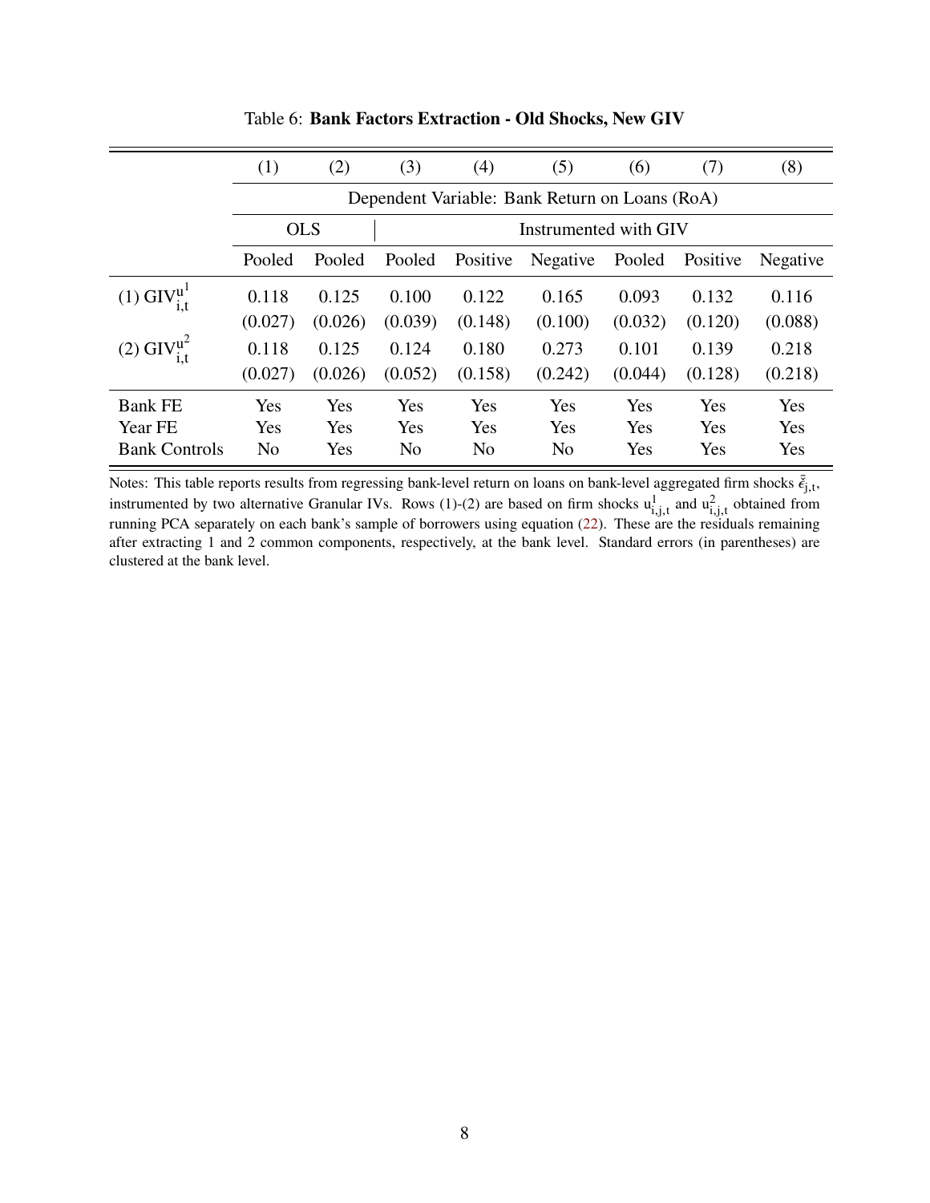Table 6: **Bank Factors Extraction - Old Shocks, New GIV**

| | (1) | (2) | (3) | (4) | (5) | (6) | (7) | (8) |
|---|---|---|---|---|---|---|---|---|
| | Dependent Variable: Bank Return on Loans (RoA) | | | | | | | |
| | OLS | | Instrumented with GIV | | | | | |
| | Pooled | Pooled | Pooled | Positive | Negative | Pooled | Positive | Negative |
| (1) $\text{GIV}^{u^1}_{i,t}$ | 0.118 | 0.125 | 0.100 | 0.122 | 0.165 | 0.093 | 0.132 | 0.116 |
| | (0.027) | (0.026) | (0.039) | (0.148) | (0.100) | (0.032) | (0.120) | (0.088) |
| (2) $\text{GIV}^{u^2}_{i,t}$ | 0.118 | 0.125 | 0.124 | 0.180 | 0.273 | 0.101 | 0.139 | 0.218 |
| | (0.027) | (0.026) | (0.052) | (0.158) | (0.242) | (0.044) | (0.128) | (0.218) |
| Bank FE | Yes | Yes | Yes | Yes | Yes | Yes | Yes | Yes |
| Year FE | Yes | Yes | Yes | Yes | Yes | Yes | Yes | Yes |
| Bank Controls | No | Yes | No | No | No | Yes | Yes | Yes |

Notes: This table reports results from regressing bank-level return on loans on bank-level aggregated firm shocks $\tilde{\bar{\varepsilon}}_{j,t}$, instrumented by two alternative Granular IVs. Rows (1)-(2) are based on firm shocks $u^1_{i,j,t}$ and $u^2_{i,j,t}$ obtained from running PCA separately on each bank's sample of borrowers using equation (22). These are the residuals remaining after extracting 1 and 2 common components, respectively, at the bank level. Standard errors (in parentheses) are clustered at the bank level.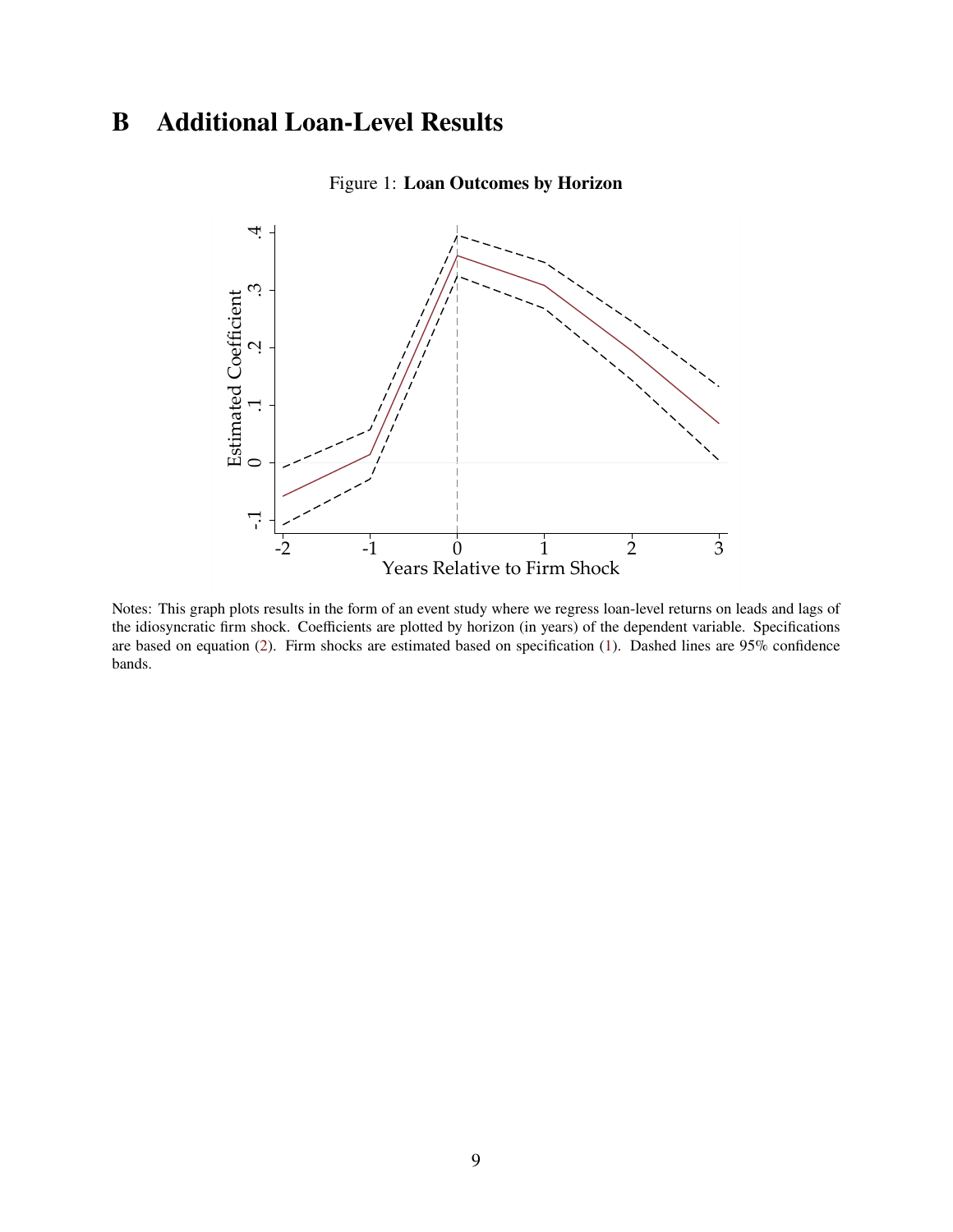# B Additional Loan-Level Results

Figure 1: **Loan Outcomes by Horizon**

Notes: This graph plots results in the form of an event study where we regress loan-level returns on leads and lags of the idiosyncratic firm shock. Coefficients are plotted by horizon (in years) of the dependent variable. Specifications are based on equation (2). Firm shocks are estimated based on specification (1). Dashed lines are 95% confidence bands.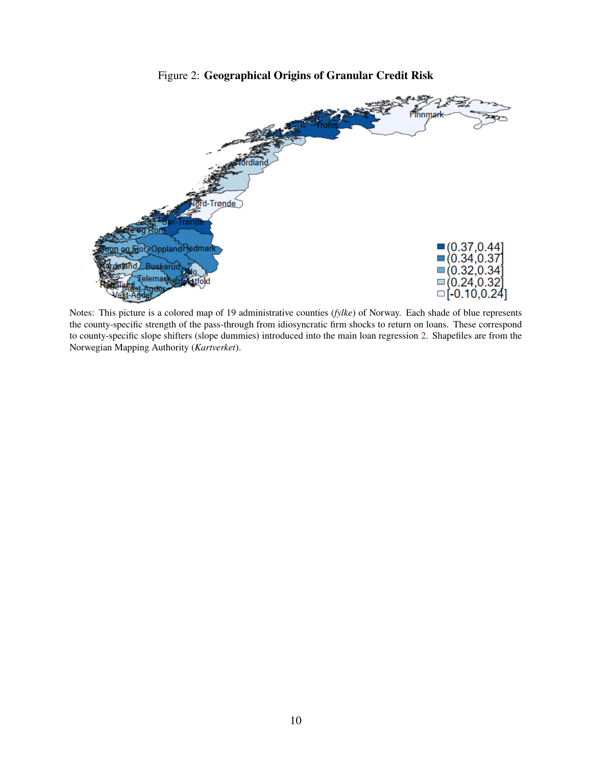Figure 2: **Geographical Origins of Granular Credit Risk**

Notes: This picture is a colored map of 19 administrative counties (*fylke*) of Norway. Each shade of blue represents the county-specific strength of the pass-through from idiosyncratic firm shocks to return on loans. These correspond to county-specific slope shifters (slope dummies) introduced into the main loan regression 2. Shapefiles are from the Norwegian Mapping Authority (*Kartverket*).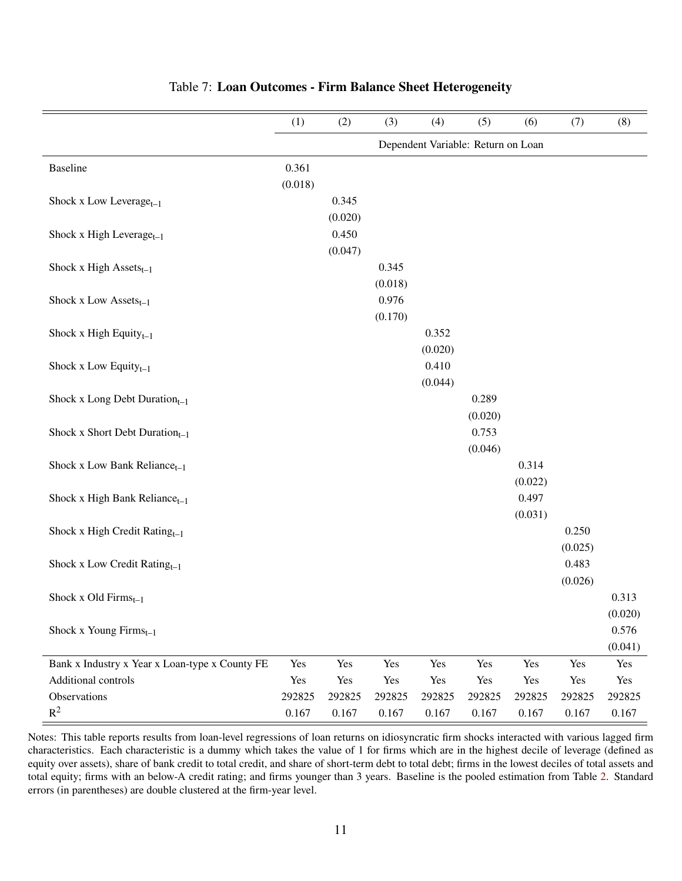Table 7: **Loan Outcomes - Firm Balance Sheet Heterogeneity**

| | (1) | (2) | (3) | (4) | (5) | (6) | (7) | (8) |
|---|---|---|---|---|---|---|---|---|
| | Dependent Variable: Return on Loan | | | | | | | |
| Baseline | 0.361 | | | | | | | |
| | (0.018) | | | | | | | |
| Shock x Low Leverage$_{t-1}$ | | 0.345 | | | | | | |
| | | (0.020) | | | | | | |
| Shock x High Leverage$_{t-1}$ | | 0.450 | | | | | | |
| | | (0.047) | | | | | | |
| Shock x High Assets$_{t-1}$ | | | 0.345 | | | | | |
| | | | (0.018) | | | | | |
| Shock x Low Assets$_{t-1}$ | | | 0.976 | | | | | |
| | | | (0.170) | | | | | |
| Shock x High Equity$_{t-1}$ | | | | 0.352 | | | | |
| | | | | (0.020) | | | | |
| Shock x Low Equity$_{t-1}$ | | | | 0.410 | | | | |
| | | | | (0.044) | | | | |
| Shock x Long Debt Duration$_{t-1}$ | | | | | 0.289 | | | |
| | | | | | (0.020) | | | |
| Shock x Short Debt Duration$_{t-1}$ | | | | | 0.753 | | | |
| | | | | | (0.046) | | | |
| Shock x Low Bank Reliance$_{t-1}$ | | | | | | 0.314 | | |
| | | | | | | (0.022) | | |
| Shock x High Bank Reliance$_{t-1}$ | | | | | | 0.497 | | |
| | | | | | | (0.031) | | |
| Shock x High Credit Rating$_{t-1}$ | | | | | | | 0.250 | |
| | | | | | | | (0.025) | |
| Shock x Low Credit Rating$_{t-1}$ | | | | | | | 0.483 | |
| | | | | | | | (0.026) | |
| Shock x Old Firms$_{t-1}$ | | | | | | | | 0.313 |
| | | | | | | | | (0.020) |
| Shock x Young Firms$_{t-1}$ | | | | | | | | 0.576 |
| | | | | | | | | (0.041) |
| Bank x Industry x Year x Loan-type x County FE | Yes | Yes | Yes | Yes | Yes | Yes | Yes | Yes |
| Additional controls | Yes | Yes | Yes | Yes | Yes | Yes | Yes | Yes |
| Observations | 292825 | 292825 | 292825 | 292825 | 292825 | 292825 | 292825 | 292825 |
| $R^2$ | 0.167 | 0.167 | 0.167 | 0.167 | 0.167 | 0.167 | 0.167 | 0.167 |

Notes: This table reports results from loan-level regressions of loan returns on idiosyncratic firm shocks interacted with various lagged firm characteristics. Each characteristic is a dummy which takes the value of 1 for firms which are in the highest decile of leverage (defined as equity over assets), share of bank credit to total credit, and share of short-term debt to total debt; firms in the lowest deciles of total assets and total equity; firms with an below-A credit rating; and firms younger than 3 years. Baseline is the pooled estimation from Table 2. Standard errors (in parentheses) are double clustered at the firm-year level.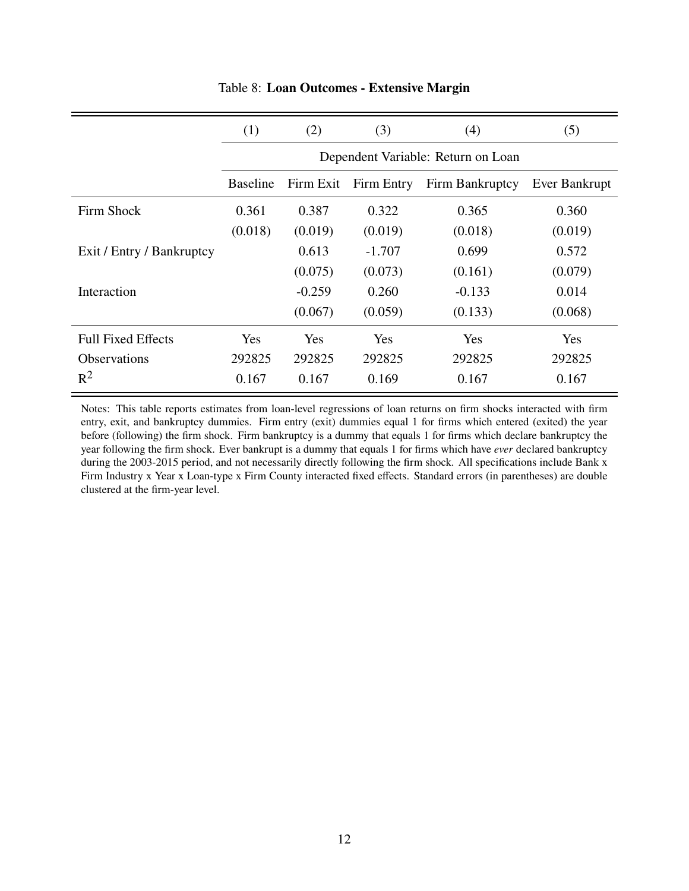Table 8: **Loan Outcomes - Extensive Margin**

| | (1) | (2) | (3) | (4) | (5) |
|---|---|---|---|---|---|
| | Dependent Variable: Return on Loan | | | | |
| | Baseline | Firm Exit | Firm Entry | Firm Bankruptcy | Ever Bankrupt |
| Firm Shock | 0.361 | 0.387 | 0.322 | 0.365 | 0.360 |
| | (0.018) | (0.019) | (0.019) | (0.018) | (0.019) |
| Exit / Entry / Bankruptcy | | 0.613 | -1.707 | 0.699 | 0.572 |
| | | (0.075) | (0.073) | (0.161) | (0.079) |
| Interaction | | -0.259 | 0.260 | -0.133 | 0.014 |
| | | (0.067) | (0.059) | (0.133) | (0.068) |
| Full Fixed Effects | Yes | Yes | Yes | Yes | Yes |
| Observations | 292825 | 292825 | 292825 | 292825 | 292825 |
| $R^2$ | 0.167 | 0.167 | 0.169 | 0.167 | 0.167 |

Notes: This table reports estimates from loan-level regressions of loan returns on firm shocks interacted with firm entry, exit, and bankruptcy dummies. Firm entry (exit) dummies equal 1 for firms which entered (exited) the year before (following) the firm shock. Firm bankruptcy is a dummy that equals 1 for firms which declare bankruptcy the year following the firm shock. Ever bankrupt is a dummy that equals 1 for firms which have *ever* declared bankruptcy during the 2003-2015 period, and not necessarily directly following the firm shock. All specifications include Bank x Firm Industry x Year x Loan-type x Firm County interacted fixed effects. Standard errors (in parentheses) are double clustered at the firm-year level.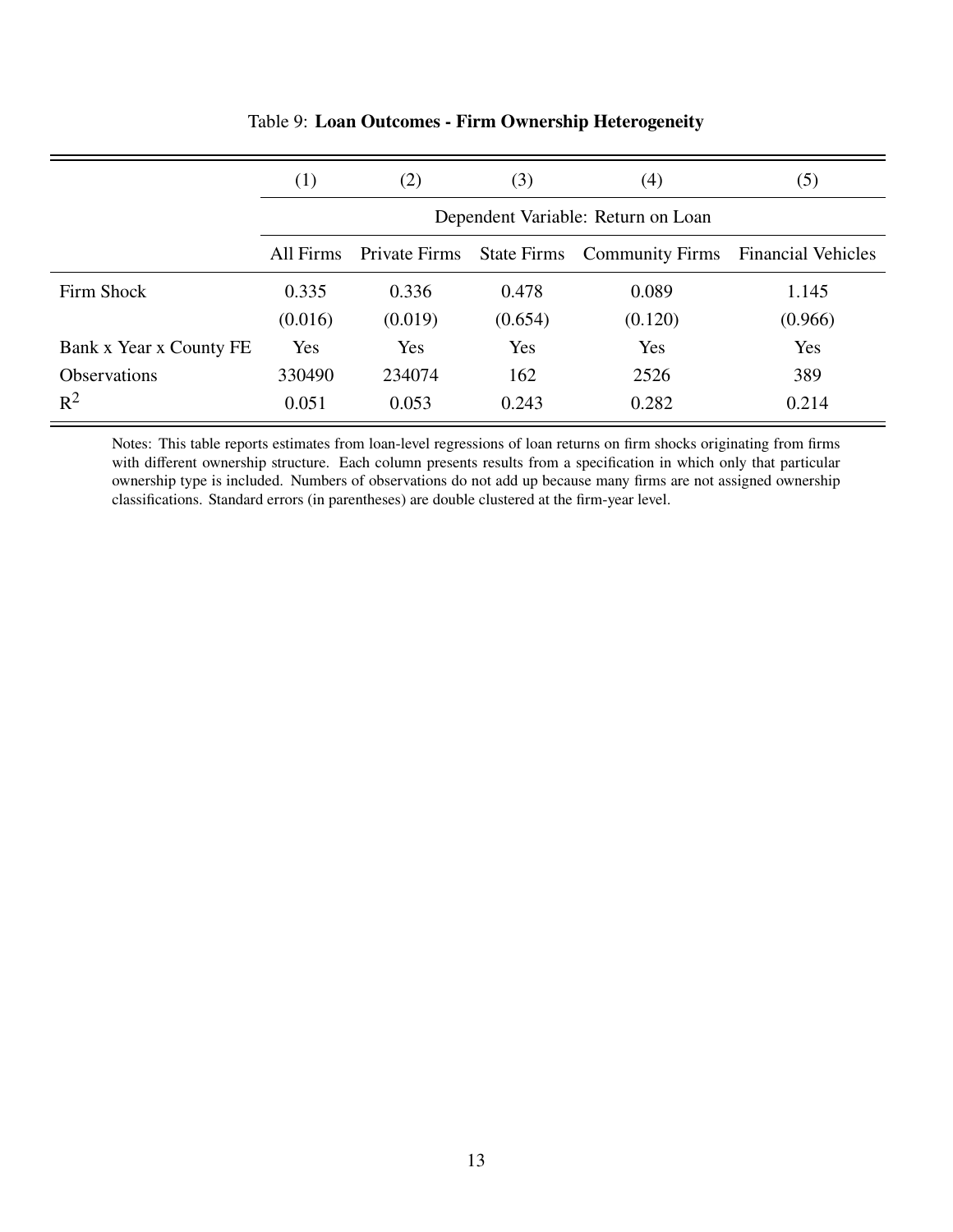Table 9: **Loan Outcomes - Firm Ownership Heterogeneity**

| | (1) | (2) | (3) | (4) | (5) |
|---|---|---|---|---|---|
| | Dependent Variable: Return on Loan | | | | |
| | All Firms | Private Firms | State Firms | Community Firms | Financial Vehicles |
| Firm Shock | 0.335 | 0.336 | 0.478 | 0.089 | 1.145 |
| | (0.016) | (0.019) | (0.654) | (0.120) | (0.966) |
| Bank x Year x County FE | Yes | Yes | Yes | Yes | Yes |
| Observations | 330490 | 234074 | 162 | 2526 | 389 |
| $R^2$ | 0.051 | 0.053 | 0.243 | 0.282 | 0.214 |

Notes: This table reports estimates from loan-level regressions of loan returns on firm shocks originating from firms with different ownership structure. Each column presents results from a specification in which only that particular ownership type is included. Numbers of observations do not add up because many firms are not assigned ownership classifications. Standard errors (in parentheses) are double clustered at the firm-year level.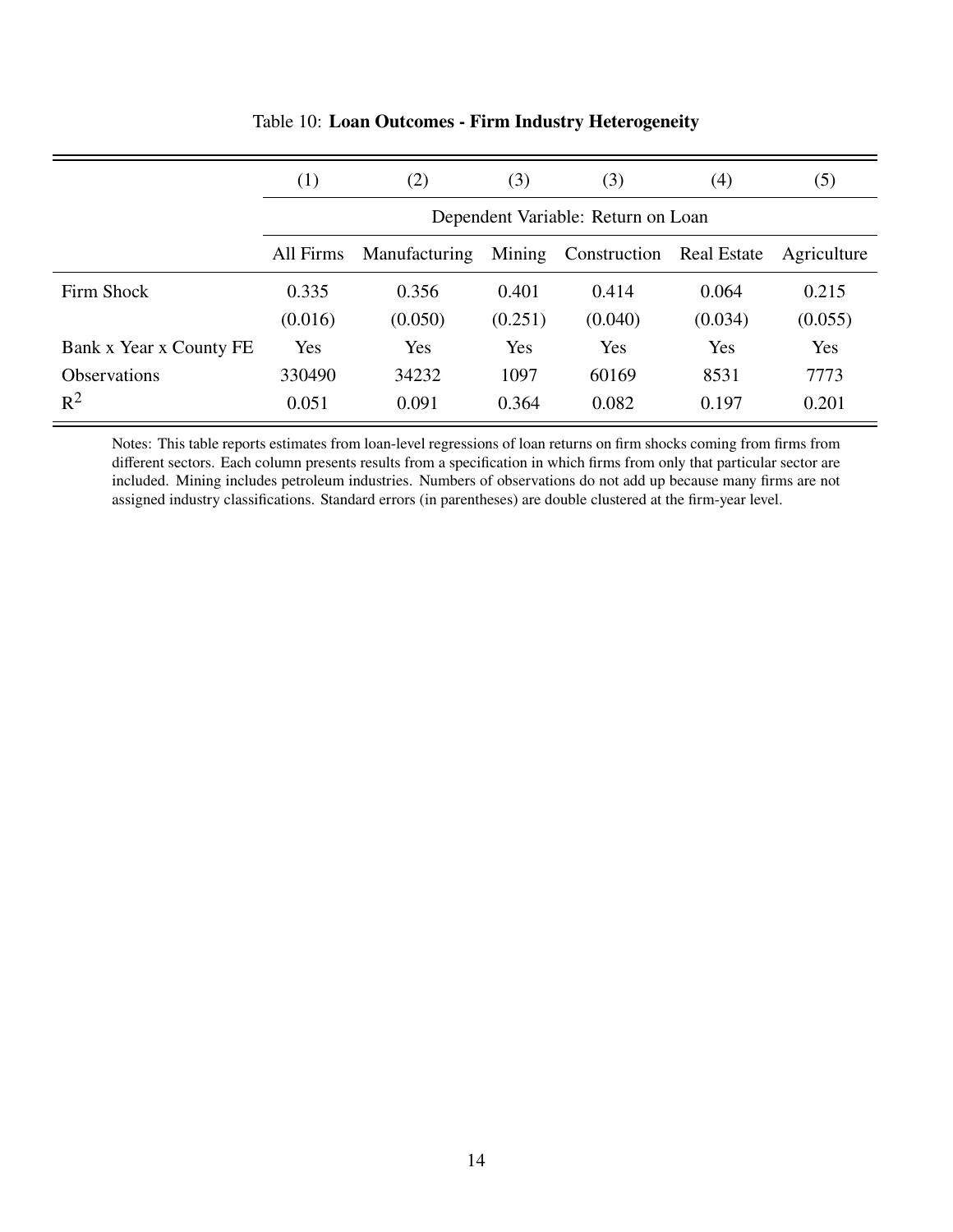Table 10: **Loan Outcomes - Firm Industry Heterogeneity**

| | (1) | (2) | (3) | (3) | (4) | (5) |
|---|---|---|---|---|---|---|
| | Dependent Variable: Return on Loan | | | | | |
| | All Firms | Manufacturing | Mining | Construction | Real Estate | Agriculture |
| Firm Shock | 0.335 | 0.356 | 0.401 | 0.414 | 0.064 | 0.215 |
| | (0.016) | (0.050) | (0.251) | (0.040) | (0.034) | (0.055) |
| Bank x Year x County FE | Yes | Yes | Yes | Yes | Yes | Yes |
| Observations | 330490 | 34232 | 1097 | 60169 | 8531 | 7773 |
| $R^2$ | 0.051 | 0.091 | 0.364 | 0.082 | 0.197 | 0.201 |

Notes: This table reports estimates from loan-level regressions of loan returns on firm shocks coming from firms from different sectors. Each column presents results from a specification in which firms from only that particular sector are included. Mining includes petroleum industries. Numbers of observations do not add up because many firms are not assigned industry classifications. Standard errors (in parentheses) are double clustered at the firm-year level.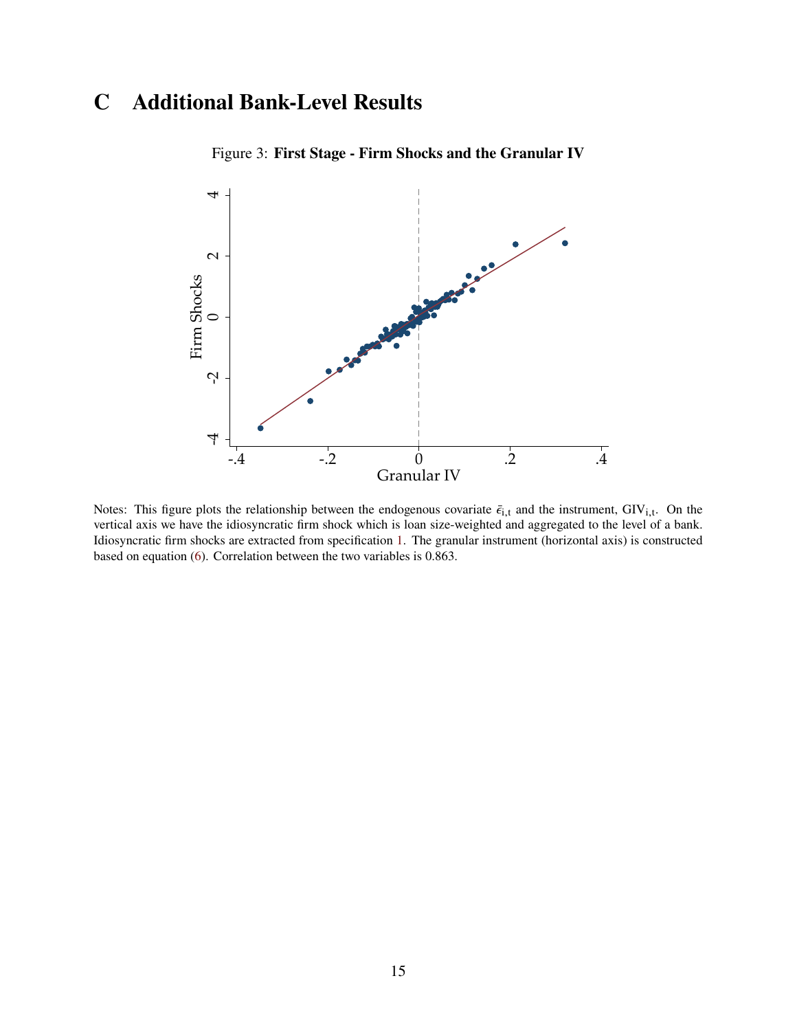# C Additional Bank-Level Results

Figure 3: **First Stage - Firm Shocks and the Granular IV**

Notes: This figure plots the relationship between the endogenous covariate $\bar{\epsilon}_{i,t}$ and the instrument, $\text{GIV}_{i,t}$. On the vertical axis we have the idiosyncratic firm shock which is loan size-weighted and aggregated to the level of a bank. Idiosyncratic firm shocks are extracted from specification 1. The granular instrument (horizontal axis) is constructed based on equation (6). Correlation between the two variables is 0.863.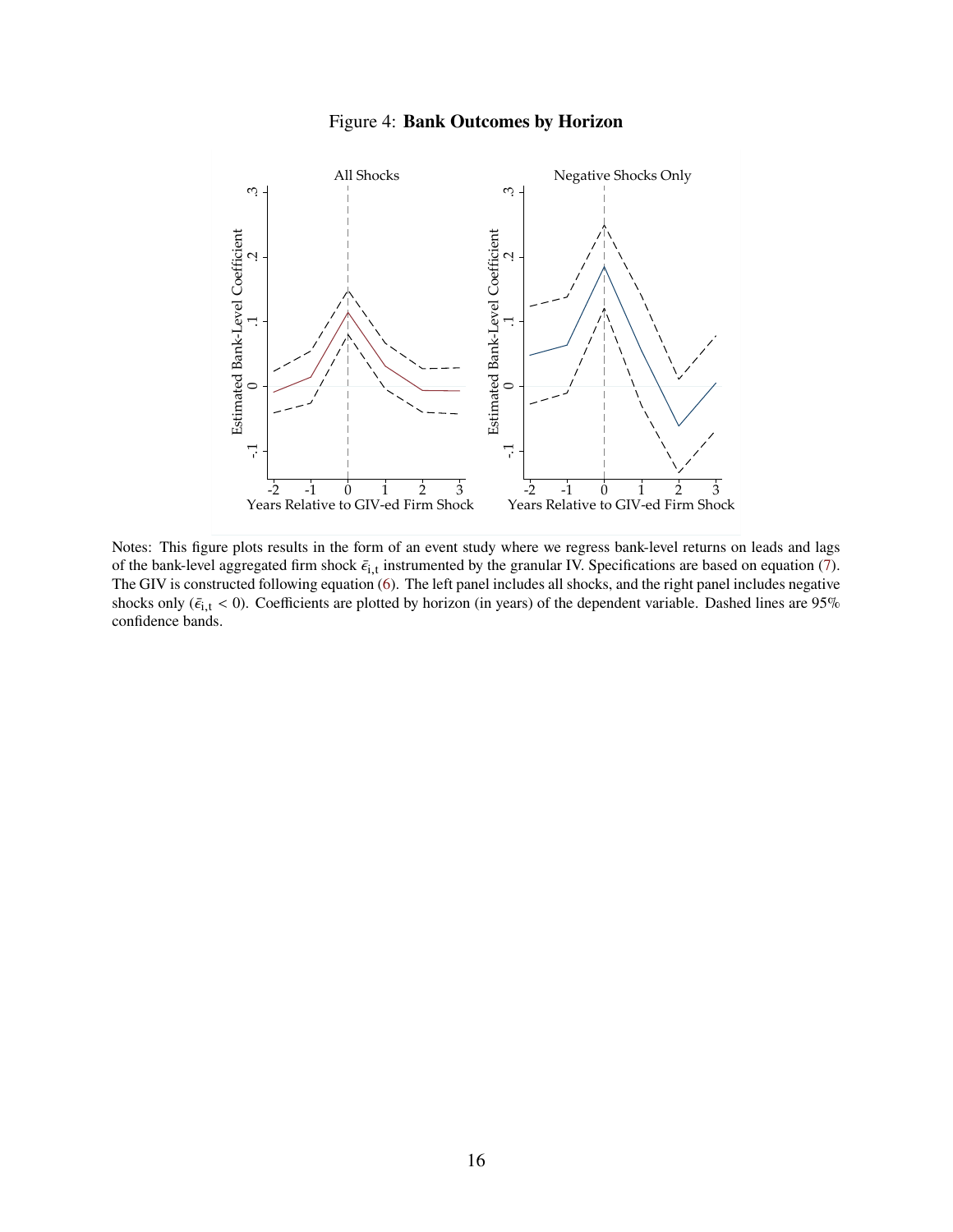Figure 4: **Bank Outcomes by Horizon**

Notes: This figure plots results in the form of an event study where we regress bank-level returns on leads and lags of the bank-level aggregated firm shock $\bar{\epsilon}_{i,t}$ instrumented by the granular IV. Specifications are based on equation (7). The GIV is constructed following equation (6). The left panel includes all shocks, and the right panel includes negative shocks only ($\bar{\epsilon}_{i,t} < 0$). Coefficients are plotted by horizon (in years) of the dependent variable. Dashed lines are 95% confidence bands.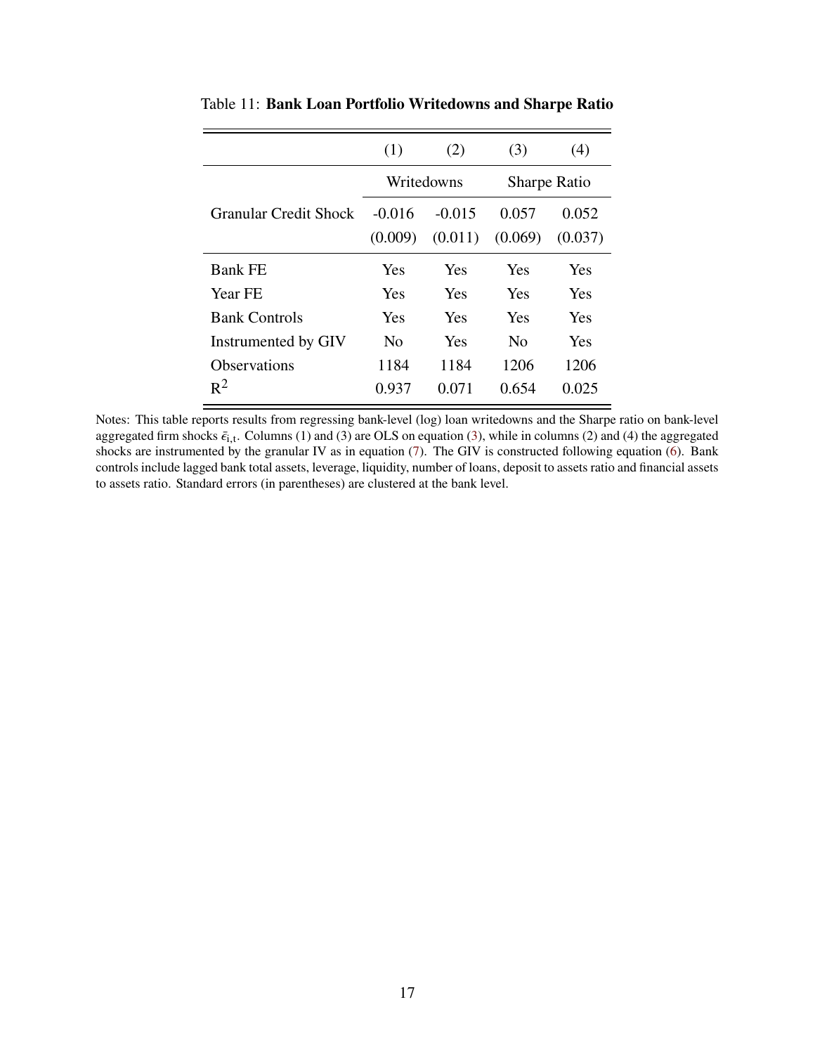Table 11: **Bank Loan Portfolio Writedowns and Sharpe Ratio**

| | (1) | (2) | (3) | (4) |
|---|---|---|---|---|
| | Writedowns | | Sharpe Ratio | |
| Granular Credit Shock | -0.016 | -0.015 | 0.057 | 0.052 |
| | (0.009) | (0.011) | (0.069) | (0.037) |
| Bank FE | Yes | Yes | Yes | Yes |
| Year FE | Yes | Yes | Yes | Yes |
| Bank Controls | Yes | Yes | Yes | Yes |
| Instrumented by GIV | No | Yes | No | Yes |
| Observations | 1184 | 1184 | 1206 | 1206 |
| $R^2$ | 0.937 | 0.071 | 0.654 | 0.025 |

Notes: This table reports results from regressing bank-level (log) loan writedowns and the Sharpe ratio on bank-level aggregated firm shocks $\bar{\epsilon}_{i,t}$. Columns (1) and (3) are OLS on equation (3), while in columns (2) and (4) the aggregated shocks are instrumented by the granular IV as in equation (7). The GIV is constructed following equation (6). Bank controls include lagged bank total assets, leverage, liquidity, number of loans, deposit to assets ratio and financial assets to assets ratio. Standard errors (in parentheses) are clustered at the bank level.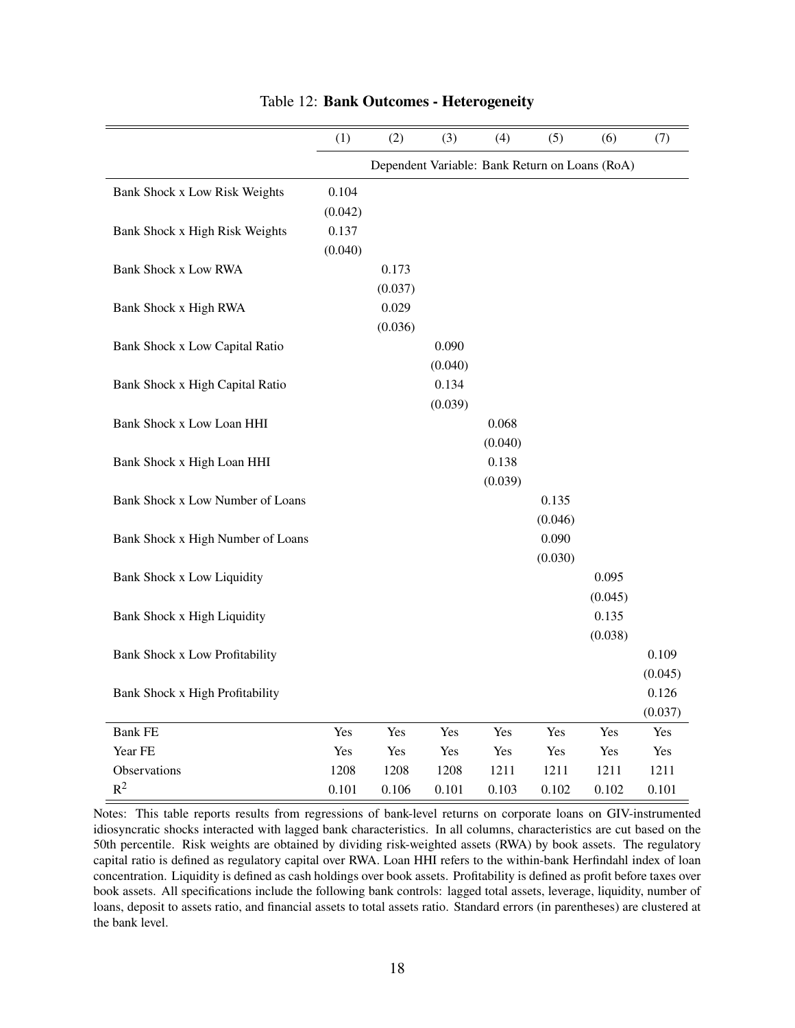Table 12: **Bank Outcomes - Heterogeneity**

| | (1) | (2) | (3) | (4) | (5) | (6) | (7) |
|---|---|---|---|---|---|---|---|
| | Dependent Variable: Bank Return on Loans (RoA) | | | | | | |
| Bank Shock x Low Risk Weights | 0.104 | | | | | | |
| | (0.042) | | | | | | |
| Bank Shock x High Risk Weights | 0.137 | | | | | | |
| | (0.040) | | | | | | |
| Bank Shock x Low RWA | | 0.173 | | | | | |
| | | (0.037) | | | | | |
| Bank Shock x High RWA | | 0.029 | | | | | |
| | | (0.036) | | | | | |
| Bank Shock x Low Capital Ratio | | | 0.090 | | | | |
| | | | (0.040) | | | | |
| Bank Shock x High Capital Ratio | | | 0.134 | | | | |
| | | | (0.039) | | | | |
| Bank Shock x Low Loan HHI | | | | 0.068 | | | |
| | | | | (0.040) | | | |
| Bank Shock x High Loan HHI | | | | 0.138 | | | |
| | | | | (0.039) | | | |
| Bank Shock x Low Number of Loans | | | | | 0.135 | | |
| | | | | | (0.046) | | |
| Bank Shock x High Number of Loans | | | | | 0.090 | | |
| | | | | | (0.030) | | |
| Bank Shock x Low Liquidity | | | | | | 0.095 | |
| | | | | | | (0.045) | |
| Bank Shock x High Liquidity | | | | | | 0.135 | |
| | | | | | | (0.038) | |
| Bank Shock x Low Profitability | | | | | | | 0.109 |
| | | | | | | | (0.045) |
| Bank Shock x High Profitability | | | | | | | 0.126 |
| | | | | | | | (0.037) |
| Bank FE | Yes | Yes | Yes | Yes | Yes | Yes | Yes |
| Year FE | Yes | Yes | Yes | Yes | Yes | Yes | Yes |
| Observations | 1208 | 1208 | 1208 | 1211 | 1211 | 1211 | 1211 |
| $R^2$ | 0.101 | 0.106 | 0.101 | 0.103 | 0.102 | 0.102 | 0.101 |

Notes: This table reports results from regressions of bank-level returns on corporate loans on GIV-instrumented idiosyncratic shocks interacted with lagged bank characteristics. In all columns, characteristics are cut based on the 50th percentile. Risk weights are obtained by dividing risk-weighted assets (RWA) by book assets. The regulatory capital ratio is defined as regulatory capital over RWA. Loan HHI refers to the within-bank Herfindahl index of loan concentration. Liquidity is defined as cash holdings over book assets. Profitability is defined as profit before taxes over book assets. All specifications include the following bank controls: lagged total assets, leverage, liquidity, number of loans, deposit to assets ratio, and financial assets to total assets ratio. Standard errors (in parentheses) are clustered at the bank level.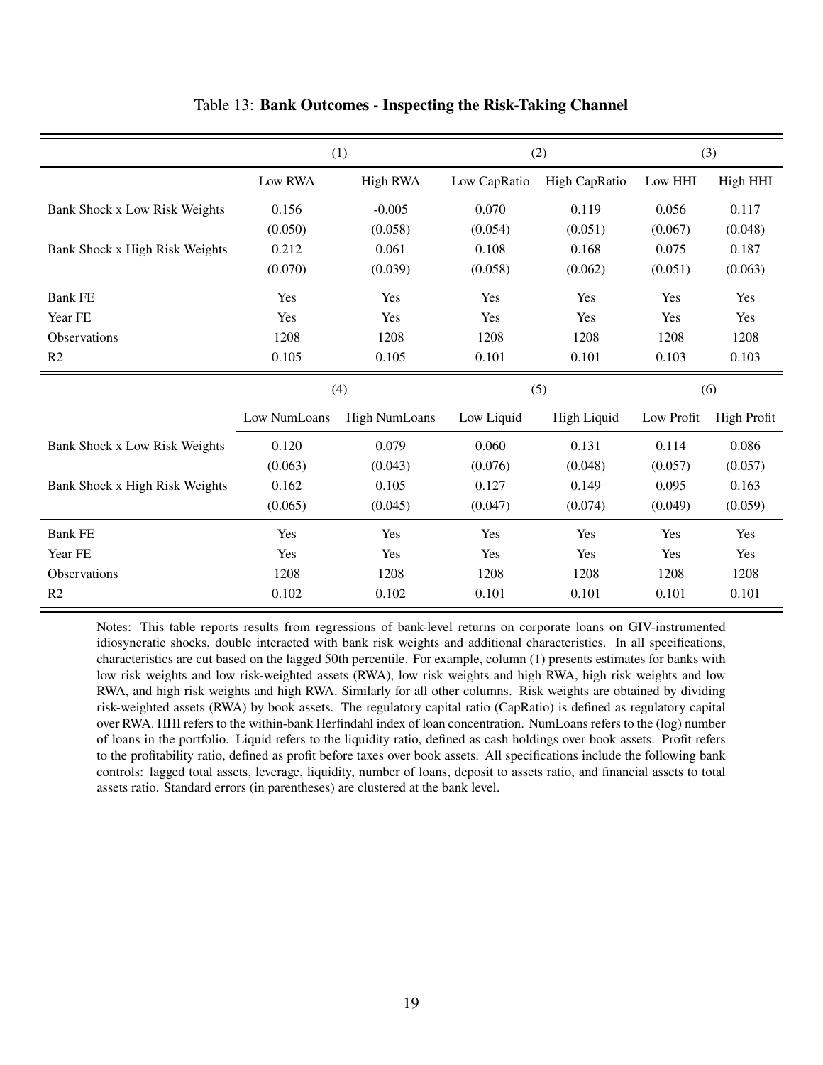Table 13: **Bank Outcomes - Inspecting the Risk-Taking Channel**

| | (1) | | (2) | | (3) | |
|---|---|---|---|---|---|---|
| | Low RWA | High RWA | Low CapRatio | High CapRatio | Low HHI | High HHI |
| Bank Shock x Low Risk Weights | 0.156 | -0.005 | 0.070 | 0.119 | 0.056 | 0.117 |
| | (0.050) | (0.058) | (0.054) | (0.051) | (0.067) | (0.048) |
| Bank Shock x High Risk Weights | 0.212 | 0.061 | 0.108 | 0.168 | 0.075 | 0.187 |
| | (0.070) | (0.039) | (0.058) | (0.062) | (0.051) | (0.063) |
| Bank FE | Yes | Yes | Yes | Yes | Yes | Yes |
| Year FE | Yes | Yes | Yes | Yes | Yes | Yes |
| Observations | 1208 | 1208 | 1208 | 1208 | 1208 | 1208 |
| R2 | 0.105 | 0.105 | 0.101 | 0.101 | 0.103 | 0.103 |

| | (4) | | (5) | | (6) | |
|---|---|---|---|---|---|---|
| | Low NumLoans | High NumLoans | Low Liquid | High Liquid | Low Profit | High Profit |
| Bank Shock x Low Risk Weights | 0.120 | 0.079 | 0.060 | 0.131 | 0.114 | 0.086 |
| | (0.063) | (0.043) | (0.076) | (0.048) | (0.057) | (0.057) |
| Bank Shock x High Risk Weights | 0.162 | 0.105 | 0.127 | 0.149 | 0.095 | 0.163 |
| | (0.065) | (0.045) | (0.047) | (0.074) | (0.049) | (0.059) |
| Bank FE | Yes | Yes | Yes | Yes | Yes | Yes |
| Year FE | Yes | Yes | Yes | Yes | Yes | Yes |
| Observations | 1208 | 1208 | 1208 | 1208 | 1208 | 1208 |
| R2 | 0.102 | 0.102 | 0.101 | 0.101 | 0.101 | 0.101 |

Notes: This table reports results from regressions of bank-level returns on corporate loans on GIV-instrumented idiosyncratic shocks, double interacted with bank risk weights and additional characteristics. In all specifications, characteristics are cut based on the lagged 50th percentile. For example, column (1) presents estimates for banks with low risk weights and low risk-weighted assets (RWA), low risk weights and high RWA, high risk weights and low RWA, and high risk weights and high RWA. Similarly for all other columns. Risk weights are obtained by dividing risk-weighted assets (RWA) by book assets. The regulatory capital ratio (CapRatio) is defined as regulatory capital over RWA. HHI refers to the within-bank Herfindahl index of loan concentration. NumLoans refers to the (log) number of loans in the portfolio. Liquid refers to the liquidity ratio, defined as cash holdings over book assets. Profit refers to the profitability ratio, defined as profit before taxes over book assets. All specifications include the following bank controls: lagged total assets, leverage, liquidity, number of loans, deposit to assets ratio, and financial assets to total assets ratio. Standard errors (in parentheses) are clustered at the bank level.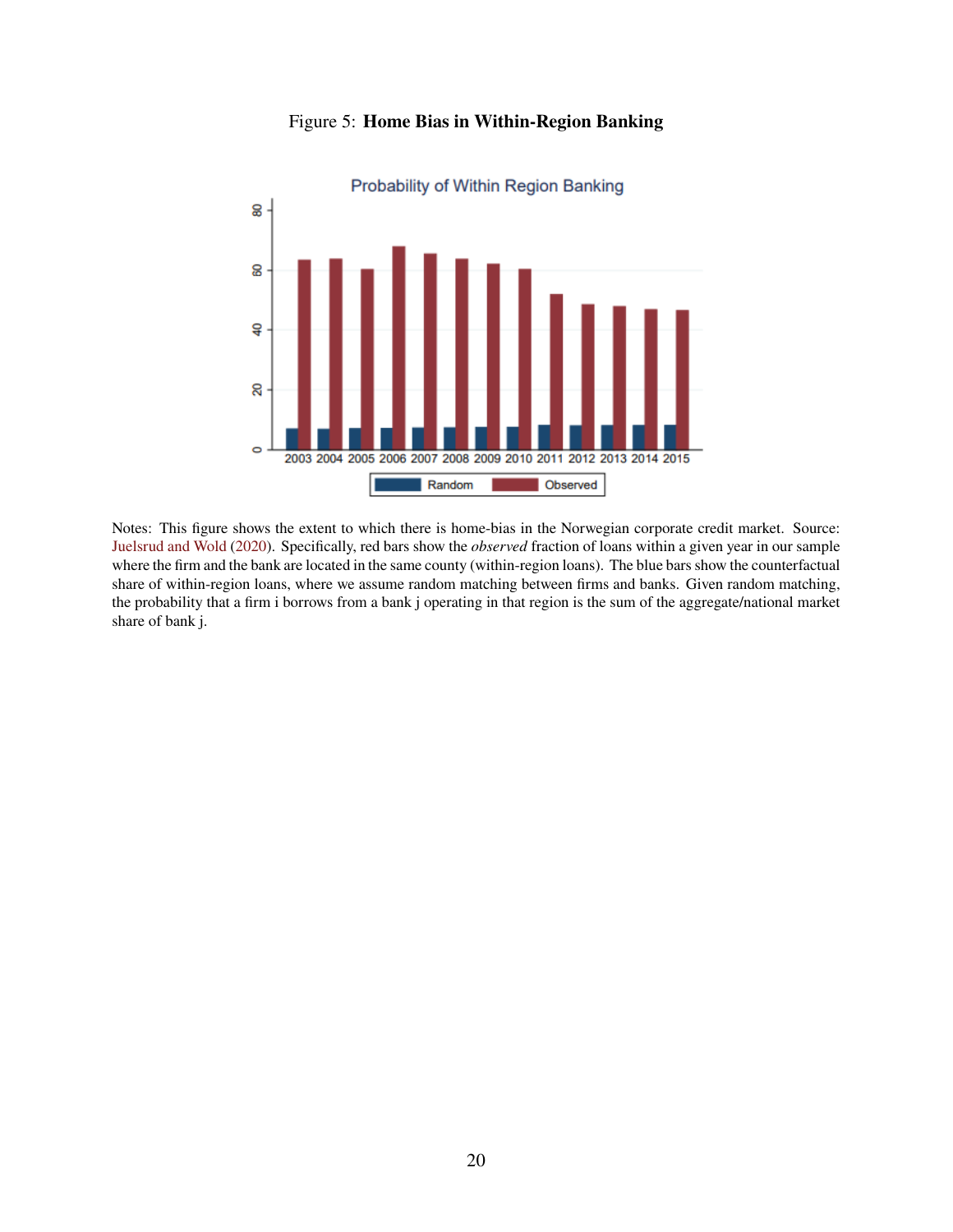Figure 5: **Home Bias in Within-Region Banking**

Notes: This figure shows the extent to which there is home-bias in the Norwegian corporate credit market. Source: Juelsrud and Wold (2020). Specifically, red bars show the *observed* fraction of loans within a given year in our sample where the firm and the bank are located in the same county (within-region loans). The blue bars show the counterfactual share of within-region loans, where we assume random matching between firms and banks. Given random matching, the probability that a firm i borrows from a bank j operating in that region is the sum of the aggregate/national market share of bank j.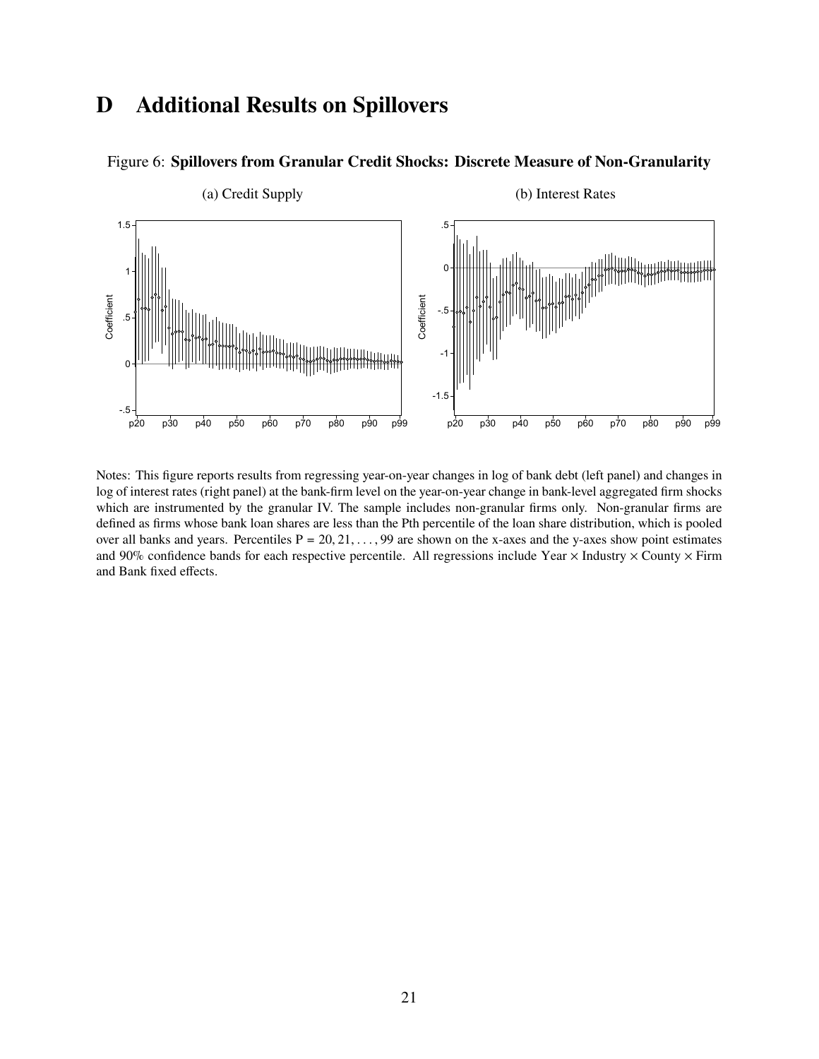# D Additional Results on Spillovers

Figure 6: **Spillovers from Granular Credit Shocks: Discrete Measure of Non-Granularity**

(a) Credit Supply

(b) Interest Rates

Notes: This figure reports results from regressing year-on-year changes in log of bank debt (left panel) and changes in log of interest rates (right panel) at the bank-firm level on the year-on-year change in bank-level aggregated firm shocks which are instrumented by the granular IV. The sample includes non-granular firms only. Non-granular firms are defined as firms whose bank loan shares are less than the Pth percentile of the loan share distribution, which is pooled over all banks and years. Percentiles P = 20, 21, . . . , 99 are shown on the x-axes and the y-axes show point estimates and 90% confidence bands for each respective percentile. All regressions include Year × Industry × County × Firm and Bank fixed effects.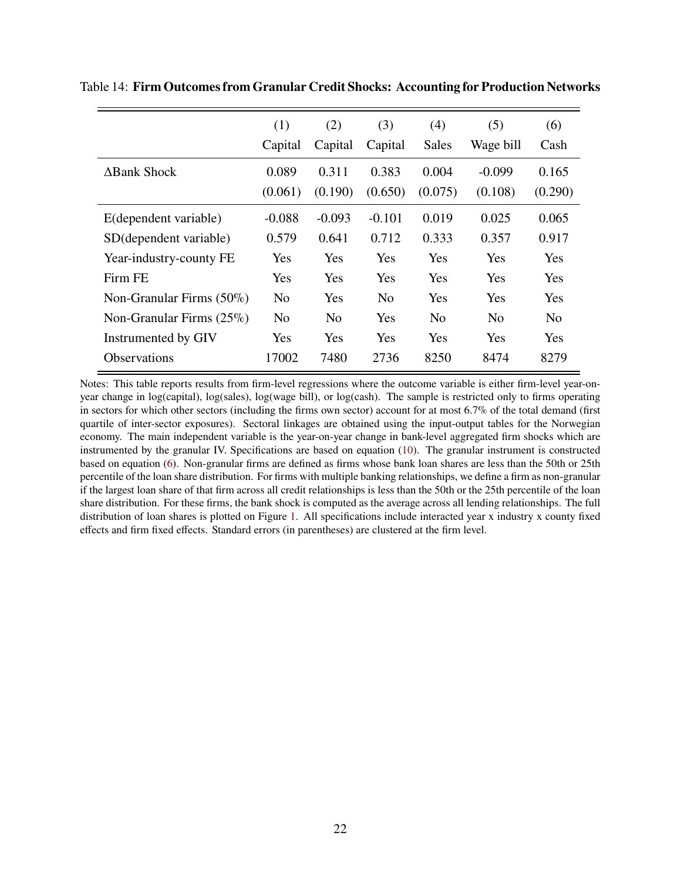Table 14: **Firm Outcomes from Granular Credit Shocks: Accounting for Production Networks**

| | (1) | (2) | (3) | (4) | (5) | (6) |
|---|---|---|---|---|---|---|
| | Capital | Capital | Capital | Sales | Wage bill | Cash |
| ΔBank Shock | 0.089 | 0.311 | 0.383 | 0.004 | -0.099 | 0.165 |
| | (0.061) | (0.190) | (0.650) | (0.075) | (0.108) | (0.290) |
| E(dependent variable) | -0.088 | -0.093 | -0.101 | 0.019 | 0.025 | 0.065 |
| SD(dependent variable) | 0.579 | 0.641 | 0.712 | 0.333 | 0.357 | 0.917 |
| Year-industry-county FE | Yes | Yes | Yes | Yes | Yes | Yes |
| Firm FE | Yes | Yes | Yes | Yes | Yes | Yes |
| Non-Granular Firms (50%) | No | Yes | No | Yes | Yes | Yes |
| Non-Granular Firms (25%) | No | No | Yes | No | No | No |
| Instrumented by GIV | Yes | Yes | Yes | Yes | Yes | Yes |
| Observations | 17002 | 7480 | 2736 | 8250 | 8474 | 8279 |

Notes: This table reports results from firm-level regressions where the outcome variable is either firm-level year-on-year change in log(capital), log(sales), log(wage bill), or log(cash). The sample is restricted only to firms operating in sectors for which other sectors (including the firms own sector) account for at most 6.7% of the total demand (first quartile of inter-sector exposures). Sectoral linkages are obtained using the input-output tables for the Norwegian economy. The main independent variable is the year-on-year change in bank-level aggregated firm shocks which are instrumented by the granular IV. Specifications are based on equation (10). The granular instrument is constructed based on equation (6). Non-granular firms are defined as firms whose bank loan shares are less than the 50th or 25th percentile of the loan share distribution. For firms with multiple banking relationships, we define a firm as non-granular if the largest loan share of that firm across all credit relationships is less than the 50th or the 25th percentile of the loan share distribution. For these firms, the bank shock is computed as the average across all lending relationships. The full distribution of loan shares is plotted on Figure 1. All specifications include interacted year x industry x county fixed effects and firm fixed effects. Standard errors (in parentheses) are clustered at the firm level.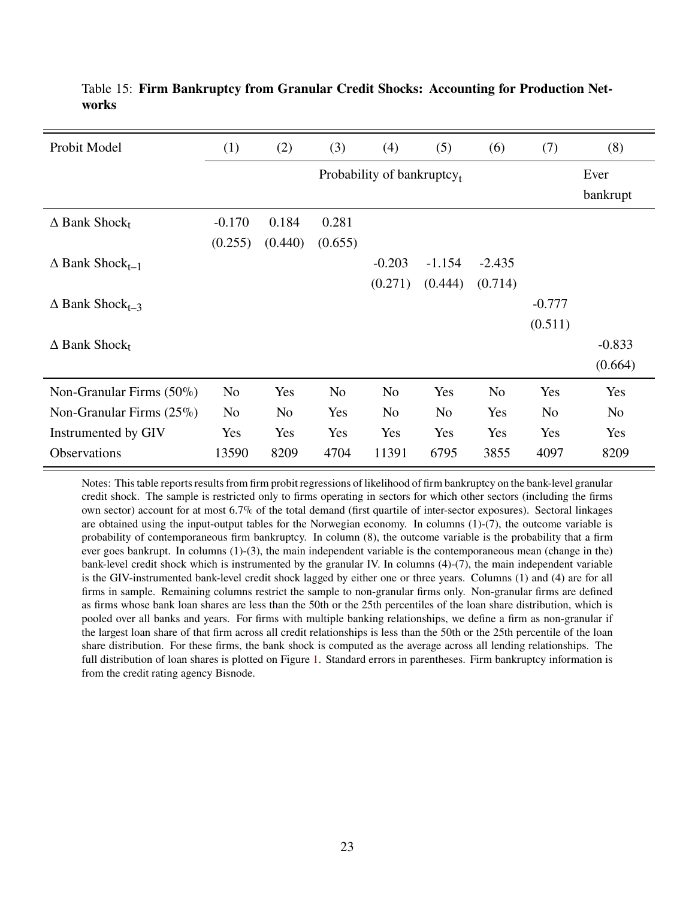Table 15: **Firm Bankruptcy from Granular Credit Shocks: Accounting for Production Networks**

| Probit Model | (1) | (2) | (3) | (4) | (5) | (6) | (7) | (8) |
|---|---|---|---|---|---|---|---|---|
| | Probability of bankruptcy$_t$ | | | | | | | Ever bankrupt |
| $\Delta$ Bank Shock$_t$ | -0.170 | 0.184 | 0.281 | | | | | |
| | (0.255) | (0.440) | (0.655) | | | | | |
| $\Delta$ Bank Shock$_{t-1}$ | | | | -0.203 | -1.154 | -2.435 | | |
| | | | | (0.271) | (0.444) | (0.714) | | |
| $\Delta$ Bank Shock$_{t-3}$ | | | | | | | -0.777 | |
| | | | | | | | (0.511) | |
| $\Delta$ Bank Shock$_t$ | | | | | | | | -0.833 |
| | | | | | | | | (0.664) |
| Non-Granular Firms (50%) | No | Yes | No | No | Yes | No | Yes | Yes |
| Non-Granular Firms (25%) | No | No | Yes | No | No | Yes | No | No |
| Instrumented by GIV | Yes | Yes | Yes | Yes | Yes | Yes | Yes | Yes |
| Observations | 13590 | 8209 | 4704 | 11391 | 6795 | 3855 | 4097 | 8209 |

Notes: This table reports results from firm probit regressions of likelihood of firm bankruptcy on the bank-level granular credit shock. The sample is restricted only to firms operating in sectors for which other sectors (including the firms own sector) account for at most 6.7% of the total demand (first quartile of inter-sector exposures). Sectoral linkages are obtained using the input-output tables for the Norwegian economy. In columns (1)-(7), the outcome variable is probability of contemporaneous firm bankruptcy. In column (8), the outcome variable is the probability that a firm ever goes bankrupt. In columns (1)-(3), the main independent variable is the contemporaneous mean (change in the) bank-level credit shock which is instrumented by the granular IV. In columns (4)-(7), the main independent variable is the GIV-instrumented bank-level credit shock lagged by either one or three years. Columns (1) and (4) are for all firms in sample. Remaining columns restrict the sample to non-granular firms only. Non-granular firms are defined as firms whose bank loan shares are less than the 50th or the 25th percentiles of the loan share distribution, which is pooled over all banks and years. For firms with multiple banking relationships, we define a firm as non-granular if the largest loan share of that firm across all credit relationships is less than the 50th or the 25th percentile of the loan share distribution. For these firms, the bank shock is computed as the average across all lending relationships. The full distribution of loan shares is plotted on Figure 1. Standard errors in parentheses. Firm bankruptcy information is from the credit rating agency Bisnode.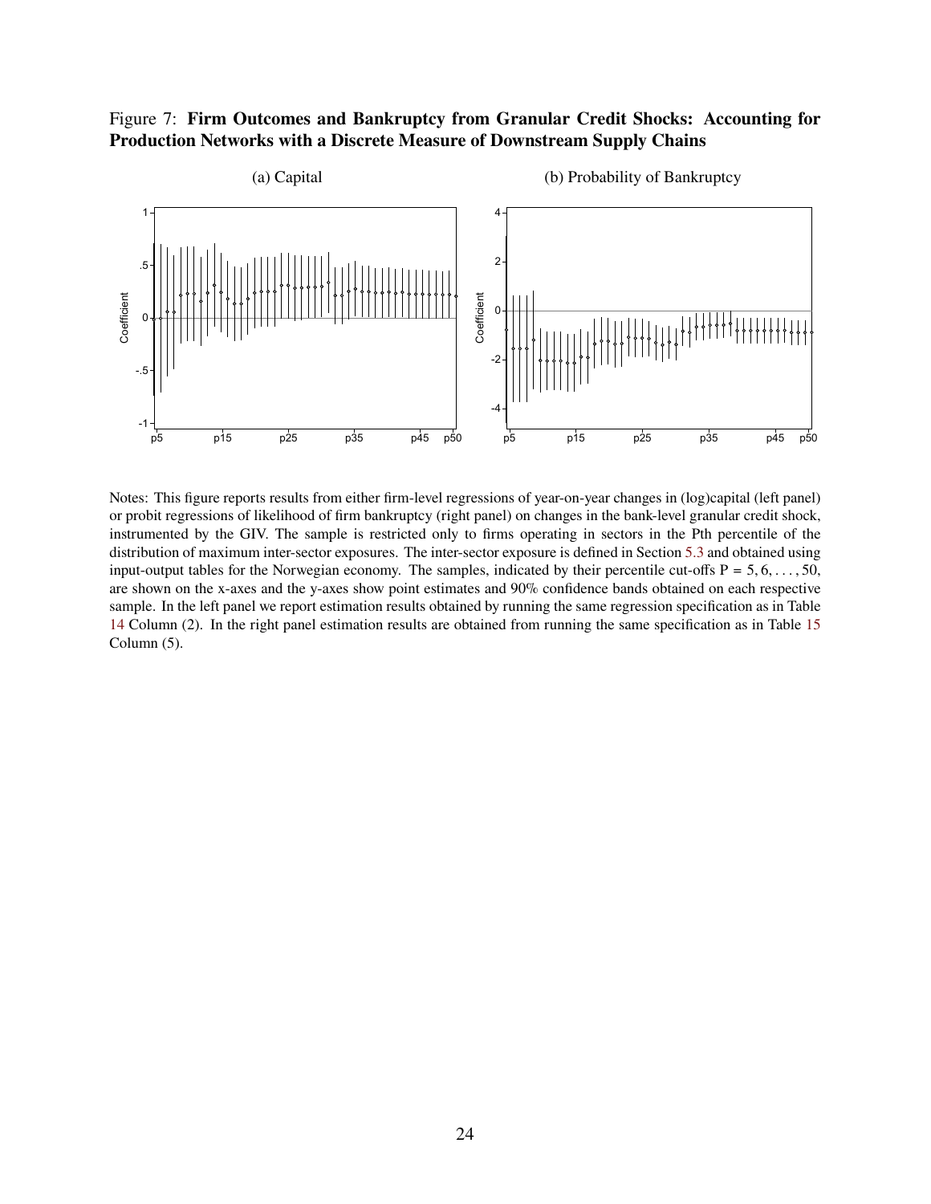Figure 7: **Firm Outcomes and Bankruptcy from Granular Credit Shocks: Accounting for Production Networks with a Discrete Measure of Downstream Supply Chains**

(a) Capital

(b) Probability of Bankruptcy

Notes: This figure reports results from either firm-level regressions of year-on-year changes in (log)capital (left panel) or probit regressions of likelihood of firm bankruptcy (right panel) on changes in the bank-level granular credit shock, instrumented by the GIV. The sample is restricted only to firms operating in sectors in the Pth percentile of the distribution of maximum inter-sector exposures. The inter-sector exposure is defined in Section 5.3 and obtained using input-output tables for the Norwegian economy. The samples, indicated by their percentile cut-offs P = 5, 6, . . . , 50, are shown on the x-axes and the y-axes show point estimates and 90% confidence bands obtained on each respective sample. In the left panel we report estimation results obtained by running the same regression specification as in Table 14 Column (2). In the right panel estimation results are obtained from running the same specification as in Table 15 Column (5).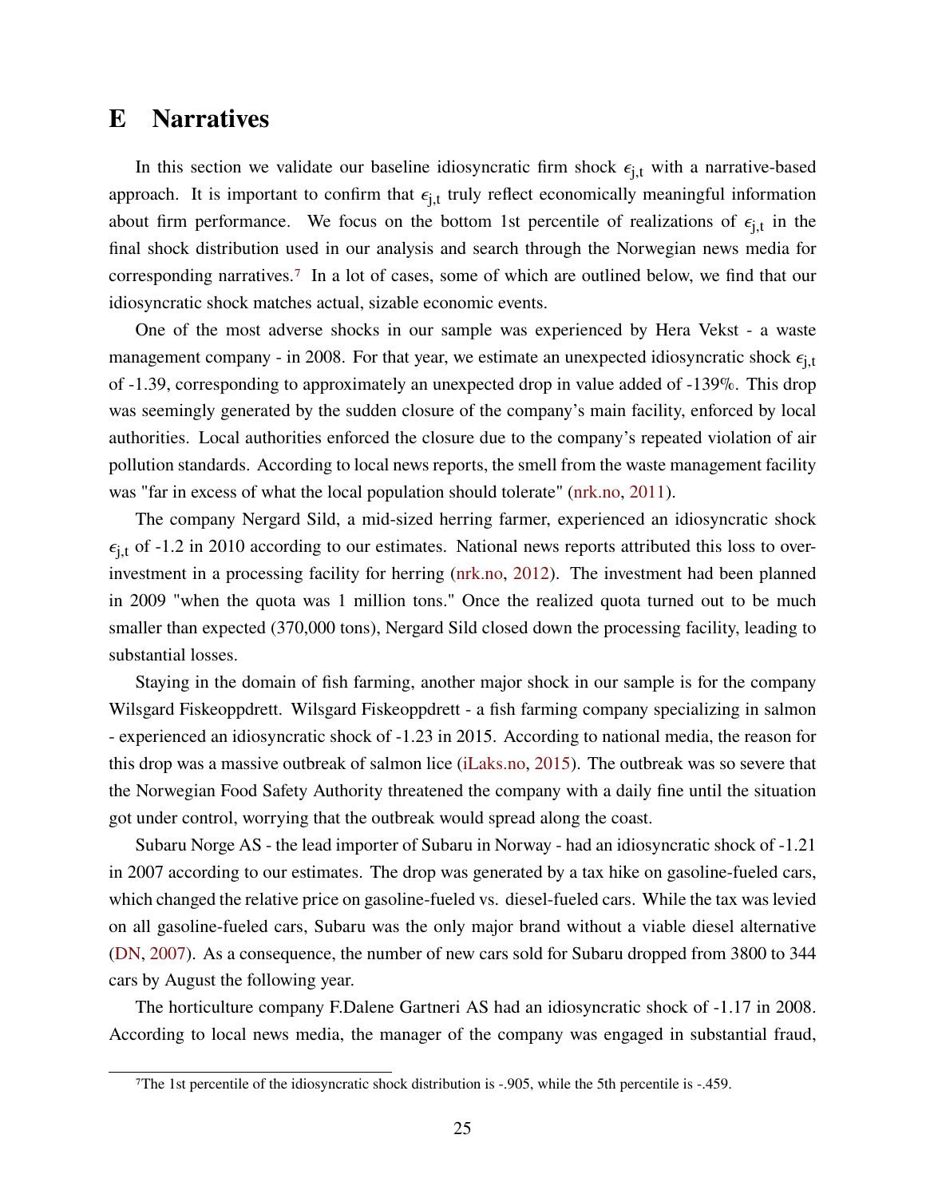# E Narratives

In this section we validate our baseline idiosyncratic firm shock $\epsilon_{j,t}$ with a narrative-based approach. It is important to confirm that $\epsilon_{j,t}$ truly reflect economically meaningful information about firm performance. We focus on the bottom 1st percentile of realizations of $\epsilon_{j,t}$ in the final shock distribution used in our analysis and search through the Norwegian news media for corresponding narratives.[7] In a lot of cases, some of which are outlined below, we find that our idiosyncratic shock matches actual, sizable economic events.

One of the most adverse shocks in our sample was experienced by Hera Vekst - a waste management company - in 2008. For that year, we estimate an unexpected idiosyncratic shock $\epsilon_{j,t}$ of -1.39, corresponding to approximately an unexpected drop in value added of -139%. This drop was seemingly generated by the sudden closure of the company's main facility, enforced by local authorities. Local authorities enforced the closure due to the company's repeated violation of air pollution standards. According to local news reports, the smell from the waste management facility was "far in excess of what the local population should tolerate" (nrk.no, 2011).

The company Nergard Sild, a mid-sized herring farmer, experienced an idiosyncratic shock $\epsilon_{j,t}$ of -1.2 in 2010 according to our estimates. National news reports attributed this loss to over-investment in a processing facility for herring (nrk.no, 2012). The investment had been planned in 2009 "when the quota was 1 million tons." Once the realized quota turned out to be much smaller than expected (370,000 tons), Nergard Sild closed down the processing facility, leading to substantial losses.

Staying in the domain of fish farming, another major shock in our sample is for the company Wilsgard Fiskeoppdrett. Wilsgard Fiskeoppdrett - a fish farming company specializing in salmon - experienced an idiosyncratic shock of -1.23 in 2015. According to national media, the reason for this drop was a massive outbreak of salmon lice (iLaks.no, 2015). The outbreak was so severe that the Norwegian Food Safety Authority threatened the company with a daily fine until the situation got under control, worrying that the outbreak would spread along the coast.

Subaru Norge AS - the lead importer of Subaru in Norway - had an idiosyncratic shock of -1.21 in 2007 according to our estimates. The drop was generated by a tax hike on gasoline-fueled cars, which changed the relative price on gasoline-fueled vs. diesel-fueled cars. While the tax was levied on all gasoline-fueled cars, Subaru was the only major brand without a viable diesel alternative (DN, 2007). As a consequence, the number of new cars sold for Subaru dropped from 3800 to 344 cars by August the following year.

The horticulture company F.Dalene Gartneri AS had an idiosyncratic shock of -1.17 in 2008. According to local news media, the manager of the company was engaged in substantial fraud,

[7] The 1st percentile of the idiosyncratic shock distribution is -.905, while the 5th percentile is -.459.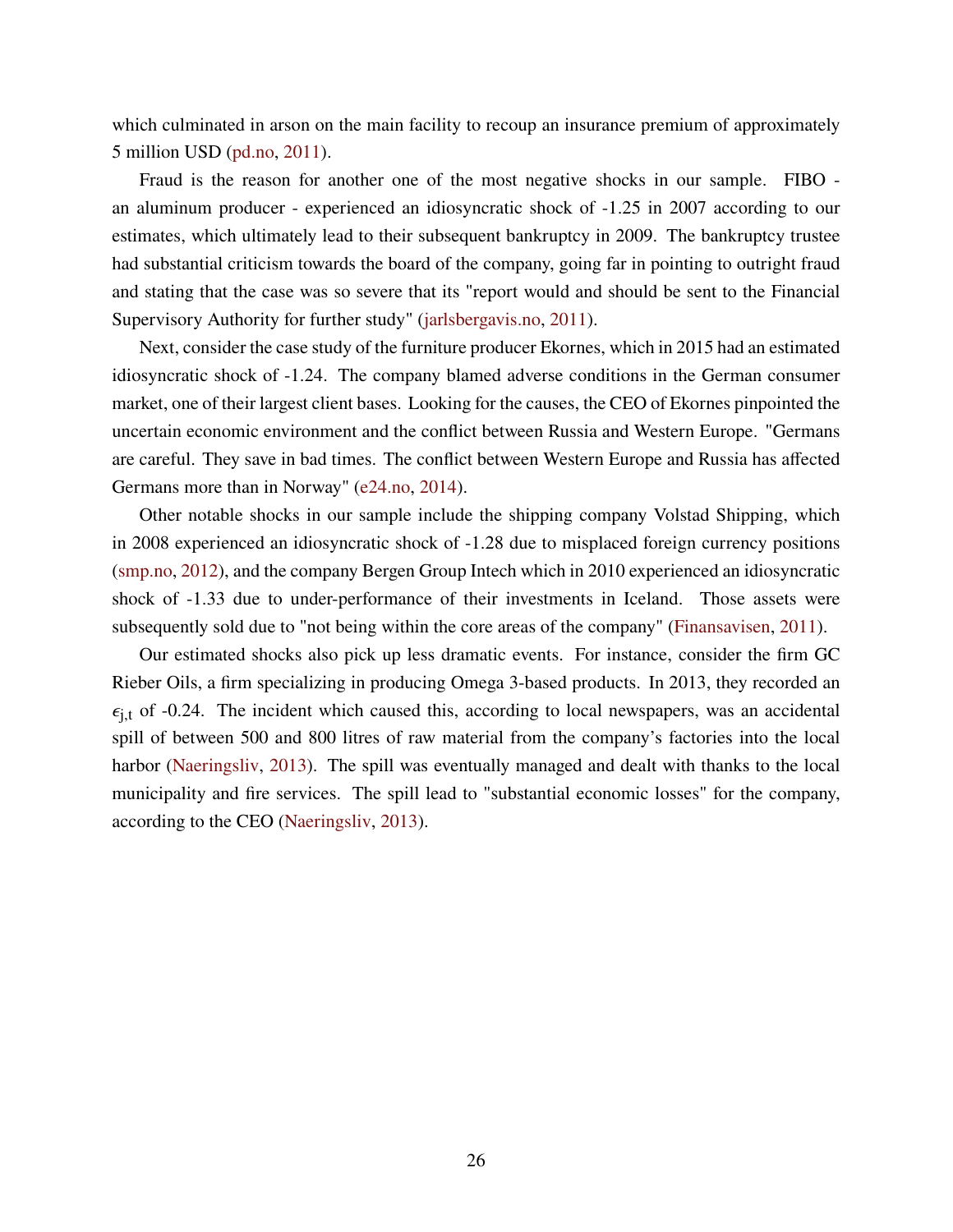which culminated in arson on the main facility to recoup an insurance premium of approximately 5 million USD (pd.no, 2011).

Fraud is the reason for another one of the most negative shocks in our sample. FIBO - an aluminum producer - experienced an idiosyncratic shock of -1.25 in 2007 according to our estimates, which ultimately lead to their subsequent bankruptcy in 2009. The bankruptcy trustee had substantial criticism towards the board of the company, going far in pointing to outright fraud and stating that the case was so severe that its "report would and should be sent to the Financial Supervisory Authority for further study" (jarlsbergavis.no, 2011).

Next, consider the case study of the furniture producer Ekornes, which in 2015 had an estimated idiosyncratic shock of -1.24. The company blamed adverse conditions in the German consumer market, one of their largest client bases. Looking for the causes, the CEO of Ekornes pinpointed the uncertain economic environment and the conflict between Russia and Western Europe. "Germans are careful. They save in bad times. The conflict between Western Europe and Russia has affected Germans more than in Norway" (e24.no, 2014).

Other notable shocks in our sample include the shipping company Volstad Shipping, which in 2008 experienced an idiosyncratic shock of -1.28 due to misplaced foreign currency positions (smp.no, 2012), and the company Bergen Group Intech which in 2010 experienced an idiosyncratic shock of -1.33 due to under-performance of their investments in Iceland. Those assets were subsequently sold due to "not being within the core areas of the company" (Finansavisen, 2011).

Our estimated shocks also pick up less dramatic events. For instance, consider the firm GC Rieber Oils, a firm specializing in producing Omega 3-based products. In 2013, they recorded an $\epsilon_{j,t}$ of -0.24. The incident which caused this, according to local newspapers, was an accidental spill of between 500 and 800 litres of raw material from the company's factories into the local harbor (Naeringsliv, 2013). The spill was eventually managed and dealt with thanks to the local municipality and fire services. The spill lead to "substantial economic losses" for the company, according to the CEO (Naeringsliv, 2013).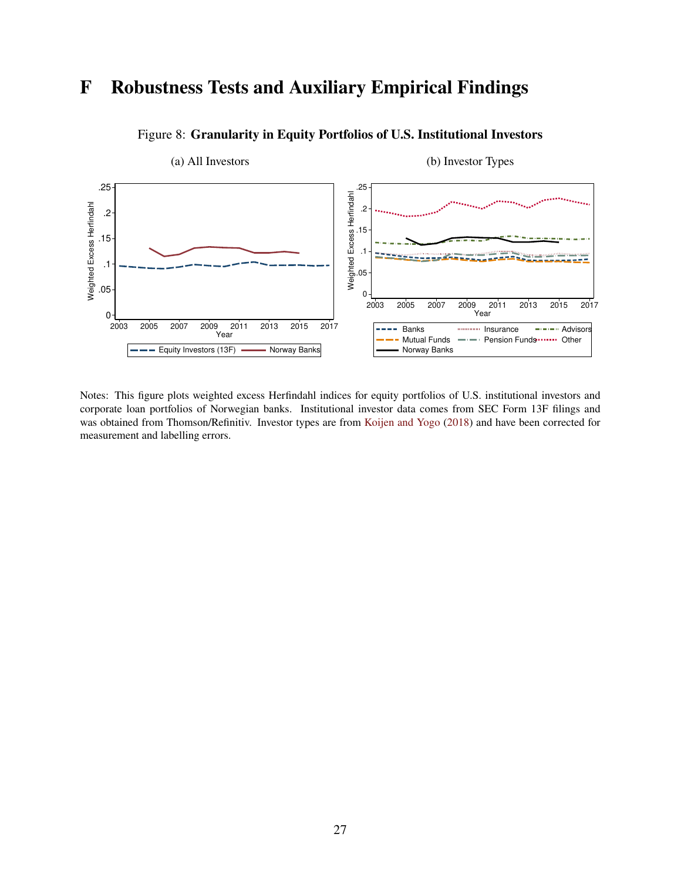# F Robustness Tests and Auxiliary Empirical Findings

Figure 8: **Granularity in Equity Portfolios of U.S. Institutional Investors**

(a) All Investors

(b) Investor Types

Notes: This figure plots weighted excess Herfindahl indices for equity portfolios of U.S. institutional investors and corporate loan portfolios of Norwegian banks. Institutional investor data comes from SEC Form 13F filings and was obtained from Thomson/Refinitiv. Investor types are from Koijen and Yogo (2018) and have been corrected for measurement and labelling errors.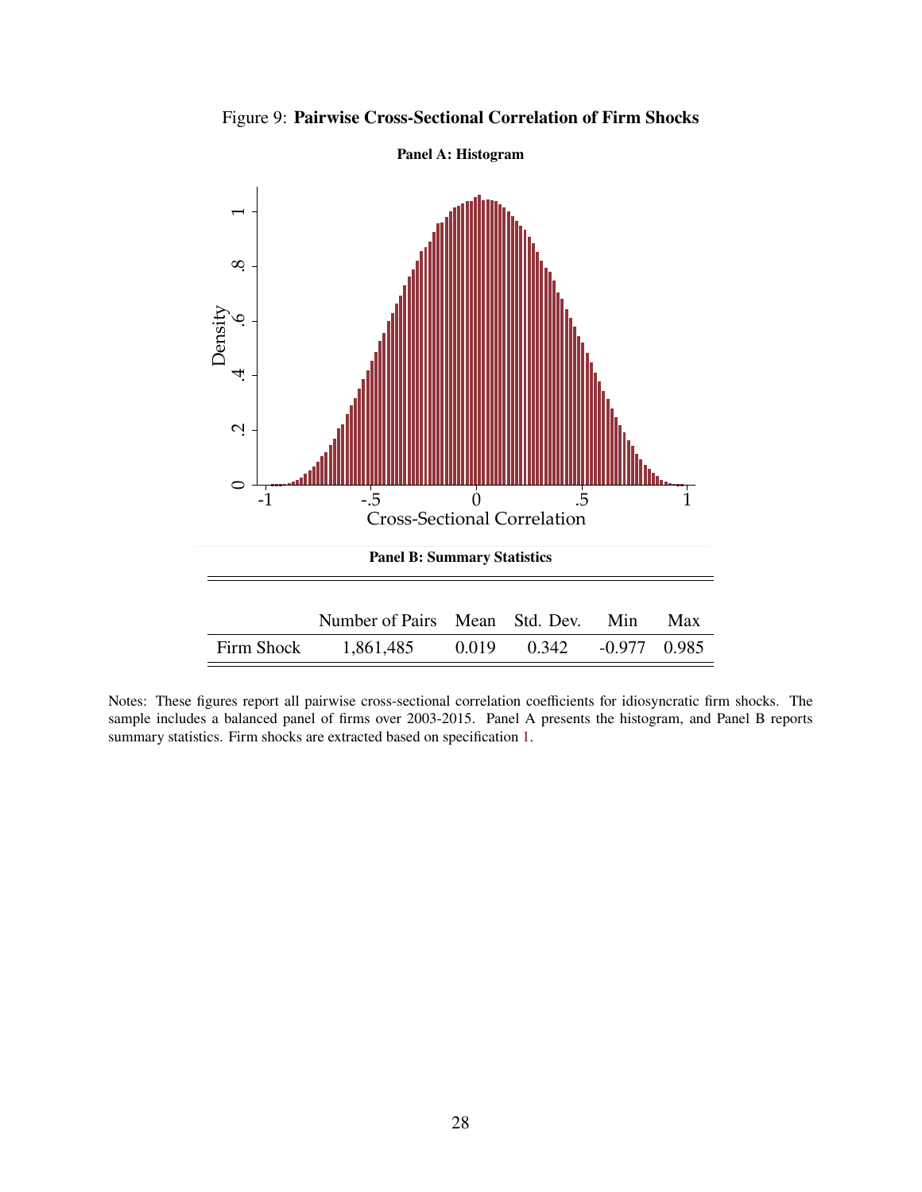Figure 9: **Pairwise Cross-Sectional Correlation of Firm Shocks**

**Panel A: Histogram**

**Panel B: Summary Statistics**

| | Number of Pairs | Mean | Std. Dev. | Min | Max |
|---|---|---|---|---|---|
| Firm Shock | 1,861,485 | 0.019 | 0.342 | -0.977 | 0.985 |

Notes: These figures report all pairwise cross-sectional correlation coefficients for idiosyncratic firm shocks. The sample includes a balanced panel of firms over 2003-2015. Panel A presents the histogram, and Panel B reports summary statistics. Firm shocks are extracted based on specification 1.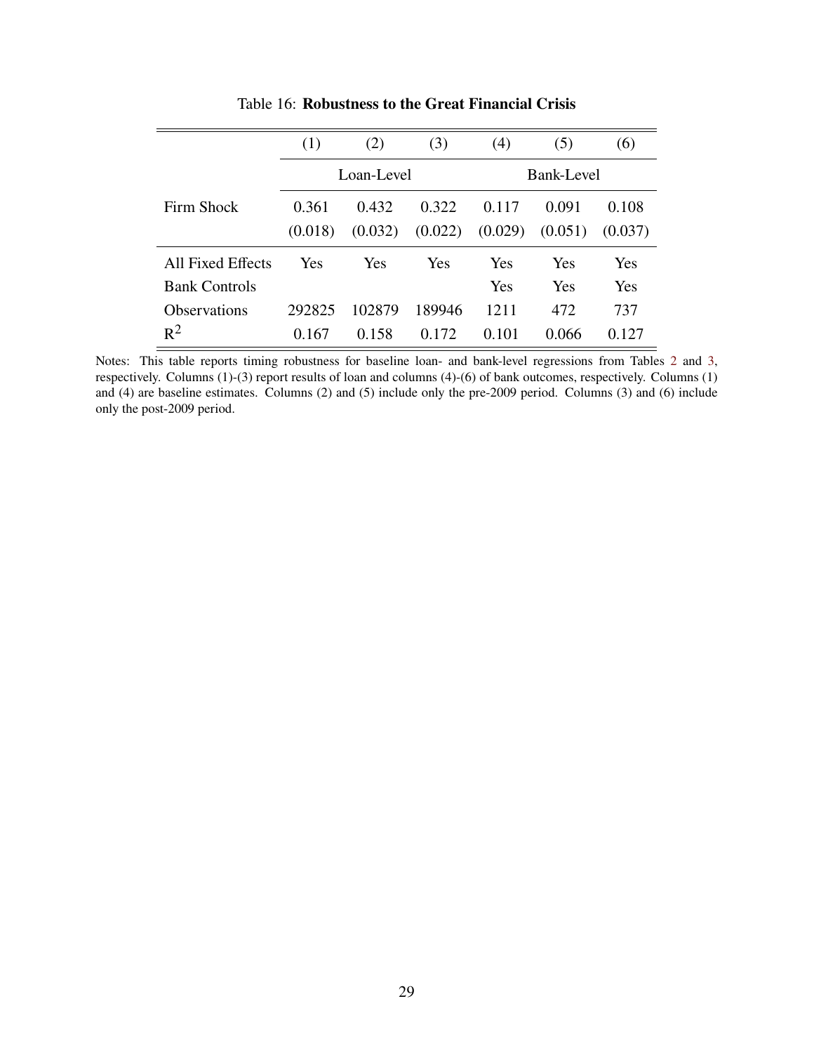Table 16: **Robustness to the Great Financial Crisis**

| | (1) | (2) | (3) | (4) | (5) | (6) |
|---|---|---|---|---|---|---|
| | Loan-Level | | | Bank-Level | | |
| Firm Shock | 0.361 | 0.432 | 0.322 | 0.117 | 0.091 | 0.108 |
| | (0.018) | (0.032) | (0.022) | (0.029) | (0.051) | (0.037) |
| All Fixed Effects | Yes | Yes | Yes | Yes | Yes | Yes |
| Bank Controls | | | | Yes | Yes | Yes |
| Observations | 292825 | 102879 | 189946 | 1211 | 472 | 737 |
| $R^2$ | 0.167 | 0.158 | 0.172 | 0.101 | 0.066 | 0.127 |

Notes: This table reports timing robustness for baseline loan- and bank-level regressions from Tables 2 and 3, respectively. Columns (1)-(3) report results of loan and columns (4)-(6) of bank outcomes, respectively. Columns (1) and (4) are baseline estimates. Columns (2) and (5) include only the pre-2009 period. Columns (3) and (6) include only the post-2009 period.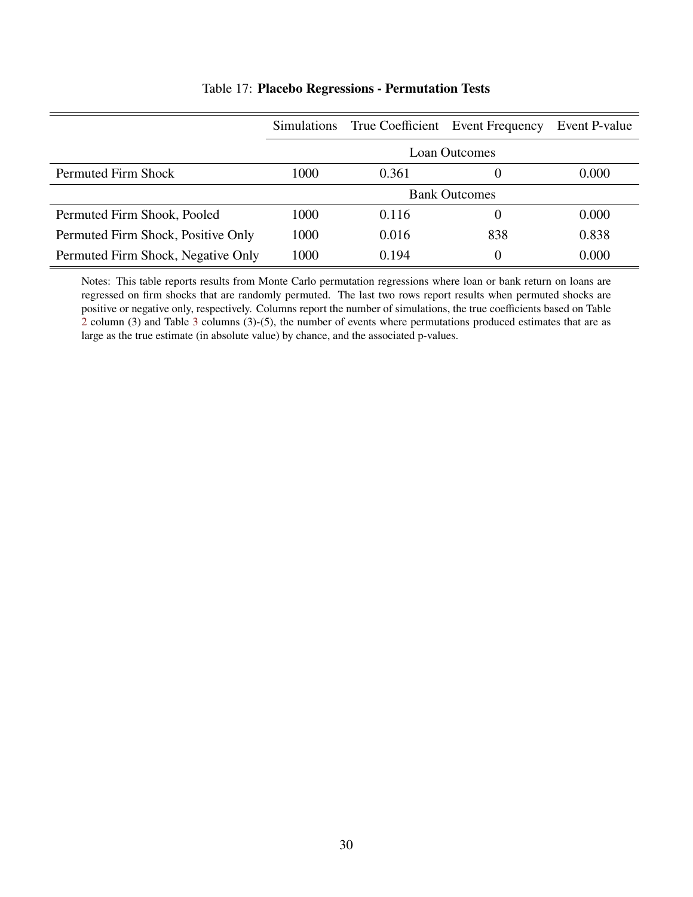Table 17: **Placebo Regressions - Permutation Tests**

| | Simulations | True Coefficient | Event Frequency | Event P-value |
|---|---|---|---|---|
| | Loan Outcomes | | | |
| Permuted Firm Shock | 1000 | 0.361 | 0 | 0.000 |
| | Bank Outcomes | | | |
| Permuted Firm Shook, Pooled | 1000 | 0.116 | 0 | 0.000 |
| Permuted Firm Shock, Positive Only | 1000 | 0.016 | 838 | 0.838 |
| Permuted Firm Shock, Negative Only | 1000 | 0.194 | 0 | 0.000 |

Notes: This table reports results from Monte Carlo permutation regressions where loan or bank return on loans are regressed on firm shocks that are randomly permuted. The last two rows report results when permuted shocks are positive or negative only, respectively. Columns report the number of simulations, the true coefficients based on Table 2 column (3) and Table 3 columns (3)-(5), the number of events where permutations produced estimates that are as large as the true estimate (in absolute value) by chance, and the associated p-values.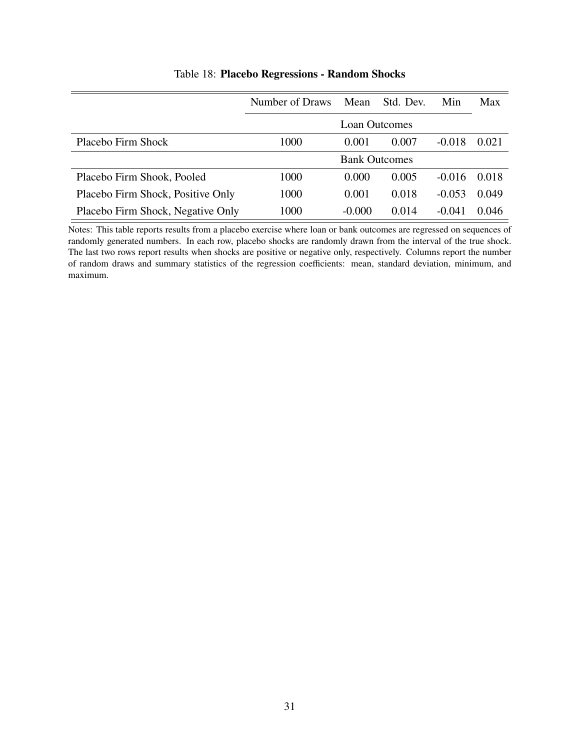Table 18: **Placebo Regressions - Random Shocks**

| | Number of Draws | Mean | Std. Dev. | Min | Max |
|---|---|---|---|---|---|
| | | Loan Outcomes | | | |
| Placebo Firm Shock | 1000 | 0.001 | 0.007 | -0.018 | 0.021 |
| | | Bank Outcomes | | | |
| Placebo Firm Shook, Pooled | 1000 | 0.000 | 0.005 | -0.016 | 0.018 |
| Placebo Firm Shock, Positive Only | 1000 | 0.001 | 0.018 | -0.053 | 0.049 |
| Placebo Firm Shock, Negative Only | 1000 | -0.000 | 0.014 | -0.041 | 0.046 |

Notes: This table reports results from a placebo exercise where loan or bank outcomes are regressed on sequences of randomly generated numbers. In each row, placebo shocks are randomly drawn from the interval of the true shock. The last two rows report results when shocks are positive or negative only, respectively. Columns report the number of random draws and summary statistics of the regression coefficients: mean, standard deviation, minimum, and maximum.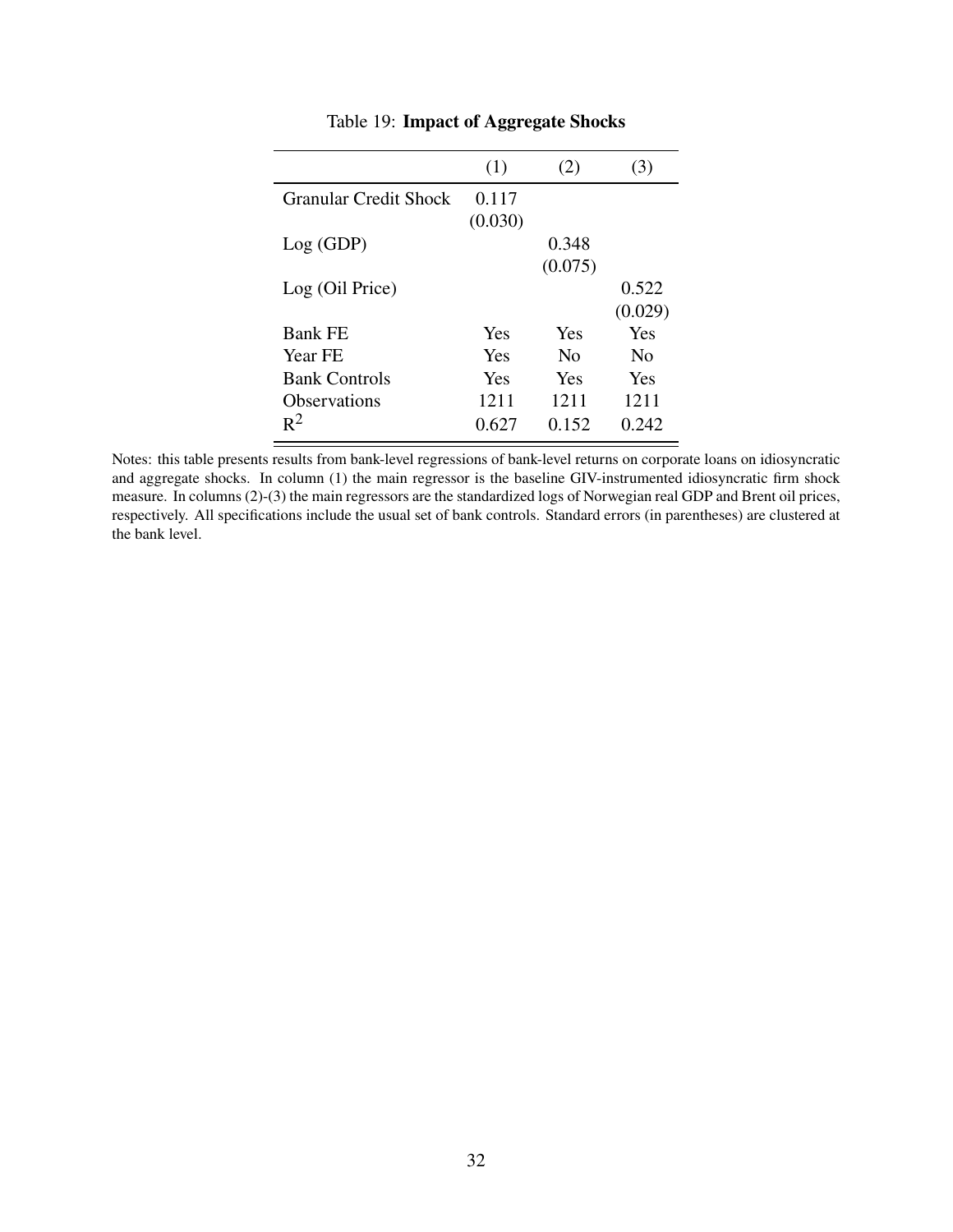Table 19: **Impact of Aggregate Shocks**

| | (1) | (2) | (3) |
|---|---|---|---|
| Granular Credit Shock | 0.117 | | |
| | (0.030) | | |
| Log (GDP) | | 0.348 | |
| | | (0.075) | |
| Log (Oil Price) | | | 0.522 |
| | | | (0.029) |
| Bank FE | Yes | Yes | Yes |
| Year FE | Yes | No | No |
| Bank Controls | Yes | Yes | Yes |
| Observations | 1211 | 1211 | 1211 |
| $R^2$ | 0.627 | 0.152 | 0.242 |

Notes: this table presents results from bank-level regressions of bank-level returns on corporate loans on idiosyncratic and aggregate shocks. In column (1) the main regressor is the baseline GIV-instrumented idiosyncratic firm shock measure. In columns (2)-(3) the main regressors are the standardized logs of Norwegian real GDP and Brent oil prices, respectively. All specifications include the usual set of bank controls. Standard errors (in parentheses) are clustered at the bank level.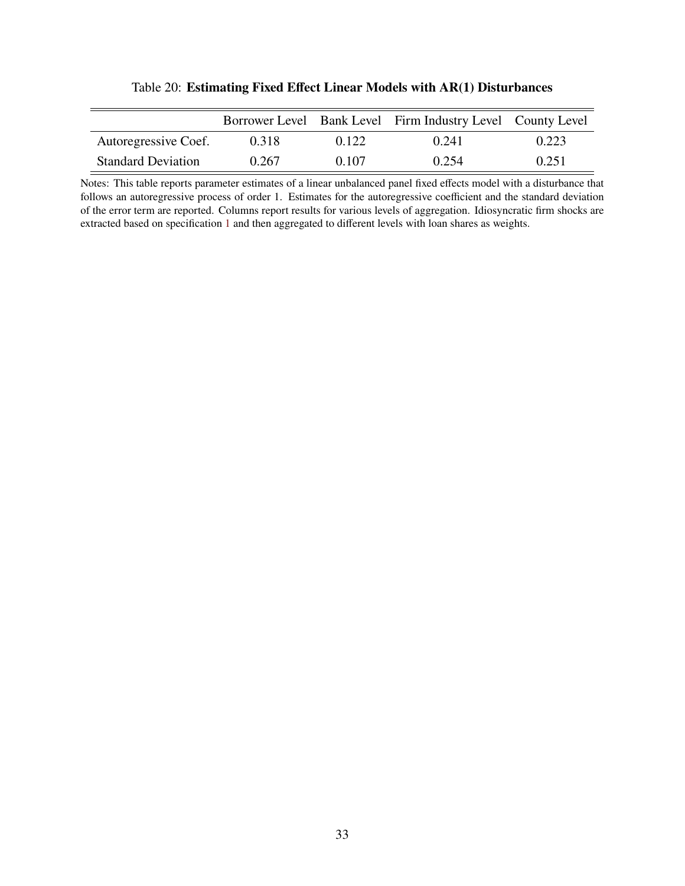Table 20: **Estimating Fixed Effect Linear Models with AR(1) Disturbances**

| | Borrower Level | Bank Level | Firm Industry Level | County Level |
|---|---|---|---|---|
| Autoregressive Coef. | 0.318 | 0.122 | 0.241 | 0.223 |
| Standard Deviation | 0.267 | 0.107 | 0.254 | 0.251 |

Notes: This table reports parameter estimates of a linear unbalanced panel fixed effects model with a disturbance that follows an autoregressive process of order 1. Estimates for the autoregressive coefficient and the standard deviation of the error term are reported. Columns report results for various levels of aggregation. Idiosyncratic firm shocks are extracted based on specification 1 and then aggregated to different levels with loan shares as weights.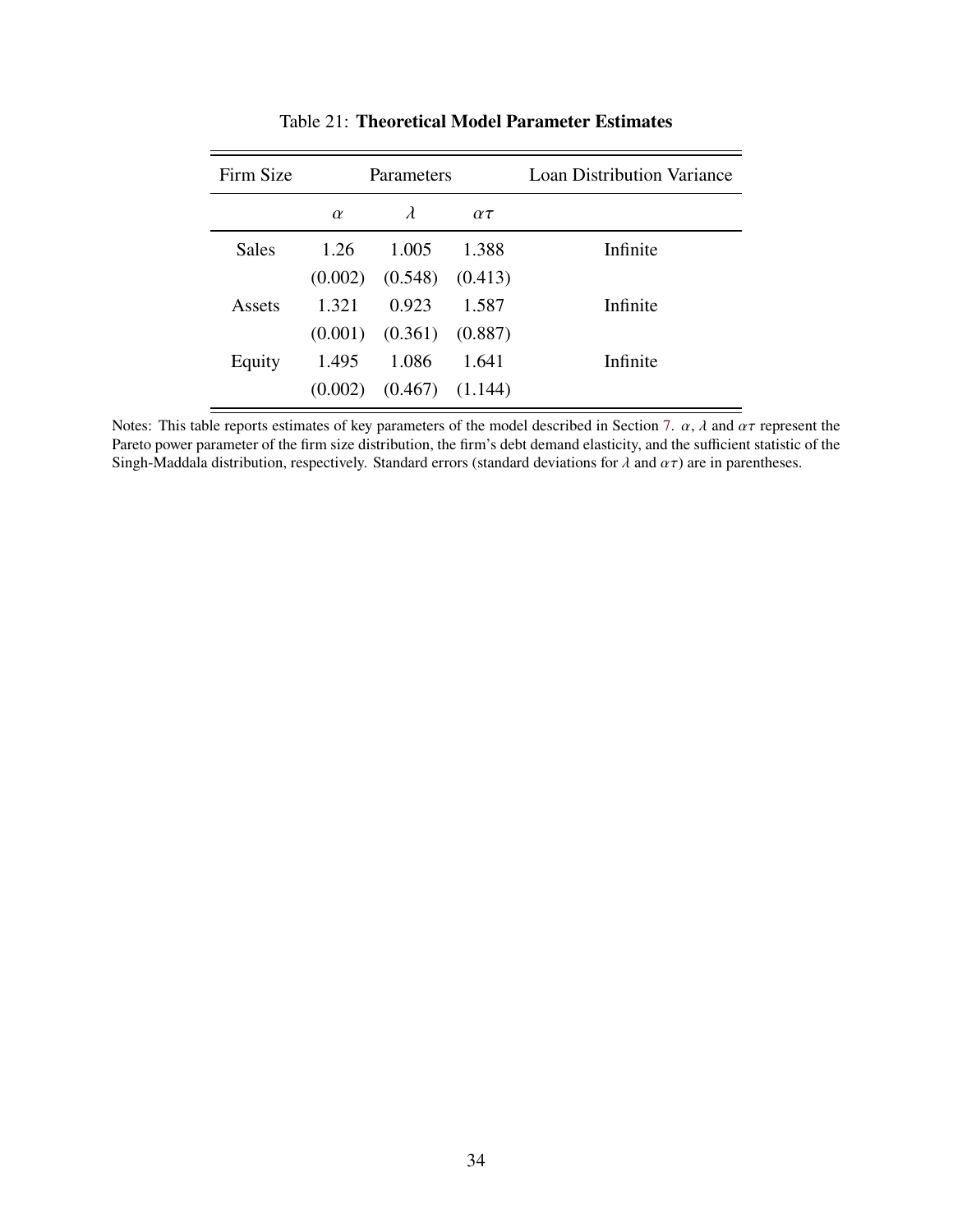Table 21: **Theoretical Model Parameter Estimates**

| Firm Size | Parameters | | | Loan Distribution Variance |
|---|---|---|---|---|
| | $\alpha$ | $\lambda$ | $\alpha\tau$ | |
| Sales | 1.26 | 1.005 | 1.388 | Infinite |
| | (0.002) | (0.548) | (0.413) | |
| Assets | 1.321 | 0.923 | 1.587 | Infinite |
| | (0.001) | (0.361) | (0.887) | |
| Equity | 1.495 | 1.086 | 1.641 | Infinite |
| | (0.002) | (0.467) | (1.144) | |

Notes: This table reports estimates of key parameters of the model described in Section 7. $\alpha$, $\lambda$ and $\alpha\tau$ represent the Pareto power parameter of the firm size distribution, the firm's debt demand elasticity, and the sufficient statistic of the Singh-Maddala distribution, respectively. Standard errors (standard deviations for $\lambda$ and $\alpha\tau$) are in parentheses.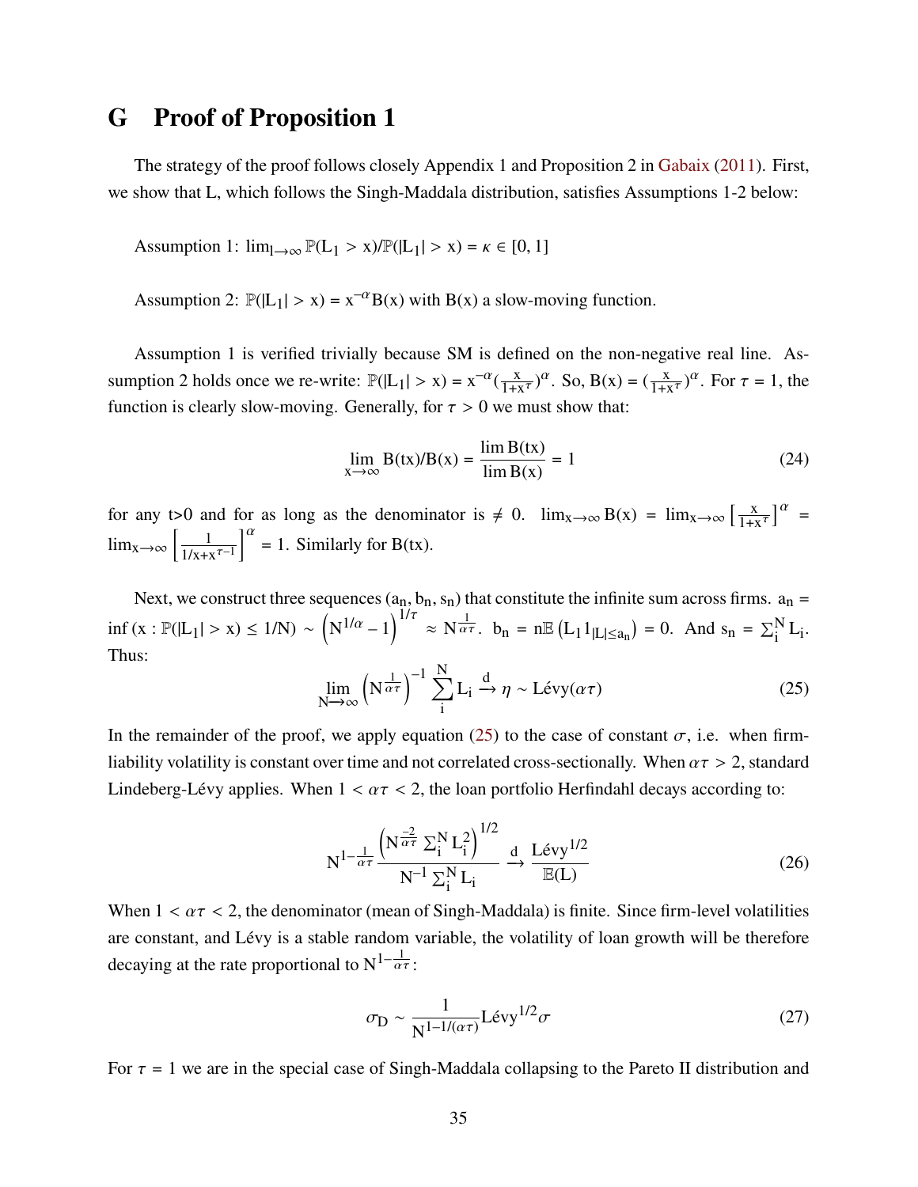# G Proof of Proposition 1

The strategy of the proof follows closely Appendix 1 and Proposition 2 in Gabaix (2011). First, we show that L, which follows the Singh-Maddala distribution, satisfies Assumptions 1-2 below:

Assumption 1: $\lim_{l \to \infty} \mathbb{P}(L_1 > x)/\mathbb{P}(|L_1| > x) = \kappa \in [0, 1]$

Assumption 2: $\mathbb{P}(|L_1| > x) = x^{-\alpha} B(x)$ with $B(x)$ a slow-moving function.

Assumption 1 is verified trivially because SM is defined on the non-negative real line. Assumption 2 holds once we re-write: $\mathbb{P}(|L_1| > x) = x^{-\alpha}(\frac{x}{1+x^{\tau}})^{\alpha}$. So, $B(x) = (\frac{x}{1+x^{\tau}})^{\alpha}$. For $\tau = 1$, the function is clearly slow-moving. Generally, for $\tau > 0$ we must show that:

$$\lim_{x \to \infty} B(tx)/B(x) = \frac{\lim B(tx)}{\lim B(x)} = 1 \tag{24}$$

for any t>0 and for as long as the denominator is $\neq 0$. $\lim_{x \to \infty} B(x) = \lim_{x \to \infty} \left[\frac{x}{1+x^{\tau}}\right]^{\alpha} = \lim_{x \to \infty} \left[\frac{1}{1/x + x^{\tau - 1}}\right]^{\alpha} = 1$. Similarly for $B(tx)$.

Next, we construct three sequences $(a_n, b_n, s_n)$ that constitute the infinite sum across firms. $a_n = \inf(x : \mathbb{P}(|L_1| > x) \leq 1/N) \sim \left(N^{1/\alpha} - 1\right)^{1/\tau} \approx N^{\frac{1}{\alpha\tau}}$. $b_n = n\mathbb{E}\left(L_1 1_{|L| \leq a_n}\right) = 0$. And $s_n = \sum_i^N L_i$. Thus:

$$\lim_{N \to \infty} \left(N^{\frac{1}{\alpha\tau}}\right)^{-1} \sum_i^N L_i \xrightarrow{d} \eta \sim \text{Lévy}(\alpha\tau) \tag{25}$$

In the remainder of the proof, we apply equation (25) to the case of constant $\sigma$, i.e. when firm-liability volatility is constant over time and not correlated cross-sectionally. When $\alpha\tau > 2$, standard Lindeberg-Lévy applies. When $1 < \alpha\tau < 2$, the loan portfolio Herfindahl decays according to:

$$N^{1-\frac{1}{\alpha\tau}} \frac{\left(N^{\frac{-2}{\alpha\tau}} \sum_i^N L_i^2\right)^{1/2}}{N^{-1} \sum_i^N L_i} \xrightarrow{d} \frac{\text{Lévy}^{1/2}}{\mathbb{E}(L)} \tag{26}$$

When $1 < \alpha\tau < 2$, the denominator (mean of Singh-Maddala) is finite. Since firm-level volatilities are constant, and Lévy is a stable random variable, the volatility of loan growth will be therefore decaying at the rate proportional to $N^{1-\frac{1}{\alpha\tau}}$:

$$\sigma_D \sim \frac{1}{N^{1-1/(\alpha\tau)}} \text{Lévy}^{1/2} \sigma \tag{27}$$

For $\tau = 1$ we are in the special case of Singh-Maddala collapsing to the Pareto II distribution and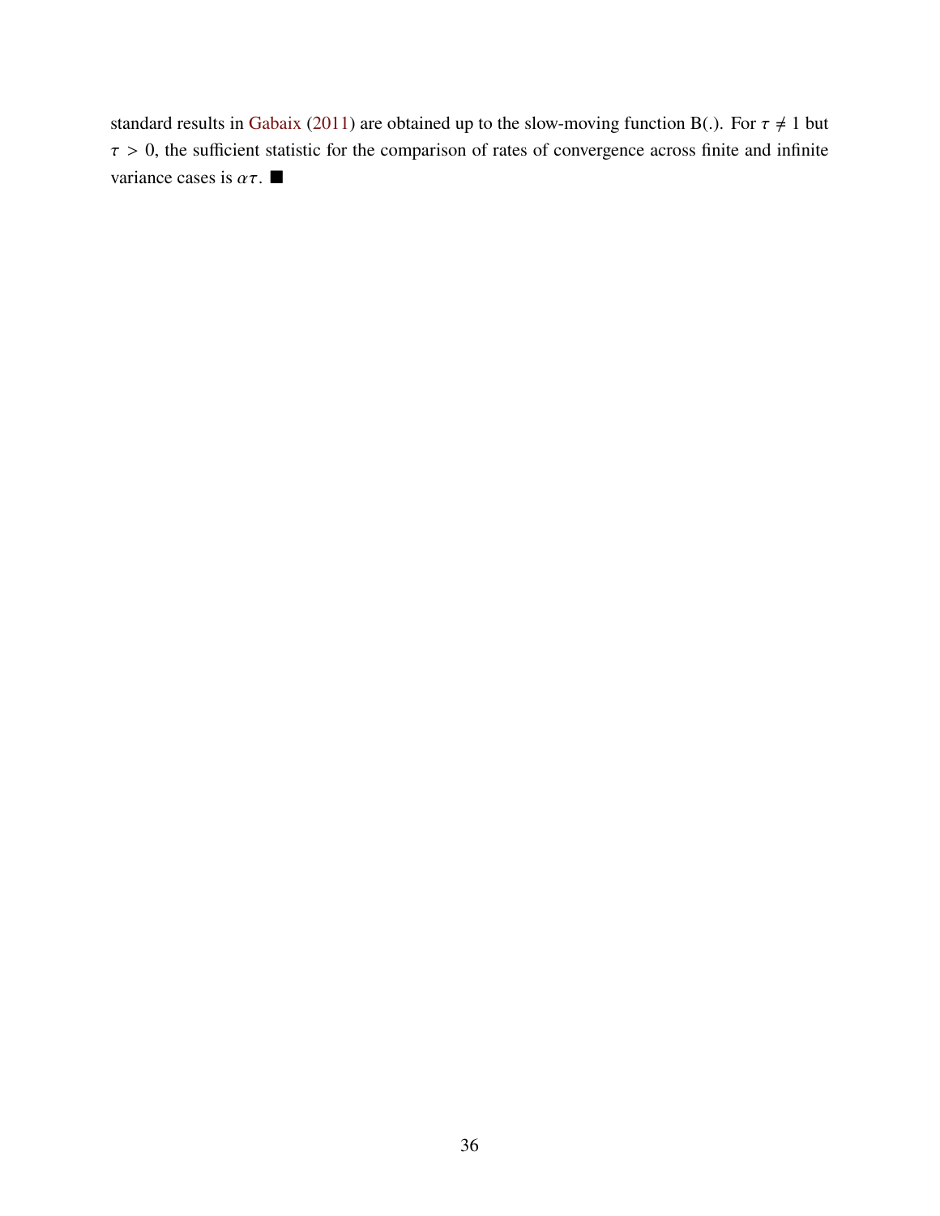standard results in Gabaix (2011) are obtained up to the slow-moving function B(.). For $\tau \neq 1$ but $\tau > 0$, the sufficient statistic for the comparison of rates of convergence across finite and infinite variance cases is $\alpha\tau$. ■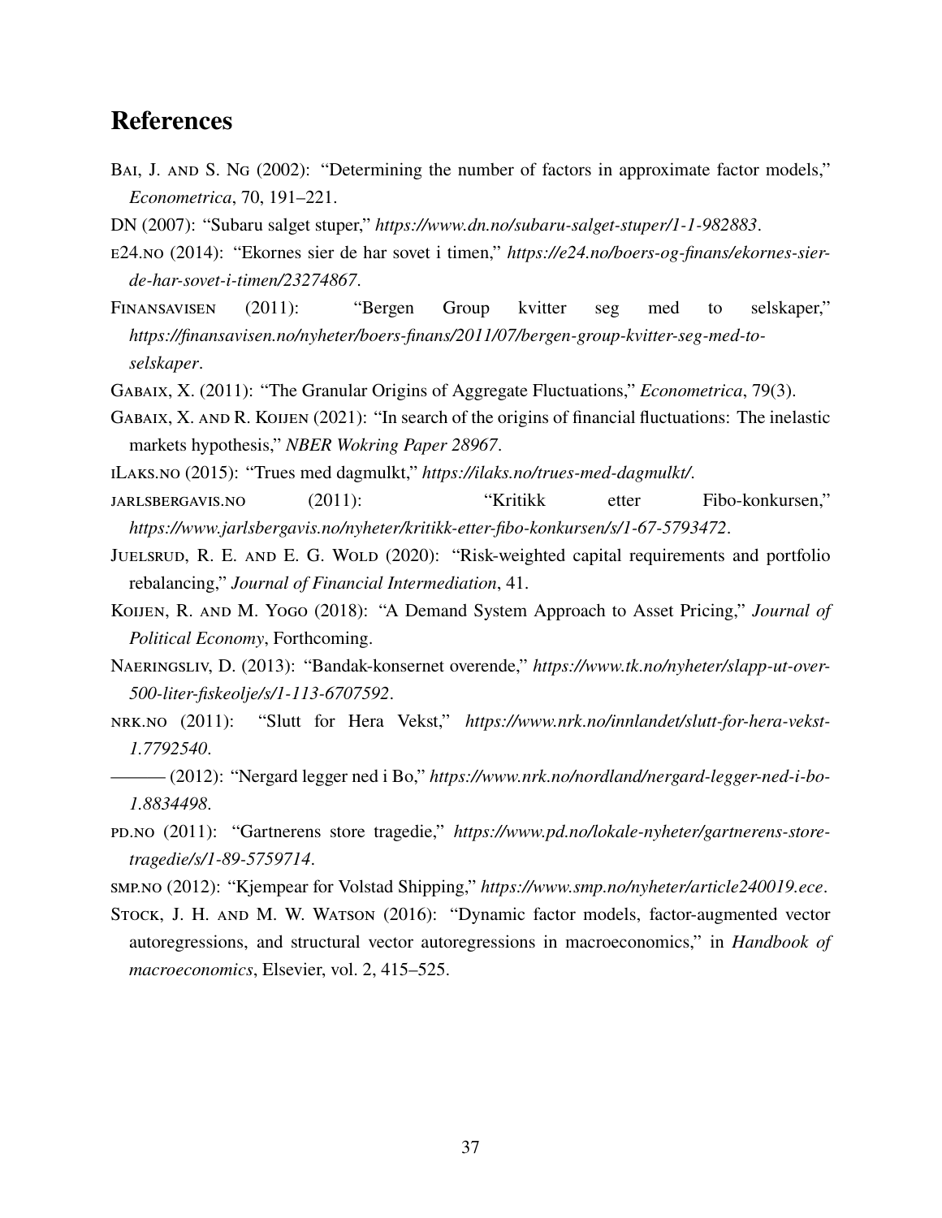# References

Bai, J. and S. Ng (2002): "Determining the number of factors in approximate factor models," *Econometrica*, 70, 191–221.

DN (2007): "Subaru salget stuper," *https://www.dn.no/subaru-salget-stuper/1-1-982883*.

e24.no (2014): "Ekornes sier de har sovet i timen," *https://e24.no/boers-og-finans/ekornes-sier-de-har-sovet-i-timen/23274867*.

Finansavisen (2011): "Bergen Group kvitter seg med to selskaper," *https://finansavisen.no/nyheter/boers-finans/2011/07/bergen-group-kvitter-seg-med-to-selskaper*.

Gabaix, X. (2011): "The Granular Origins of Aggregate Fluctuations," *Econometrica*, 79(3).

Gabaix, X. and R. Koijen (2021): "In search of the origins of financial fluctuations: The inelastic markets hypothesis," *NBER Wokring Paper 28967*.

iLaks.no (2015): "Trues med dagmulkt," *https://ilaks.no/trues-med-dagmulkt/*.

jarlsbergavis.no (2011): "Kritikk etter Fibo-konkursen," *https://www.jarlsbergavis.no/nyheter/kritikk-etter-fibo-konkursen/s/1-67-5793472*.

Juelsrud, R. E. and E. G. Wold (2020): "Risk-weighted capital requirements and portfolio rebalancing," *Journal of Financial Intermediation*, 41.

Koijen, R. and M. Yogo (2018): "A Demand System Approach to Asset Pricing," *Journal of Political Economy*, Forthcoming.

Naeringsliv, D. (2013): "Bandak-konsernet overende," *https://www.tk.no/nyheter/slapp-ut-over-500-liter-fiskeolje/s/1-113-6707592*.

nrk.no (2011): "Slutt for Hera Vekst," *https://www.nrk.no/innlandet/slutt-for-hera-vekst-1.7792540*.

——— (2012): "Nergard legger ned i Bo," *https://www.nrk.no/nordland/nergard-legger-ned-i-bo-1.8834498*.

pd.no (2011): "Gartnerens store tragedie," *https://www.pd.no/lokale-nyheter/gartnerens-store-tragedie/s/1-89-5759714*.

smp.no (2012): "Kjempear for Volstad Shipping," *https://www.smp.no/nyheter/article240019.ece*.

Stock, J. H. and M. W. Watson (2016): "Dynamic factor models, factor-augmented vector autoregressions, and structural vector autoregressions in macroeconomics," in *Handbook of macroeconomics*, Elsevier, vol. 2, 415–525.